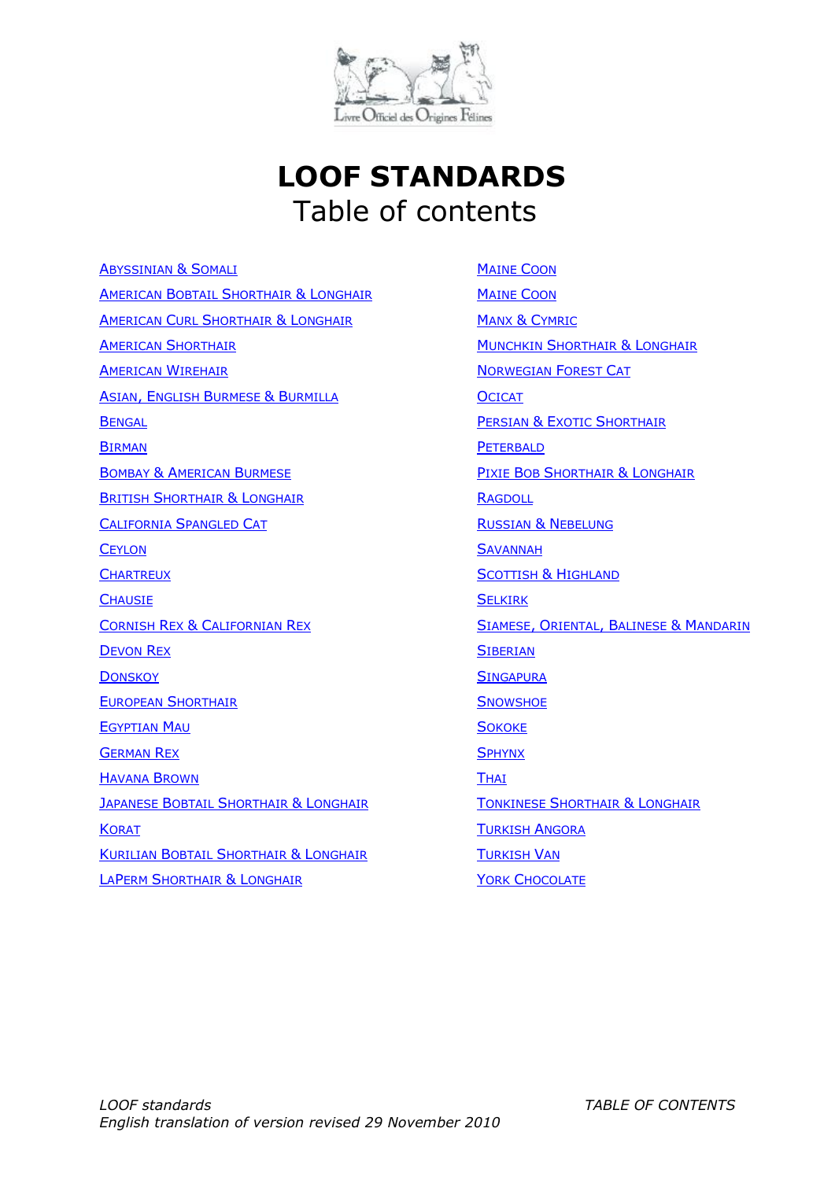# LOOF STANDARDS

## Table of contents

- Abyssinian & Somali
- American Bobtail Shorthair & Longhair
- American Curl Shorthair & Longhair
- American Shorthair
- American Wirehair
- Asian, English Burmese & Burmilla
- Bengal
- Birman
- Bombay & American Burmese
- British Shorthair & Longhair
- California Spangled Cat
- Ceylon
- Chartreux
- Chausie
- Cornish Rex & Californian Rex
- Devon Rex
- Donskoy
- European Shorthair
- Egyptian Mau
- German Rex
- Havana Brown
- Japanese Bobtail Shorthair & Longhair
- Korat
- Kurilian Bobtail Shorthair & Longhair
- LaPerm Shorthair & Longhair
- Maine Coon
- Maine Coon
- Manx & Cymric
- Munchkin Shorthair & Longhair
- Norwegian Forest Cat
- Ocicat
- Persian & Exotic Shorthair
- Peterbald
- Pixie Bob Shorthair & Longhair
- Ragdoll
- Russian & Nebelung
- Savannah
- Scottish & Highland
- Selkirk
- Siamese, Oriental, Balinese & Mandarin
- Siberian
- Singapura
- Snowshoe
- Sokoke
- Sphynx
- Thai
- Tonkinese Shorthair & Longhair
- Turkish Angora
- Turkish Van
- York Chocolate

*LOOF standards* *TABLE OF CONTENTS*
*English translation of version revised 29 November 2010*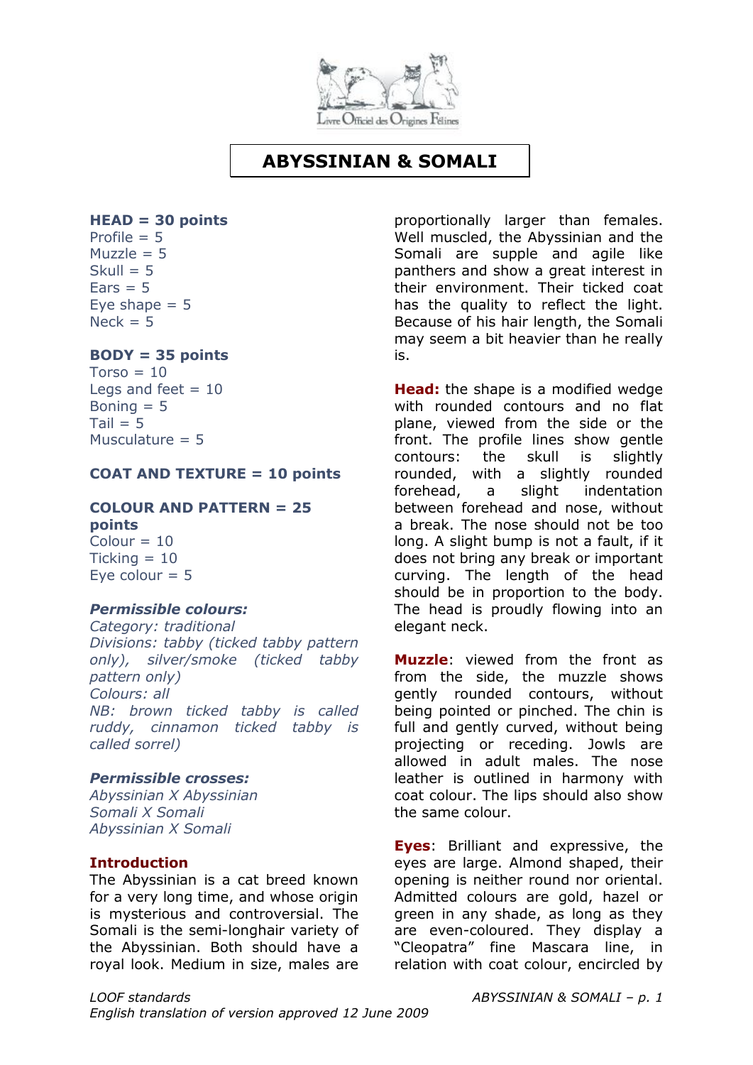# ABYSSINIAN & SOMALI

**HEAD = 30 points**
Profile = 5
Muzzle = 5
Skull = 5
Ears = 5
Eye shape = 5
Neck = 5

**BODY = 35 points**
Torso = 10
Legs and feet = 10
Boning = 5
Tail = 5
Musculature = 5

**COAT AND TEXTURE = 10 points**

**COLOUR AND PATTERN = 25 points**
Colour = 10
Ticking = 10
Eye colour = 5

***Permissible colours:***
*Category: traditional*
*Divisions: tabby (ticked tabby pattern only), silver/smoke (ticked tabby pattern only)*
*Colours: all*
*NB: brown ticked tabby is called ruddy, cinnamon ticked tabby is called sorrel)*

***Permissible crosses:***
*Abyssinian X Abyssinian*
*Somali X Somali*
*Abyssinian X Somali*

**Introduction**
The Abyssinian is a cat breed known for a very long time, and whose origin is mysterious and controversial. The Somali is the semi-longhair variety of the Abyssinian. Both should have a royal look. Medium in size, males are proportionally larger than females. Well muscled, the Abyssinian and the Somali are supple and agile like panthers and show a great interest in their environment. Their ticked coat has the quality to reflect the light. Because of his hair length, the Somali may seem a bit heavier than he really is.

**Head:** the shape is a modified wedge with rounded contours and no flat plane, viewed from the side or the front. The profile lines show gentle contours: the skull is slightly rounded, with a slightly rounded forehead, a slight indentation between forehead and nose, without a break. The nose should not be too long. A slight bump is not a fault, if it does not bring any break or important curving. The length of the head should be in proportion to the body. The head is proudly flowing into an elegant neck.

**Muzzle**: viewed from the front as from the side, the muzzle shows gently rounded contours, without being pointed or pinched. The chin is full and gently curved, without being projecting or receding. Jowls are allowed in adult males. The nose leather is outlined in harmony with coat colour. The lips should also show the same colour.

**Eyes**: Brilliant and expressive, the eyes are large. Almond shaped, their opening is neither round nor oriental. Admitted colours are gold, hazel or green in any shade, as long as they are even-coloured. They display a "Cleopatra" fine Mascara line, in relation with coat colour, encircled by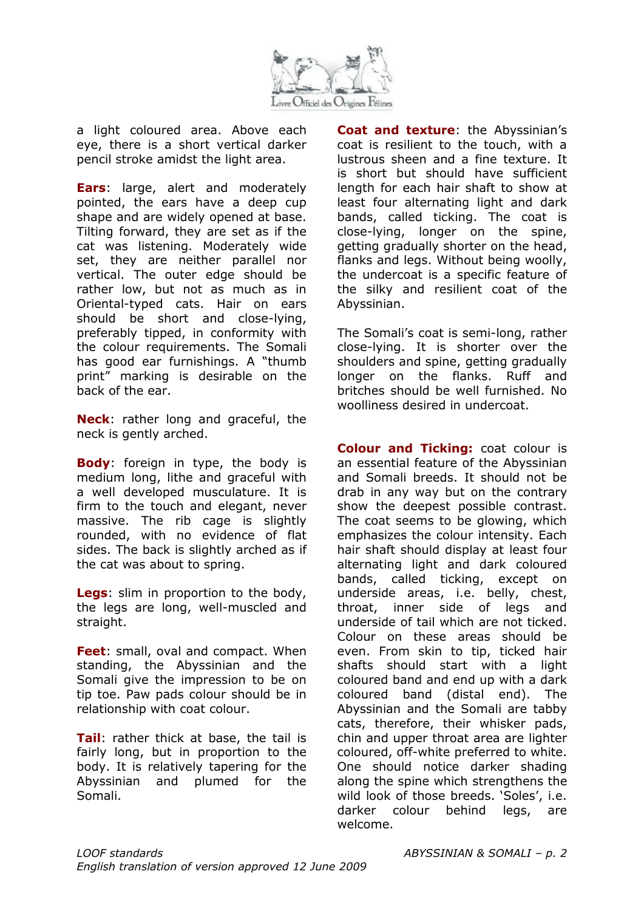a light coloured area. Above each eye, there is a short vertical darker pencil stroke amidst the light area.

**Ears**: large, alert and moderately pointed, the ears have a deep cup shape and are widely opened at base. Tilting forward, they are set as if the cat was listening. Moderately wide set, they are neither parallel nor vertical. The outer edge should be rather low, but not as much as in Oriental-typed cats. Hair on ears should be short and close-lying, preferably tipped, in conformity with the colour requirements. The Somali has good ear furnishings. A "thumb print" marking is desirable on the back of the ear.

**Neck**: rather long and graceful, the neck is gently arched.

**Body**: foreign in type, the body is medium long, lithe and graceful with a well developed musculature. It is firm to the touch and elegant, never massive. The rib cage is slightly rounded, with no evidence of flat sides. The back is slightly arched as if the cat was about to spring.

**Legs**: slim in proportion to the body, the legs are long, well-muscled and straight.

**Feet**: small, oval and compact. When standing, the Abyssinian and the Somali give the impression to be on tip toe. Paw pads colour should be in relationship with coat colour.

**Tail**: rather thick at base, the tail is fairly long, but in proportion to the body. It is relatively tapering for the Abyssinian and plumed for the Somali.

**Coat and texture**: the Abyssinian's coat is resilient to the touch, with a lustrous sheen and a fine texture. It is short but should have sufficient length for each hair shaft to show at least four alternating light and dark bands, called ticking. The coat is close-lying, longer on the spine, getting gradually shorter on the head, flanks and legs. Without being woolly, the undercoat is a specific feature of the silky and resilient coat of the Abyssinian.

The Somali's coat is semi-long, rather close-lying. It is shorter over the shoulders and spine, getting gradually longer on the flanks. Ruff and britches should be well furnished. No woolliness desired in undercoat.

**Colour and Ticking:** coat colour is an essential feature of the Abyssinian and Somali breeds. It should not be drab in any way but on the contrary show the deepest possible contrast. The coat seems to be glowing, which emphasizes the colour intensity. Each hair shaft should display at least four alternating light and dark coloured bands, called ticking, except on underside areas, i.e. belly, chest, throat, inner side of legs and underside of tail which are not ticked. Colour on these areas should be even. From skin to tip, ticked hair shafts should start with a light coloured band and end up with a dark coloured band (distal end). The Abyssinian and the Somali are tabby cats, therefore, their whisker pads, chin and upper throat area are lighter coloured, off-white preferred to white. One should notice darker shading along the spine which strengthens the wild look of those breeds. 'Soles', i.e. darker colour behind legs, are welcome.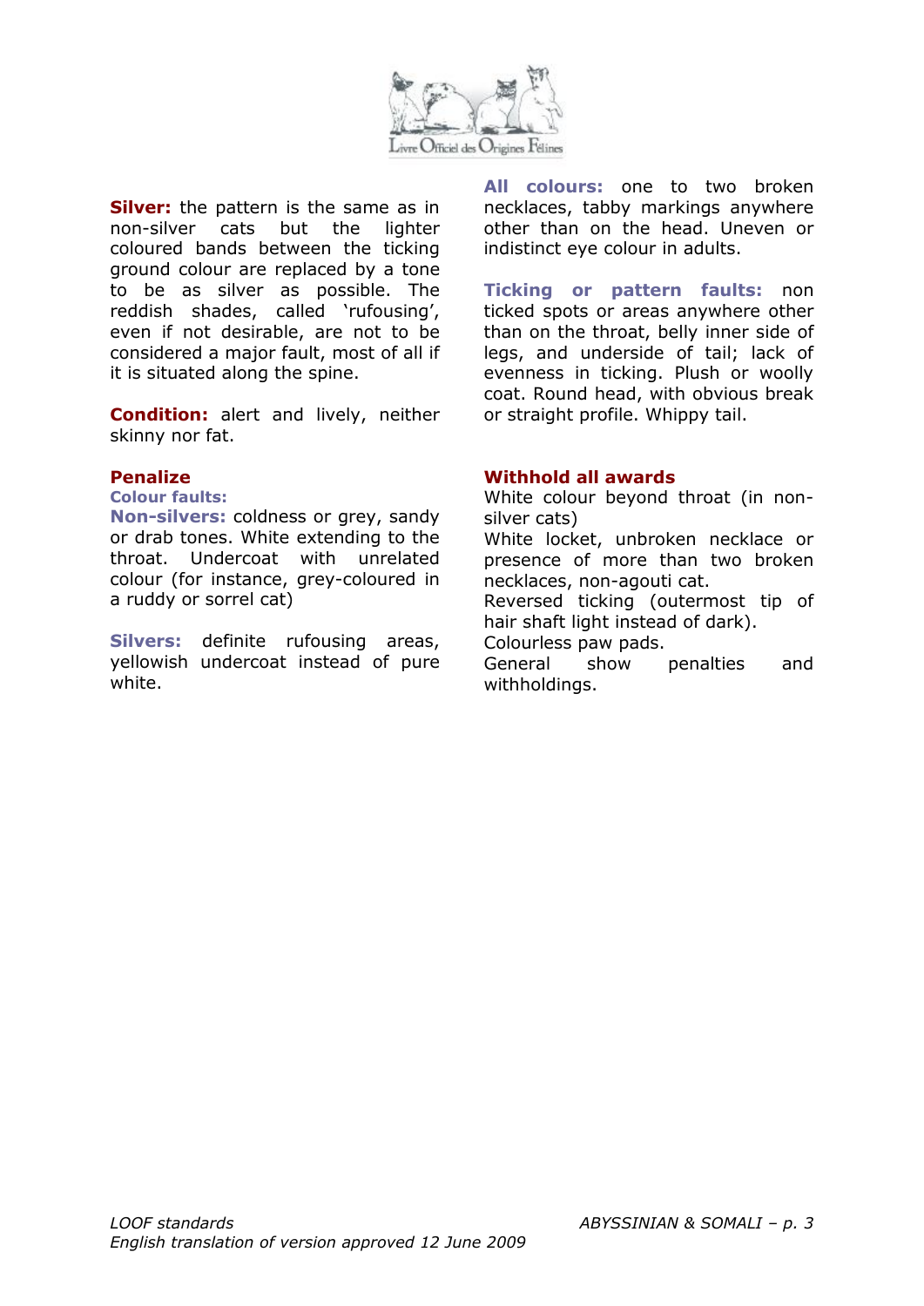**Silver:** the pattern is the same as in non-silver cats but the lighter coloured bands between the ticking ground colour are replaced by a tone to be as silver as possible. The reddish shades, called 'rufousing', even if not desirable, are not to be considered a major fault, most of all if it is situated along the spine.

**Condition:** alert and lively, neither skinny nor fat.

## Penalize

### Colour faults:

**Non-silvers:** coldness or grey, sandy or drab tones. White extending to the throat. Undercoat with unrelated colour (for instance, grey-coloured in a ruddy or sorrel cat)

**Silvers:** definite rufousing areas, yellowish undercoat instead of pure white.

**All colours:** one to two broken necklaces, tabby markings anywhere other than on the head. Uneven or indistinct eye colour in adults.

**Ticking or pattern faults:** non ticked spots or areas anywhere other than on the throat, belly inner side of legs, and underside of tail; lack of evenness in ticking. Plush or woolly coat. Round head, with obvious break or straight profile. Whippy tail.

## Withhold all awards

White colour beyond throat (in non-silver cats)
White locket, unbroken necklace or presence of more than two broken necklaces, non-agouti cat.
Reversed ticking (outermost tip of hair shaft light instead of dark).
Colourless paw pads.
General show penalties and withholdings.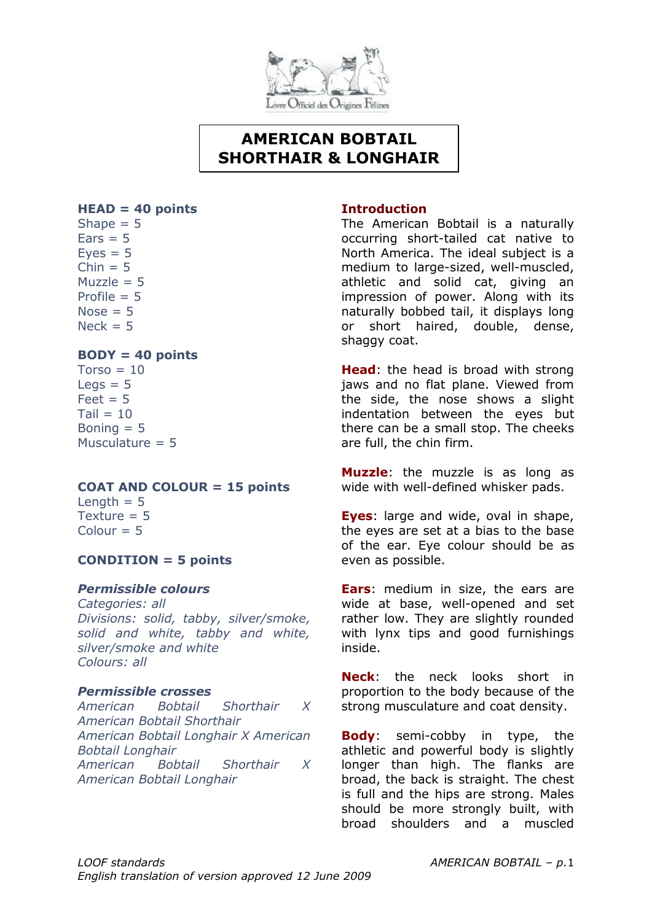# AMERICAN BOBTAIL SHORTHAIR & LONGHAIR

**HEAD = 40 points**
Shape = 5
Ears = 5
Eyes = 5
Chin = 5
Muzzle = 5
Profile = 5
Nose = 5
Neck = 5

**BODY = 40 points**
Torso = 10
Legs = 5
Feet = 5
Tail = 10
Boning = 5
Musculature = 5

**COAT AND COLOUR = 15 points**
Length = 5
Texture = 5
Colour = 5

**CONDITION = 5 points**

***Permissible colours***
*Categories: all*
*Divisions: solid, tabby, silver/smoke, solid and white, tabby and white, silver/smoke and white*
*Colours: all*

***Permissible crosses***
*American Bobtail Shorthair X American Bobtail Shorthair*
*American Bobtail Longhair X American Bobtail Longhair*
*American Bobtail Shorthair X American Bobtail Longhair*

**Introduction**
The American Bobtail is a naturally occurring short-tailed cat native to North America. The ideal subject is a medium to large-sized, well-muscled, athletic and solid cat, giving an impression of power. Along with its naturally bobbed tail, it displays long or short haired, double, dense, shaggy coat.

**Head**: the head is broad with strong jaws and no flat plane. Viewed from the side, the nose shows a slight indentation between the eyes but there can be a small stop. The cheeks are full, the chin firm.

**Muzzle**: the muzzle is as long as wide with well-defined whisker pads.

**Eyes**: large and wide, oval in shape, the eyes are set at a bias to the base of the ear. Eye colour should be as even as possible.

**Ears**: medium in size, the ears are wide at base, well-opened and set rather low. They are slightly rounded with lynx tips and good furnishings inside.

**Neck**: the neck looks short in proportion to the body because of the strong musculature and coat density.

**Body**: semi-cobby in type, the athletic and powerful body is slightly longer than high. The flanks are broad, the back is straight. The chest is full and the hips are strong. Males should be more strongly built, with broad shoulders and a muscled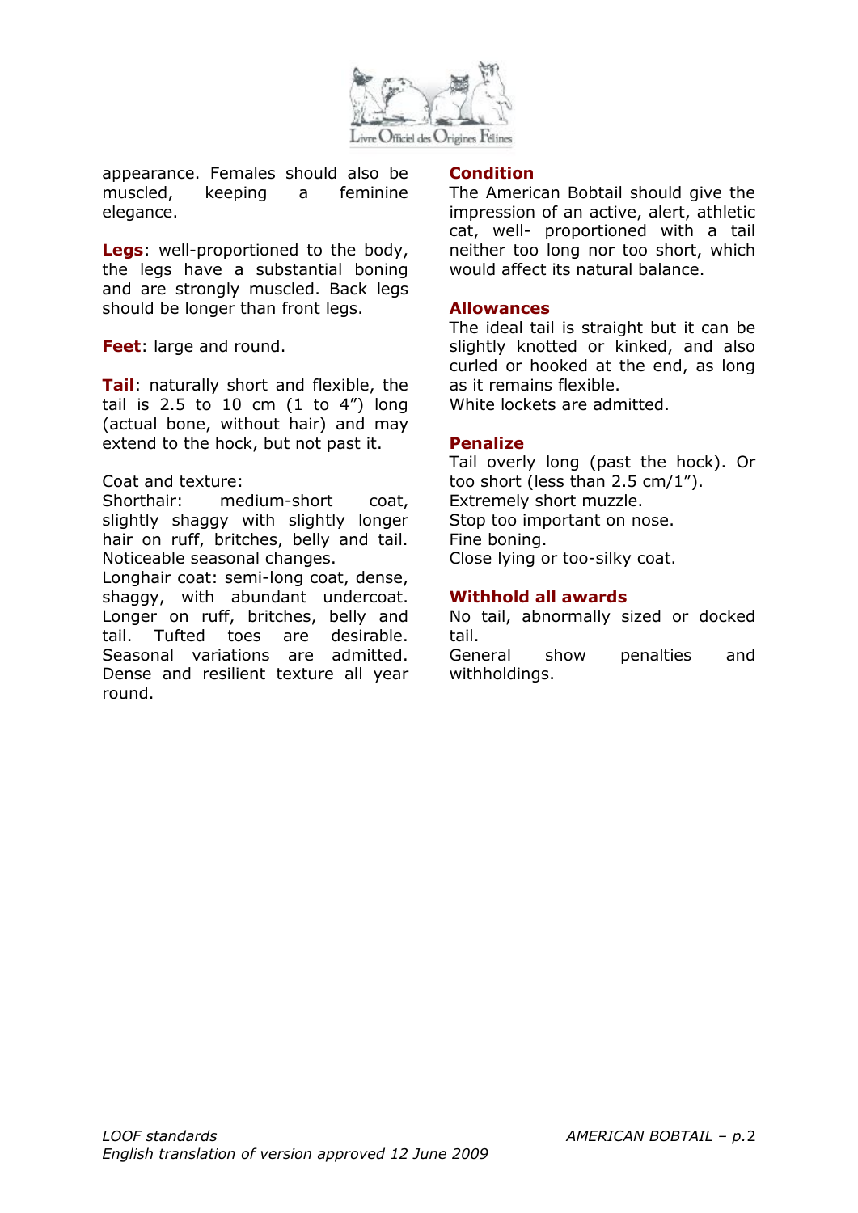appearance. Females should also be muscled, keeping a feminine elegance.

**Legs**: well-proportioned to the body, the legs have a substantial boning and are strongly muscled. Back legs should be longer than front legs.

**Feet**: large and round.

**Tail**: naturally short and flexible, the tail is 2.5 to 10 cm (1 to 4") long (actual bone, without hair) and may extend to the hock, but not past it.

Coat and texture:
Shorthair: medium-short coat, slightly shaggy with slightly longer hair on ruff, britches, belly and tail. Noticeable seasonal changes.
Longhair coat: semi-long coat, dense, shaggy, with abundant undercoat. Longer on ruff, britches, belly and tail. Tufted toes are desirable. Seasonal variations are admitted. Dense and resilient texture all year round.

## Condition

The American Bobtail should give the impression of an active, alert, athletic cat, well- proportioned with a tail neither too long nor too short, which would affect its natural balance.

## Allowances

The ideal tail is straight but it can be slightly knotted or kinked, and also curled or hooked at the end, as long as it remains flexible.
White lockets are admitted.

## Penalize

Tail overly long (past the hock). Or too short (less than 2.5 cm/1").
Extremely short muzzle.
Stop too important on nose.
Fine boning.
Close lying or too-silky coat.

## Withhold all awards

No tail, abnormally sized or docked tail.
General show penalties and withholdings.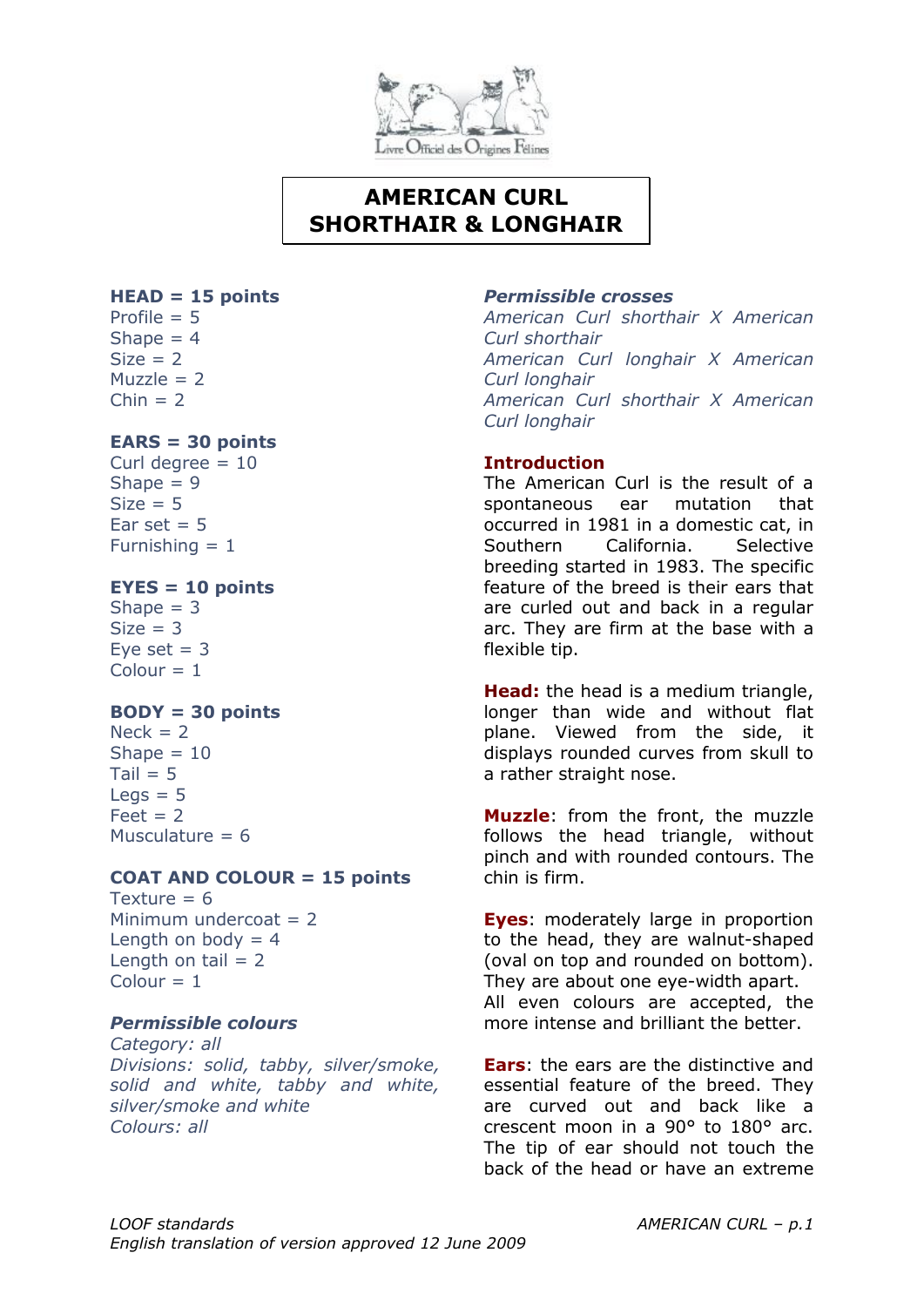# AMERICAN CURL SHORTHAIR & LONGHAIR

**HEAD = 15 points**
Profile = 5
Shape = 4
Size = 2
Muzzle = 2
Chin = 2

**EARS = 30 points**
Curl degree = 10
Shape = 9
Size = 5
Ear set = 5
Furnishing = 1

**EYES = 10 points**
Shape = 3
Size = 3
Eye set = 3
Colour = 1

**BODY = 30 points**
Neck = 2
Shape = 10
Tail = 5
Legs = 5
Feet = 2
Musculature = 6

**COAT AND COLOUR = 15 points**
Texture = 6
Minimum undercoat = 2
Length on body = 4
Length on tail = 2
Colour = 1

***Permissible colours***
*Category: all*
*Divisions: solid, tabby, silver/smoke, solid and white, tabby and white, silver/smoke and white*
*Colours: all*

***Permissible crosses***
*American Curl shorthair X American Curl shorthair*
*American Curl longhair X American Curl longhair*
*American Curl shorthair X American Curl longhair*

**Introduction**
The American Curl is the result of a spontaneous ear mutation that occurred in 1981 in a domestic cat, in Southern California. Selective breeding started in 1983. The specific feature of the breed is their ears that are curled out and back in a regular arc. They are firm at the base with a flexible tip.

**Head:** the head is a medium triangle, longer than wide and without flat plane. Viewed from the side, it displays rounded curves from skull to a rather straight nose.

**Muzzle**: from the front, the muzzle follows the head triangle, without pinch and with rounded contours. The chin is firm.

**Eyes**: moderately large in proportion to the head, they are walnut-shaped (oval on top and rounded on bottom). They are about one eye-width apart. All even colours are accepted, the more intense and brilliant the better.

**Ears**: the ears are the distinctive and essential feature of the breed. They are curved out and back like a crescent moon in a 90° to 180° arc. The tip of ear should not touch the back of the head or have an extreme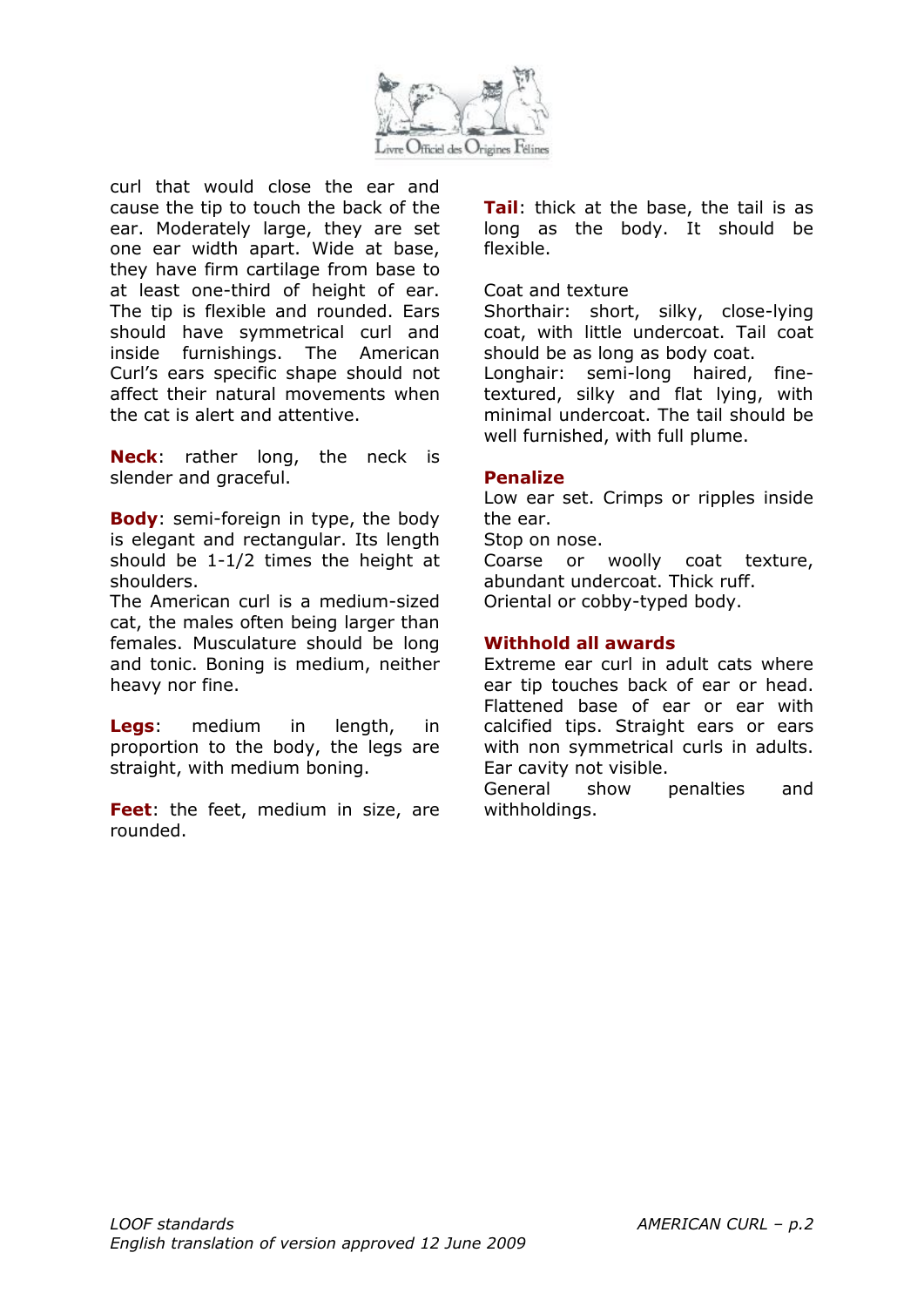curl that would close the ear and cause the tip to touch the back of the ear. Moderately large, they are set one ear width apart. Wide at base, they have firm cartilage from base to at least one-third of height of ear. The tip is flexible and rounded. Ears should have symmetrical curl and inside furnishings. The American Curl's ears specific shape should not affect their natural movements when the cat is alert and attentive.

**Neck**: rather long, the neck is slender and graceful.

**Body**: semi-foreign in type, the body is elegant and rectangular. Its length should be 1-1/2 times the height at shoulders.
The American curl is a medium-sized cat, the males often being larger than females. Musculature should be long and tonic. Boning is medium, neither heavy nor fine.

**Legs**: medium in length, in proportion to the body, the legs are straight, with medium boning.

**Feet**: the feet, medium in size, are rounded.

**Tail**: thick at the base, the tail is as long as the body. It should be flexible.

Coat and texture
Shorthair: short, silky, close-lying coat, with little undercoat. Tail coat should be as long as body coat.
Longhair: semi-long haired, fine-textured, silky and flat lying, with minimal undercoat. The tail should be well furnished, with full plume.

**Penalize**
Low ear set. Crimps or ripples inside the ear.
Stop on nose.
Coarse or woolly coat texture, abundant undercoat. Thick ruff.
Oriental or cobby-typed body.

**Withhold all awards**
Extreme ear curl in adult cats where ear tip touches back of ear or head. Flattened base of ear or ear with calcified tips. Straight ears or ears with non symmetrical curls in adults. Ear cavity not visible.
General show penalties and withholdings.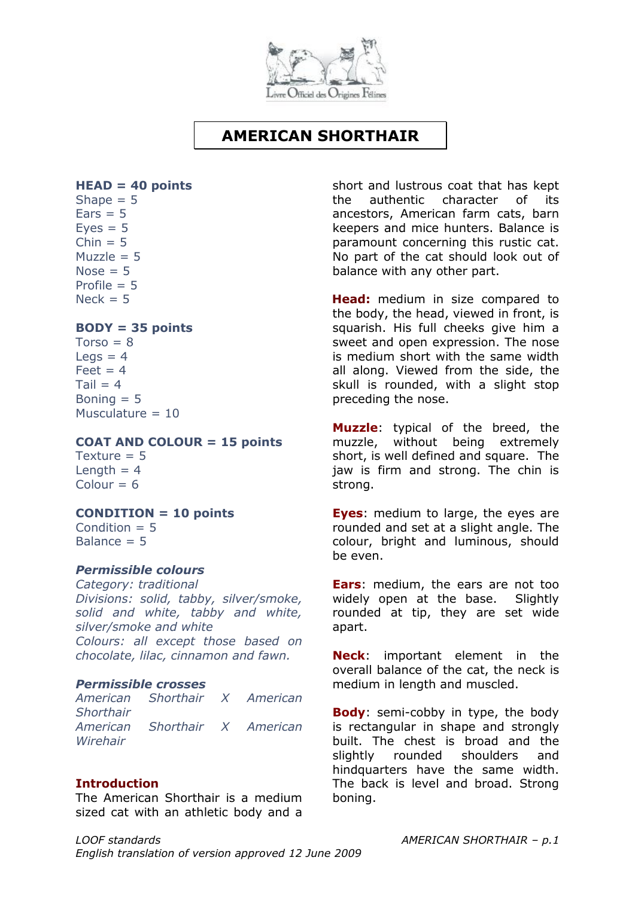# AMERICAN SHORTHAIR

**HEAD = 40 points**
Shape = 5
Ears = 5
Eyes = 5
Chin = 5
Muzzle = 5
Nose = 5
Profile = 5
Neck = 5

**BODY = 35 points**
Torso = 8
Legs = 4
Feet = 4
Tail = 4
Boning = 5
Musculature = 10

**COAT AND COLOUR = 15 points**
Texture = 5
Length = 4
Colour = 6

**CONDITION = 10 points**
Condition = 5
Balance = 5

***Permissible colours***
*Category: traditional*
*Divisions: solid, tabby, silver/smoke, solid and white, tabby and white, silver/smoke and white*
*Colours: all except those based on chocolate, lilac, cinnamon and fawn.*

***Permissible crosses***
*American Shorthair X American Shorthair*
*American Shorthair X American Wirehair*

**Introduction**
The American Shorthair is a medium sized cat with an athletic body and a short and lustrous coat that has kept the authentic character of its ancestors, American farm cats, barn keepers and mice hunters. Balance is paramount concerning this rustic cat. No part of the cat should look out of balance with any other part.

**Head:** medium in size compared to the body, the head, viewed in front, is squarish. His full cheeks give him a sweet and open expression. The nose is medium short with the same width all along. Viewed from the side, the skull is rounded, with a slight stop preceding the nose.

**Muzzle**: typical of the breed, the muzzle, without being extremely short, is well defined and square. The jaw is firm and strong. The chin is strong.

**Eyes**: medium to large, the eyes are rounded and set at a slight angle. The colour, bright and luminous, should be even.

**Ears**: medium, the ears are not too widely open at the base. Slightly rounded at tip, they are set wide apart.

**Neck**: important element in the overall balance of the cat, the neck is medium in length and muscled.

**Body**: semi-cobby in type, the body is rectangular in shape and strongly built. The chest is broad and the slightly rounded shoulders and hindquarters have the same width. The back is level and broad. Strong boning.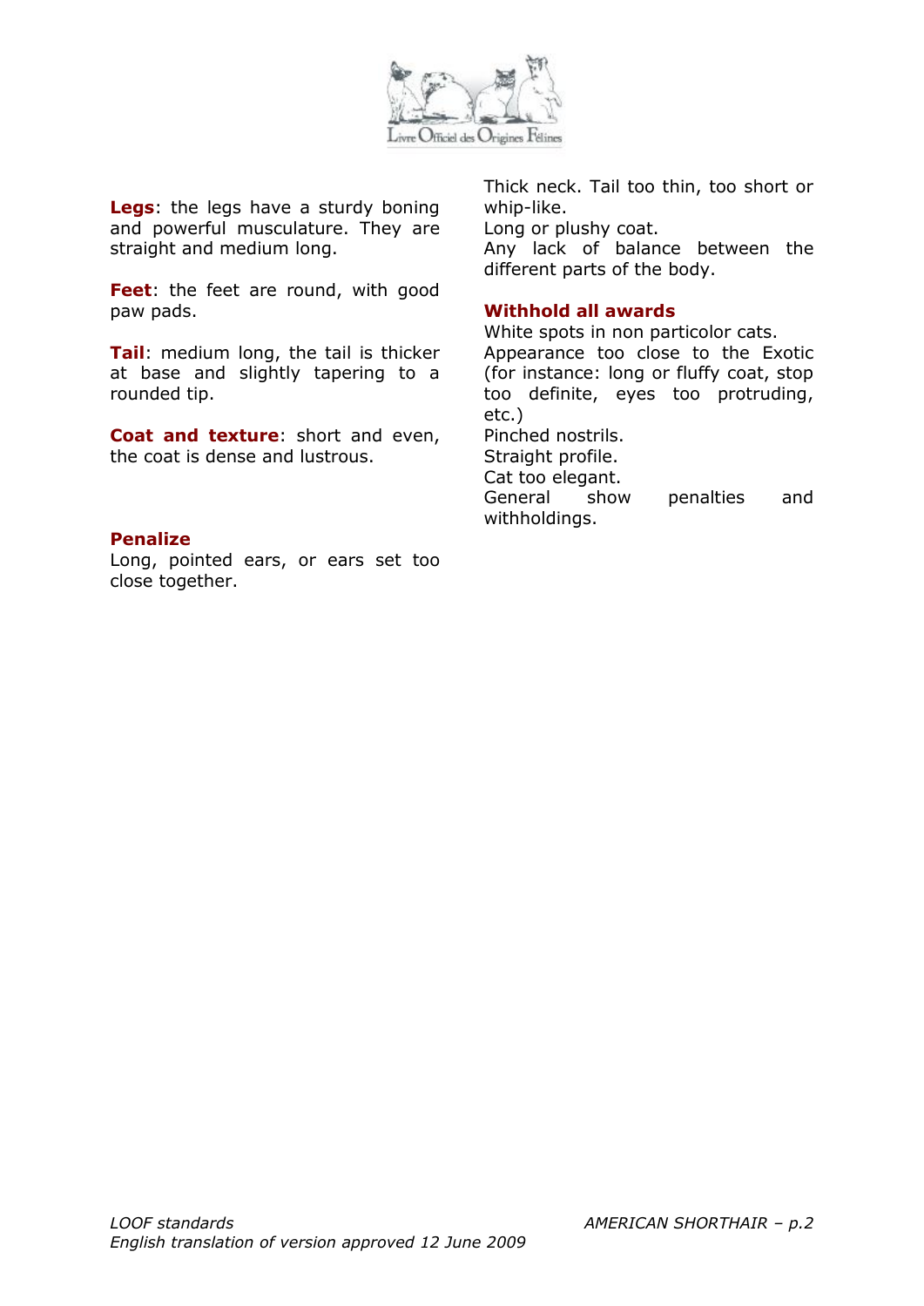**Legs**: the legs have a sturdy boning and powerful musculature. They are straight and medium long.

**Feet**: the feet are round, with good paw pads.

**Tail**: medium long, the tail is thicker at base and slightly tapering to a rounded tip.

**Coat and texture**: short and even, the coat is dense and lustrous.

### Penalize

Long, pointed ears, or ears set too close together.
Thick neck. Tail too thin, too short or whip-like.
Long or plushy coat.
Any lack of balance between the different parts of the body.

### Withhold all awards

White spots in non particolor cats.
Appearance too close to the Exotic (for instance: long or fluffy coat, stop too definite, eyes too protruding, etc.)
Pinched nostrils.
Straight profile.
Cat too elegant.
General show penalties and withholdings.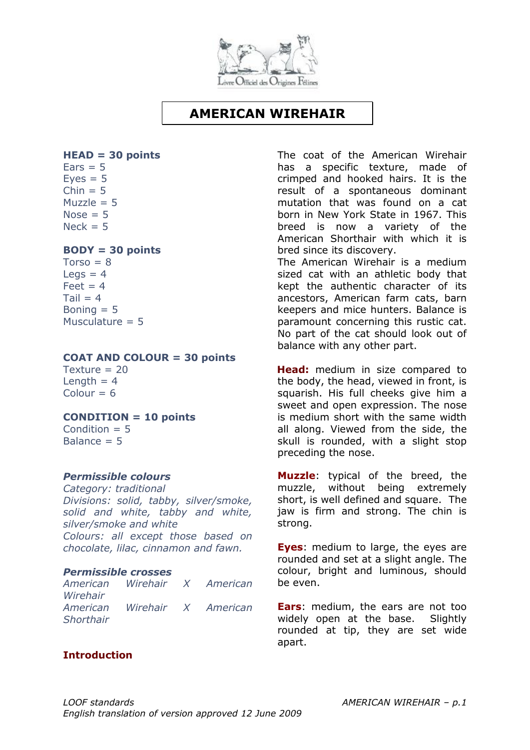# AMERICAN WIREHAIR

**HEAD = 30 points**
Ears = 5
Eyes = 5
Chin = 5
Muzzle = 5
Nose = 5
Neck = 5

**BODY = 30 points**
Torso = 8
Legs = 4
Feet = 4
Tail = 4
Boning = 5
Musculature = 5

**COAT AND COLOUR = 30 points**
Texture = 20
Length = 4
Colour = 6

**CONDITION = 10 points**
Condition = 5
Balance = 5

***Permissible colours***
*Category: traditional*
*Divisions: solid, tabby, silver/smoke, solid and white, tabby and white, silver/smoke and white*
*Colours: all except those based on chocolate, lilac, cinnamon and fawn.*

***Permissible crosses***
*American Wirehair X American Wirehair*
*American Wirehair X American Shorthair*

**Introduction**

The coat of the American Wirehair has a specific texture, made of crimped and hooked hairs. It is the result of a spontaneous dominant mutation that was found on a cat born in New York State in 1967. This breed is now a variety of the American Shorthair with which it is bred since its discovery.
The American Wirehair is a medium sized cat with an athletic body that kept the authentic character of its ancestors, American farm cats, barn keepers and mice hunters. Balance is paramount concerning this rustic cat. No part of the cat should look out of balance with any other part.

**Head:** medium in size compared to the body, the head, viewed in front, is squarish. His full cheeks give him a sweet and open expression. The nose is medium short with the same width all along. Viewed from the side, the skull is rounded, with a slight stop preceding the nose.

**Muzzle**: typical of the breed, the muzzle, without being extremely short, is well defined and square. The jaw is firm and strong. The chin is strong.

**Eyes**: medium to large, the eyes are rounded and set at a slight angle. The colour, bright and luminous, should be even.

**Ears**: medium, the ears are not too widely open at the base. Slightly rounded at tip, they are set wide apart.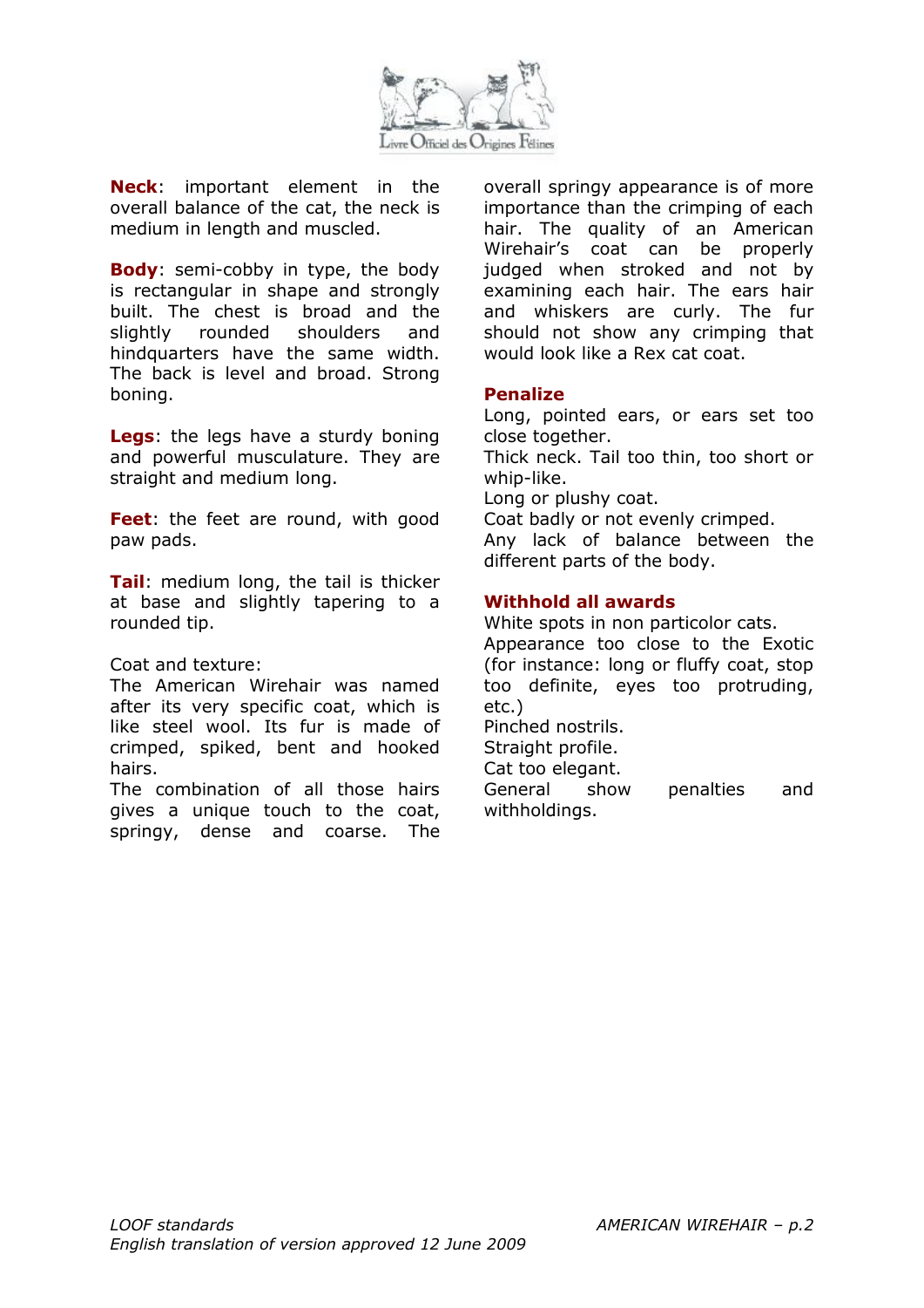**Neck**: important element in the overall balance of the cat, the neck is medium in length and muscled.

**Body**: semi-cobby in type, the body is rectangular in shape and strongly built. The chest is broad and the slightly rounded shoulders and hindquarters have the same width. The back is level and broad. Strong boning.

**Legs**: the legs have a sturdy boning and powerful musculature. They are straight and medium long.

**Feet**: the feet are round, with good paw pads.

**Tail**: medium long, the tail is thicker at base and slightly tapering to a rounded tip.

Coat and texture:
The American Wirehair was named after its very specific coat, which is like steel wool. Its fur is made of crimped, spiked, bent and hooked hairs.
The combination of all those hairs gives a unique touch to the coat, springy, dense and coarse. The overall springy appearance is of more importance than the crimping of each hair. The quality of an American Wirehair's coat can be properly judged when stroked and not by examining each hair. The ears hair and whiskers are curly. The fur should not show any crimping that would look like a Rex cat coat.

## Penalize

Long, pointed ears, or ears set too close together.
Thick neck. Tail too thin, too short or whip-like.
Long or plushy coat.
Coat badly or not evenly crimped.
Any lack of balance between the different parts of the body.

## Withhold all awards

White spots in non particolor cats.
Appearance too close to the Exotic (for instance: long or fluffy coat, stop too definite, eyes too protruding, etc.)
Pinched nostrils.
Straight profile.
Cat too elegant.
General show penalties and withholdings.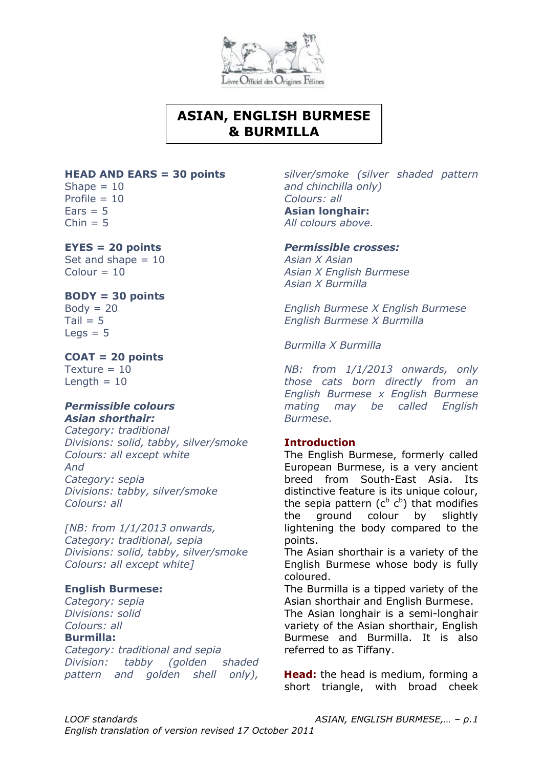# ASIAN, ENGLISH BURMESE & BURMILLA

**HEAD AND EARS = 30 points**
Shape = 10
Profile = 10
Ears = 5
Chin = 5

**EYES = 20 points**
Set and shape = 10
Colour = 10

**BODY = 30 points**
Body = 20
Tail = 5
Legs = 5

**COAT = 20 points**
Texture = 10
Length = 10

***Permissible colours***
***Asian shorthair:***
*Category: traditional*
*Divisions: solid, tabby, silver/smoke*
*Colours: all except white*
*And*
*Category: sepia*
*Divisions: tabby, silver/smoke*
*Colours: all*

*[NB: from 1/1/2013 onwards,*
*Category: traditional, sepia*
*Divisions: solid, tabby, silver/smoke*
*Colours: all except white]*

**English Burmese:**
*Category: sepia*
*Divisions: solid*
*Colours: all*
**Burmilla:**
*Category: traditional and sepia*
*Division: tabby (golden shaded pattern and golden shell only), silver/smoke (silver shaded pattern and chinchilla only)*
*Colours: all*
**Asian longhair:**
*All colours above.*

***Permissible crosses:***
*Asian X Asian*
*Asian X English Burmese*
*Asian X Burmilla*

*English Burmese X English Burmese*
*English Burmese X Burmilla*

*Burmilla X Burmilla*

*NB: from 1/1/2013 onwards, only those cats born directly from an English Burmese x English Burmese mating may be called English Burmese.*

## Introduction

The English Burmese, formerly called European Burmese, is a very ancient breed from South-East Asia. Its distinctive feature is its unique colour, the sepia pattern ($c^b$ $c^b$) that modifies the ground colour by slightly lightening the body compared to the points.
The Asian shorthair is a variety of the English Burmese whose body is fully coloured.
The Burmilla is a tipped variety of the Asian shorthair and English Burmese.
The Asian longhair is a semi-longhair variety of the Asian shorthair, English Burmese and Burmilla. It is also referred to as Tiffany.

**Head:** the head is medium, forming a short triangle, with broad cheek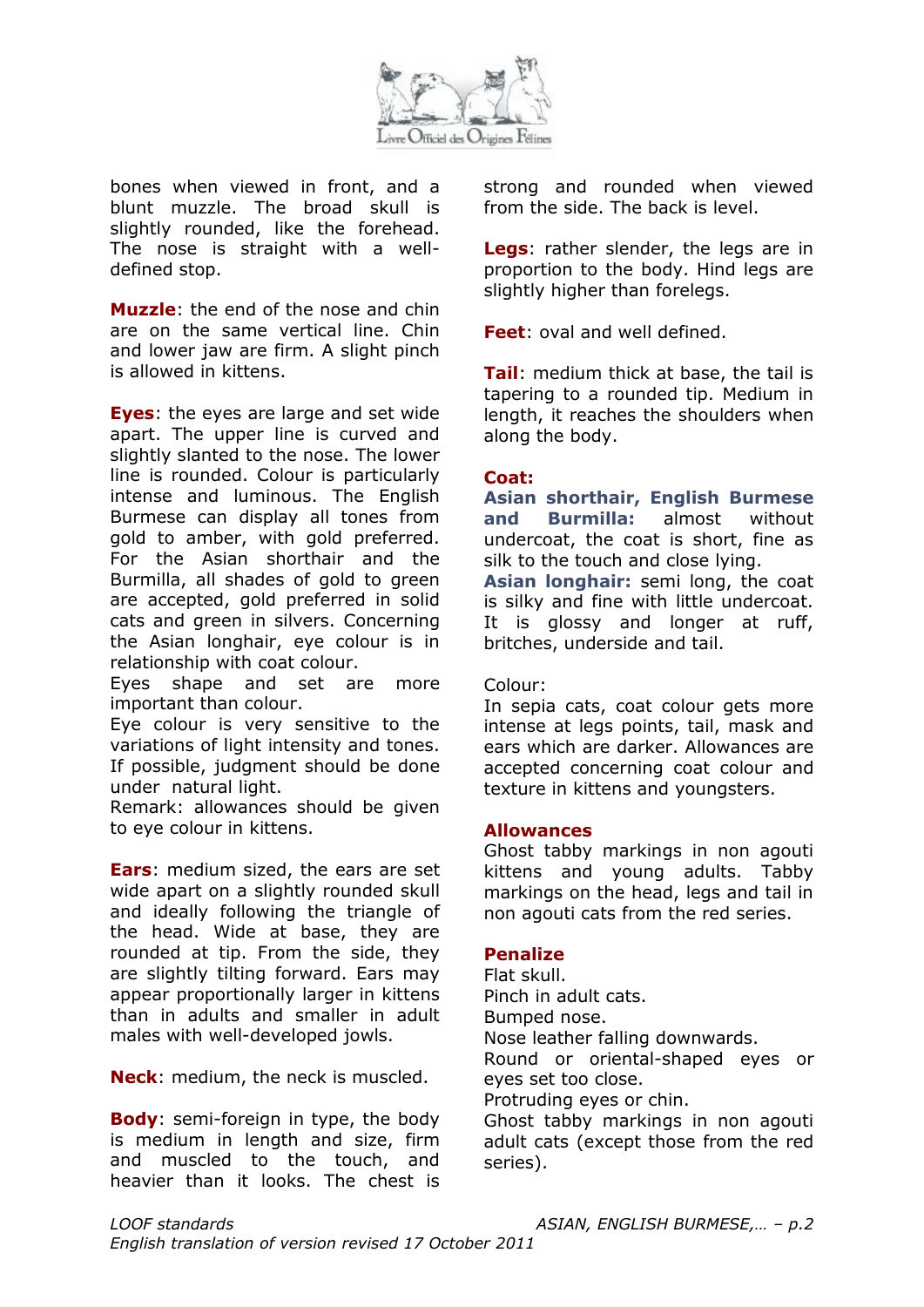bones when viewed in front, and a blunt muzzle. The broad skull is slightly rounded, like the forehead. The nose is straight with a well-defined stop.

**Muzzle**: the end of the nose and chin are on the same vertical line. Chin and lower jaw are firm. A slight pinch is allowed in kittens.

**Eyes**: the eyes are large and set wide apart. The upper line is curved and slightly slanted to the nose. The lower line is rounded. Colour is particularly intense and luminous. The English Burmese can display all tones from gold to amber, with gold preferred. For the Asian shorthair and the Burmilla, all shades of gold to green are accepted, gold preferred in solid cats and green in silvers. Concerning the Asian longhair, eye colour is in relationship with coat colour.
Eyes shape and set are more important than colour.
Eye colour is very sensitive to the variations of light intensity and tones. If possible, judgment should be done under natural light.
Remark: allowances should be given to eye colour in kittens.

**Ears**: medium sized, the ears are set wide apart on a slightly rounded skull and ideally following the triangle of the head. Wide at base, they are rounded at tip. From the side, they are slightly tilting forward. Ears may appear proportionally larger in kittens than in adults and smaller in adult males with well-developed jowls.

**Neck**: medium, the neck is muscled.

**Body**: semi-foreign in type, the body is medium in length and size, firm and muscled to the touch, and heavier than it looks. The chest is strong and rounded when viewed from the side. The back is level.

**Legs**: rather slender, the legs are in proportion to the body. Hind legs are slightly higher than forelegs.

**Feet**: oval and well defined.

**Tail**: medium thick at base, the tail is tapering to a rounded tip. Medium in length, it reaches the shoulders when along the body.

**Coat:**

**Asian shorthair, English Burmese and Burmilla:** almost without undercoat, the coat is short, fine as silk to the touch and close lying.
**Asian longhair:** semi long, the coat is silky and fine with little undercoat. It is glossy and longer at ruff, britches, underside and tail.

Colour:
In sepia cats, coat colour gets more intense at legs points, tail, mask and ears which are darker. Allowances are accepted concerning coat colour and texture in kittens and youngsters.

**Allowances**

Ghost tabby markings in non agouti kittens and young adults. Tabby markings on the head, legs and tail in non agouti cats from the red series.

**Penalize**

Flat skull.
Pinch in adult cats.
Bumped nose.
Nose leather falling downwards.
Round or oriental-shaped eyes or eyes set too close.
Protruding eyes or chin.
Ghost tabby markings in non agouti adult cats (except those from the red series).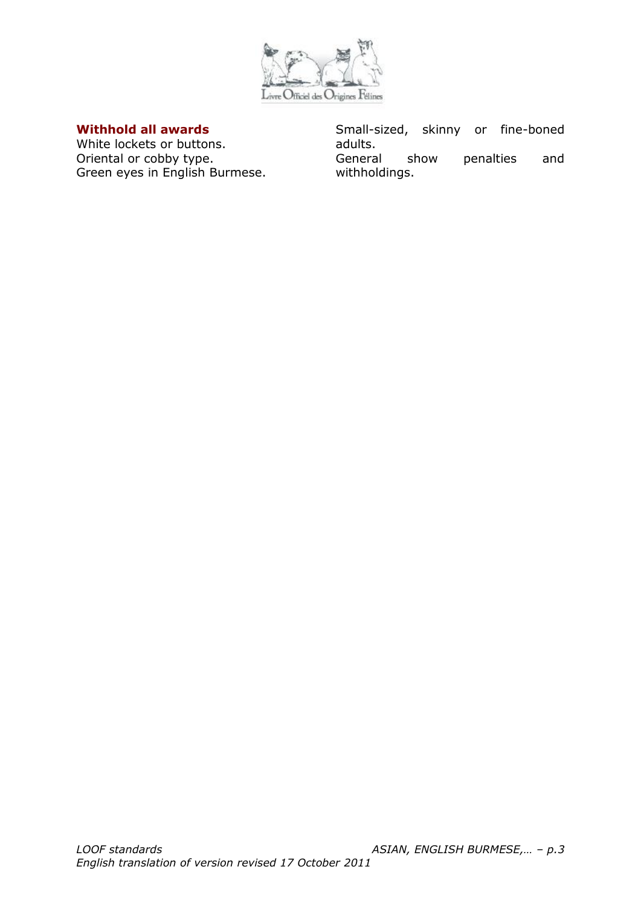### Withhold all awards

White lockets or buttons.
Oriental or cobby type.
Green eyes in English Burmese.
Small-sized, skinny or fine-boned adults.
General show penalties and withholdings.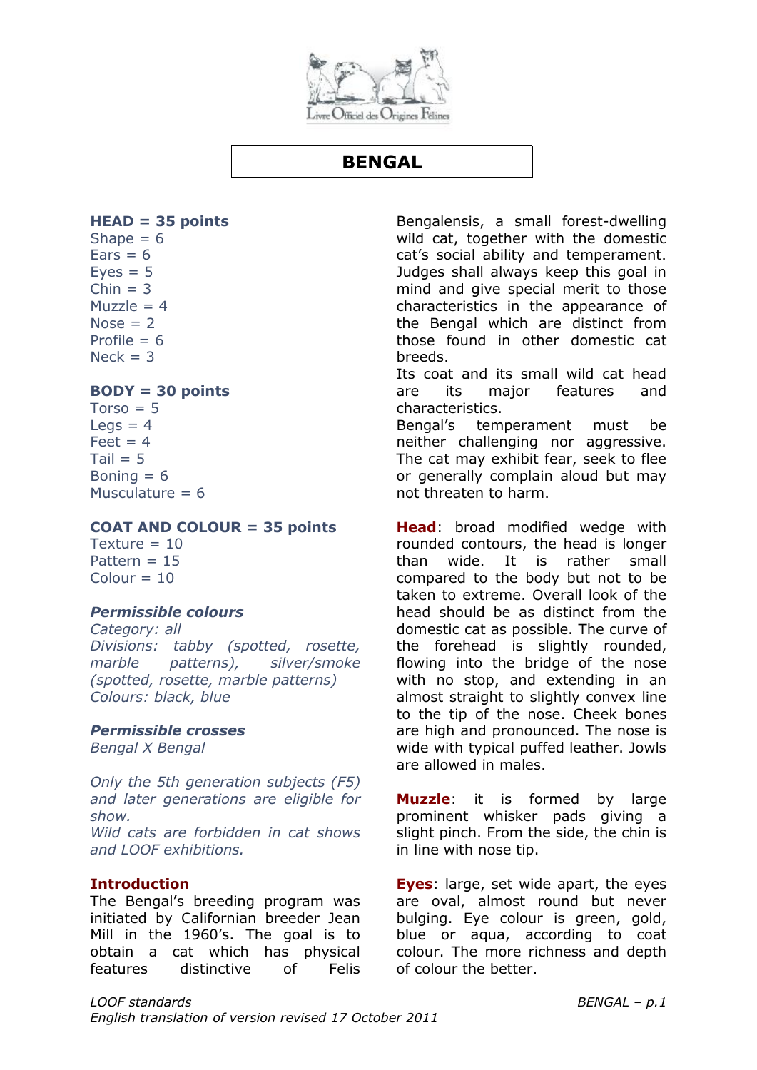# BENGAL

**HEAD = 35 points**
Shape = 6
Ears = 6
Eyes = 5
Chin = 3
Muzzle = 4
Nose = 2
Profile = 6
Neck = 3

**BODY = 30 points**
Torso = 5
Legs = 4
Feet = 4
Tail = 5
Boning = 6
Musculature = 6

**COAT AND COLOUR = 35 points**
Texture = 10
Pattern = 15
Colour = 10

***Permissible colours***
*Category: all*
*Divisions: tabby (spotted, rosette, marble patterns), silver/smoke (spotted, rosette, marble patterns)*
*Colours: black, blue*

***Permissible crosses***
*Bengal X Bengal*

*Only the 5th generation subjects (F5) and later generations are eligible for show.*
*Wild cats are forbidden in cat shows and LOOF exhibitions.*

**Introduction**
The Bengal's breeding program was initiated by Californian breeder Jean Mill in the 1960's. The goal is to obtain a cat which has physical features distinctive of Felis Bengalensis, a small forest-dwelling wild cat, together with the domestic cat's social ability and temperament. Judges shall always keep this goal in mind and give special merit to those characteristics in the appearance of the Bengal which are distinct from those found in other domestic cat breeds.
Its coat and its small wild cat head are its major features and characteristics.
Bengal's temperament must be neither challenging nor aggressive. The cat may exhibit fear, seek to flee or generally complain aloud but may not threaten to harm.

**Head**: broad modified wedge with rounded contours, the head is longer than wide. It is rather small compared to the body but not to be taken to extreme. Overall look of the head should be as distinct from the domestic cat as possible. The curve of the forehead is slightly rounded, flowing into the bridge of the nose with no stop, and extending in an almost straight to slightly convex line to the tip of the nose. Cheek bones are high and pronounced. The nose is wide with typical puffed leather. Jowls are allowed in males.

**Muzzle**: it is formed by large prominent whisker pads giving a slight pinch. From the side, the chin is in line with nose tip.

**Eyes**: large, set wide apart, the eyes are oval, almost round but never bulging. Eye colour is green, gold, blue or aqua, according to coat colour. The more richness and depth of colour the better.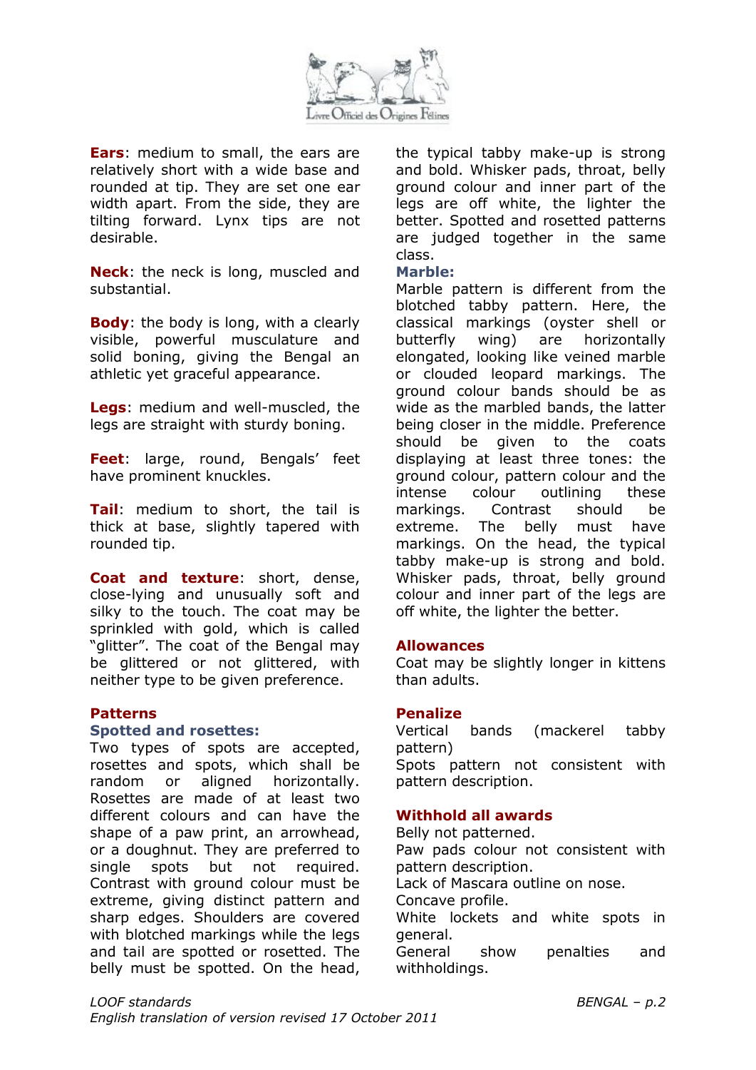**Ears**: medium to small, the ears are relatively short with a wide base and rounded at tip. They are set one ear width apart. From the side, they are tilting forward. Lynx tips are not desirable.

**Neck**: the neck is long, muscled and substantial.

**Body**: the body is long, with a clearly visible, powerful musculature and solid boning, giving the Bengal an athletic yet graceful appearance.

**Legs**: medium and well-muscled, the legs are straight with sturdy boning.

**Feet**: large, round, Bengals' feet have prominent knuckles.

**Tail**: medium to short, the tail is thick at base, slightly tapered with rounded tip.

**Coat and texture**: short, dense, close-lying and unusually soft and silky to the touch. The coat may be sprinkled with gold, which is called "glitter". The coat of the Bengal may be glittered or not glittered, with neither type to be given preference.

## Patterns

### Spotted and rosettes:

Two types of spots are accepted, rosettes and spots, which shall be random or aligned horizontally. Rosettes are made of at least two different colours and can have the shape of a paw print, an arrowhead, or a doughnut. They are preferred to single spots but not required. Contrast with ground colour must be extreme, giving distinct pattern and sharp edges. Shoulders are covered with blotched markings while the legs and tail are spotted or rosetted. The belly must be spotted. On the head, the typical tabby make-up is strong and bold. Whisker pads, throat, belly ground colour and inner part of the legs are off white, the lighter the better. Spotted and rosetted patterns are judged together in the same class.

### Marble:

Marble pattern is different from the blotched tabby pattern. Here, the classical markings (oyster shell or butterfly wing) are horizontally elongated, looking like veined marble or clouded leopard markings. The ground colour bands should be as wide as the marbled bands, the latter being closer in the middle. Preference should be given to the coats displaying at least three tones: the ground colour, pattern colour and the intense colour outlining these markings. Contrast should be extreme. The belly must have markings. On the head, the typical tabby make-up is strong and bold. Whisker pads, throat, belly ground colour and inner part of the legs are off white, the lighter the better.

## Allowances

Coat may be slightly longer in kittens than adults.

## Penalize

Vertical bands (mackerel tabby pattern)
Spots pattern not consistent with pattern description.

## Withhold all awards

Belly not patterned.
Paw pads colour not consistent with pattern description.
Lack of Mascara outline on nose.
Concave profile.
White lockets and white spots in general.
General show penalties and withholdings.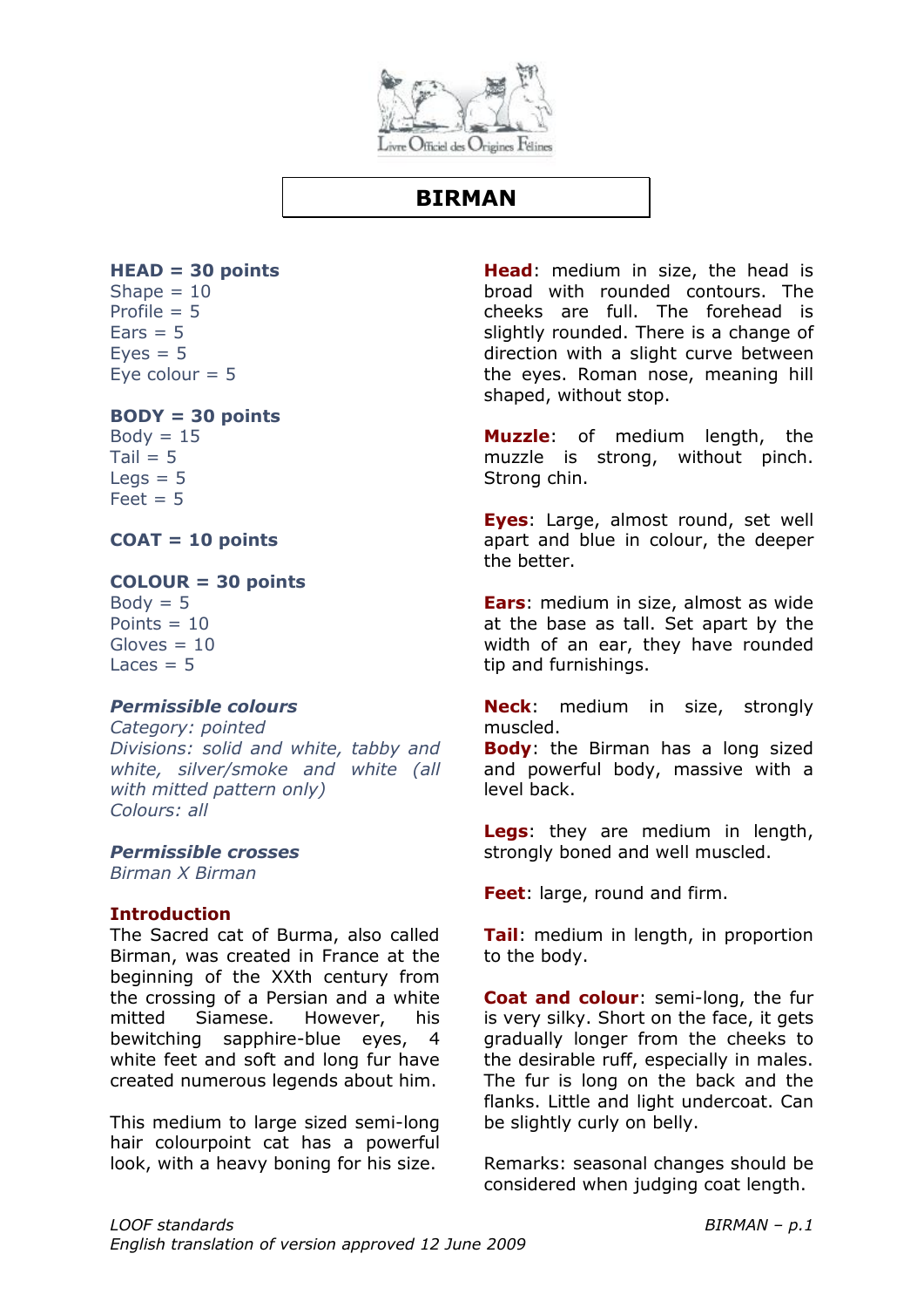# BIRMAN

**HEAD = 30 points**
Shape = 10
Profile = 5
Ears = 5
Eyes = 5
Eye colour = 5

**BODY = 30 points**
Body = 15
Tail = 5
Legs = 5
Feet = 5

**COAT = 10 points**

**COLOUR = 30 points**
Body = 5
Points = 10
Gloves = 10
Laces = 5

***Permissible colours***
*Category: pointed*
*Divisions: solid and white, tabby and white, silver/smoke and white (all with mitted pattern only)*
*Colours: all*

***Permissible crosses***
*Birman X Birman*

**Introduction**
The Sacred cat of Burma, also called Birman, was created in France at the beginning of the XXth century from the crossing of a Persian and a white mitted Siamese. However, his bewitching sapphire-blue eyes, 4 white feet and soft and long fur have created numerous legends about him.

This medium to large sized semi-long hair colourpoint cat has a powerful look, with a heavy boning for his size.

**Head**: medium in size, the head is broad with rounded contours. The cheeks are full. The forehead is slightly rounded. There is a change of direction with a slight curve between the eyes. Roman nose, meaning hill shaped, without stop.

**Muzzle**: of medium length, the muzzle is strong, without pinch. Strong chin.

**Eyes**: Large, almost round, set well apart and blue in colour, the deeper the better.

**Ears**: medium in size, almost as wide at the base as tall. Set apart by the width of an ear, they have rounded tip and furnishings.

**Neck**: medium in size, strongly muscled.
**Body**: the Birman has a long sized and powerful body, massive with a level back.

**Legs**: they are medium in length, strongly boned and well muscled.

**Feet**: large, round and firm.

**Tail**: medium in length, in proportion to the body.

**Coat and colour**: semi-long, the fur is very silky. Short on the face, it gets gradually longer from the cheeks to the desirable ruff, especially in males. The fur is long on the back and the flanks. Little and light undercoat. Can be slightly curly on belly.

Remarks: seasonal changes should be considered when judging coat length.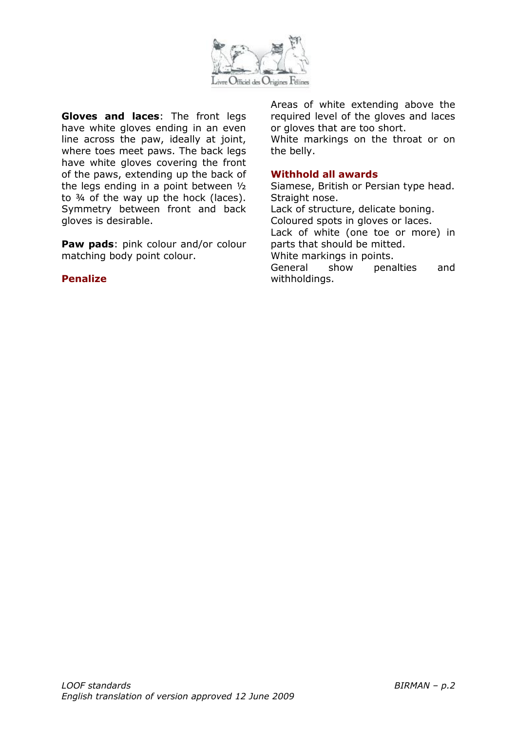**Gloves and laces**: The front legs have white gloves ending in an even line across the paw, ideally at joint, where toes meet paws. The back legs have white gloves covering the front of the paws, extending up the back of the legs ending in a point between ½ to ¾ of the way up the hock (laces). Symmetry between front and back gloves is desirable.

**Paw pads**: pink colour and/or colour matching body point colour.

### Penalize

Areas of white extending above the required level of the gloves and laces or gloves that are too short.
White markings on the throat or on the belly.

### Withhold all awards

Siamese, British or Persian type head.
Straight nose.
Lack of structure, delicate boning.
Coloured spots in gloves or laces.
Lack of white (one toe or more) in parts that should be mitted.
White markings in points.
General show penalties and withholdings.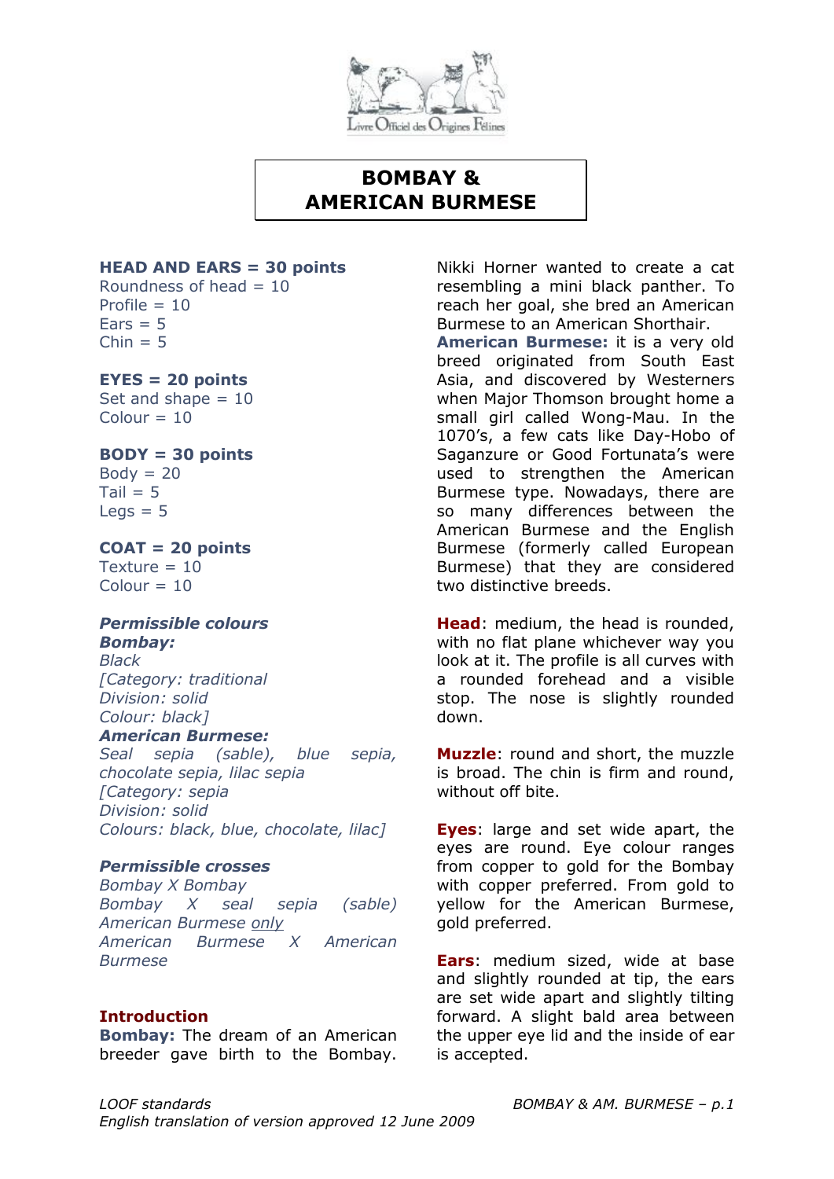# BOMBAY & AMERICAN BURMESE

**HEAD AND EARS = 30 points**
Roundness of head = 10
Profile = 10
Ears = 5
Chin = 5

**EYES = 20 points**
Set and shape = 10
Colour = 10

**BODY = 30 points**
Body = 20
Tail = 5
Legs = 5

**COAT = 20 points**
Texture = 10
Colour = 10

***Permissible colours***
***Bombay:***
*Black*
*[Category: traditional*
*Division: solid*
*Colour: black]*
***American Burmese:***
*Seal sepia (sable), blue sepia, chocolate sepia, lilac sepia*
*[Category: sepia*
*Division: solid*
*Colours: black, blue, chocolate, lilac]*

***Permissible crosses***
*Bombay X Bombay*
*Bombay X seal sepia (sable) American Burmese only*
*American Burmese X American Burmese*

**Introduction**
**Bombay:** The dream of an American breeder gave birth to the Bombay. Nikki Horner wanted to create a cat resembling a mini black panther. To reach her goal, she bred an American Burmese to an American Shorthair.
**American Burmese:** it is a very old breed originated from South East Asia, and discovered by Westerners when Major Thomson brought home a small girl called Wong-Mau. In the 1070's, a few cats like Day-Hobo of Saganzure or Good Fortunata's were used to strengthen the American Burmese type. Nowadays, there are so many differences between the American Burmese and the English Burmese (formerly called European Burmese) that they are considered two distinctive breeds.

**Head**: medium, the head is rounded, with no flat plane whichever way you look at it. The profile is all curves with a rounded forehead and a visible stop. The nose is slightly rounded down.

**Muzzle**: round and short, the muzzle is broad. The chin is firm and round, without off bite.

**Eyes**: large and set wide apart, the eyes are round. Eye colour ranges from copper to gold for the Bombay with copper preferred. From gold to yellow for the American Burmese, gold preferred.

**Ears**: medium sized, wide at base and slightly rounded at tip, the ears are set wide apart and slightly tilting forward. A slight bald area between the upper eye lid and the inside of ear is accepted.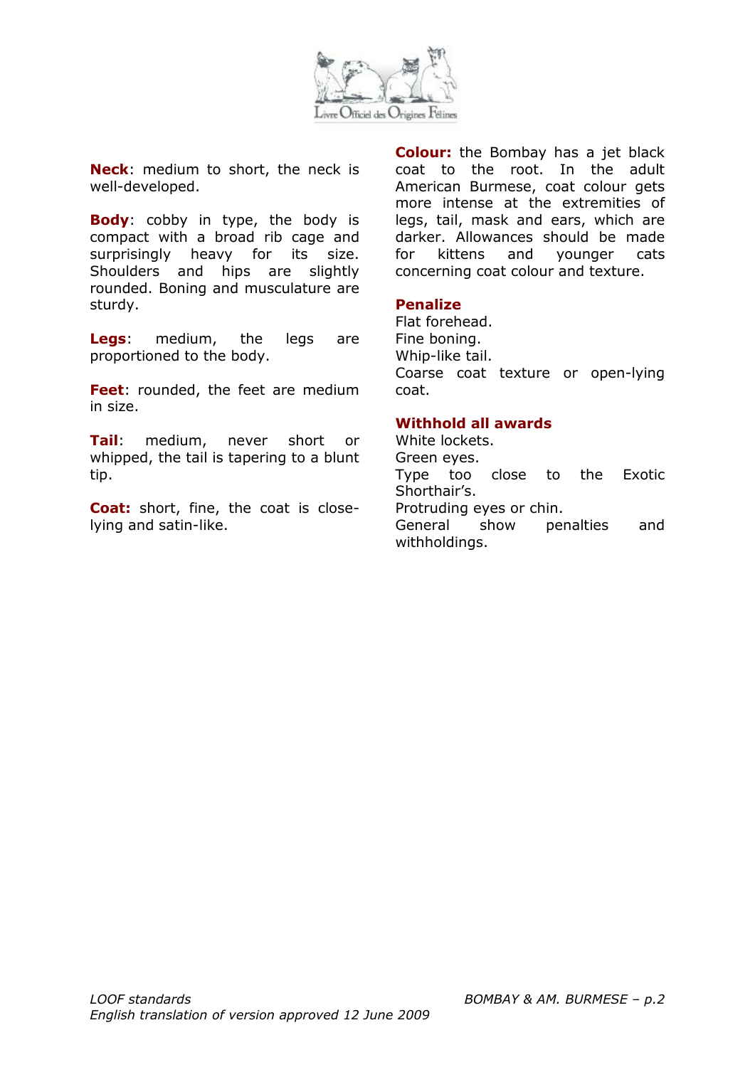**Neck**: medium to short, the neck is well-developed.

**Body**: cobby in type, the body is compact with a broad rib cage and surprisingly heavy for its size. Shoulders and hips are slightly rounded. Boning and musculature are sturdy.

**Legs**: medium, the legs are proportioned to the body.

**Feet**: rounded, the feet are medium in size.

**Tail**: medium, never short or whipped, the tail is tapering to a blunt tip.

**Coat:** short, fine, the coat is close-lying and satin-like.

**Colour:** the Bombay has a jet black coat to the root. In the adult American Burmese, coat colour gets more intense at the extremities of legs, tail, mask and ears, which are darker. Allowances should be made for kittens and younger cats concerning coat colour and texture.

**Penalize**

Flat forehead.
Fine boning.
Whip-like tail.
Coarse coat texture or open-lying coat.

**Withhold all awards**

White lockets.
Green eyes.
Type too close to the Exotic Shorthair's.
Protruding eyes or chin.
General show penalties and withholdings.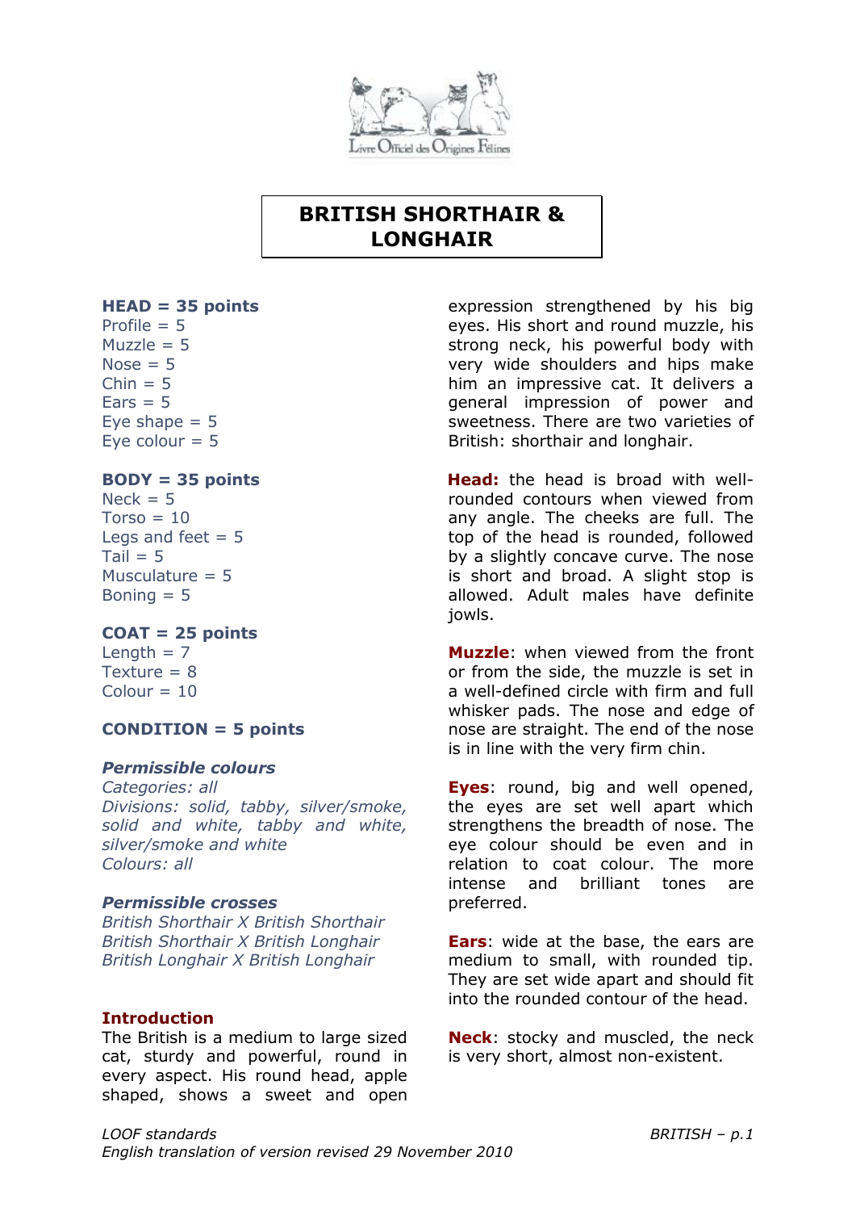# BRITISH SHORTHAIR & LONGHAIR

**HEAD = 35 points**
Profile = 5
Muzzle = 5
Nose = 5
Chin = 5
Ears = 5
Eye shape = 5
Eye colour = 5

**BODY = 35 points**
Neck = 5
Torso = 10
Legs and feet = 5
Tail = 5
Musculature = 5
Boning = 5

**COAT = 25 points**
Length = 7
Texture = 8
Colour = 10

**CONDITION = 5 points**

***Permissible colours***
*Categories: all*
*Divisions: solid, tabby, silver/smoke, solid and white, tabby and white, silver/smoke and white*
*Colours: all*

***Permissible crosses***
*British Shorthair X British Shorthair*
*British Shorthair X British Longhair*
*British Longhair X British Longhair*

**Introduction**
The British is a medium to large sized cat, sturdy and powerful, round in every aspect. His round head, apple shaped, shows a sweet and open expression strengthened by his big eyes. His short and round muzzle, his strong neck, his powerful body with very wide shoulders and hips make him an impressive cat. It delivers a general impression of power and sweetness. There are two varieties of British: shorthair and longhair.

**Head:** the head is broad with well-rounded contours when viewed from any angle. The cheeks are full. The top of the head is rounded, followed by a slightly concave curve. The nose is short and broad. A slight stop is allowed. Adult males have definite jowls.

**Muzzle**: when viewed from the front or from the side, the muzzle is set in a well-defined circle with firm and full whisker pads. The nose and edge of nose are straight. The end of the nose is in line with the very firm chin.

**Eyes**: round, big and well opened, the eyes are set well apart which strengthens the breadth of nose. The eye colour should be even and in relation to coat colour. The more intense and brilliant tones are preferred.

**Ears**: wide at the base, the ears are medium to small, with rounded tip. They are set wide apart and should fit into the rounded contour of the head.

**Neck**: stocky and muscled, the neck is very short, almost non-existent.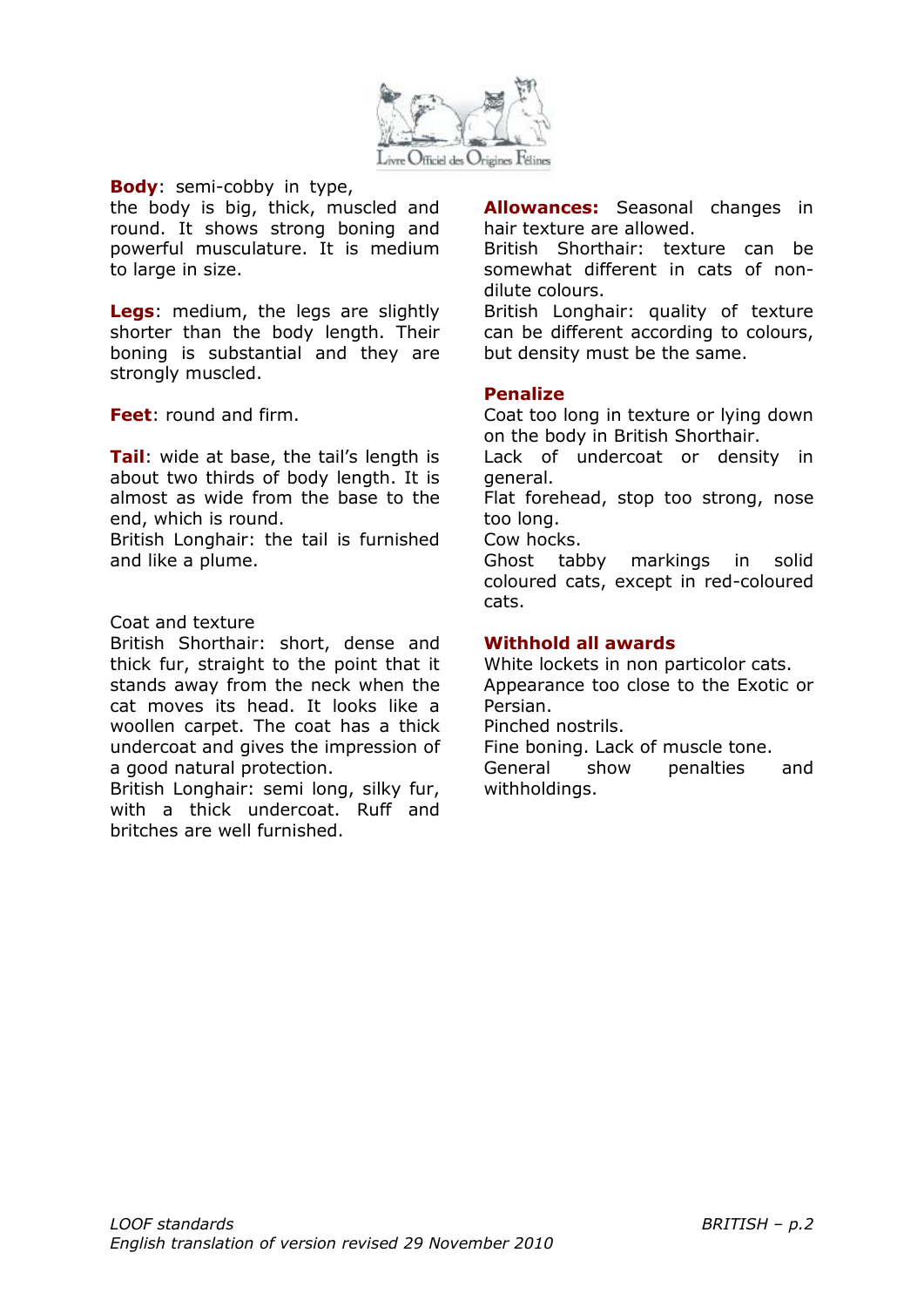**Body**: semi-cobby in type, the body is big, thick, muscled and round. It shows strong boning and powerful musculature. It is medium to large in size.

**Legs**: medium, the legs are slightly shorter than the body length. Their boning is substantial and they are strongly muscled.

**Feet**: round and firm.

**Tail**: wide at base, the tail's length is about two thirds of body length. It is almost as wide from the base to the end, which is round.
British Longhair: the tail is furnished and like a plume.

Coat and texture
British Shorthair: short, dense and thick fur, straight to the point that it stands away from the neck when the cat moves its head. It looks like a woollen carpet. The coat has a thick undercoat and gives the impression of a good natural protection.
British Longhair: semi long, silky fur, with a thick undercoat. Ruff and britches are well furnished.

**Allowances:** Seasonal changes in hair texture are allowed.
British Shorthair: texture can be somewhat different in cats of non-dilute colours.
British Longhair: quality of texture can be different according to colours, but density must be the same.

**Penalize**
Coat too long in texture or lying down on the body in British Shorthair.
Lack of undercoat or density in general.
Flat forehead, stop too strong, nose too long.
Cow hocks.
Ghost tabby markings in solid coloured cats, except in red-coloured cats.

**Withhold all awards**
White lockets in non particolor cats.
Appearance too close to the Exotic or Persian.
Pinched nostrils.
Fine boning. Lack of muscle tone.
General show penalties and withholdings.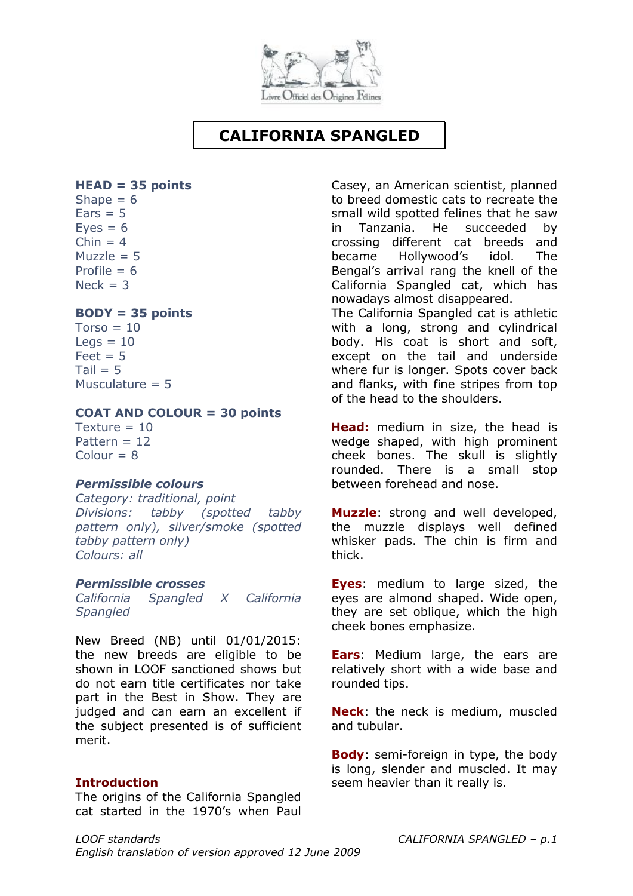# CALIFORNIA SPANGLED

**HEAD = 35 points**
Shape = 6
Ears = 5
Eyes = 6
Chin = 4
Muzzle = 5
Profile = 6
Neck = 3

**BODY = 35 points**
Torso = 10
Legs = 10
Feet = 5
Tail = 5
Musculature = 5

**COAT AND COLOUR = 30 points**
Texture = 10
Pattern = 12
Colour = 8

***Permissible colours***
*Category: traditional, point*
*Divisions: tabby (spotted tabby pattern only), silver/smoke (spotted tabby pattern only)*
*Colours: all*

***Permissible crosses***
*California Spangled X California Spangled*

New Breed (NB) until 01/01/2015: the new breeds are eligible to be shown in LOOF sanctioned shows but do not earn title certificates nor take part in the Best in Show. They are judged and can earn an excellent if the subject presented is of sufficient merit.

**Introduction**
The origins of the California Spangled cat started in the 1970's when Paul Casey, an American scientist, planned to breed domestic cats to recreate the small wild spotted felines that he saw in Tanzania. He succeeded by crossing different cat breeds and became Hollywood's idol. The Bengal's arrival rang the knell of the California Spangled cat, which has nowadays almost disappeared.
The California Spangled cat is athletic with a long, strong and cylindrical body. His coat is short and soft, except on the tail and underside where fur is longer. Spots cover back and flanks, with fine stripes from top of the head to the shoulders.

**Head:** medium in size, the head is wedge shaped, with high prominent cheek bones. The skull is slightly rounded. There is a small stop between forehead and nose.

**Muzzle**: strong and well developed, the muzzle displays well defined whisker pads. The chin is firm and thick.

**Eyes**: medium to large sized, the eyes are almond shaped. Wide open, they are set oblique, which the high cheek bones emphasize.

**Ears**: Medium large, the ears are relatively short with a wide base and rounded tips.

**Neck**: the neck is medium, muscled and tubular.

**Body**: semi-foreign in type, the body is long, slender and muscled. It may seem heavier than it really is.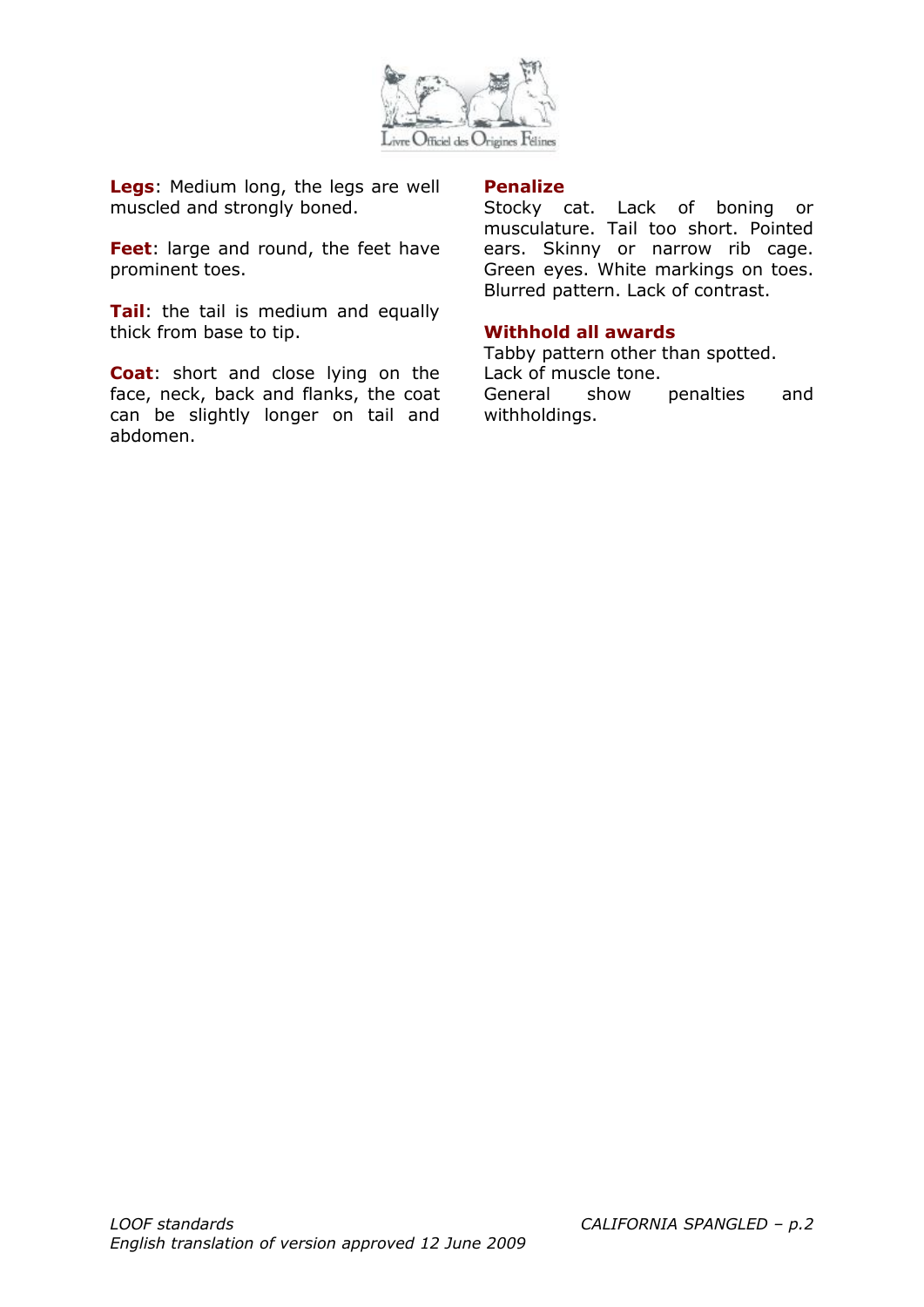**Legs**: Medium long, the legs are well muscled and strongly boned.

**Feet**: large and round, the feet have prominent toes.

**Tail**: the tail is medium and equally thick from base to tip.

**Coat**: short and close lying on the face, neck, back and flanks, the coat can be slightly longer on tail and abdomen.

## Penalize

Stocky cat. Lack of boning or musculature. Tail too short. Pointed ears. Skinny or narrow rib cage. Green eyes. White markings on toes. Blurred pattern. Lack of contrast.

## Withhold all awards

Tabby pattern other than spotted.
Lack of muscle tone.
General show penalties and withholdings.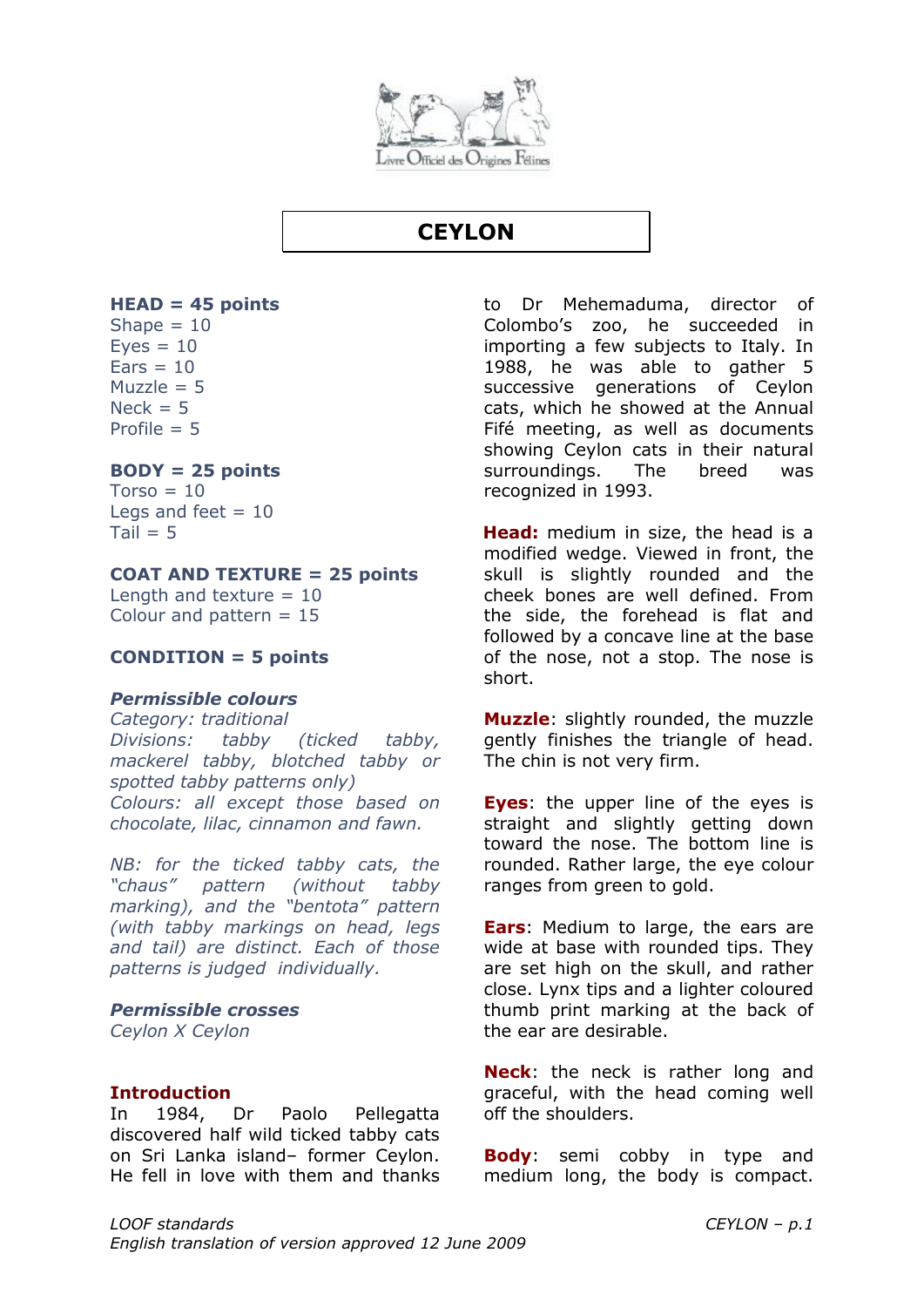# CEYLON

**HEAD = 45 points**
Shape = 10
Eyes = 10
Ears = 10
Muzzle = 5
Neck = 5
Profile = 5

**BODY = 25 points**
Torso = 10
Legs and feet = 10
Tail = 5

**COAT AND TEXTURE = 25 points**
Length and texture = 10
Colour and pattern = 15

**CONDITION = 5 points**

***Permissible colours***
*Category: traditional*
*Divisions: tabby (ticked tabby, mackerel tabby, blotched tabby or spotted tabby patterns only)*
*Colours: all except those based on chocolate, lilac, cinnamon and fawn.*

*NB: for the ticked tabby cats, the "chaus" pattern (without tabby marking), and the "bentota" pattern (with tabby markings on head, legs and tail) are distinct. Each of those patterns is judged individually.*

***Permissible crosses***
*Ceylon X Ceylon*

**Introduction**
In 1984, Dr Paolo Pellegatta discovered half wild ticked tabby cats on Sri Lanka island– former Ceylon. He fell in love with them and thanks to Dr Mehemaduma, director of Colombo's zoo, he succeeded in importing a few subjects to Italy. In 1988, he was able to gather 5 successive generations of Ceylon cats, which he showed at the Annual Fifé meeting, as well as documents showing Ceylon cats in their natural surroundings. The breed was recognized in 1993.

**Head:** medium in size, the head is a modified wedge. Viewed in front, the skull is slightly rounded and the cheek bones are well defined. From the side, the forehead is flat and followed by a concave line at the base of the nose, not a stop. The nose is short.

**Muzzle**: slightly rounded, the muzzle gently finishes the triangle of head. The chin is not very firm.

**Eyes**: the upper line of the eyes is straight and slightly getting down toward the nose. The bottom line is rounded. Rather large, the eye colour ranges from green to gold.

**Ears**: Medium to large, the ears are wide at base with rounded tips. They are set high on the skull, and rather close. Lynx tips and a lighter coloured thumb print marking at the back of the ear are desirable.

**Neck**: the neck is rather long and graceful, with the head coming well off the shoulders.

**Body**: semi cobby in type and medium long, the body is compact.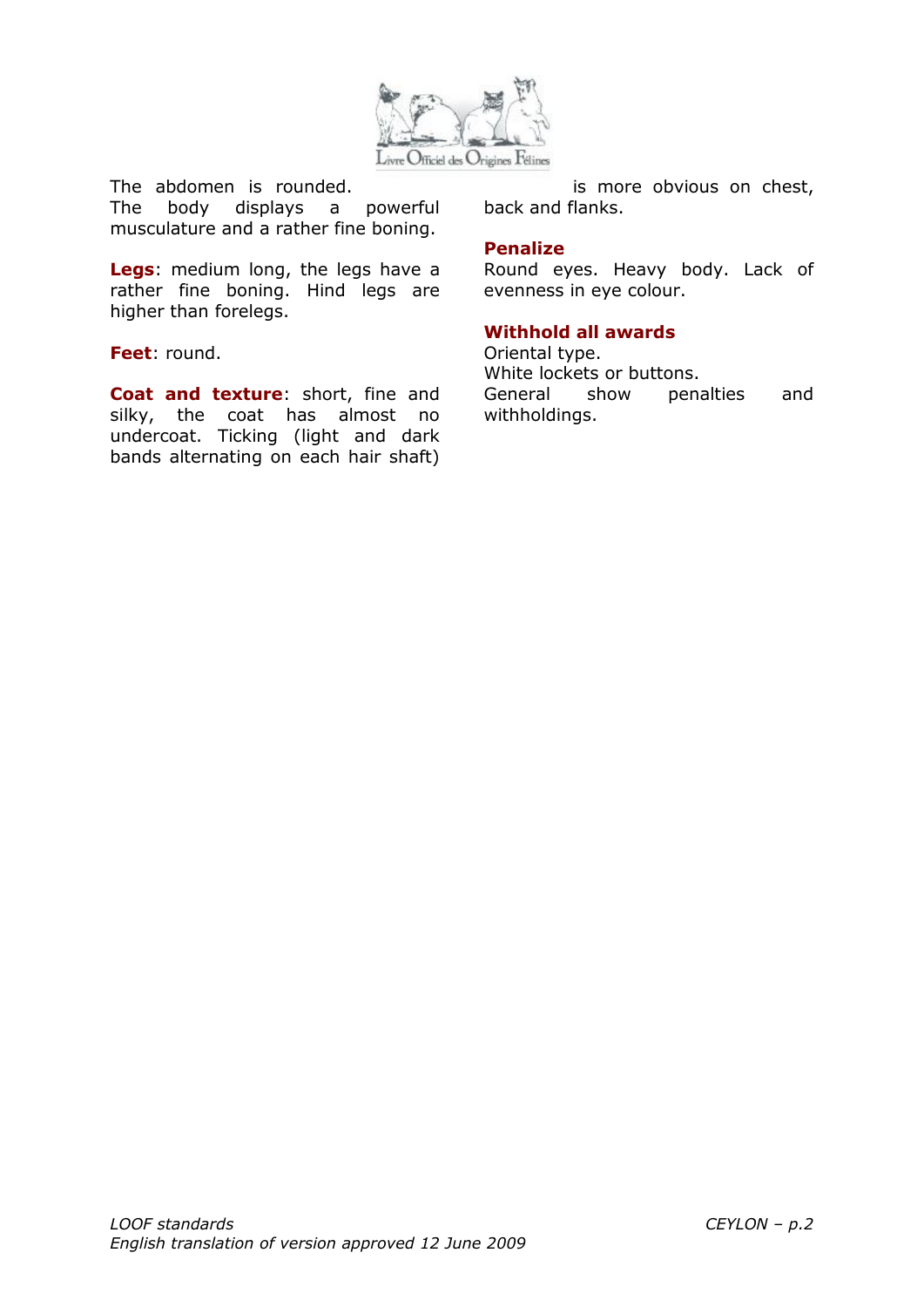The abdomen is rounded.
The body displays a powerful musculature and a rather fine boning.

**Legs**: medium long, the legs have a rather fine boning. Hind legs are higher than forelegs.

**Feet**: round.

**Coat and texture**: short, fine and silky, the coat has almost no undercoat. Ticking (light and dark bands alternating on each hair shaft) is more obvious on chest, back and flanks.

### Penalize

Round eyes. Heavy body. Lack of evenness in eye colour.

### Withhold all awards

Oriental type.
White lockets or buttons.
General show penalties and withholdings.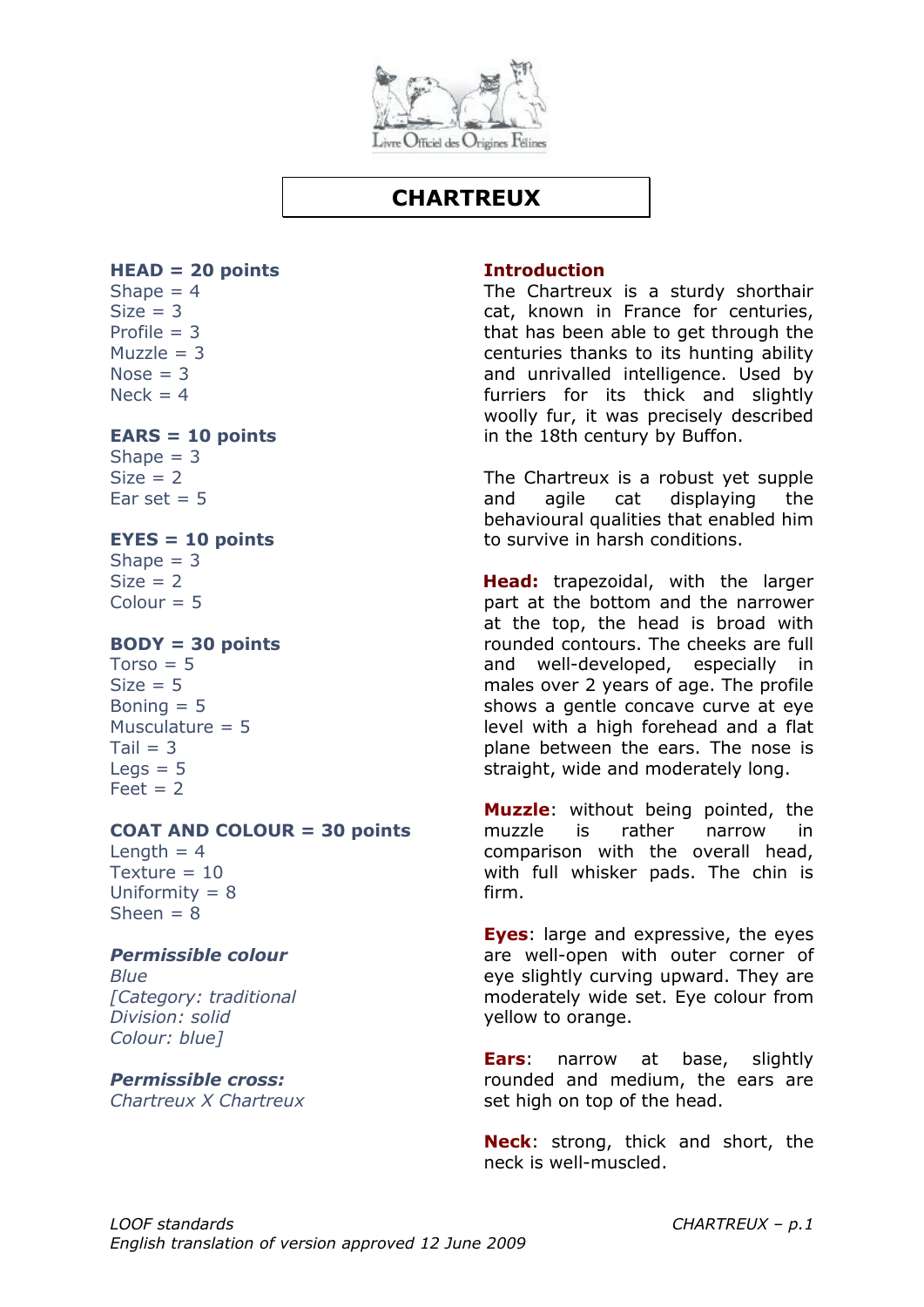# CHARTREUX

**HEAD = 20 points**
Shape = 4
Size = 3
Profile = 3
Muzzle = 3
Nose = 3
Neck = 4

**EARS = 10 points**
Shape = 3
Size = 2
Ear set = 5

**EYES = 10 points**
Shape = 3
Size = 2
Colour = 5

**BODY = 30 points**
Torso = 5
Size = 5
Boning = 5
Musculature = 5
Tail = 3
Legs = 5
Feet = 2

**COAT AND COLOUR = 30 points**
Length = 4
Texture = 10
Uniformity = 8
Sheen = 8

***Permissible colour***
*Blue*
*[Category: traditional*
*Division: solid*
*Colour: blue]*

***Permissible cross:***
*Chartreux X Chartreux*

**Introduction**
The Chartreux is a sturdy shorthair cat, known in France for centuries, that has been able to get through the centuries thanks to its hunting ability and unrivalled intelligence. Used by furriers for its thick and slightly woolly fur, it was precisely described in the 18th century by Buffon.

The Chartreux is a robust yet supple and agile cat displaying the behavioural qualities that enabled him to survive in harsh conditions.

**Head:** trapezoidal, with the larger part at the bottom and the narrower at the top, the head is broad with rounded contours. The cheeks are full and well-developed, especially in males over 2 years of age. The profile shows a gentle concave curve at eye level with a high forehead and a flat plane between the ears. The nose is straight, wide and moderately long.

**Muzzle**: without being pointed, the muzzle is rather narrow in comparison with the overall head, with full whisker pads. The chin is firm.

**Eyes**: large and expressive, the eyes are well-open with outer corner of eye slightly curving upward. They are moderately wide set. Eye colour from yellow to orange.

**Ears**: narrow at base, slightly rounded and medium, the ears are set high on top of the head.

**Neck**: strong, thick and short, the neck is well-muscled.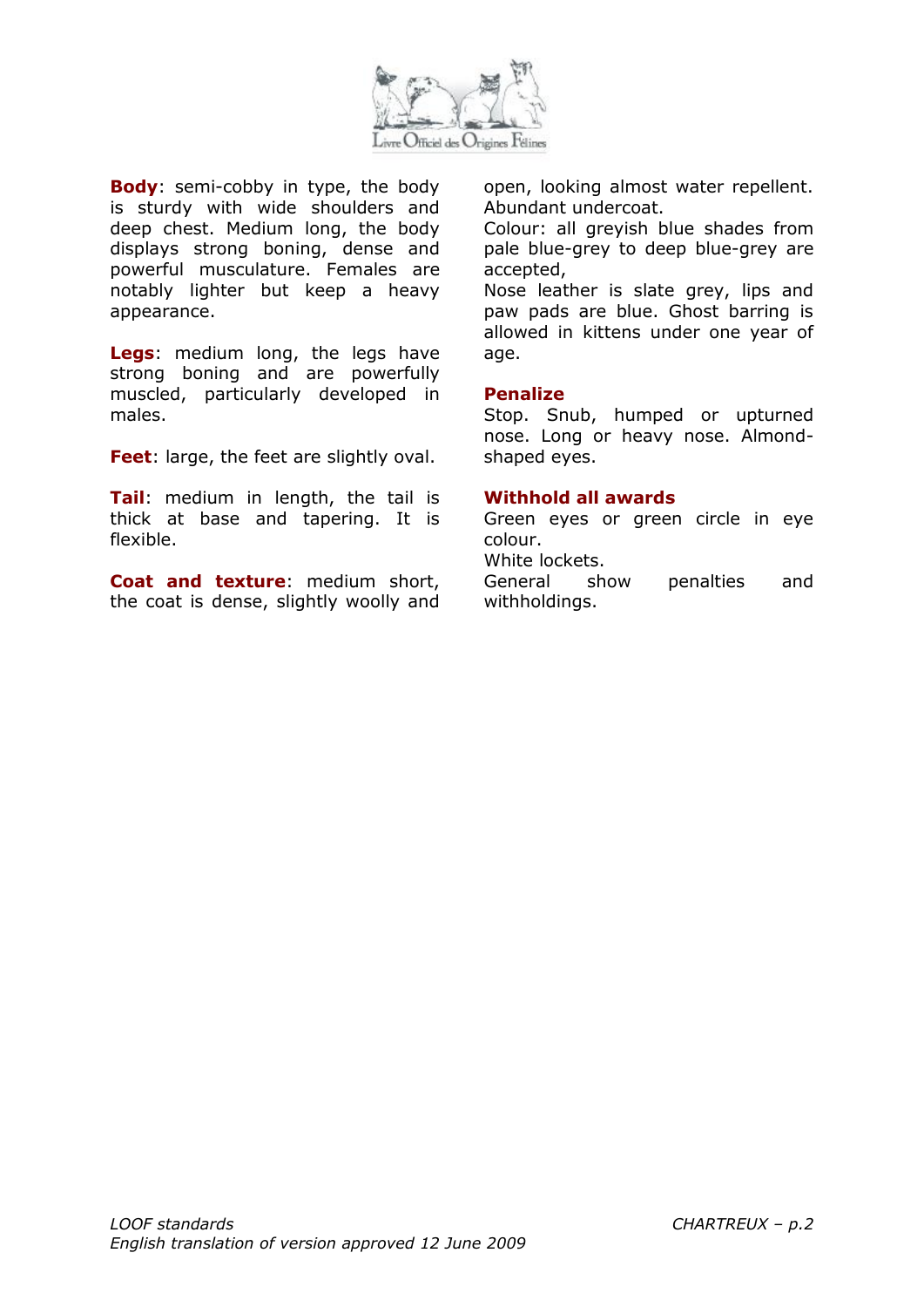**Body**: semi-cobby in type, the body is sturdy with wide shoulders and deep chest. Medium long, the body displays strong boning, dense and powerful musculature. Females are notably lighter but keep a heavy appearance.

**Legs**: medium long, the legs have strong boning and are powerfully muscled, particularly developed in males.

**Feet**: large, the feet are slightly oval.

**Tail**: medium in length, the tail is thick at base and tapering. It is flexible.

**Coat and texture**: medium short, the coat is dense, slightly woolly and open, looking almost water repellent. Abundant undercoat.

Colour: all greyish blue shades from pale blue-grey to deep blue-grey are accepted,

Nose leather is slate grey, lips and paw pads are blue. Ghost barring is allowed in kittens under one year of age.

## Penalize

Stop. Snub, humped or upturned nose. Long or heavy nose. Almond-shaped eyes.

## Withhold all awards

Green eyes or green circle in eye colour.

White lockets.

General show penalties and withholdings.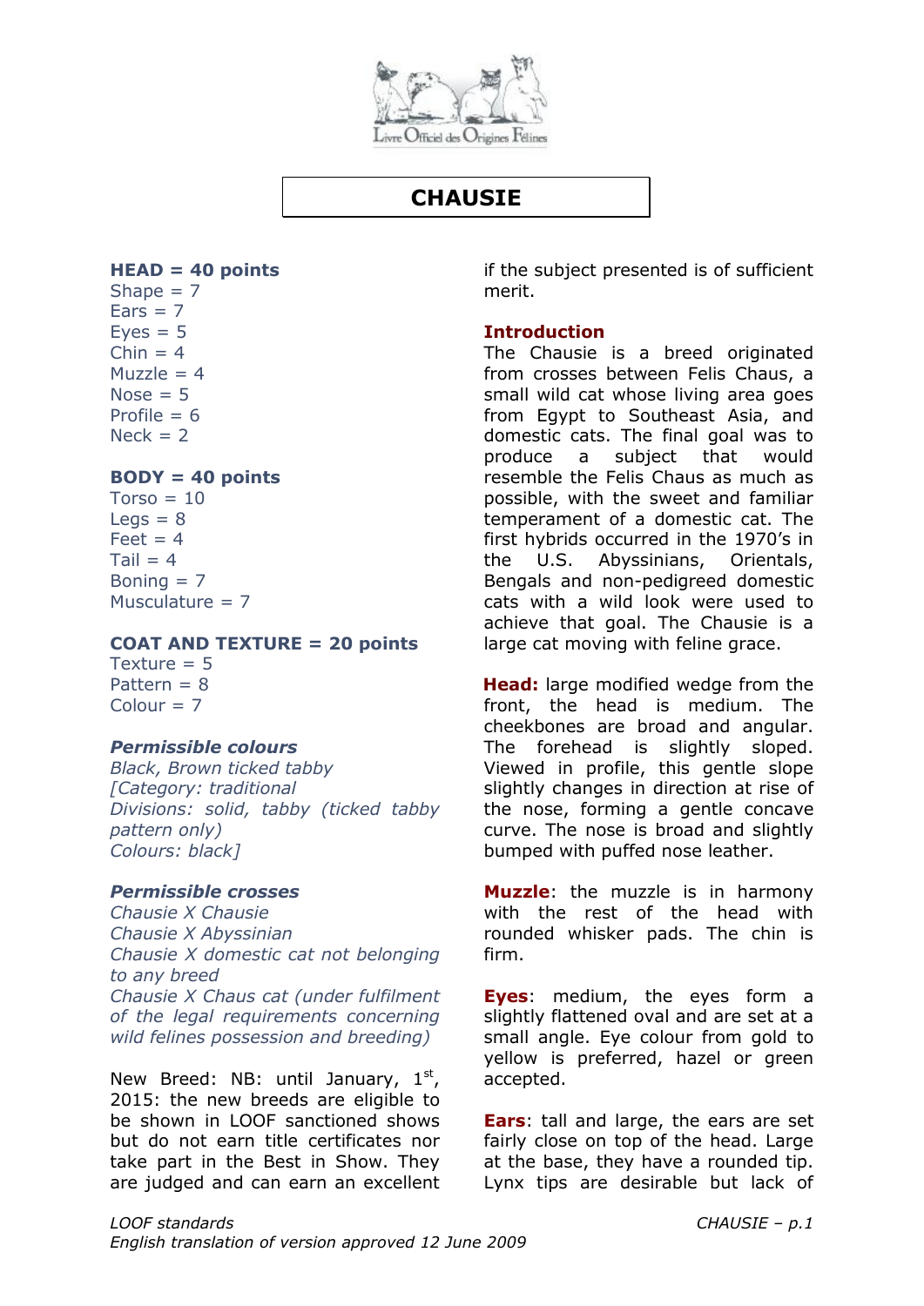# CHAUSIE

**HEAD = 40 points**
Shape = 7
Ears = 7
Eyes = 5
Chin = 4
Muzzle = 4
Nose = 5
Profile = 6
Neck = 2

**BODY = 40 points**
Torso = 10
Legs = 8
Feet = 4
Tail = 4
Boning = 7
Musculature = 7

**COAT AND TEXTURE = 20 points**
Texture = 5
Pattern = 8
Colour = 7

***Permissible colours***
*Black, Brown ticked tabby*
*[Category: traditional*
*Divisions: solid, tabby (ticked tabby pattern only)*
*Colours: black]*

***Permissible crosses***
*Chausie X Chausie*
*Chausie X Abyssinian*
*Chausie X domestic cat not belonging to any breed*
*Chausie X Chaus cat (under fulfilment of the legal requirements concerning wild felines possession and breeding)*

New Breed: NB: until January, 1st, 2015: the new breeds are eligible to be shown in LOOF sanctioned shows but do not earn title certificates nor take part in the Best in Show. They are judged and can earn an excellent if the subject presented is of sufficient merit.

**Introduction**
The Chausie is a breed originated from crosses between Felis Chaus, a small wild cat whose living area goes from Egypt to Southeast Asia, and domestic cats. The final goal was to produce a subject that would resemble the Felis Chaus as much as possible, with the sweet and familiar temperament of a domestic cat. The first hybrids occurred in the 1970's in the U.S. Abyssinians, Orientals, Bengals and non-pedigreed domestic cats with a wild look were used to achieve that goal. The Chausie is a large cat moving with feline grace.

**Head:** large modified wedge from the front, the head is medium. The cheekbones are broad and angular. The forehead is slightly sloped. Viewed in profile, this gentle slope slightly changes in direction at rise of the nose, forming a gentle concave curve. The nose is broad and slightly bumped with puffed nose leather.

**Muzzle**: the muzzle is in harmony with the rest of the head with rounded whisker pads. The chin is firm.

**Eyes**: medium, the eyes form a slightly flattened oval and are set at a small angle. Eye colour from gold to yellow is preferred, hazel or green accepted.

**Ears**: tall and large, the ears are set fairly close on top of the head. Large at the base, they have a rounded tip. Lynx tips are desirable but lack of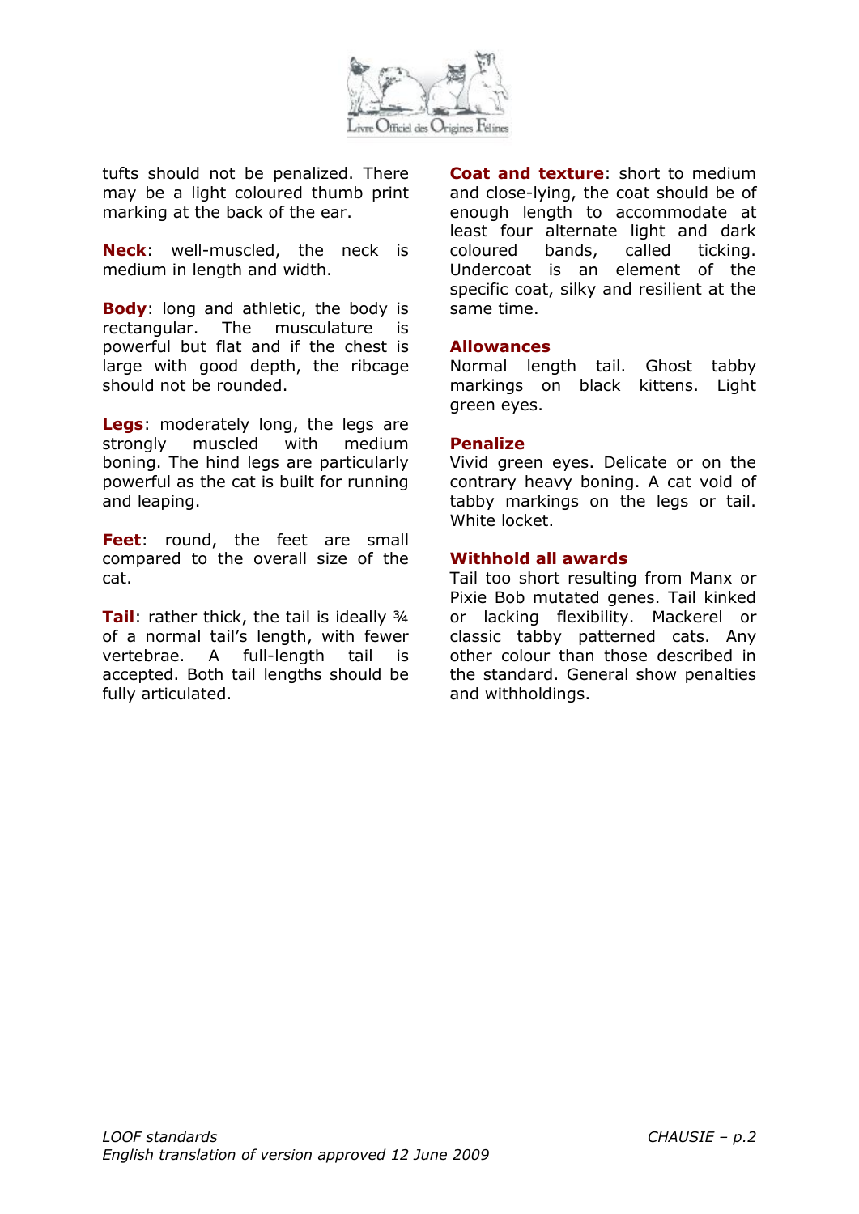tufts should not be penalized. There may be a light coloured thumb print marking at the back of the ear.

**Neck**: well-muscled, the neck is medium in length and width.

**Body**: long and athletic, the body is rectangular. The musculature is powerful but flat and if the chest is large with good depth, the ribcage should not be rounded.

**Legs**: moderately long, the legs are strongly muscled with medium boning. The hind legs are particularly powerful as the cat is built for running and leaping.

**Feet**: round, the feet are small compared to the overall size of the cat.

**Tail**: rather thick, the tail is ideally ¾ of a normal tail's length, with fewer vertebrae. A full-length tail is accepted. Both tail lengths should be fully articulated.

**Coat and texture**: short to medium and close-lying, the coat should be of enough length to accommodate at least four alternate light and dark coloured bands, called ticking. Undercoat is an element of the specific coat, silky and resilient at the same time.

**Allowances**

Normal length tail. Ghost tabby markings on black kittens. Light green eyes.

**Penalize**

Vivid green eyes. Delicate or on the contrary heavy boning. A cat void of tabby markings on the legs or tail. White locket.

**Withhold all awards**

Tail too short resulting from Manx or Pixie Bob mutated genes. Tail kinked or lacking flexibility. Mackerel or classic tabby patterned cats. Any other colour than those described in the standard. General show penalties and withholdings.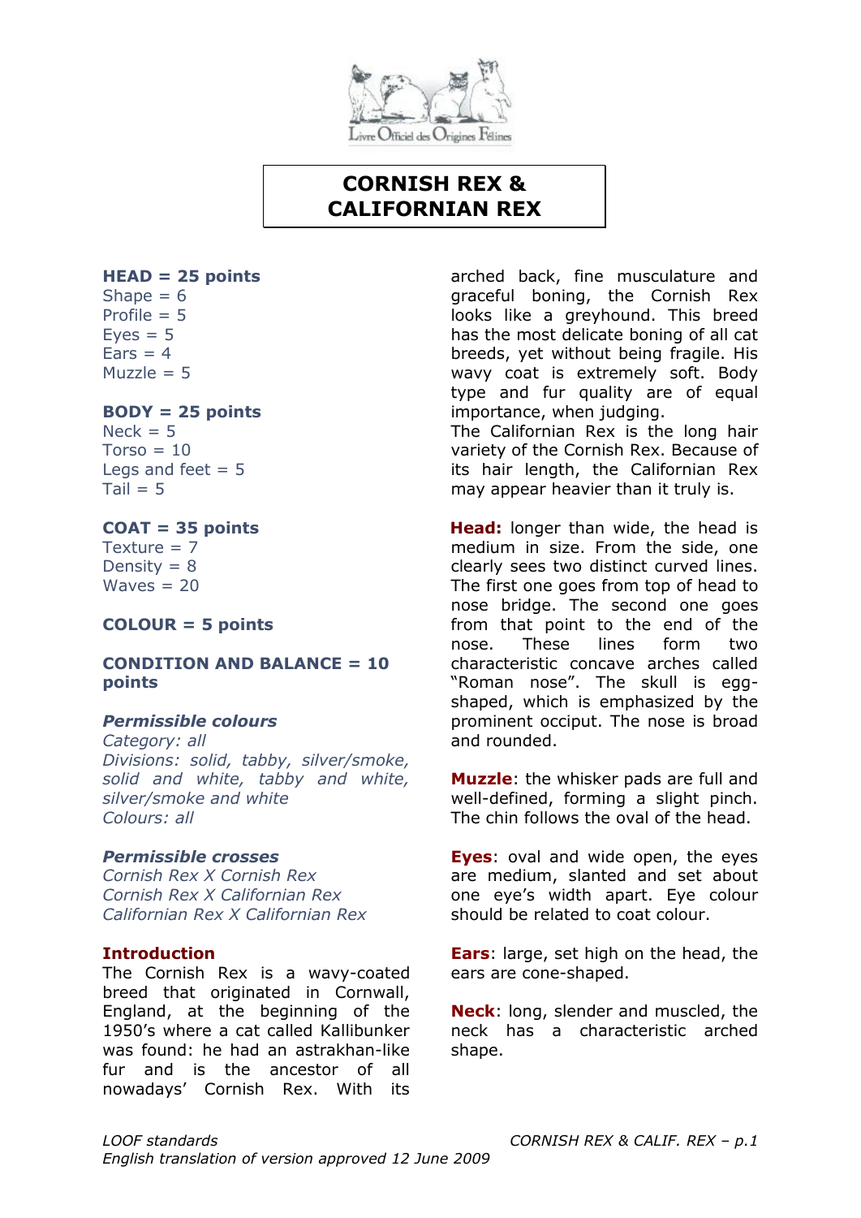# CORNISH REX & CALIFORNIAN REX

**HEAD = 25 points**
Shape = 6
Profile = 5
Eyes = 5
Ears = 4
Muzzle = 5

**BODY = 25 points**
Neck = 5
Torso = 10
Legs and feet = 5
Tail = 5

**COAT = 35 points**
Texture = 7
Density = 8
Waves = 20

**COLOUR = 5 points**

**CONDITION AND BALANCE = 10 points**

***Permissible colours***
*Category: all*
*Divisions: solid, tabby, silver/smoke, solid and white, tabby and white, silver/smoke and white*
*Colours: all*

***Permissible crosses***
*Cornish Rex X Cornish Rex*
*Cornish Rex X Californian Rex*
*Californian Rex X Californian Rex*

**Introduction**
The Cornish Rex is a wavy-coated breed that originated in Cornwall, England, at the beginning of the 1950's where a cat called Kallibunker was found: he had an astrakhan-like fur and is the ancestor of all nowadays' Cornish Rex. With its arched back, fine musculature and graceful boning, the Cornish Rex looks like a greyhound. This breed has the most delicate boning of all cat breeds, yet without being fragile. His wavy coat is extremely soft. Body type and fur quality are of equal importance, when judging.
The Californian Rex is the long hair variety of the Cornish Rex. Because of its hair length, the Californian Rex may appear heavier than it truly is.

**Head:** longer than wide, the head is medium in size. From the side, one clearly sees two distinct curved lines. The first one goes from top of head to nose bridge. The second one goes from that point to the end of the nose. These lines form two characteristic concave arches called "Roman nose". The skull is egg-shaped, which is emphasized by the prominent occiput. The nose is broad and rounded.

**Muzzle**: the whisker pads are full and well-defined, forming a slight pinch. The chin follows the oval of the head.

**Eyes**: oval and wide open, the eyes are medium, slanted and set about one eye's width apart. Eye colour should be related to coat colour.

**Ears**: large, set high on the head, the ears are cone-shaped.

**Neck**: long, slender and muscled, the neck has a characteristic arched shape.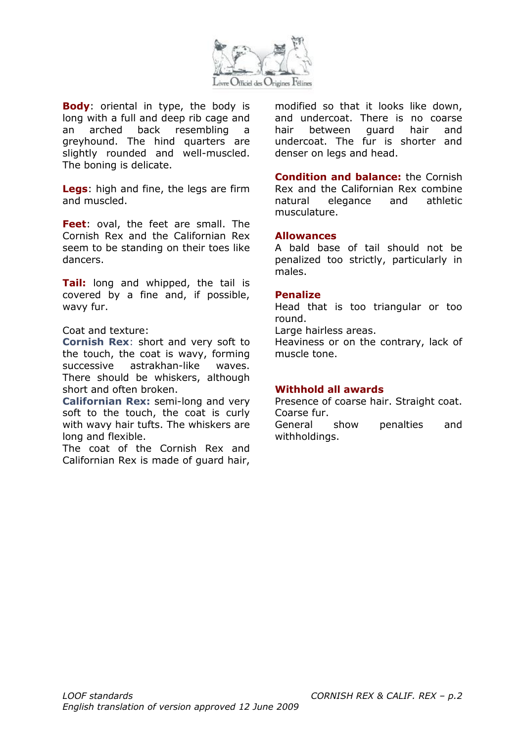**Body**: oriental in type, the body is long with a full and deep rib cage and an arched back resembling a greyhound. The hind quarters are slightly rounded and well-muscled. The boning is delicate.

**Legs**: high and fine, the legs are firm and muscled.

**Feet**: oval, the feet are small. The Cornish Rex and the Californian Rex seem to be standing on their toes like dancers.

**Tail:** long and whipped, the tail is covered by a fine and, if possible, wavy fur.

Coat and texture:
**Cornish Rex**: short and very soft to the touch, the coat is wavy, forming successive astrakhan-like waves. There should be whiskers, although short and often broken.
**Californian Rex:** semi-long and very soft to the touch, the coat is curly with wavy hair tufts. The whiskers are long and flexible.
The coat of the Cornish Rex and Californian Rex is made of guard hair, modified so that it looks like down, and undercoat. There is no coarse hair between guard hair and undercoat. The fur is shorter and denser on legs and head.

**Condition and balance:** the Cornish Rex and the Californian Rex combine natural elegance and athletic musculature.

**Allowances**
A bald base of tail should not be penalized too strictly, particularly in males.

**Penalize**
Head that is too triangular or too round.
Large hairless areas.
Heaviness or on the contrary, lack of muscle tone.

**Withhold all awards**
Presence of coarse hair. Straight coat.
Coarse fur.
General show penalties and withholdings.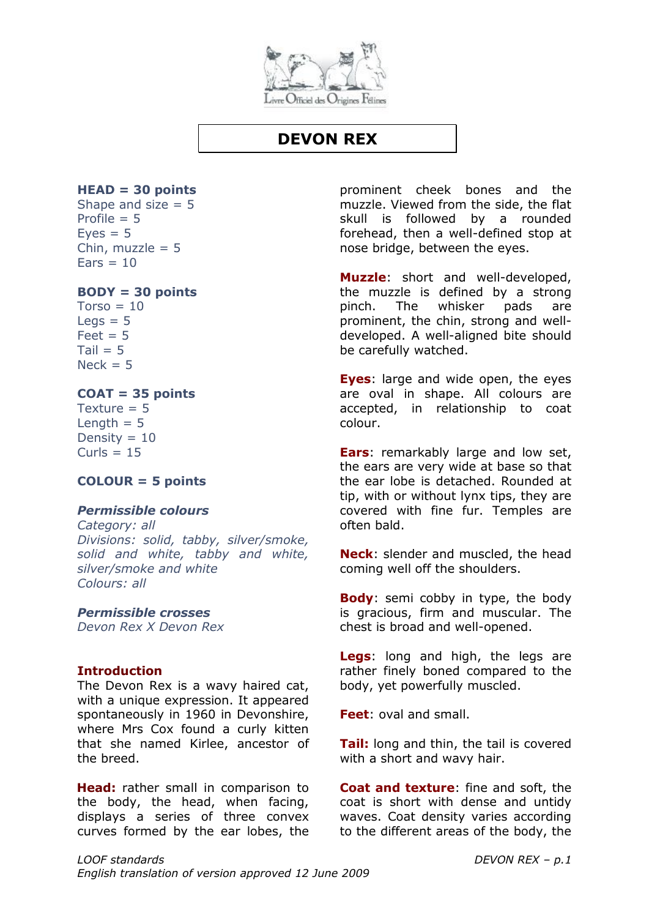# DEVON REX

**HEAD = 30 points**
Shape and size = 5
Profile = 5
Eyes = 5
Chin, muzzle = 5
Ears = 10

**BODY = 30 points**
Torso = 10
Legs = 5
Feet = 5
Tail = 5
Neck = 5

**COAT = 35 points**
Texture = 5
Length = 5
Density = 10
Curls = 15

**COLOUR = 5 points**

***Permissible colours***
*Category: all*
*Divisions: solid, tabby, silver/smoke, solid and white, tabby and white, silver/smoke and white*
*Colours: all*

***Permissible crosses***
*Devon Rex X Devon Rex*

**Introduction**
The Devon Rex is a wavy haired cat, with a unique expression. It appeared spontaneously in 1960 in Devonshire, where Mrs Cox found a curly kitten that she named Kirlee, ancestor of the breed.

**Head:** rather small in comparison to the body, the head, when facing, displays a series of three convex curves formed by the ear lobes, the prominent cheek bones and the muzzle. Viewed from the side, the flat skull is followed by a rounded forehead, then a well-defined stop at nose bridge, between the eyes.

**Muzzle**: short and well-developed, the muzzle is defined by a strong pinch. The whisker pads are prominent, the chin, strong and well-developed. A well-aligned bite should be carefully watched.

**Eyes**: large and wide open, the eyes are oval in shape. All colours are accepted, in relationship to coat colour.

**Ears**: remarkably large and low set, the ears are very wide at base so that the ear lobe is detached. Rounded at tip, with or without lynx tips, they are covered with fine fur. Temples are often bald.

**Neck**: slender and muscled, the head coming well off the shoulders.

**Body**: semi cobby in type, the body is gracious, firm and muscular. The chest is broad and well-opened.

**Legs**: long and high, the legs are rather finely boned compared to the body, yet powerfully muscled.

**Feet**: oval and small.

**Tail:** long and thin, the tail is covered with a short and wavy hair.

**Coat and texture**: fine and soft, the coat is short with dense and untidy waves. Coat density varies according to the different areas of the body, the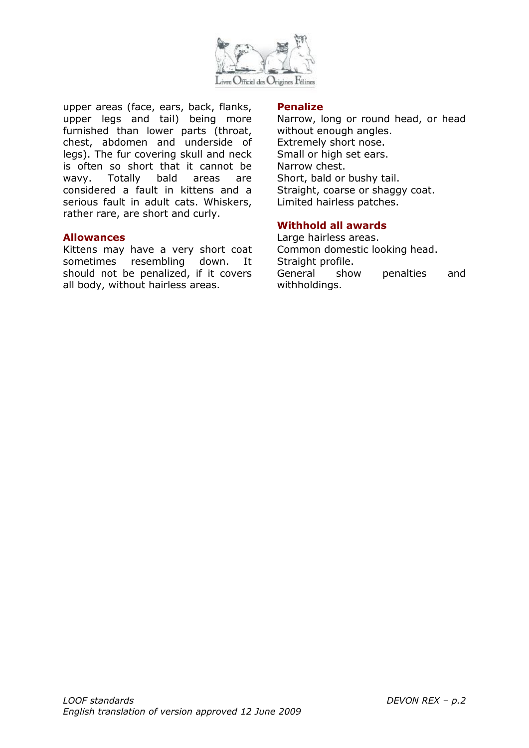upper areas (face, ears, back, flanks, upper legs and tail) being more furnished than lower parts (throat, chest, abdomen and underside of legs). The fur covering skull and neck is often so short that it cannot be wavy. Totally bald areas are considered a fault in kittens and a serious fault in adult cats. Whiskers, rather rare, are short and curly.

### Allowances

Kittens may have a very short coat sometimes resembling down. It should not be penalized, if it covers all body, without hairless areas.

### Penalize

Narrow, long or round head, or head without enough angles.
Extremely short nose.
Small or high set ears.
Narrow chest.
Short, bald or bushy tail.
Straight, coarse or shaggy coat.
Limited hairless patches.

### Withhold all awards

Large hairless areas.
Common domestic looking head.
Straight profile.
General show penalties and withholdings.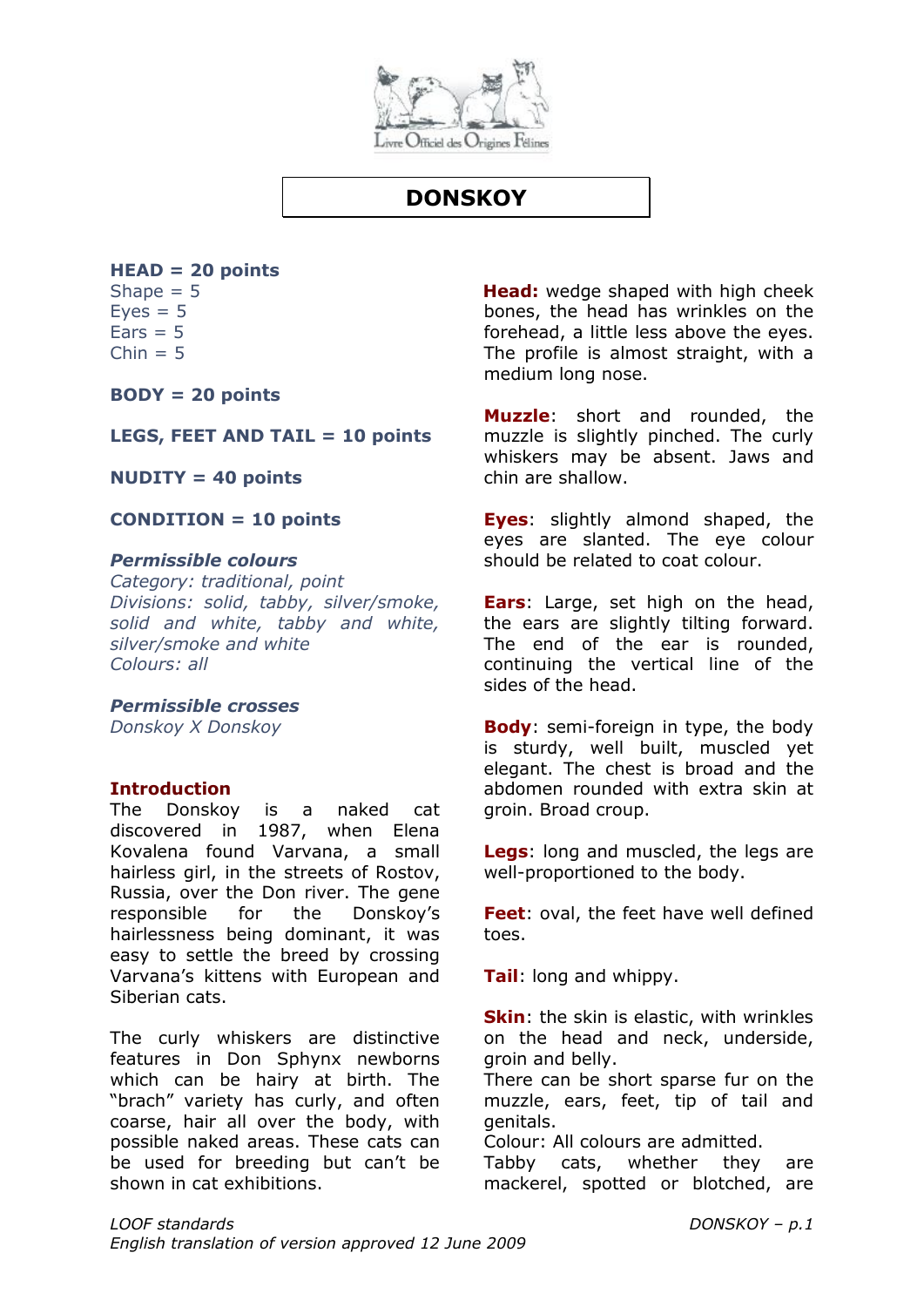# DONSKOY

**HEAD = 20 points**
Shape = 5
Eyes = 5
Ears = 5
Chin = 5

**BODY = 20 points**

**LEGS, FEET AND TAIL = 10 points**

**NUDITY = 40 points**

**CONDITION = 10 points**

***Permissible colours***
*Category: traditional, point*
*Divisions: solid, tabby, silver/smoke, solid and white, tabby and white, silver/smoke and white*
*Colours: all*

***Permissible crosses***
*Donskoy X Donskoy*

**Introduction**
The Donskoy is a naked cat discovered in 1987, when Elena Kovalena found Varvana, a small hairless girl, in the streets of Rostov, Russia, over the Don river. The gene responsible for the Donskoy's hairlessness being dominant, it was easy to settle the breed by crossing Varvana's kittens with European and Siberian cats.

The curly whiskers are distinctive features in Don Sphynx newborns which can be hairy at birth. The "brach" variety has curly, and often coarse, hair all over the body, with possible naked areas. These cats can be used for breeding but can't be shown in cat exhibitions.

**Head:** wedge shaped with high cheek bones, the head has wrinkles on the forehead, a little less above the eyes. The profile is almost straight, with a medium long nose.

**Muzzle**: short and rounded, the muzzle is slightly pinched. The curly whiskers may be absent. Jaws and chin are shallow.

**Eyes**: slightly almond shaped, the eyes are slanted. The eye colour should be related to coat colour.

**Ears**: Large, set high on the head, the ears are slightly tilting forward. The end of the ear is rounded, continuing the vertical line of the sides of the head.

**Body**: semi-foreign in type, the body is sturdy, well built, muscled yet elegant. The chest is broad and the abdomen rounded with extra skin at groin. Broad croup.

**Legs**: long and muscled, the legs are well-proportioned to the body.

**Feet**: oval, the feet have well defined toes.

**Tail**: long and whippy.

**Skin**: the skin is elastic, with wrinkles on the head and neck, underside, groin and belly.
There can be short sparse fur on the muzzle, ears, feet, tip of tail and genitals.
Colour: All colours are admitted.
Tabby cats, whether they are mackerel, spotted or blotched, are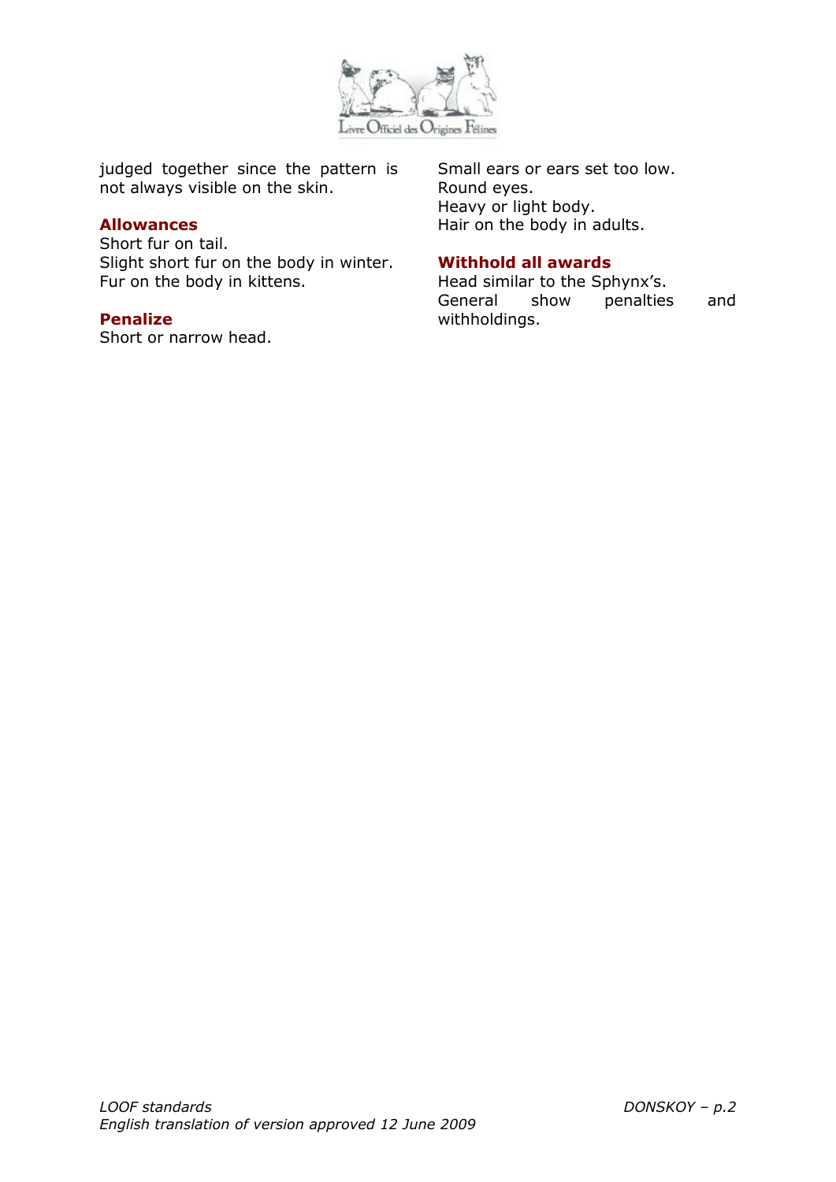judged together since the pattern is not always visible on the skin.

### Allowances

Short fur on tail.
Slight short fur on the body in winter.
Fur on the body in kittens.

### Penalize

Short or narrow head.
Small ears or ears set too low.
Round eyes.
Heavy or light body.
Hair on the body in adults.

### Withhold all awards

Head similar to the Sphynx's.
General show penalties and withholdings.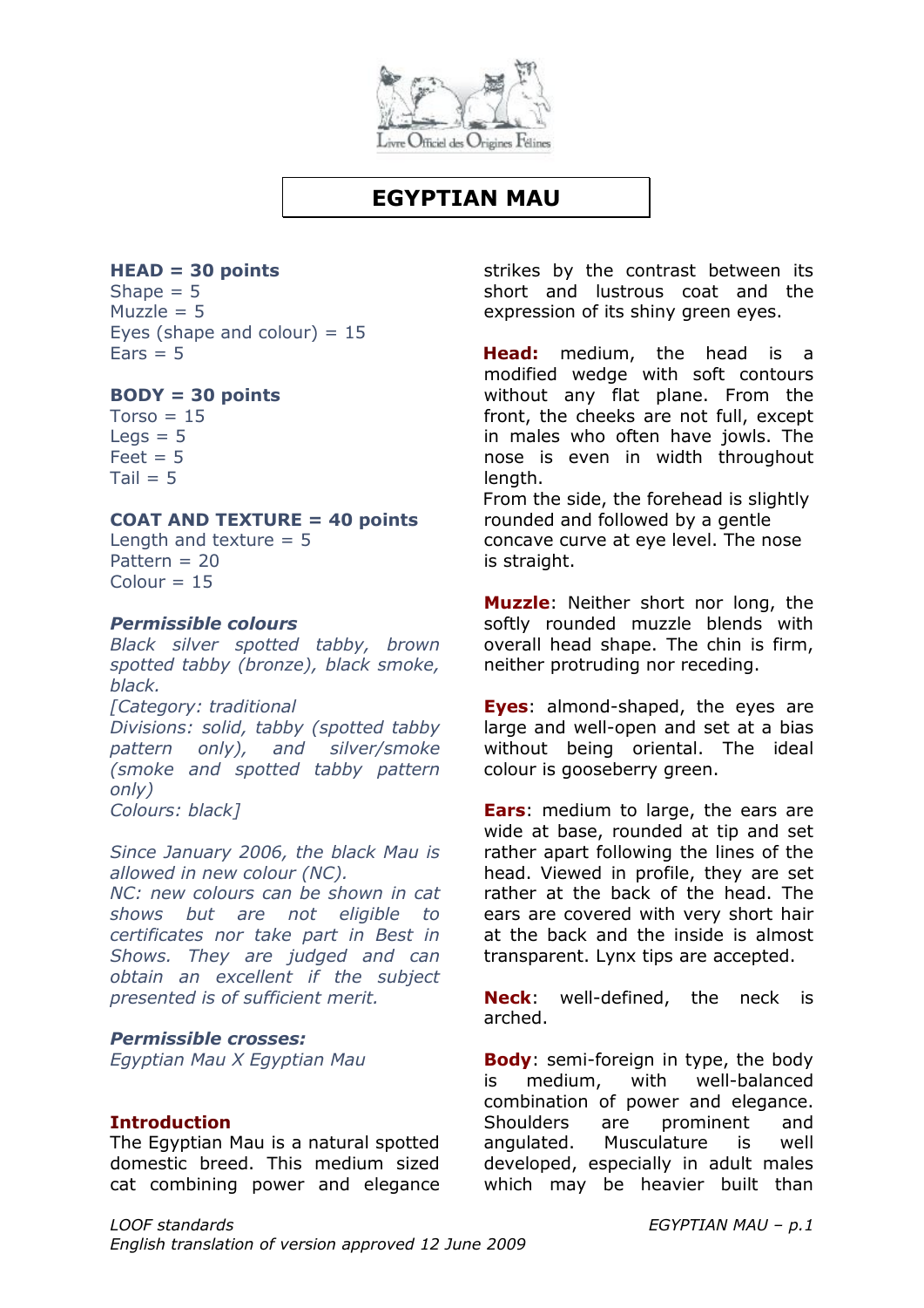# EGYPTIAN MAU

**HEAD = 30 points**
Shape = 5
Muzzle = 5
Eyes (shape and colour) = 15
Ears = 5

**BODY = 30 points**
Torso = 15
Legs = 5
Feet = 5
Tail = 5

**COAT AND TEXTURE = 40 points**
Length and texture = 5
Pattern = 20
Colour = 15

***Permissible colours***
*Black silver spotted tabby, brown spotted tabby (bronze), black smoke, black.*
*[Category: traditional*
*Divisions: solid, tabby (spotted tabby pattern only), and silver/smoke (smoke and spotted tabby pattern only)*
*Colours: black]*

*Since January 2006, the black Mau is allowed in new colour (NC).*
*NC: new colours can be shown in cat shows but are not eligible to certificates nor take part in Best in Shows. They are judged and can obtain an excellent if the subject presented is of sufficient merit.*

***Permissible crosses:***
*Egyptian Mau X Egyptian Mau*

**Introduction**
The Egyptian Mau is a natural spotted domestic breed. This medium sized cat combining power and elegance strikes by the contrast between its short and lustrous coat and the expression of its shiny green eyes.

**Head:** medium, the head is a modified wedge with soft contours without any flat plane. From the front, the cheeks are not full, except in males who often have jowls. The nose is even in width throughout length.
From the side, the forehead is slightly rounded and followed by a gentle concave curve at eye level. The nose is straight.

**Muzzle**: Neither short nor long, the softly rounded muzzle blends with overall head shape. The chin is firm, neither protruding nor receding.

**Eyes**: almond-shaped, the eyes are large and well-open and set at a bias without being oriental. The ideal colour is gooseberry green.

**Ears**: medium to large, the ears are wide at base, rounded at tip and set rather apart following the lines of the head. Viewed in profile, they are set rather at the back of the head. The ears are covered with very short hair at the back and the inside is almost transparent. Lynx tips are accepted.

**Neck**: well-defined, the neck is arched.

**Body**: semi-foreign in type, the body is medium, with well-balanced combination of power and elegance. Shoulders are prominent and angulated. Musculature is well developed, especially in adult males which may be heavier built than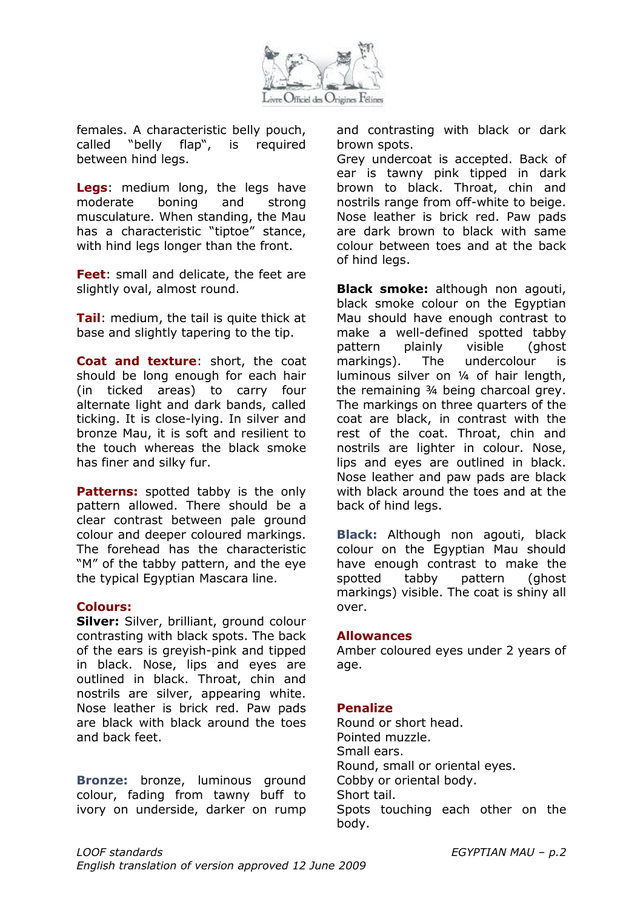females. A characteristic belly pouch, called "belly flap", is required between hind legs.

**Legs**: medium long, the legs have moderate boning and strong musculature. When standing, the Mau has a characteristic "tiptoe" stance, with hind legs longer than the front.

**Feet**: small and delicate, the feet are slightly oval, almost round.

**Tail**: medium, the tail is quite thick at base and slightly tapering to the tip.

**Coat and texture**: short, the coat should be long enough for each hair (in ticked areas) to carry four alternate light and dark bands, called ticking. It is close-lying. In silver and bronze Mau, it is soft and resilient to the touch whereas the black smoke has finer and silky fur.

**Patterns:** spotted tabby is the only pattern allowed. There should be a clear contrast between pale ground colour and deeper coloured markings. The forehead has the characteristic "M" of the tabby pattern, and the eye the typical Egyptian Mascara line.

**Colours:**

**Silver:** Silver, brilliant, ground colour contrasting with black spots. The back of the ears is greyish-pink and tipped in black. Nose, lips and eyes are outlined in black. Throat, chin and nostrils are silver, appearing white. Nose leather is brick red. Paw pads are black with black around the toes and back feet.

**Bronze:** bronze, luminous ground colour, fading from tawny buff to ivory on underside, darker on rump and contrasting with black or dark brown spots.
Grey undercoat is accepted. Back of ear is tawny pink tipped in dark brown to black. Throat, chin and nostrils range from off-white to beige. Nose leather is brick red. Paw pads are dark brown to black with same colour between toes and at the back of hind legs.

**Black smoke:** although non agouti, black smoke colour on the Egyptian Mau should have enough contrast to make a well-defined spotted tabby pattern plainly visible (ghost markings). The undercolour is luminous silver on ¼ of hair length, the remaining ¾ being charcoal grey. The markings on three quarters of the coat are black, in contrast with the rest of the coat. Throat, chin and nostrils are lighter in colour. Nose, lips and eyes are outlined in black. Nose leather and paw pads are black with black around the toes and at the back of hind legs.

**Black:** Although non agouti, black colour on the Egyptian Mau should have enough contrast to make the spotted tabby pattern (ghost markings) visible. The coat is shiny all over.

**Allowances**

Amber coloured eyes under 2 years of age.

**Penalize**

Round or short head.
Pointed muzzle.
Small ears.
Round, small or oriental eyes.
Cobby or oriental body.
Short tail.
Spots touching each other on the body.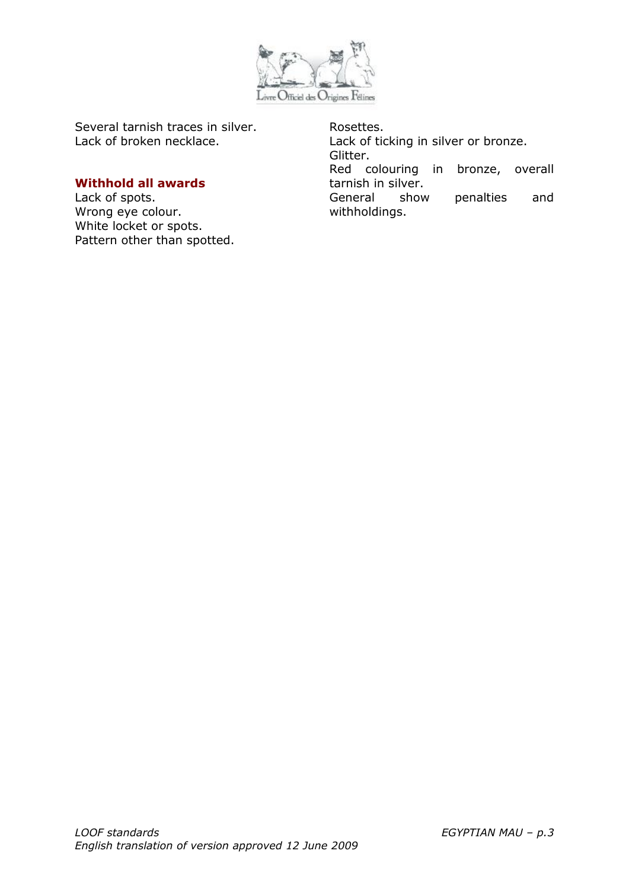Several tarnish traces in silver.
Lack of broken necklace.

**Withhold all awards**

Lack of spots.
Wrong eye colour.
White locket or spots.
Pattern other than spotted.
Rosettes.
Lack of ticking in silver or bronze.
Glitter.
Red colouring in bronze, overall tarnish in silver.
General show penalties and withholdings.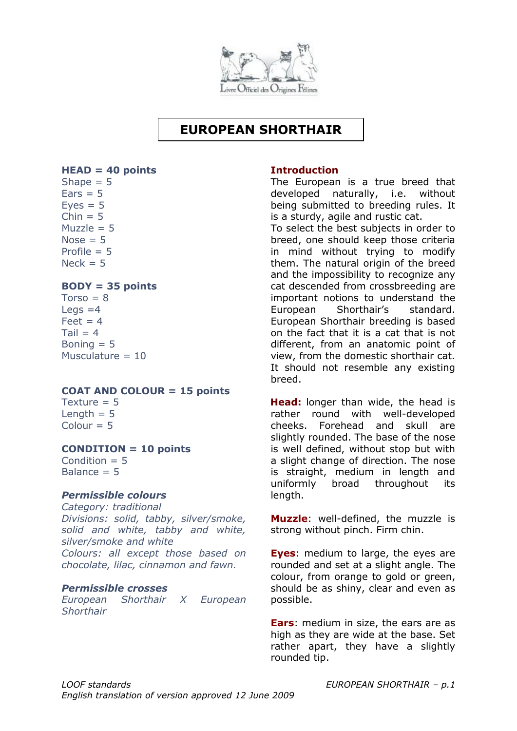# EUROPEAN SHORTHAIR

**HEAD = 40 points**
Shape = 5
Ears = 5
Eyes = 5
Chin = 5
Muzzle = 5
Nose = 5
Profile = 5
Neck = 5

**BODY = 35 points**
Torso = 8
Legs =4
Feet = 4
Tail = 4
Boning = 5
Musculature = 10

**COAT AND COLOUR = 15 points**
Texture = 5
Length = 5
Colour = 5

**CONDITION = 10 points**
Condition = 5
Balance = 5

***Permissible colours***

*Category: traditional*
*Divisions: solid, tabby, silver/smoke, solid and white, tabby and white, silver/smoke and white*
*Colours: all except those based on chocolate, lilac, cinnamon and fawn.*

***Permissible crosses***

*European Shorthair X European Shorthair*

## Introduction

The European is a true breed that developed naturally, i.e. without being submitted to breeding rules. It is a sturdy, agile and rustic cat.
To select the best subjects in order to breed, one should keep those criteria in mind without trying to modify them. The natural origin of the breed and the impossibility to recognize any cat descended from crossbreeding are important notions to understand the European Shorthair's standard. European Shorthair breeding is based on the fact that it is a cat that is not different, from an anatomic point of view, from the domestic shorthair cat. It should not resemble any existing breed.

**Head:** longer than wide, the head is rather round with well-developed cheeks. Forehead and skull are slightly rounded. The base of the nose is well defined, without stop but with a slight change of direction. The nose is straight, medium in length and uniformly broad throughout its length.

**Muzzle**: well-defined, the muzzle is strong without pinch. Firm chin.

**Eyes**: medium to large, the eyes are rounded and set at a slight angle. The colour, from orange to gold or green, should be as shiny, clear and even as possible.

**Ears**: medium in size, the ears are as high as they are wide at the base. Set rather apart, they have a slightly rounded tip.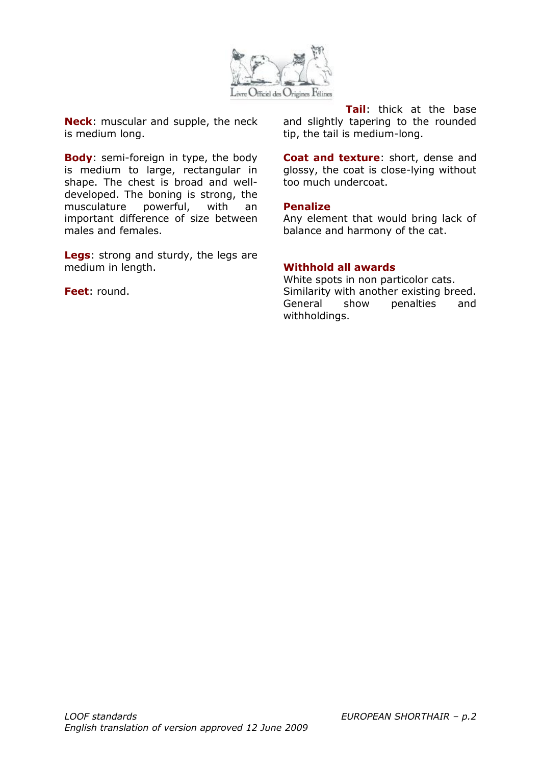**Neck**: muscular and supple, the neck is medium long.

**Body**: semi-foreign in type, the body is medium to large, rectangular in shape. The chest is broad and well-developed. The boning is strong, the musculature powerful, with an important difference of size between males and females.

**Legs**: strong and sturdy, the legs are medium in length.

**Feet**: round.

**Tail**: thick at the base and slightly tapering to the rounded tip, the tail is medium-long.

**Coat and texture**: short, dense and glossy, the coat is close-lying without too much undercoat.

**Penalize**

Any element that would bring lack of balance and harmony of the cat.

**Withhold all awards**

White spots in non particolor cats.
Similarity with another existing breed.
General show penalties and withholdings.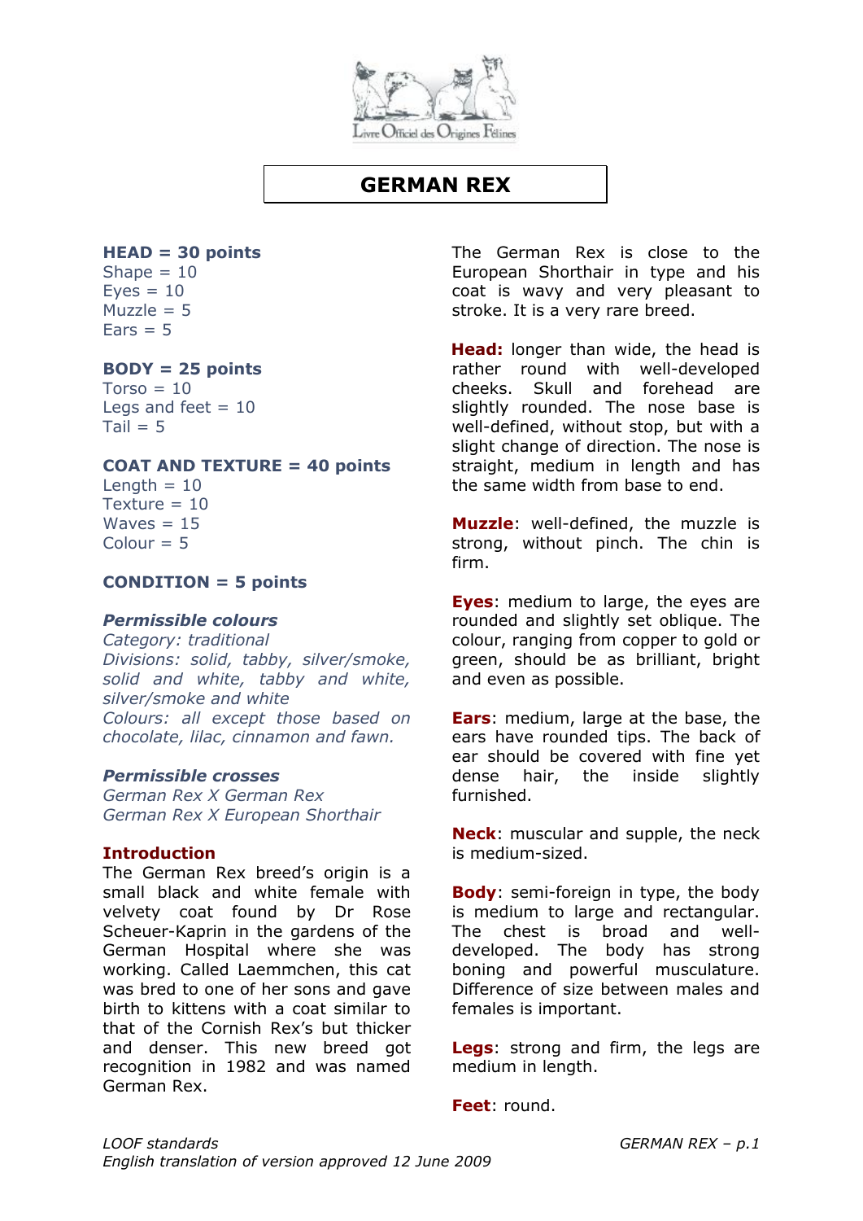# GERMAN REX

**HEAD = 30 points**
Shape = 10
Eyes = 10
Muzzle = 5
Ears = 5

**BODY = 25 points**
Torso = 10
Legs and feet = 10
Tail = 5

**COAT AND TEXTURE = 40 points**
Length = 10
Texture = 10
Waves = 15
Colour = 5

**CONDITION = 5 points**

***Permissible colours***
*Category: traditional*
*Divisions: solid, tabby, silver/smoke, solid and white, tabby and white, silver/smoke and white*
*Colours: all except those based on chocolate, lilac, cinnamon and fawn.*

***Permissible crosses***
*German Rex X German Rex*
*German Rex X European Shorthair*

**Introduction**
The German Rex breed's origin is a small black and white female with velvety coat found by Dr Rose Scheuer-Kaprin in the gardens of the German Hospital where she was working. Called Laemmchen, this cat was bred to one of her sons and gave birth to kittens with a coat similar to that of the Cornish Rex's but thicker and denser. This new breed got recognition in 1982 and was named German Rex.

The German Rex is close to the European Shorthair in type and his coat is wavy and very pleasant to stroke. It is a very rare breed.

**Head:** longer than wide, the head is rather round with well-developed cheeks. Skull and forehead are slightly rounded. The nose base is well-defined, without stop, but with a slight change of direction. The nose is straight, medium in length and has the same width from base to end.

**Muzzle**: well-defined, the muzzle is strong, without pinch. The chin is firm.

**Eyes**: medium to large, the eyes are rounded and slightly set oblique. The colour, ranging from copper to gold or green, should be as brilliant, bright and even as possible.

**Ears**: medium, large at the base, the ears have rounded tips. The back of ear should be covered with fine yet dense hair, the inside slightly furnished.

**Neck**: muscular and supple, the neck is medium-sized.

**Body**: semi-foreign in type, the body is medium to large and rectangular. The chest is broad and well-developed. The body has strong boning and powerful musculature. Difference of size between males and females is important.

**Legs**: strong and firm, the legs are medium in length.

**Feet**: round.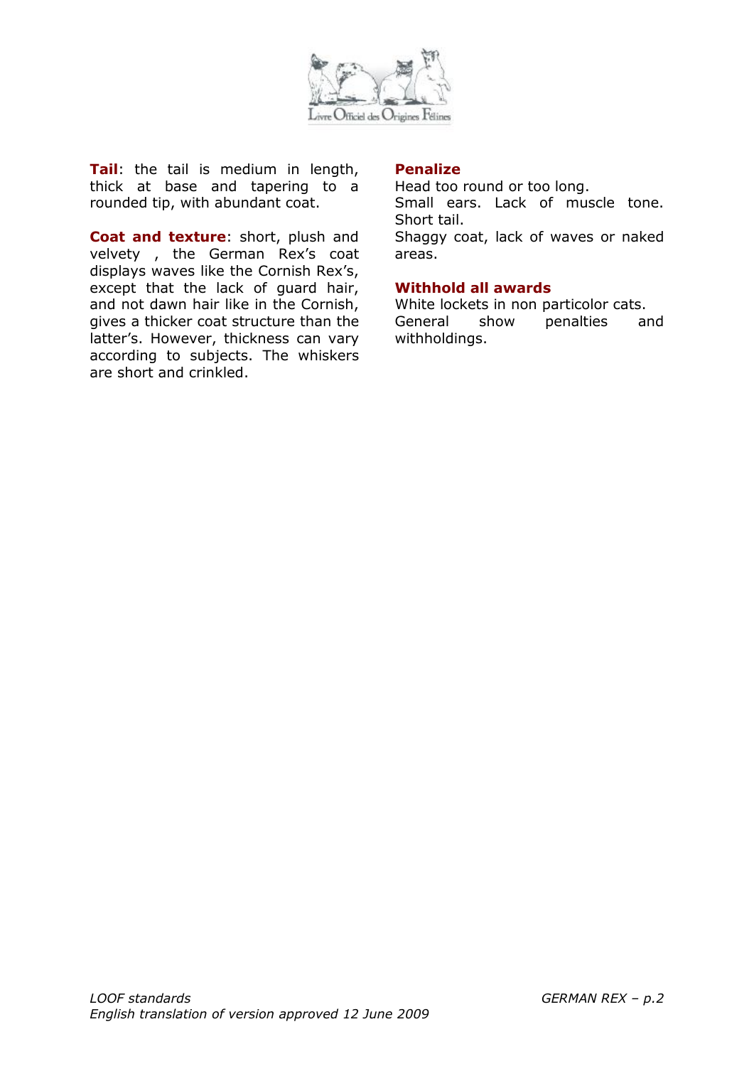**Tail**: the tail is medium in length, thick at base and tapering to a rounded tip, with abundant coat.

**Coat and texture**: short, plush and velvety , the German Rex's coat displays waves like the Cornish Rex's, except that the lack of guard hair, and not dawn hair like in the Cornish, gives a thicker coat structure than the latter's. However, thickness can vary according to subjects. The whiskers are short and crinkled.

**Penalize**

Head too round or too long.
Small ears. Lack of muscle tone.
Short tail.
Shaggy coat, lack of waves or naked areas.

**Withhold all awards**

White lockets in non particolor cats.
General show penalties and withholdings.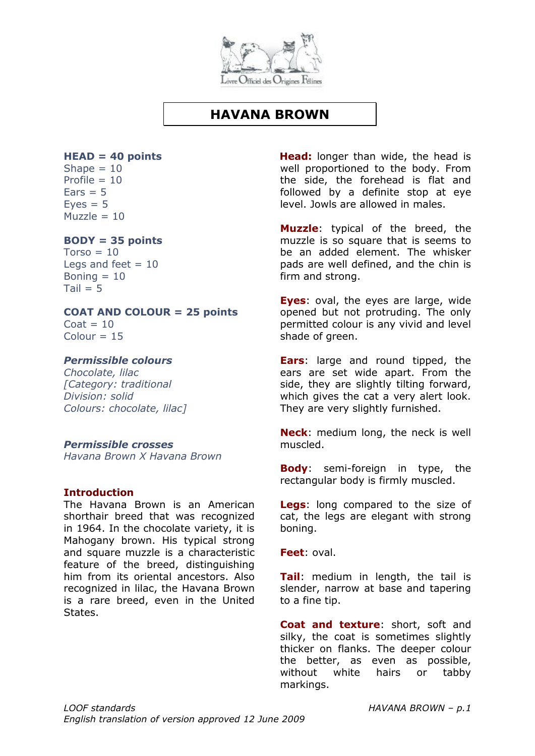# HAVANA BROWN

**HEAD = 40 points**
Shape = 10
Profile = 10
Ears = 5
Eyes = 5
Muzzle = 10

**BODY = 35 points**
Torso = 10
Legs and feet = 10
Boning = 10
Tail = 5

**COAT AND COLOUR = 25 points**
Coat = 10
Colour = 15

***Permissible colours***
*Chocolate, lilac*
*[Category: traditional*
*Division: solid*
*Colours: chocolate, lilac]*

***Permissible crosses***
*Havana Brown X Havana Brown*

**Introduction**
The Havana Brown is an American shorthair breed that was recognized in 1964. In the chocolate variety, it is Mahogany brown. His typical strong and square muzzle is a characteristic feature of the breed, distinguishing him from its oriental ancestors. Also recognized in lilac, the Havana Brown is a rare breed, even in the United States.

**Head:** longer than wide, the head is well proportioned to the body. From the side, the forehead is flat and followed by a definite stop at eye level. Jowls are allowed in males.

**Muzzle**: typical of the breed, the muzzle is so square that is seems to be an added element. The whisker pads are well defined, and the chin is firm and strong.

**Eyes**: oval, the eyes are large, wide opened but not protruding. The only permitted colour is any vivid and level shade of green.

**Ears**: large and round tipped, the ears are set wide apart. From the side, they are slightly tilting forward, which gives the cat a very alert look. They are very slightly furnished.

**Neck**: medium long, the neck is well muscled.

**Body**: semi-foreign in type, the rectangular body is firmly muscled.

**Legs**: long compared to the size of cat, the legs are elegant with strong boning.

**Feet**: oval.

**Tail**: medium in length, the tail is slender, narrow at base and tapering to a fine tip.

**Coat and texture**: short, soft and silky, the coat is sometimes slightly thicker on flanks. The deeper colour the better, as even as possible, without white hairs or tabby markings.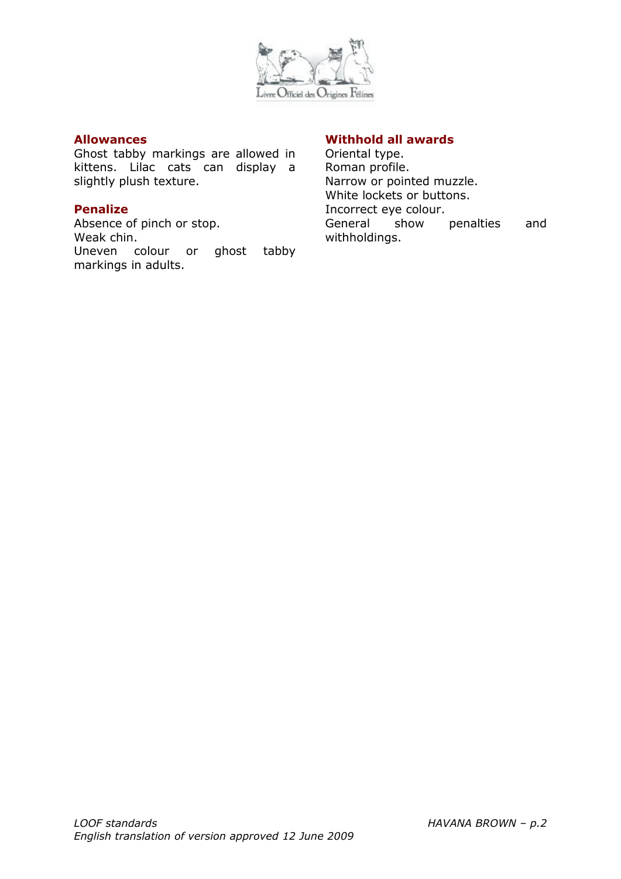### Allowances

Ghost tabby markings are allowed in kittens. Lilac cats can display a slightly plush texture.

### Penalize

Absence of pinch or stop.
Weak chin.
Uneven colour or ghost tabby markings in adults.

### Withhold all awards

Oriental type.
Roman profile.
Narrow or pointed muzzle.
White lockets or buttons.
Incorrect eye colour.
General show penalties and withholdings.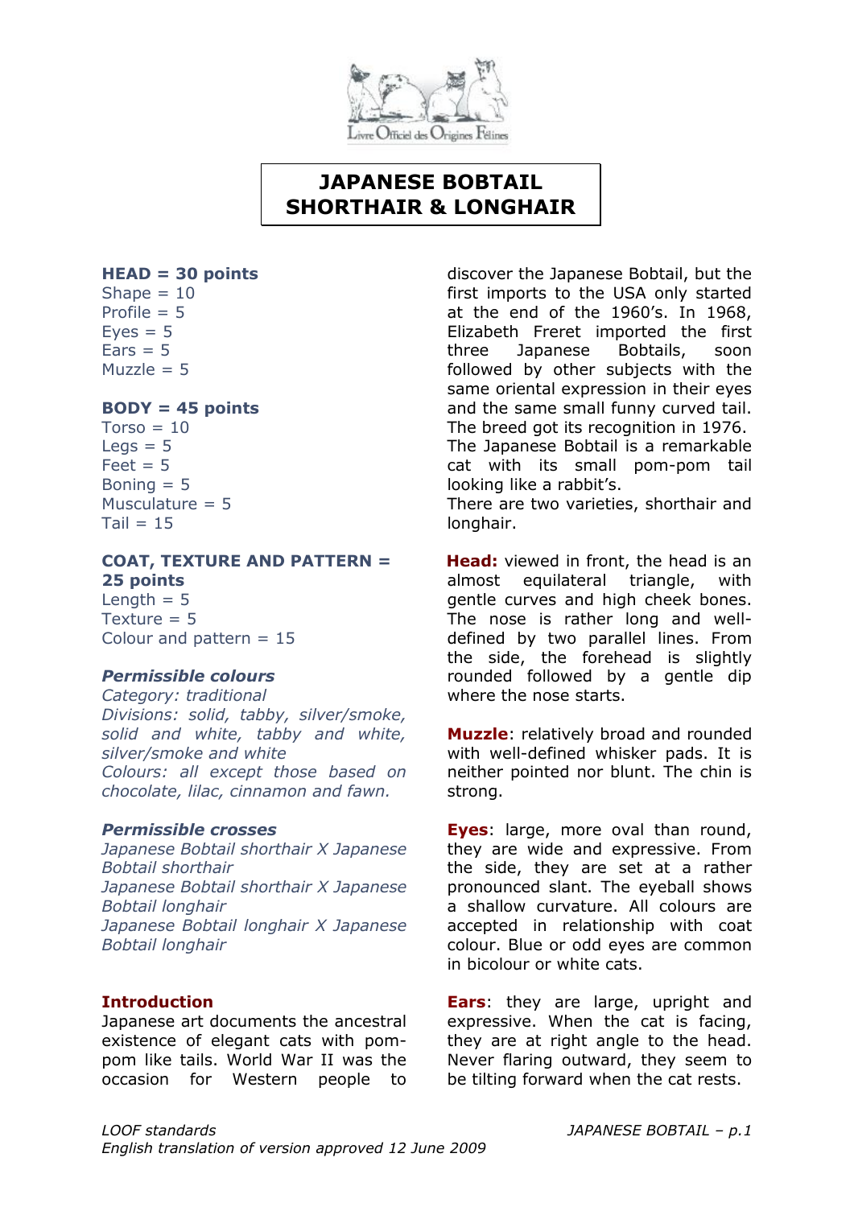# JAPANESE BOBTAIL SHORTHAIR & LONGHAIR

**HEAD = 30 points**
Shape = 10
Profile = 5
Eyes = 5
Ears = 5
Muzzle = 5

**BODY = 45 points**
Torso = 10
Legs = 5
Feet = 5
Boning = 5
Musculature = 5
Tail = 15

**COAT, TEXTURE AND PATTERN = 25 points**
Length = 5
Texture = 5
Colour and pattern = 15

***Permissible colours***
*Category: traditional*
*Divisions: solid, tabby, silver/smoke, solid and white, tabby and white, silver/smoke and white*
*Colours: all except those based on chocolate, lilac, cinnamon and fawn.*

***Permissible crosses***
*Japanese Bobtail shorthair X Japanese Bobtail shorthair*
*Japanese Bobtail shorthair X Japanese Bobtail longhair*
*Japanese Bobtail longhair X Japanese Bobtail longhair*

**Introduction**
Japanese art documents the ancestral existence of elegant cats with pom-pom like tails. World War II was the occasion for Western people to discover the Japanese Bobtail, but the first imports to the USA only started at the end of the 1960's. In 1968, Elizabeth Freret imported the first three Japanese Bobtails, soon followed by other subjects with the same oriental expression in their eyes and the same small funny curved tail. The breed got its recognition in 1976.
The Japanese Bobtail is a remarkable cat with its small pom-pom tail looking like a rabbit's.
There are two varieties, shorthair and longhair.

**Head:** viewed in front, the head is an almost equilateral triangle, with gentle curves and high cheek bones. The nose is rather long and well-defined by two parallel lines. From the side, the forehead is slightly rounded followed by a gentle dip where the nose starts.

**Muzzle**: relatively broad and rounded with well-defined whisker pads. It is neither pointed nor blunt. The chin is strong.

**Eyes**: large, more oval than round, they are wide and expressive. From the side, they are set at a rather pronounced slant. The eyeball shows a shallow curvature. All colours are accepted in relationship with coat colour. Blue or odd eyes are common in bicolour or white cats.

**Ears**: they are large, upright and expressive. When the cat is facing, they are at right angle to the head. Never flaring outward, they seem to be tilting forward when the cat rests.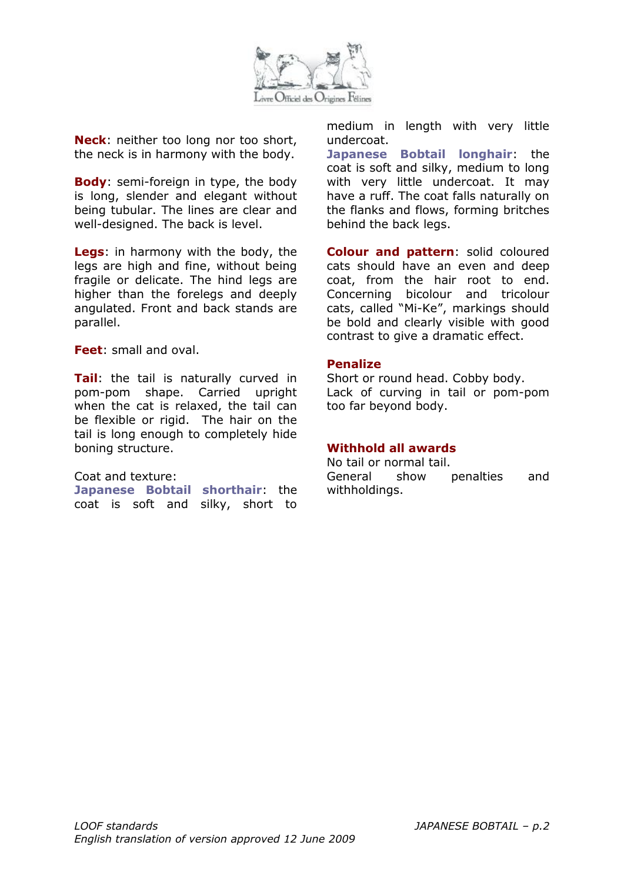**Neck**: neither too long nor too short, the neck is in harmony with the body.

**Body**: semi-foreign in type, the body is long, slender and elegant without being tubular. The lines are clear and well-designed. The back is level.

**Legs**: in harmony with the body, the legs are high and fine, without being fragile or delicate. The hind legs are higher than the forelegs and deeply angulated. Front and back stands are parallel.

**Feet**: small and oval.

**Tail**: the tail is naturally curved in pom-pom shape. Carried upright when the cat is relaxed, the tail can be flexible or rigid. The hair on the tail is long enough to completely hide boning structure.

Coat and texture:
**Japanese Bobtail shorthair**: the coat is soft and silky, short to medium in length with very little undercoat.
**Japanese Bobtail longhair**: the coat is soft and silky, medium to long with very little undercoat. It may have a ruff. The coat falls naturally on the flanks and flows, forming britches behind the back legs.

**Colour and pattern**: solid coloured cats should have an even and deep coat, from the hair root to end. Concerning bicolour and tricolour cats, called "Mi-Ke", markings should be bold and clearly visible with good contrast to give a dramatic effect.

**Penalize**

Short or round head. Cobby body.
Lack of curving in tail or pom-pom too far beyond body.

**Withhold all awards**

No tail or normal tail.
General show penalties and withholdings.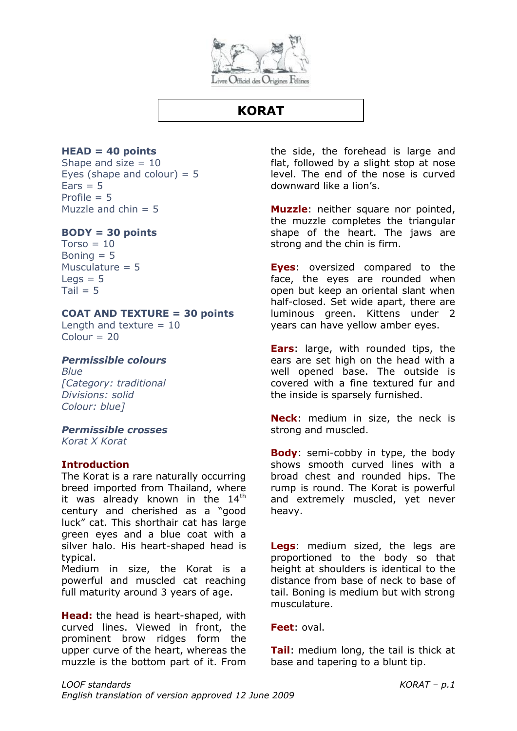# KORAT

**HEAD = 40 points**
Shape and size = 10
Eyes (shape and colour) = 5
Ears = 5
Profile = 5
Muzzle and chin = 5

**BODY = 30 points**
Torso = 10
Boning = 5
Musculature = 5
Legs = 5
Tail = 5

**COAT AND TEXTURE = 30 points**
Length and texture = 10
Colour = 20

***Permissible colours***
*Blue*
*[Category: traditional*
*Divisions: solid*
*Colour: blue]*

***Permissible crosses***
*Korat X Korat*

**Introduction**
The Korat is a rare naturally occurring breed imported from Thailand, where it was already known in the 14th century and cherished as a "good luck" cat. This shorthair cat has large green eyes and a blue coat with a silver halo. His heart-shaped head is typical.
Medium in size, the Korat is a powerful and muscled cat reaching full maturity around 3 years of age.

**Head:** the head is heart-shaped, with curved lines. Viewed in front, the prominent brow ridges form the upper curve of the heart, whereas the muzzle is the bottom part of it. From the side, the forehead is large and flat, followed by a slight stop at nose level. The end of the nose is curved downward like a lion's.

**Muzzle**: neither square nor pointed, the muzzle completes the triangular shape of the heart. The jaws are strong and the chin is firm.

**Eyes**: oversized compared to the face, the eyes are rounded when open but keep an oriental slant when half-closed. Set wide apart, there are luminous green. Kittens under 2 years can have yellow amber eyes.

**Ears**: large, with rounded tips, the ears are set high on the head with a well opened base. The outside is covered with a fine textured fur and the inside is sparsely furnished.

**Neck**: medium in size, the neck is strong and muscled.

**Body**: semi-cobby in type, the body shows smooth curved lines with a broad chest and rounded hips. The rump is round. The Korat is powerful and extremely muscled, yet never heavy.

**Legs**: medium sized, the legs are proportioned to the body so that height at shoulders is identical to the distance from base of neck to base of tail. Boning is medium but with strong musculature.

**Feet**: oval.

**Tail**: medium long, the tail is thick at base and tapering to a blunt tip.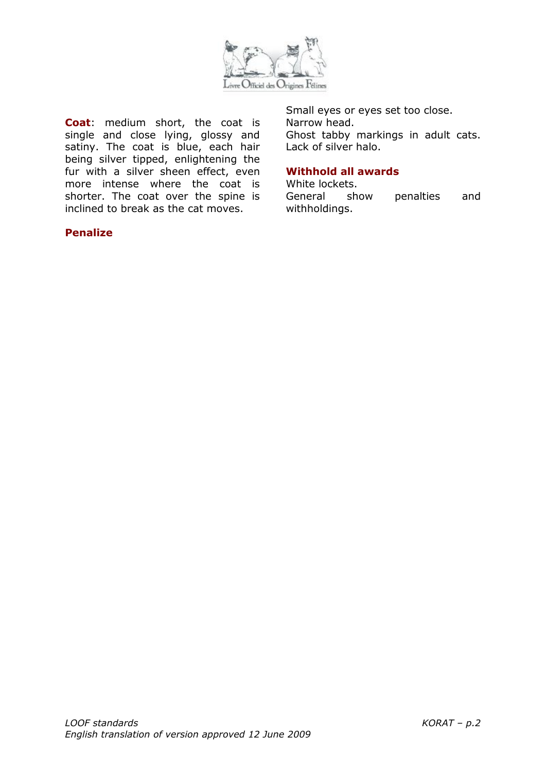**Coat**: medium short, the coat is single and close lying, glossy and satiny. The coat is blue, each hair being silver tipped, enlightening the fur with a silver sheen effect, even more intense where the coat is shorter. The coat over the spine is inclined to break as the cat moves.

**Penalize**

Small eyes or eyes set too close.
Narrow head.
Ghost tabby markings in adult cats.
Lack of silver halo.

**Withhold all awards**

White lockets.
General show penalties and withholdings.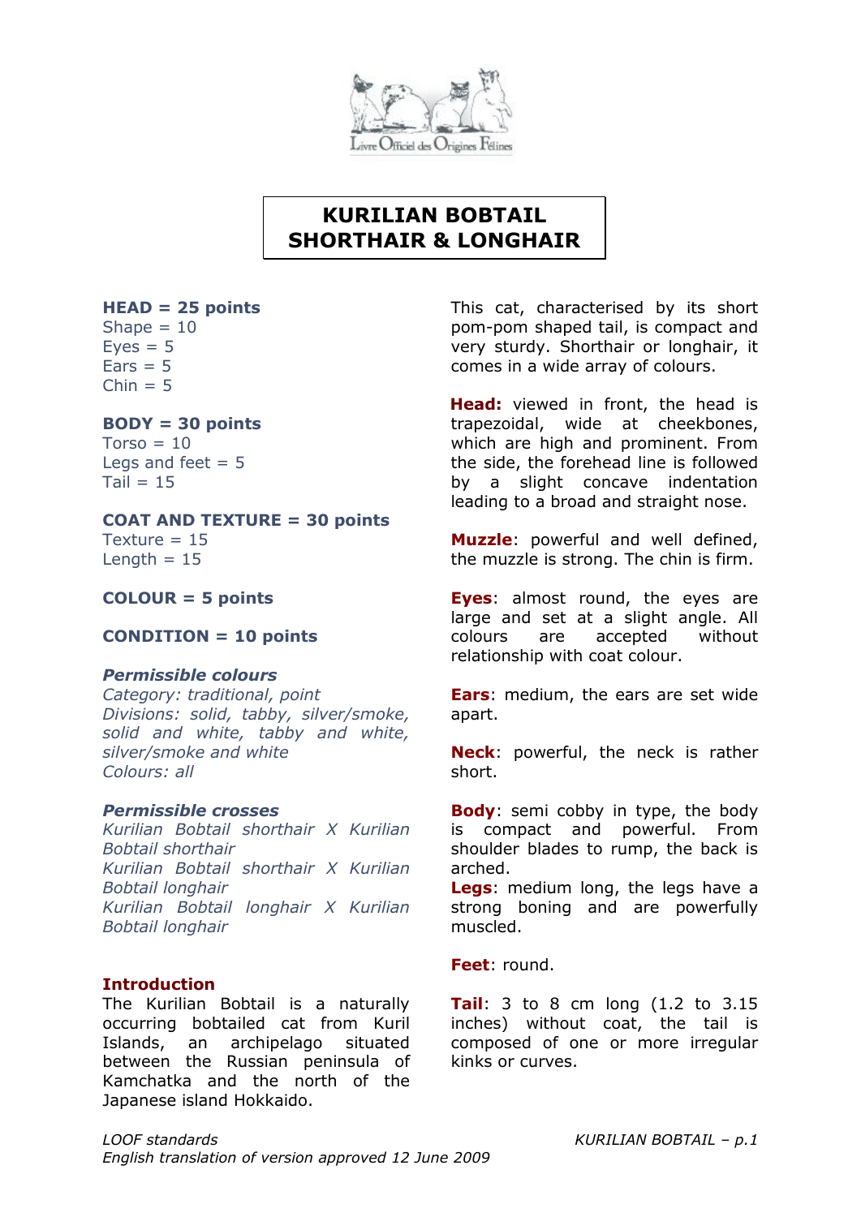# KURILIAN BOBTAIL SHORTHAIR & LONGHAIR

**HEAD = 25 points**
Shape = 10
Eyes = 5
Ears = 5
Chin = 5

**BODY = 30 points**
Torso = 10
Legs and feet = 5
Tail = 15

**COAT AND TEXTURE = 30 points**
Texture = 15
Length = 15

**COLOUR = 5 points**

**CONDITION = 10 points**

***Permissible colours***
*Category: traditional, point*
*Divisions: solid, tabby, silver/smoke, solid and white, tabby and white, silver/smoke and white*
*Colours: all*

***Permissible crosses***
*Kurilian Bobtail shorthair X Kurilian Bobtail shorthair*
*Kurilian Bobtail shorthair X Kurilian Bobtail longhair*
*Kurilian Bobtail longhair X Kurilian Bobtail longhair*

**Introduction**
The Kurilian Bobtail is a naturally occurring bobtailed cat from Kuril Islands, an archipelago situated between the Russian peninsula of Kamchatka and the north of the Japanese island Hokkaido.

This cat, characterised by its short pom-pom shaped tail, is compact and very sturdy. Shorthair or longhair, it comes in a wide array of colours.

**Head:** viewed in front, the head is trapezoidal, wide at cheekbones, which are high and prominent. From the side, the forehead line is followed by a slight concave indentation leading to a broad and straight nose.

**Muzzle**: powerful and well defined, the muzzle is strong. The chin is firm.

**Eyes**: almost round, the eyes are large and set at a slight angle. All colours are accepted without relationship with coat colour.

**Ears**: medium, the ears are set wide apart.

**Neck**: powerful, the neck is rather short.

**Body**: semi cobby in type, the body is compact and powerful. From shoulder blades to rump, the back is arched.
**Legs**: medium long, the legs have a strong boning and are powerfully muscled.

**Feet**: round.

**Tail**: 3 to 8 cm long (1.2 to 3.15 inches) without coat, the tail is composed of one or more irregular kinks or curves.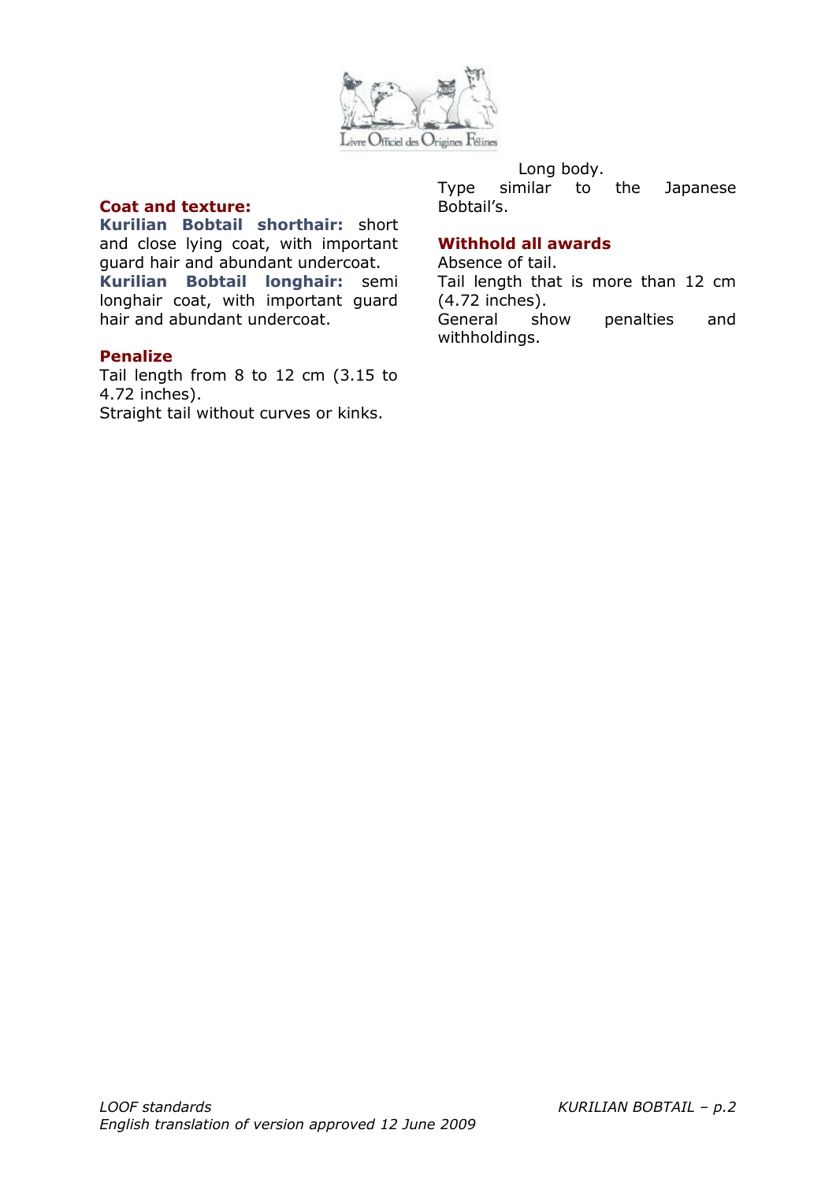## Coat and texture:

**Kurilian Bobtail shorthair:** short and close lying coat, with important guard hair and abundant undercoat.
**Kurilian Bobtail longhair:** semi longhair coat, with important guard hair and abundant undercoat.

## Penalize

Tail length from 8 to 12 cm (3.15 to 4.72 inches).
Straight tail without curves or kinks.
Long body.
Type similar to the Japanese Bobtail's.

## Withhold all awards

Absence of tail.
Tail length that is more than 12 cm (4.72 inches).
General show penalties and withholdings.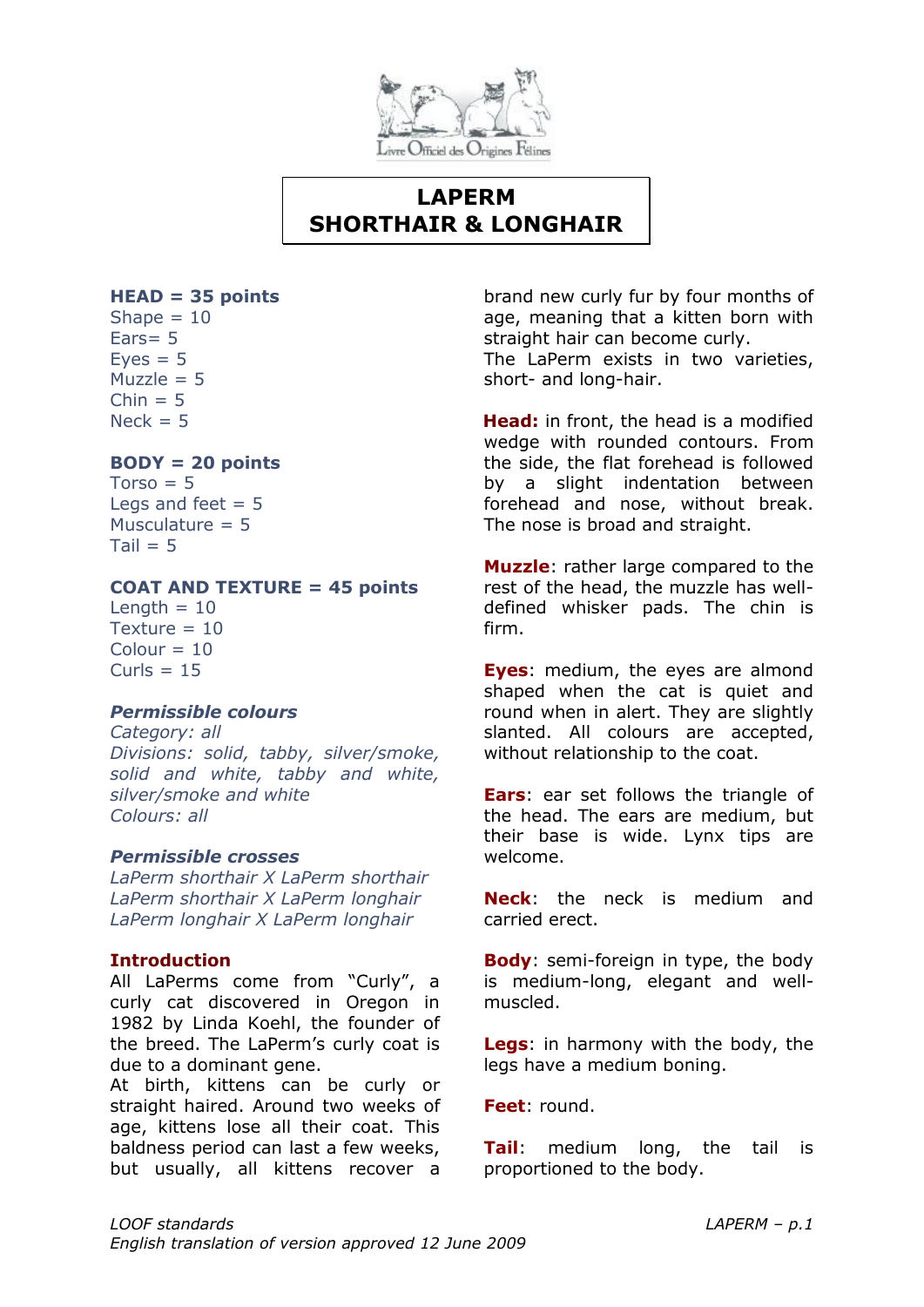# LAPERM
# SHORTHAIR & LONGHAIR

**HEAD = 35 points**
Shape = 10
Ears= 5
Eyes = 5
Muzzle = 5
Chin = 5
Neck = 5

**BODY = 20 points**
Torso = 5
Legs and feet = 5
Musculature = 5
Tail = 5

**COAT AND TEXTURE = 45 points**
Length = 10
Texture = 10
Colour = 10
Curls = 15

***Permissible colours***
*Category: all*
*Divisions: solid, tabby, silver/smoke, solid and white, tabby and white, silver/smoke and white*
*Colours: all*

***Permissible crosses***
*LaPerm shorthair X LaPerm shorthair*
*LaPerm shorthair X LaPerm longhair*
*LaPerm longhair X LaPerm longhair*

**Introduction**
All LaPerms come from "Curly", a curly cat discovered in Oregon in 1982 by Linda Koehl, the founder of the breed. The LaPerm's curly coat is due to a dominant gene.
At birth, kittens can be curly or straight haired. Around two weeks of age, kittens lose all their coat. This baldness period can last a few weeks, but usually, all kittens recover a brand new curly fur by four months of age, meaning that a kitten born with straight hair can become curly.
The LaPerm exists in two varieties, short- and long-hair.

**Head:** in front, the head is a modified wedge with rounded contours. From the side, the flat forehead is followed by a slight indentation between forehead and nose, without break. The nose is broad and straight.

**Muzzle**: rather large compared to the rest of the head, the muzzle has well-defined whisker pads. The chin is firm.

**Eyes**: medium, the eyes are almond shaped when the cat is quiet and round when in alert. They are slightly slanted. All colours are accepted, without relationship to the coat.

**Ears**: ear set follows the triangle of the head. The ears are medium, but their base is wide. Lynx tips are welcome.

**Neck**: the neck is medium and carried erect.

**Body**: semi-foreign in type, the body is medium-long, elegant and well-muscled.

**Legs**: in harmony with the body, the legs have a medium boning.

**Feet**: round.

**Tail**: medium long, the tail is proportioned to the body.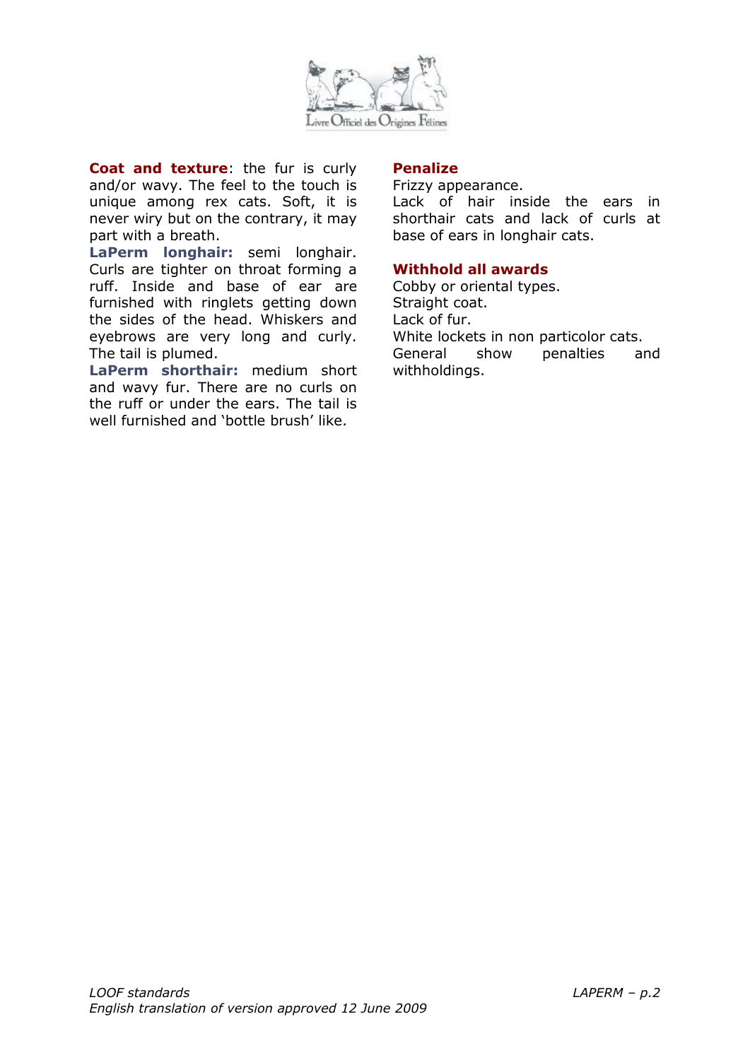**Coat and texture**: the fur is curly and/or wavy. The feel to the touch is unique among rex cats. Soft, it is never wiry but on the contrary, it may part with a breath.

**LaPerm longhair:** semi longhair. Curls are tighter on throat forming a ruff. Inside and base of ear are furnished with ringlets getting down the sides of the head. Whiskers and eyebrows are very long and curly. The tail is plumed.

**LaPerm shorthair:** medium short and wavy fur. There are no curls on the ruff or under the ears. The tail is well furnished and 'bottle brush' like.

**Penalize**

Frizzy appearance.
Lack of hair inside the ears in shorthair cats and lack of curls at base of ears in longhair cats.

**Withhold all awards**

Cobby or oriental types.
Straight coat.
Lack of fur.
White lockets in non particolor cats.
General show penalties and withholdings.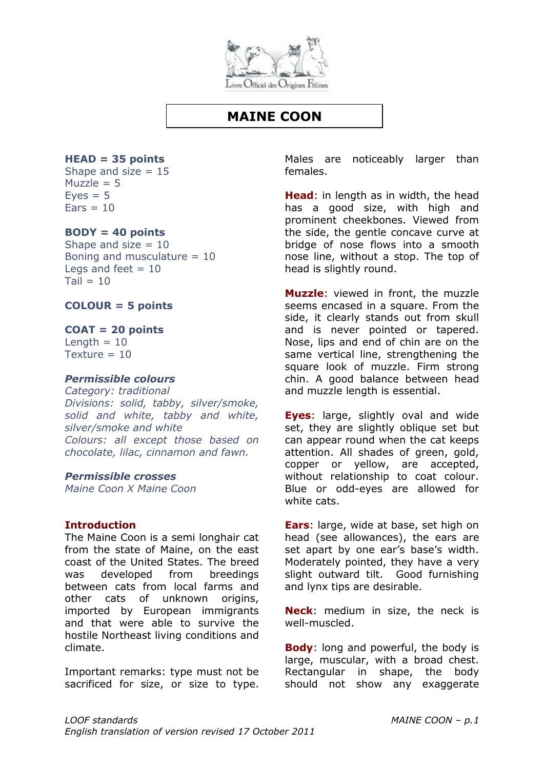# MAINE COON

**HEAD = 35 points**
Shape and size = 15
Muzzle = 5
Eyes = 5
Ears = 10

**BODY = 40 points**
Shape and size = 10
Boning and musculature = 10
Legs and feet = 10
Tail = 10

**COLOUR = 5 points**

**COAT = 20 points**
Length = 10
Texture = 10

***Permissible colours***
*Category: traditional*
*Divisions: solid, tabby, silver/smoke, solid and white, tabby and white, silver/smoke and white*
*Colours: all except those based on chocolate, lilac, cinnamon and fawn.*

***Permissible crosses***
*Maine Coon X Maine Coon*

**Introduction**
The Maine Coon is a semi longhair cat from the state of Maine, on the east coast of the United States. The breed was developed from breedings between cats from local farms and other cats of unknown origins, imported by European immigrants and that were able to survive the hostile Northeast living conditions and climate.

Important remarks: type must not be sacrificed for size, or size to type. Males are noticeably larger than females.

**Head**: in length as in width, the head has a good size, with high and prominent cheekbones. Viewed from the side, the gentle concave curve at bridge of nose flows into a smooth nose line, without a stop. The top of head is slightly round.

**Muzzle**: viewed in front, the muzzle seems encased in a square. From the side, it clearly stands out from skull and is never pointed or tapered. Nose, lips and end of chin are on the same vertical line, strengthening the square look of muzzle. Firm strong chin. A good balance between head and muzzle length is essential.

**Eyes**: large, slightly oval and wide set, they are slightly oblique set but can appear round when the cat keeps attention. All shades of green, gold, copper or yellow, are accepted, without relationship to coat colour. Blue or odd-eyes are allowed for white cats.

**Ears**: large, wide at base, set high on head (see allowances), the ears are set apart by one ear's base's width. Moderately pointed, they have a very slight outward tilt. Good furnishing and lynx tips are desirable.

**Neck**: medium in size, the neck is well-muscled.

**Body**: long and powerful, the body is large, muscular, with a broad chest. Rectangular in shape, the body should not show any exaggerate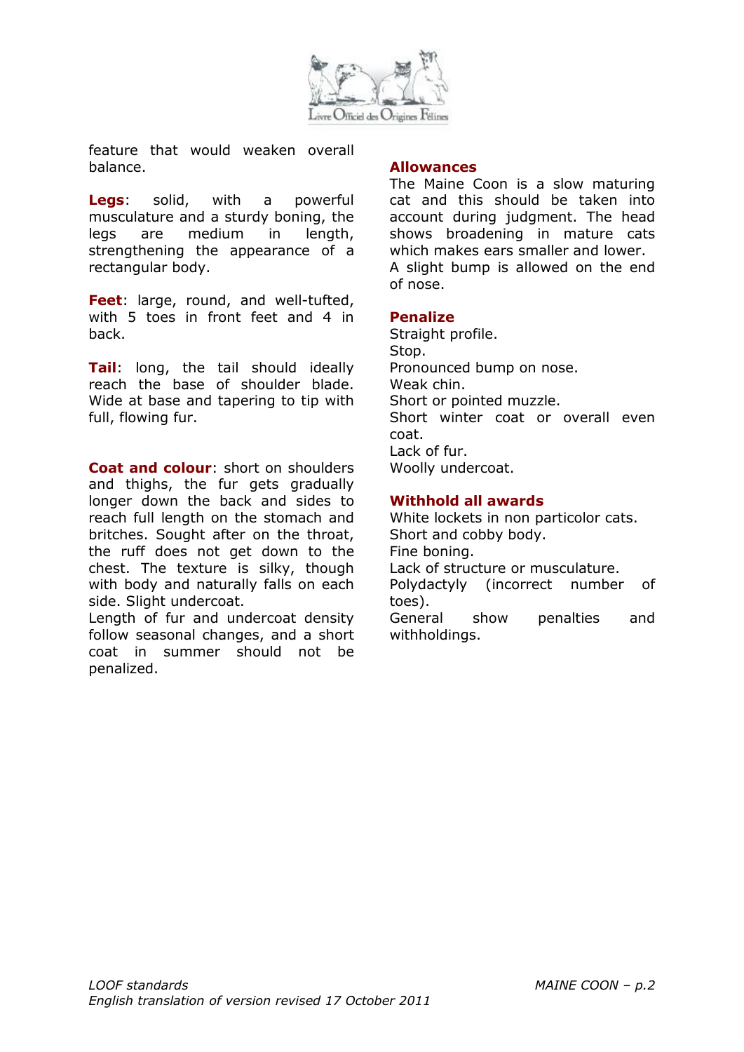feature that would weaken overall balance.

**Legs**: solid, with a powerful musculature and a sturdy boning, the legs are medium in length, strengthening the appearance of a rectangular body.

**Feet**: large, round, and well-tufted, with 5 toes in front feet and 4 in back.

**Tail**: long, the tail should ideally reach the base of shoulder blade. Wide at base and tapering to tip with full, flowing fur.

**Coat and colour**: short on shoulders and thighs, the fur gets gradually longer down the back and sides to reach full length on the stomach and britches. Sought after on the throat, the ruff does not get down to the chest. The texture is silky, though with body and naturally falls on each side. Slight undercoat.
Length of fur and undercoat density follow seasonal changes, and a short coat in summer should not be penalized.

## Allowances

The Maine Coon is a slow maturing cat and this should be taken into account during judgment. The head shows broadening in mature cats which makes ears smaller and lower.
A slight bump is allowed on the end of nose.

## Penalize

Straight profile.
Stop.
Pronounced bump on nose.
Weak chin.
Short or pointed muzzle.
Short winter coat or overall even coat.
Lack of fur.
Woolly undercoat.

## Withhold all awards

White lockets in non particolor cats.
Short and cobby body.
Fine boning.
Lack of structure or musculature.
Polydactyly (incorrect number of toes).
General show penalties and withholdings.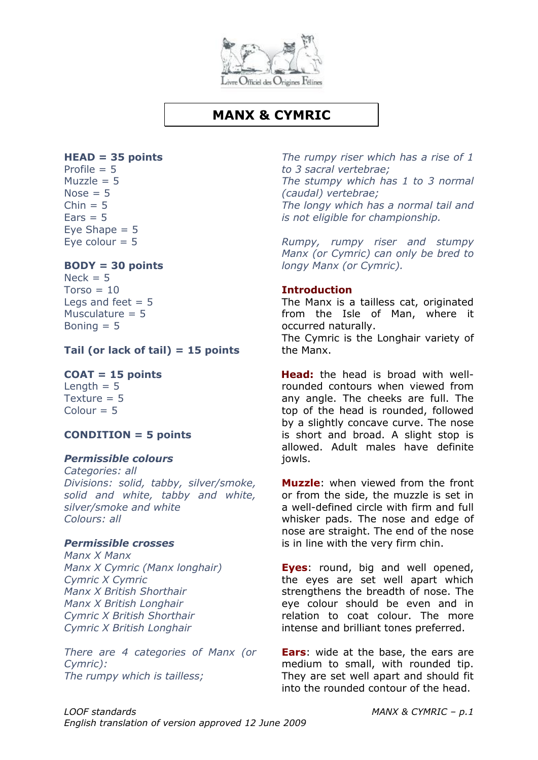# MANX & CYMRIC

**HEAD = 35 points**
Profile = 5
Muzzle = 5
Nose = 5
Chin = 5
Ears = 5
Eye Shape = 5
Eye colour = 5

**BODY = 30 points**
Neck = 5
Torso = 10
Legs and feet = 5
Musculature = 5
Boning = 5

**Tail (or lack of tail) = 15 points**

**COAT = 15 points**
Length = 5
Texture = 5
Colour = 5

**CONDITION = 5 points**

***Permissible colours***
*Categories: all*
*Divisions: solid, tabby, silver/smoke, solid and white, tabby and white, silver/smoke and white*
*Colours: all*

***Permissible crosses***
*Manx X Manx*
*Manx X Cymric (Manx longhair)*
*Cymric X Cymric*
*Manx X British Shorthair*
*Manx X British Longhair*
*Cymric X British Shorthair*
*Cymric X British Longhair*

*There are 4 categories of Manx (or Cymric):*
*The rumpy which is tailless;*
*The rumpy riser which has a rise of 1 to 3 sacral vertebrae;*
*The stumpy which has 1 to 3 normal (caudal) vertebrae;*
*The longy which has a normal tail and is not eligible for championship.*

*Rumpy, rumpy riser and stumpy Manx (or Cymric) can only be bred to longy Manx (or Cymric).*

**Introduction**
The Manx is a tailless cat, originated from the Isle of Man, where it occurred naturally.
The Cymric is the Longhair variety of the Manx.

**Head:** the head is broad with well-rounded contours when viewed from any angle. The cheeks are full. The top of the head is rounded, followed by a slightly concave curve. The nose is short and broad. A slight stop is allowed. Adult males have definite jowls.

**Muzzle**: when viewed from the front or from the side, the muzzle is set in a well-defined circle with firm and full whisker pads. The nose and edge of nose are straight. The end of the nose is in line with the very firm chin.

**Eyes**: round, big and well opened, the eyes are set well apart which strengthens the breadth of nose. The eye colour should be even and in relation to coat colour. The more intense and brilliant tones preferred.

**Ears**: wide at the base, the ears are medium to small, with rounded tip. They are set well apart and should fit into the rounded contour of the head.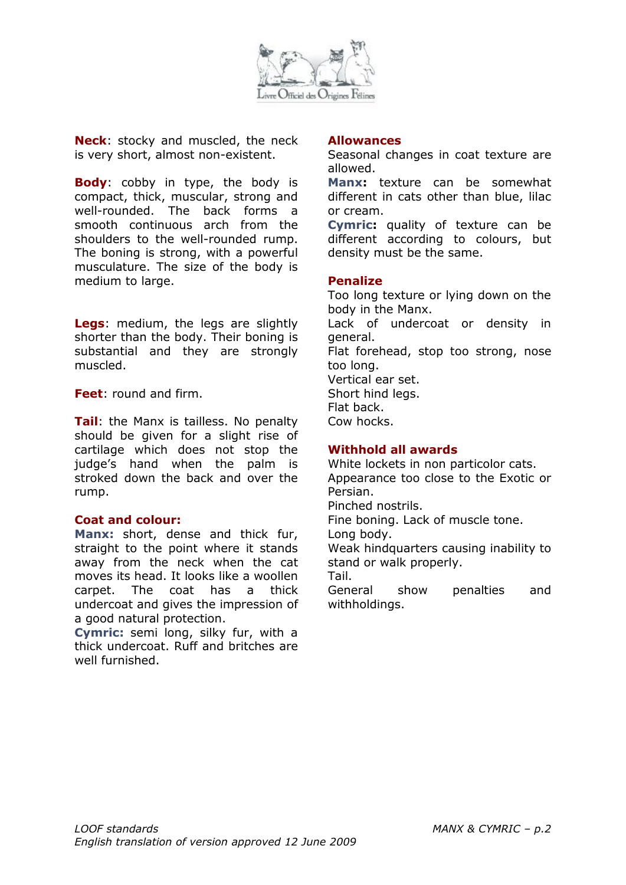**Neck**: stocky and muscled, the neck is very short, almost non-existent.

**Body**: cobby in type, the body is compact, thick, muscular, strong and well-rounded. The back forms a smooth continuous arch from the shoulders to the well-rounded rump. The boning is strong, with a powerful musculature. The size of the body is medium to large.

**Legs**: medium, the legs are slightly shorter than the body. Their boning is substantial and they are strongly muscled.

**Feet**: round and firm.

**Tail**: the Manx is tailless. No penalty should be given for a slight rise of cartilage which does not stop the judge's hand when the palm is stroked down the back and over the rump.

**Coat and colour:**

**Manx:** short, dense and thick fur, straight to the point where it stands away from the neck when the cat moves its head. It looks like a woollen carpet. The coat has a thick undercoat and gives the impression of a good natural protection.

**Cymric:** semi long, silky fur, with a thick undercoat. Ruff and britches are well furnished.

**Allowances**

Seasonal changes in coat texture are allowed.

**Manx:** texture can be somewhat different in cats other than blue, lilac or cream.

**Cymric:** quality of texture can be different according to colours, but density must be the same.

**Penalize**

Too long texture or lying down on the body in the Manx.
Lack of undercoat or density in general.
Flat forehead, stop too strong, nose too long.
Vertical ear set.
Short hind legs.
Flat back.
Cow hocks.

**Withhold all awards**

White lockets in non particolor cats.
Appearance too close to the Exotic or Persian.
Pinched nostrils.
Fine boning. Lack of muscle tone.
Long body.
Weak hindquarters causing inability to stand or walk properly.
Tail.
General show penalties and withholdings.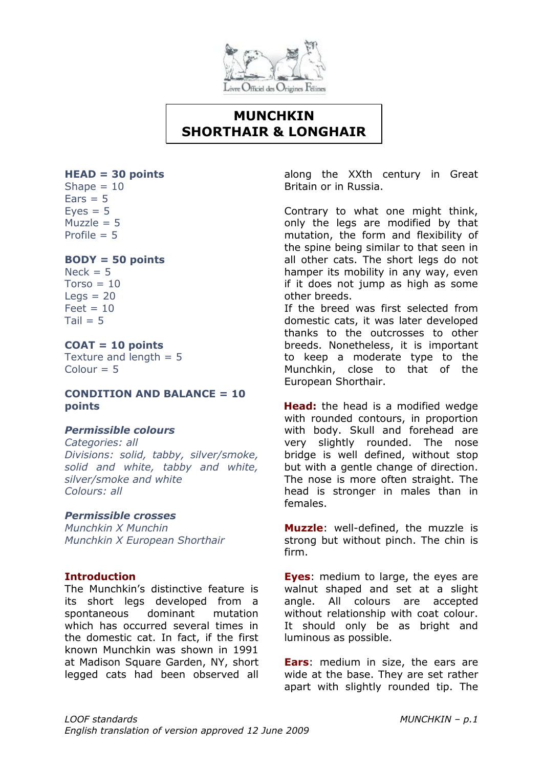# MUNCHKIN SHORTHAIR & LONGHAIR

**HEAD = 30 points**
Shape = 10
Ears = 5
Eyes = 5
Muzzle = 5
Profile = 5

**BODY = 50 points**
Neck = 5
Torso = 10
Legs = 20
Feet = 10
Tail = 5

**COAT = 10 points**
Texture and length = 5
Colour = 5

**CONDITION AND BALANCE = 10 points**

***Permissible colours***
*Categories: all*
*Divisions: solid, tabby, silver/smoke, solid and white, tabby and white, silver/smoke and white*
*Colours: all*

***Permissible crosses***
*Munchkin X Munchin*
*Munchkin X European Shorthair*

**Introduction**

The Munchkin's distinctive feature is its short legs developed from a spontaneous dominant mutation which has occurred several times in the domestic cat. In fact, if the first known Munchkin was shown in 1991 at Madison Square Garden, NY, short legged cats had been observed all along the XXth century in Great Britain or in Russia.

Contrary to what one might think, only the legs are modified by that mutation, the form and flexibility of the spine being similar to that seen in all other cats. The short legs do not hamper its mobility in any way, even if it does not jump as high as some other breeds.
If the breed was first selected from domestic cats, it was later developed thanks to the outcrosses to other breeds. Nonetheless, it is important to keep a moderate type to the Munchkin, close to that of the European Shorthair.

**Head:** the head is a modified wedge with rounded contours, in proportion with body. Skull and forehead are very slightly rounded. The nose bridge is well defined, without stop but with a gentle change of direction. The nose is more often straight. The head is stronger in males than in females.

**Muzzle**: well-defined, the muzzle is strong but without pinch. The chin is firm.

**Eyes**: medium to large, the eyes are walnut shaped and set at a slight angle. All colours are accepted without relationship with coat colour. It should only be as bright and luminous as possible.

**Ears**: medium in size, the ears are wide at the base. They are set rather apart with slightly rounded tip. The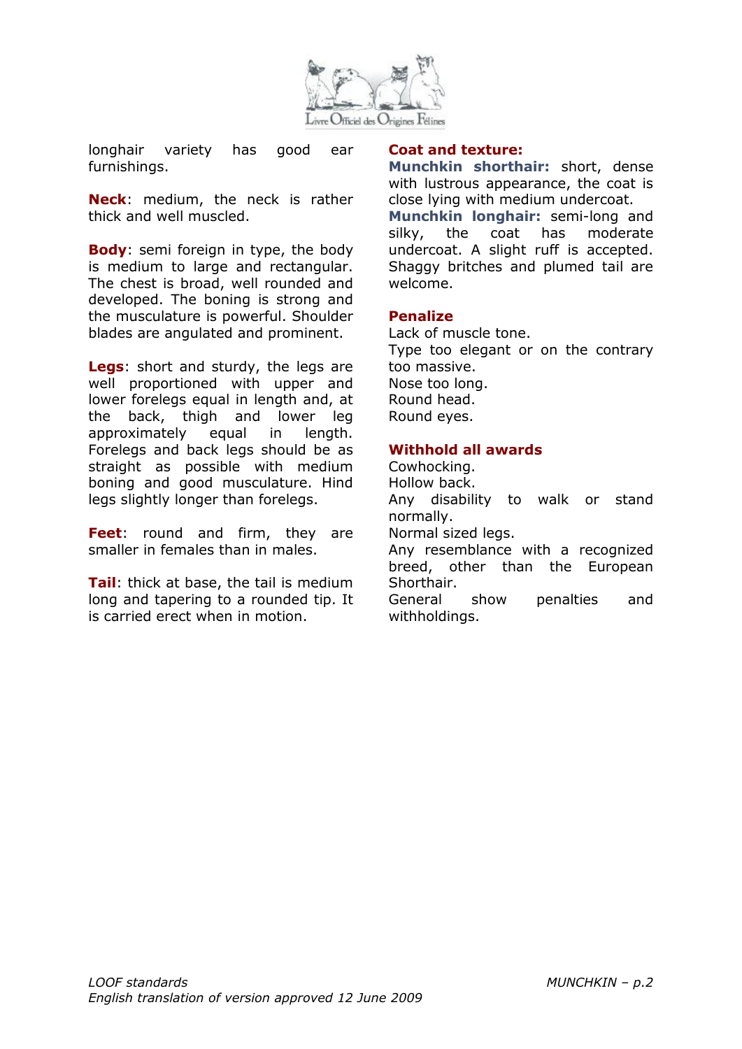longhair variety has good ear furnishings.

**Neck**: medium, the neck is rather thick and well muscled.

**Body**: semi foreign in type, the body is medium to large and rectangular. The chest is broad, well rounded and developed. The boning is strong and the musculature is powerful. Shoulder blades are angulated and prominent.

**Legs**: short and sturdy, the legs are well proportioned with upper and lower forelegs equal in length and, at the back, thigh and lower leg approximately equal in length. Forelegs and back legs should be as straight as possible with medium boning and good musculature. Hind legs slightly longer than forelegs.

**Feet**: round and firm, they are smaller in females than in males.

**Tail**: thick at base, the tail is medium long and tapering to a rounded tip. It is carried erect when in motion.

**Coat and texture:**

**Munchkin shorthair:** short, dense with lustrous appearance, the coat is close lying with medium undercoat.
**Munchkin longhair:** semi-long and silky, the coat has moderate undercoat. A slight ruff is accepted. Shaggy britches and plumed tail are welcome.

**Penalize**

Lack of muscle tone.
Type too elegant or on the contrary too massive.
Nose too long.
Round head.
Round eyes.

**Withhold all awards**

Cowhocking.
Hollow back.
Any disability to walk or stand normally.
Normal sized legs.
Any resemblance with a recognized breed, other than the European Shorthair.
General show penalties and withholdings.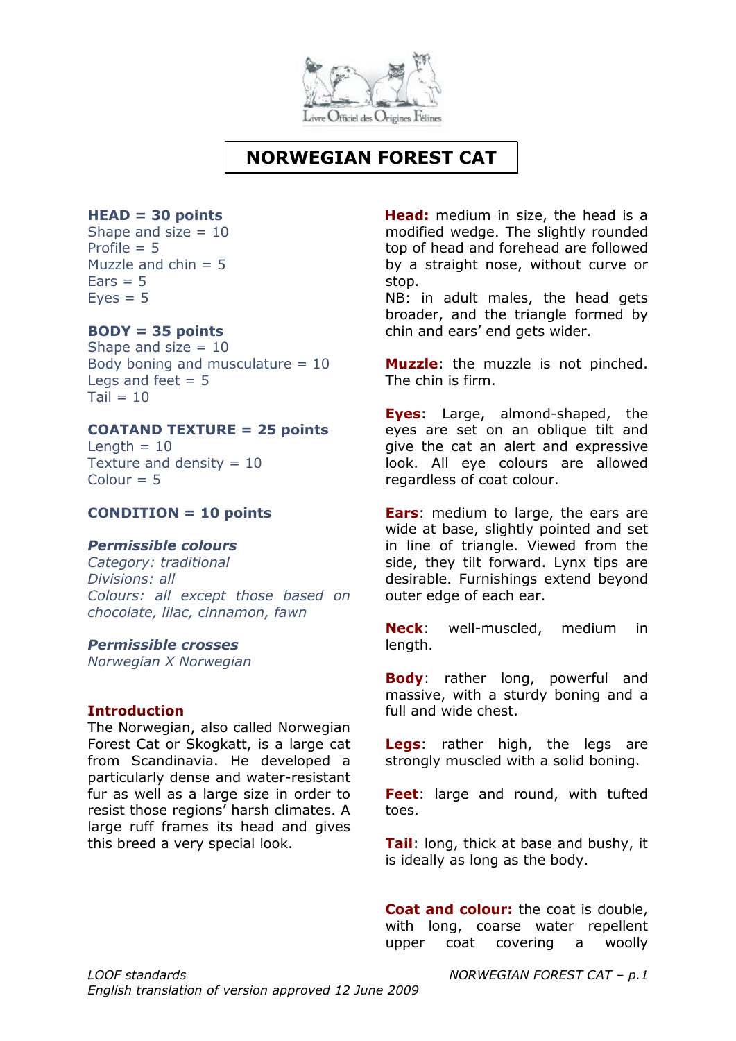# NORWEGIAN FOREST CAT

**HEAD = 30 points**
Shape and size = 10
Profile = 5
Muzzle and chin = 5
Ears = 5
Eyes = 5

**BODY = 35 points**
Shape and size = 10
Body boning and musculature = 10
Legs and feet = 5
Tail = 10

**COATAND TEXTURE = 25 points**
Length = 10
Texture and density = 10
Colour = 5

**CONDITION = 10 points**

***Permissible colours***
*Category: traditional*
*Divisions: all*
*Colours: all except those based on chocolate, lilac, cinnamon, fawn*

***Permissible crosses***
*Norwegian X Norwegian*

**Introduction**
The Norwegian, also called Norwegian Forest Cat or Skogkatt, is a large cat from Scandinavia. He developed a particularly dense and water-resistant fur as well as a large size in order to resist those regions' harsh climates. A large ruff frames its head and gives this breed a very special look.

**Head:** medium in size, the head is a modified wedge. The slightly rounded top of head and forehead are followed by a straight nose, without curve or stop.
NB: in adult males, the head gets broader, and the triangle formed by chin and ears' end gets wider.

**Muzzle**: the muzzle is not pinched. The chin is firm.

**Eyes**: Large, almond-shaped, the eyes are set on an oblique tilt and give the cat an alert and expressive look. All eye colours are allowed regardless of coat colour.

**Ears**: medium to large, the ears are wide at base, slightly pointed and set in line of triangle. Viewed from the side, they tilt forward. Lynx tips are desirable. Furnishings extend beyond outer edge of each ear.

**Neck**: well-muscled, medium in length.

**Body**: rather long, powerful and massive, with a sturdy boning and a full and wide chest.

**Legs**: rather high, the legs are strongly muscled with a solid boning.

**Feet**: large and round, with tufted toes.

**Tail**: long, thick at base and bushy, it is ideally as long as the body.

**Coat and colour:** the coat is double, with long, coarse water repellent upper coat covering a woolly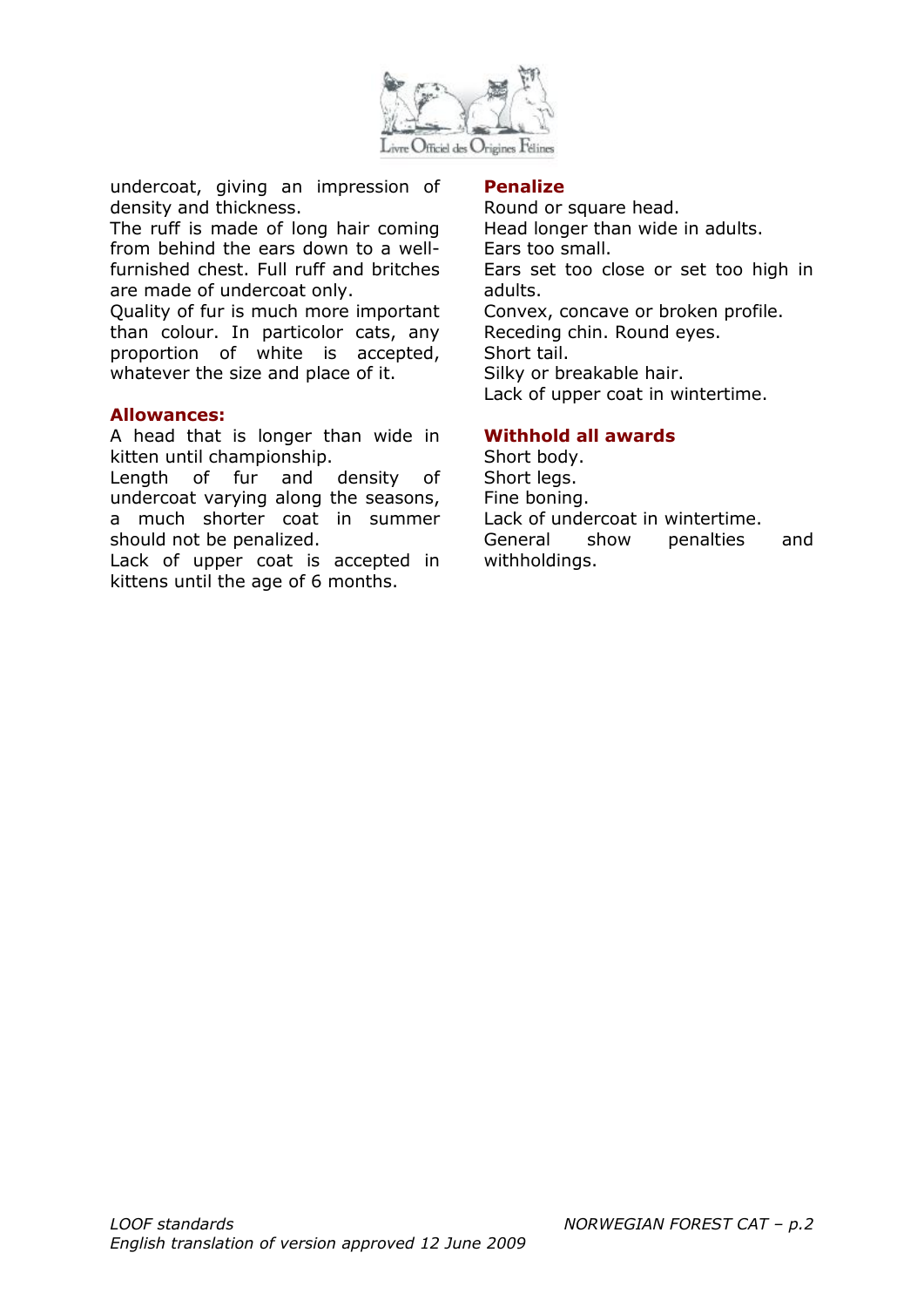undercoat, giving an impression of density and thickness.
The ruff is made of long hair coming from behind the ears down to a well-furnished chest. Full ruff and britches are made of undercoat only.
Quality of fur is much more important than colour. In particolor cats, any proportion of white is accepted, whatever the size and place of it.

### Allowances:

A head that is longer than wide in kitten until championship.
Length of fur and density of undercoat varying along the seasons, a much shorter coat in summer should not be penalized.
Lack of upper coat is accepted in kittens until the age of 6 months.

### Penalize

Round or square head.
Head longer than wide in adults.
Ears too small.
Ears set too close or set too high in adults.
Convex, concave or broken profile.
Receding chin. Round eyes.
Short tail.
Silky or breakable hair.
Lack of upper coat in wintertime.

### Withhold all awards

Short body.
Short legs.
Fine boning.
Lack of undercoat in wintertime.
General show penalties and withholdings.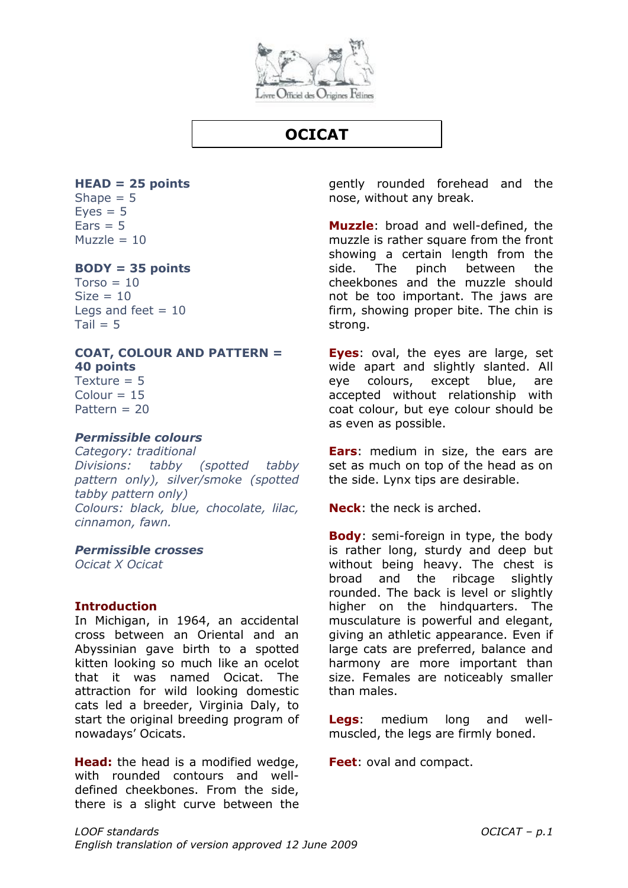# OCICAT

**HEAD = 25 points**
Shape = 5
Eyes = 5
Ears = 5
Muzzle = 10

**BODY = 35 points**
Torso = 10
Size = 10
Legs and feet = 10
Tail = 5

**COAT, COLOUR AND PATTERN = 40 points**
Texture = 5
Colour = 15
Pattern = 20

***Permissible colours***
*Category: traditional*
*Divisions: tabby (spotted tabby pattern only), silver/smoke (spotted tabby pattern only)*
*Colours: black, blue, chocolate, lilac, cinnamon, fawn.*

***Permissible crosses***
*Ocicat X Ocicat*

**Introduction**
In Michigan, in 1964, an accidental cross between an Oriental and an Abyssinian gave birth to a spotted kitten looking so much like an ocelot that it was named Ocicat. The attraction for wild looking domestic cats led a breeder, Virginia Daly, to start the original breeding program of nowadays' Ocicats.

**Head:** the head is a modified wedge, with rounded contours and well-defined cheekbones. From the side, there is a slight curve between the gently rounded forehead and the nose, without any break.

**Muzzle**: broad and well-defined, the muzzle is rather square from the front showing a certain length from the side. The pinch between the cheekbones and the muzzle should not be too important. The jaws are firm, showing proper bite. The chin is strong.

**Eyes**: oval, the eyes are large, set wide apart and slightly slanted. All eye colours, except blue, are accepted without relationship with coat colour, but eye colour should be as even as possible.

**Ears**: medium in size, the ears are set as much on top of the head as on the side. Lynx tips are desirable.

**Neck**: the neck is arched.

**Body**: semi-foreign in type, the body is rather long, sturdy and deep but without being heavy. The chest is broad and the ribcage slightly rounded. The back is level or slightly higher on the hindquarters. The musculature is powerful and elegant, giving an athletic appearance. Even if large cats are preferred, balance and harmony are more important than size. Females are noticeably smaller than males.

**Legs**: medium long and well-muscled, the legs are firmly boned.

**Feet**: oval and compact.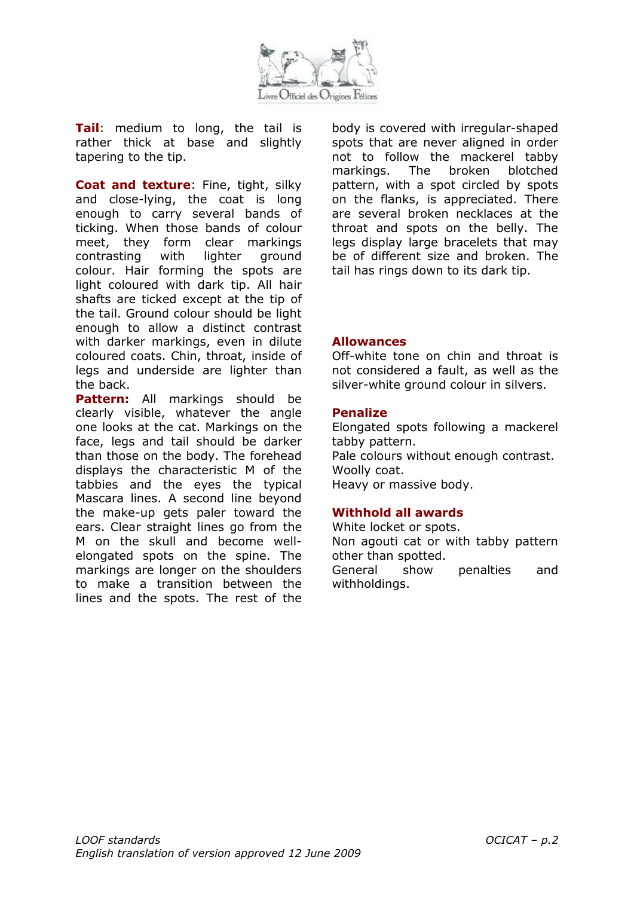**Tail**: medium to long, the tail is rather thick at base and slightly tapering to the tip.

**Coat and texture**: Fine, tight, silky and close-lying, the coat is long enough to carry several bands of ticking. When those bands of colour meet, they form clear markings contrasting with lighter ground colour. Hair forming the spots are light coloured with dark tip. All hair shafts are ticked except at the tip of the tail. Ground colour should be light enough to allow a distinct contrast with darker markings, even in dilute coloured coats. Chin, throat, inside of legs and underside are lighter than the back.

**Pattern:** All markings should be clearly visible, whatever the angle one looks at the cat. Markings on the face, legs and tail should be darker than those on the body. The forehead displays the characteristic M of the tabbies and the eyes the typical Mascara lines. A second line beyond the make-up gets paler toward the ears. Clear straight lines go from the M on the skull and become well-elongated spots on the spine. The markings are longer on the shoulders to make a transition between the lines and the spots. The rest of the body is covered with irregular-shaped spots that are never aligned in order not to follow the mackerel tabby markings. The broken blotched pattern, with a spot circled by spots on the flanks, is appreciated. There are several broken necklaces at the throat and spots on the belly. The legs display large bracelets that may be of different size and broken. The tail has rings down to its dark tip.

## Allowances

Off-white tone on chin and throat is not considered a fault, as well as the silver-white ground colour in silvers.

## Penalize

Elongated spots following a mackerel tabby pattern.
Pale colours without enough contrast.
Woolly coat.
Heavy or massive body.

## Withhold all awards

White locket or spots.
Non agouti cat or with tabby pattern other than spotted.
General show penalties and withholdings.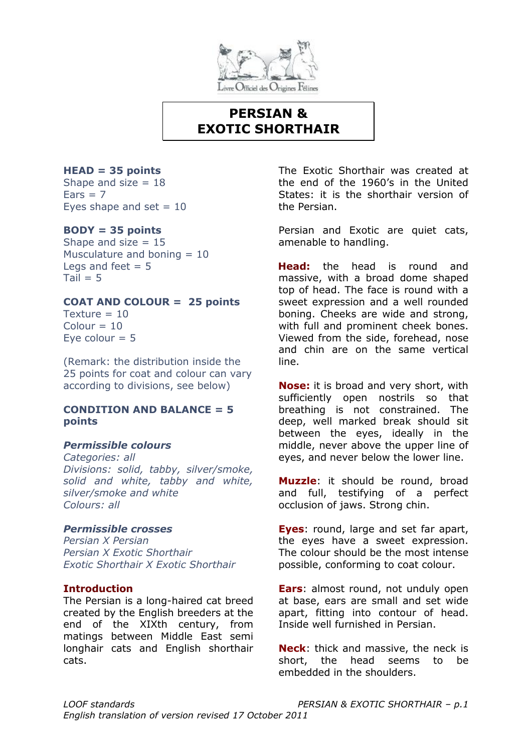# PERSIAN & EXOTIC SHORTHAIR

**HEAD = 35 points**
Shape and size = 18
Ears = 7
Eyes shape and set = 10

**BODY = 35 points**
Shape and size = 15
Musculature and boning = 10
Legs and feet = 5
Tail = 5

**COAT AND COLOUR = 25 points**
Texture = 10
Colour = 10
Eye colour = 5

(Remark: the distribution inside the 25 points for coat and colour can vary according to divisions, see below)

**CONDITION AND BALANCE = 5 points**

***Permissible colours***
*Categories: all*
*Divisions: solid, tabby, silver/smoke, solid and white, tabby and white, silver/smoke and white*
*Colours: all*

***Permissible crosses***
*Persian X Persian*
*Persian X Exotic Shorthair*
*Exotic Shorthair X Exotic Shorthair*

**Introduction**
The Persian is a long-haired cat breed created by the English breeders at the end of the XIXth century, from matings between Middle East semi longhair cats and English shorthair cats.

The Exotic Shorthair was created at the end of the 1960's in the United States: it is the shorthair version of the Persian.

Persian and Exotic are quiet cats, amenable to handling.

**Head:** the head is round and massive, with a broad dome shaped top of head. The face is round with a sweet expression and a well rounded boning. Cheeks are wide and strong, with full and prominent cheek bones. Viewed from the side, forehead, nose and chin are on the same vertical line.

**Nose:** it is broad and very short, with sufficiently open nostrils so that breathing is not constrained. The deep, well marked break should sit between the eyes, ideally in the middle, never above the upper line of eyes, and never below the lower line.

**Muzzle**: it should be round, broad and full, testifying of a perfect occlusion of jaws. Strong chin.

**Eyes**: round, large and set far apart, the eyes have a sweet expression. The colour should be the most intense possible, conforming to coat colour.

**Ears**: almost round, not unduly open at base, ears are small and set wide apart, fitting into contour of head. Inside well furnished in Persian.

**Neck**: thick and massive, the neck is short, the head seems to be embedded in the shoulders.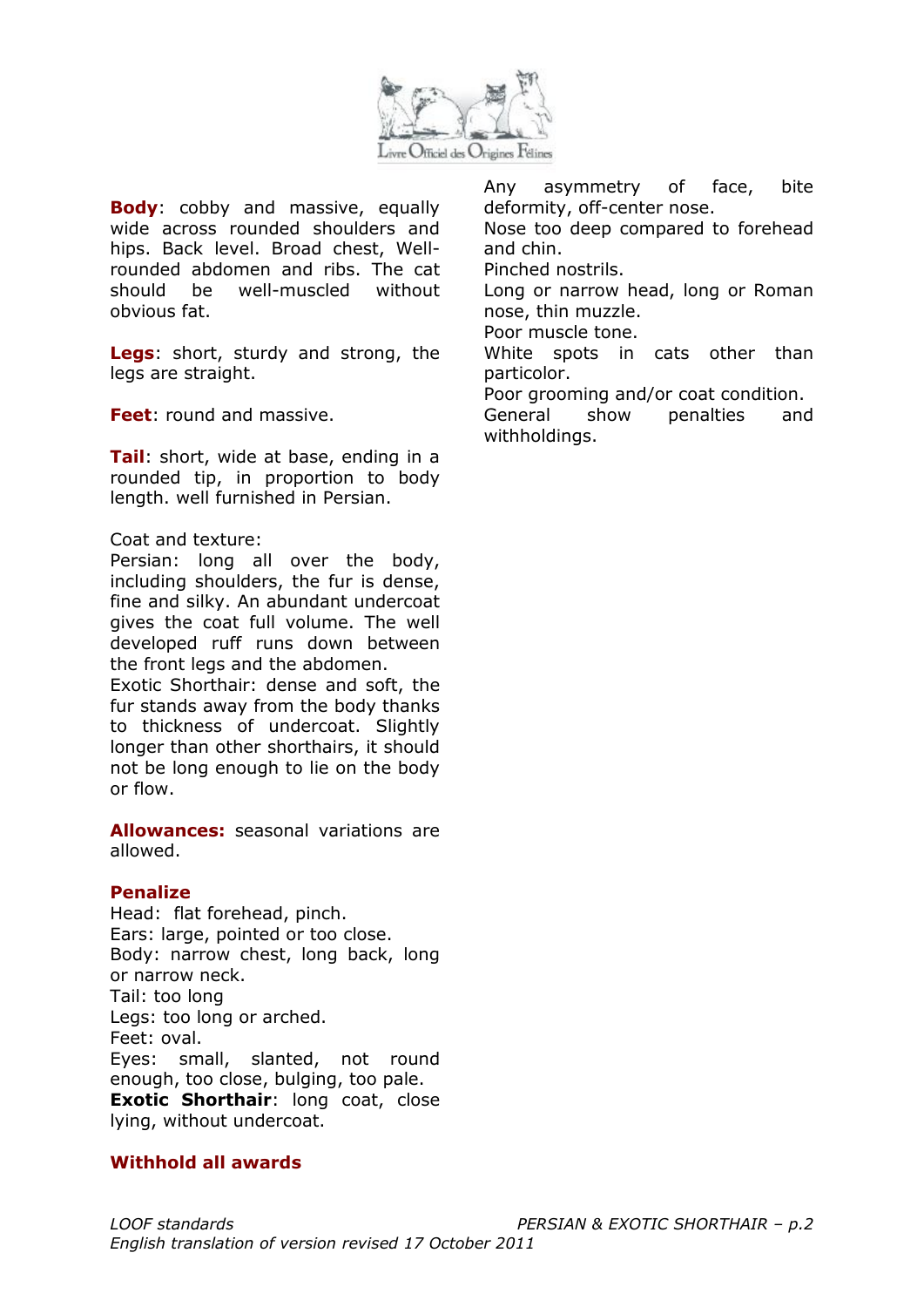**Body**: cobby and massive, equally wide across rounded shoulders and hips. Back level. Broad chest, Well-rounded abdomen and ribs. The cat should be well-muscled without obvious fat.

**Legs**: short, sturdy and strong, the legs are straight.

**Feet**: round and massive.

**Tail**: short, wide at base, ending in a rounded tip, in proportion to body length. well furnished in Persian.

Coat and texture:
Persian: long all over the body, including shoulders, the fur is dense, fine and silky. An abundant undercoat gives the coat full volume. The well developed ruff runs down between the front legs and the abdomen.
Exotic Shorthair: dense and soft, the fur stands away from the body thanks to thickness of undercoat. Slightly longer than other shorthairs, it should not be long enough to lie on the body or flow.

**Allowances:** seasonal variations are allowed.

**Penalize**

Head: flat forehead, pinch.
Ears: large, pointed or too close.
Body: narrow chest, long back, long or narrow neck.
Tail: too long
Legs: too long or arched.
Feet: oval.
Eyes: small, slanted, not round enough, too close, bulging, too pale.
**Exotic Shorthair**: long coat, close lying, without undercoat.

**Withhold all awards**

Any asymmetry of face, bite deformity, off-center nose.
Nose too deep compared to forehead and chin.
Pinched nostrils.
Long or narrow head, long or Roman nose, thin muzzle.
Poor muscle tone.
White spots in cats other than particolor.
Poor grooming and/or coat condition.
General show penalties and withholdings.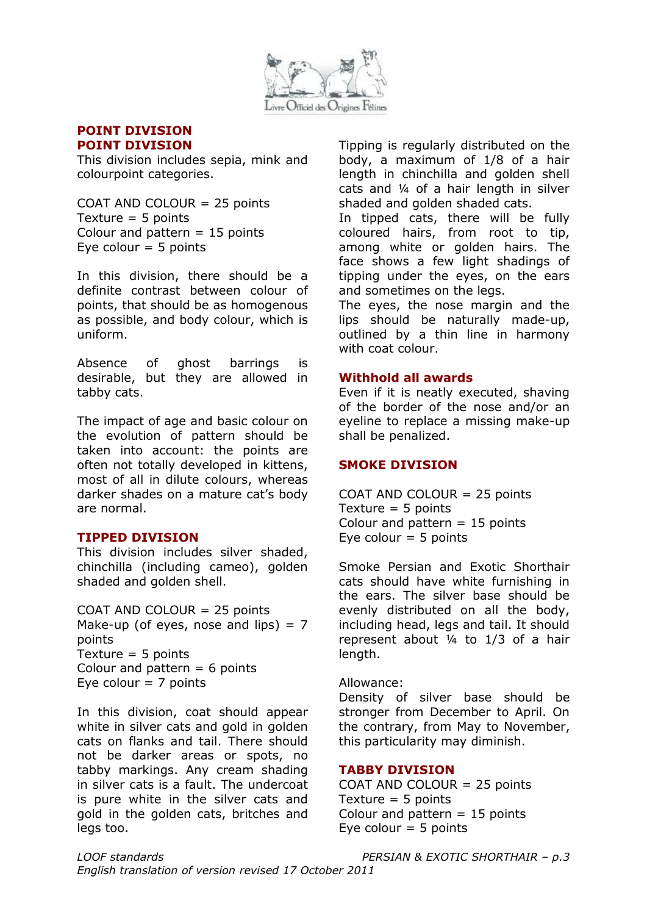## POINT DIVISION

## POINT DIVISION

This division includes sepia, mink and colourpoint categories.

COAT AND COLOUR = 25 points
Texture = 5 points
Colour and pattern = 15 points
Eye colour = 5 points

In this division, there should be a definite contrast between colour of points, that should be as homogenous as possible, and body colour, which is uniform.

Absence of ghost barrings is desirable, but they are allowed in tabby cats.

The impact of age and basic colour on the evolution of pattern should be taken into account: the points are often not totally developed in kittens, most of all in dilute colours, whereas darker shades on a mature cat's body are normal.

## TIPPED DIVISION

This division includes silver shaded, chinchilla (including cameo), golden shaded and golden shell.

COAT AND COLOUR = 25 points
Make-up (of eyes, nose and lips) = 7 points
Texture = 5 points
Colour and pattern = 6 points
Eye colour = 7 points

In this division, coat should appear white in silver cats and gold in golden cats on flanks and tail. There should not be darker areas or spots, no tabby markings. Any cream shading in silver cats is a fault. The undercoat is pure white in the silver cats and gold in the golden cats, britches and legs too.

Tipping is regularly distributed on the body, a maximum of 1/8 of a hair length in chinchilla and golden shell cats and ¼ of a hair length in silver shaded and golden shaded cats.
In tipped cats, there will be fully coloured hairs, from root to tip, among white or golden hairs. The face shows a few light shadings of tipping under the eyes, on the ears and sometimes on the legs.
The eyes, the nose margin and the lips should be naturally made-up, outlined by a thin line in harmony with coat colour.

## Withhold all awards

Even if it is neatly executed, shaving of the border of the nose and/or an eyeline to replace a missing make-up shall be penalized.

## SMOKE DIVISION

COAT AND COLOUR = 25 points
Texture = 5 points
Colour and pattern = 15 points
Eye colour = 5 points

Smoke Persian and Exotic Shorthair cats should have white furnishing in the ears. The silver base should be evenly distributed on all the body, including head, legs and tail. It should represent about ¼ to 1/3 of a hair length.

Allowance:
Density of silver base should be stronger from December to April. On the contrary, from May to November, this particularity may diminish.

## TABBY DIVISION

COAT AND COLOUR = 25 points
Texture = 5 points
Colour and pattern = 15 points
Eye colour = 5 points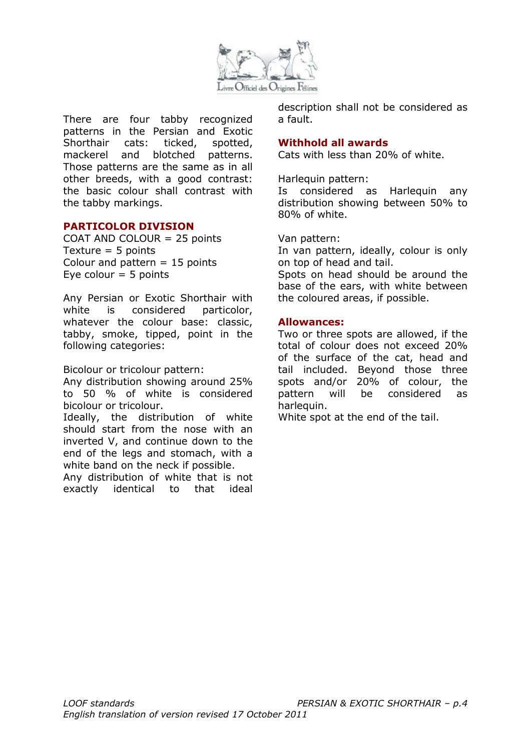There are four tabby recognized patterns in the Persian and Exotic Shorthair cats: ticked, spotted, mackerel and blotched patterns. Those patterns are the same as in all other breeds, with a good contrast: the basic colour shall contrast with the tabby markings.

## PARTICOLOR DIVISION

COAT AND COLOUR = 25 points
Texture = 5 points
Colour and pattern = 15 points
Eye colour = 5 points

Any Persian or Exotic Shorthair with white is considered particolor, whatever the colour base: classic, tabby, smoke, tipped, point in the following categories:

Bicolour or tricolour pattern:
Any distribution showing around 25% to 50 % of white is considered bicolour or tricolour.
Ideally, the distribution of white should start from the nose with an inverted V, and continue down to the end of the legs and stomach, with a white band on the neck if possible.
Any distribution of white that is not exactly identical to that ideal description shall not be considered as a fault.

### Withhold all awards

Cats with less than 20% of white.

Harlequin pattern:
Is considered as Harlequin any distribution showing between 50% to 80% of white.

Van pattern:
In van pattern, ideally, colour is only on top of head and tail.
Spots on head should be around the base of the ears, with white between the coloured areas, if possible.

### Allowances:

Two or three spots are allowed, if the total of colour does not exceed 20% of the surface of the cat, head and tail included. Beyond those three spots and/or 20% of colour, the pattern will be considered as harlequin.
White spot at the end of the tail.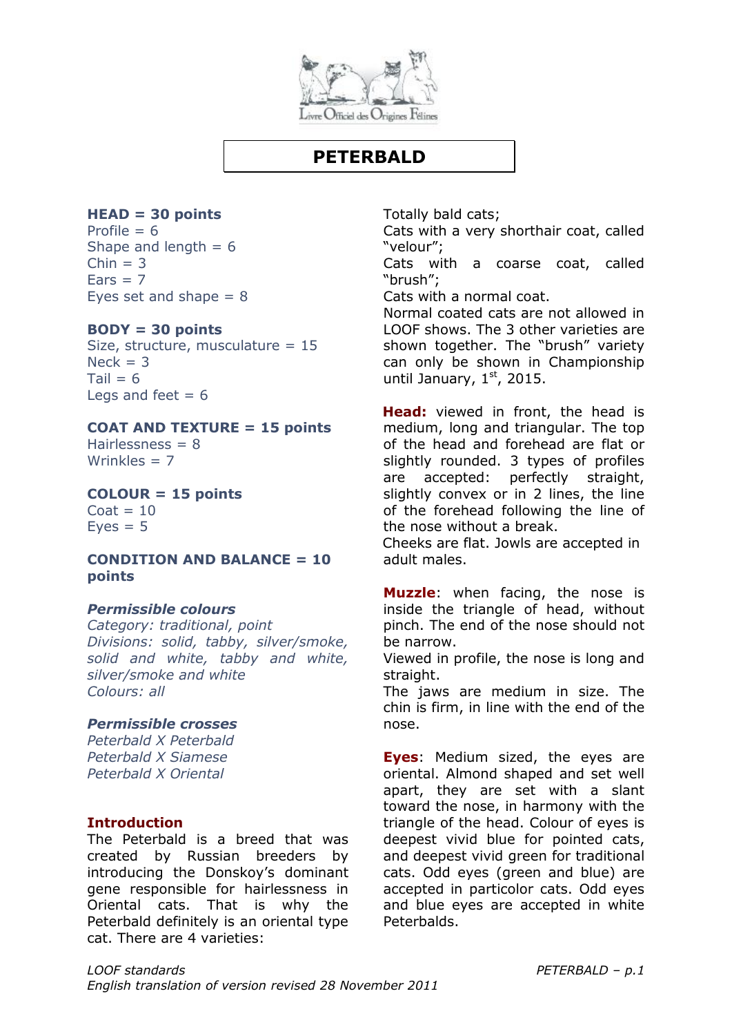# PETERBALD

**HEAD = 30 points**
Profile = 6
Shape and length = 6
Chin = 3
Ears = 7
Eyes set and shape = 8

**BODY = 30 points**
Size, structure, musculature = 15
Neck = 3
Tail = 6
Legs and feet = 6

**COAT AND TEXTURE = 15 points**
Hairlessness = 8
Wrinkles = 7

**COLOUR = 15 points**
Coat = 10
Eyes = 5

**CONDITION AND BALANCE = 10 points**

***Permissible colours***
*Category: traditional, point*
*Divisions: solid, tabby, silver/smoke, solid and white, tabby and white, silver/smoke and white*
*Colours: all*

***Permissible crosses***
*Peterbald X Peterbald*
*Peterbald X Siamese*
*Peterbald X Oriental*

**Introduction**
The Peterbald is a breed that was created by Russian breeders by introducing the Donskoy's dominant gene responsible for hairlessness in Oriental cats. That is why the Peterbald definitely is an oriental type cat. There are 4 varieties:

Totally bald cats;
Cats with a very shorthair coat, called "velour";
Cats with a coarse coat, called "brush";
Cats with a normal coat.
Normal coated cats are not allowed in LOOF shows. The 3 other varieties are shown together. The "brush" variety can only be shown in Championship until January, 1st, 2015.

**Head:** viewed in front, the head is medium, long and triangular. The top of the head and forehead are flat or slightly rounded. 3 types of profiles are accepted: perfectly straight, slightly convex or in 2 lines, the line of the forehead following the line of the nose without a break.
Cheeks are flat. Jowls are accepted in adult males.

**Muzzle**: when facing, the nose is inside the triangle of head, without pinch. The end of the nose should not be narrow.
Viewed in profile, the nose is long and straight.
The jaws are medium in size. The chin is firm, in line with the end of the nose.

**Eyes**: Medium sized, the eyes are oriental. Almond shaped and set well apart, they are set with a slant toward the nose, in harmony with the triangle of the head. Colour of eyes is deepest vivid blue for pointed cats, and deepest vivid green for traditional cats. Odd eyes (green and blue) are accepted in particolor cats. Odd eyes and blue eyes are accepted in white Peterbalds.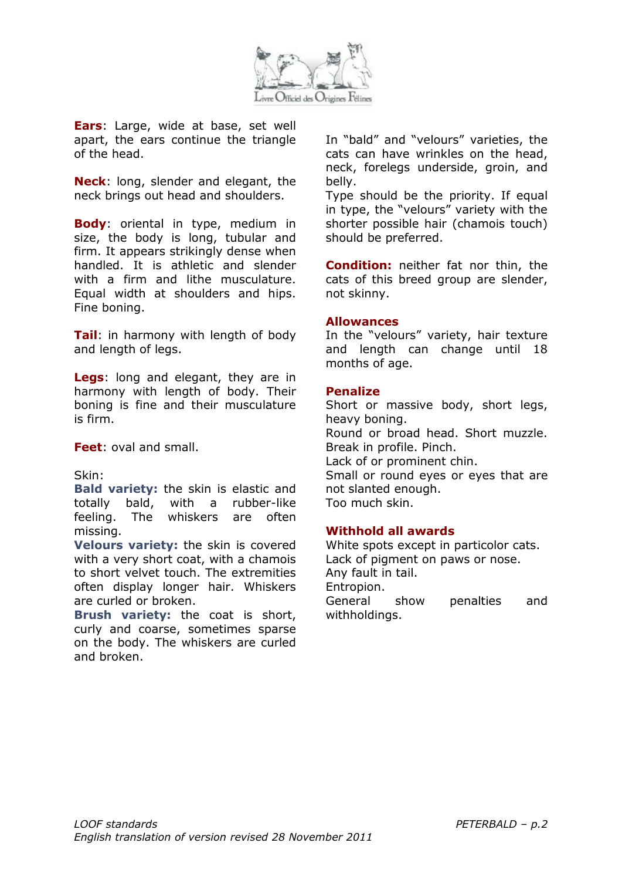**Ears**: Large, wide at base, set well apart, the ears continue the triangle of the head.

**Neck**: long, slender and elegant, the neck brings out head and shoulders.

**Body**: oriental in type, medium in size, the body is long, tubular and firm. It appears strikingly dense when handled. It is athletic and slender with a firm and lithe musculature. Equal width at shoulders and hips. Fine boning.

**Tail**: in harmony with length of body and length of legs.

**Legs**: long and elegant, they are in harmony with length of body. Their boning is fine and their musculature is firm.

**Feet**: oval and small.

Skin:

**Bald variety:** the skin is elastic and totally bald, with a rubber-like feeling. The whiskers are often missing.

**Velours variety:** the skin is covered with a very short coat, with a chamois to short velvet touch. The extremities often display longer hair. Whiskers are curled or broken.

**Brush variety:** the coat is short, curly and coarse, sometimes sparse on the body. The whiskers are curled and broken.

In "bald" and "velours" varieties, the cats can have wrinkles on the head, neck, forelegs underside, groin, and belly.

Type should be the priority. If equal in type, the "velours" variety with the shorter possible hair (chamois touch) should be preferred.

**Condition:** neither fat nor thin, the cats of this breed group are slender, not skinny.

**Allowances**

In the "velours" variety, hair texture and length can change until 18 months of age.

**Penalize**

Short or massive body, short legs, heavy boning.
Round or broad head. Short muzzle.
Break in profile. Pinch.
Lack of or prominent chin.
Small or round eyes or eyes that are not slanted enough.
Too much skin.

**Withhold all awards**

White spots except in particolor cats.
Lack of pigment on paws or nose.
Any fault in tail.
Entropion.
General show penalties and withholdings.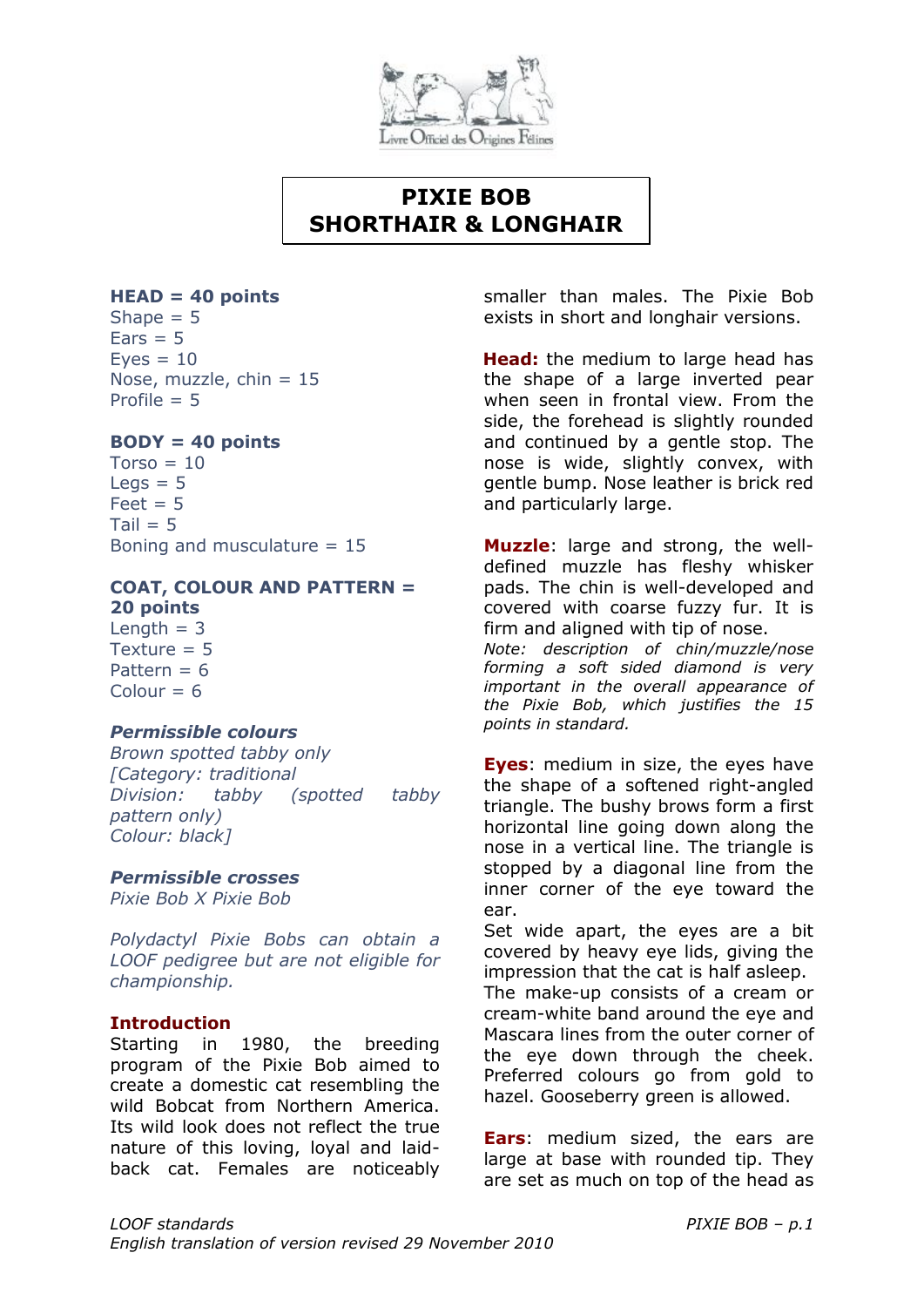# PIXIE BOB SHORTHAIR & LONGHAIR

**HEAD = 40 points**
Shape = 5
Ears = 5
Eyes = 10
Nose, muzzle, chin = 15
Profile = 5

**BODY = 40 points**
Torso = 10
Legs = 5
Feet = 5
Tail = 5
Boning and musculature = 15

**COAT, COLOUR AND PATTERN = 20 points**
Length = 3
Texture = 5
Pattern = 6
Colour = 6

***Permissible colours***
*Brown spotted tabby only*
*[Category: traditional*
*Division: tabby (spotted tabby pattern only)*
*Colour: black]*

***Permissible crosses***
*Pixie Bob X Pixie Bob*

*Polydactyl Pixie Bobs can obtain a LOOF pedigree but are not eligible for championship.*

**Introduction**
Starting in 1980, the breeding program of the Pixie Bob aimed to create a domestic cat resembling the wild Bobcat from Northern America. Its wild look does not reflect the true nature of this loving, loyal and laid-back cat. Females are noticeably smaller than males. The Pixie Bob exists in short and longhair versions.

**Head:** the medium to large head has the shape of a large inverted pear when seen in frontal view. From the side, the forehead is slightly rounded and continued by a gentle stop. The nose is wide, slightly convex, with gentle bump. Nose leather is brick red and particularly large.

**Muzzle**: large and strong, the well-defined muzzle has fleshy whisker pads. The chin is well-developed and covered with coarse fuzzy fur. It is firm and aligned with tip of nose.
*Note: description of chin/muzzle/nose forming a soft sided diamond is very important in the overall appearance of the Pixie Bob, which justifies the 15 points in standard.*

**Eyes**: medium in size, the eyes have the shape of a softened right-angled triangle. The bushy brows form a first horizontal line going down along the nose in a vertical line. The triangle is stopped by a diagonal line from the inner corner of the eye toward the ear.
Set wide apart, the eyes are a bit covered by heavy eye lids, giving the impression that the cat is half asleep.
The make-up consists of a cream or cream-white band around the eye and Mascara lines from the outer corner of the eye down through the cheek. Preferred colours go from gold to hazel. Gooseberry green is allowed.

**Ears**: medium sized, the ears are large at base with rounded tip. They are set as much on top of the head as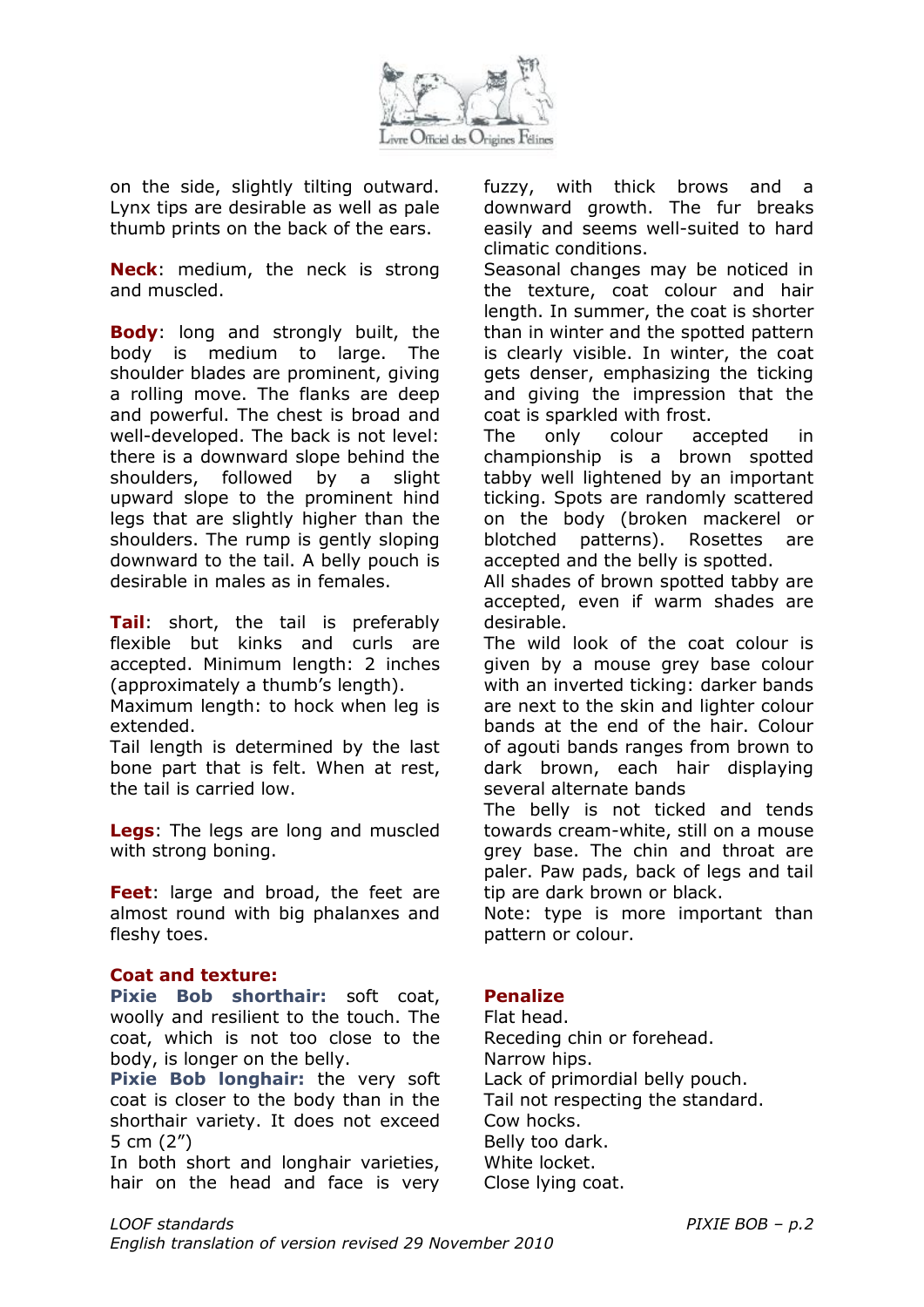on the side, slightly tilting outward. Lynx tips are desirable as well as pale thumb prints on the back of the ears.

**Neck**: medium, the neck is strong and muscled.

**Body**: long and strongly built, the body is medium to large. The shoulder blades are prominent, giving a rolling move. The flanks are deep and powerful. The chest is broad and well-developed. The back is not level: there is a downward slope behind the shoulders, followed by a slight upward slope to the prominent hind legs that are slightly higher than the shoulders. The rump is gently sloping downward to the tail. A belly pouch is desirable in males as in females.

**Tail**: short, the tail is preferably flexible but kinks and curls are accepted. Minimum length: 2 inches (approximately a thumb's length).
Maximum length: to hock when leg is extended.
Tail length is determined by the last bone part that is felt. When at rest, the tail is carried low.

**Legs**: The legs are long and muscled with strong boning.

**Feet**: large and broad, the feet are almost round with big phalanxes and fleshy toes.

**Coat and texture:**

**Pixie Bob shorthair:** soft coat, woolly and resilient to the touch. The coat, which is not too close to the body, is longer on the belly.
**Pixie Bob longhair:** the very soft coat is closer to the body than in the shorthair variety. It does not exceed 5 cm (2")
In both short and longhair varieties, hair on the head and face is very fuzzy, with thick brows and a downward growth. The fur breaks easily and seems well-suited to hard climatic conditions.
Seasonal changes may be noticed in the texture, coat colour and hair length. In summer, the coat is shorter than in winter and the spotted pattern is clearly visible. In winter, the coat gets denser, emphasizing the ticking and giving the impression that the coat is sparkled with frost.
The only colour accepted in championship is a brown spotted tabby well lightened by an important ticking. Spots are randomly scattered on the body (broken mackerel or blotched patterns). Rosettes are accepted and the belly is spotted.
All shades of brown spotted tabby are accepted, even if warm shades are desirable.
The wild look of the coat colour is given by a mouse grey base colour with an inverted ticking: darker bands are next to the skin and lighter colour bands at the end of the hair. Colour of agouti bands ranges from brown to dark brown, each hair displaying several alternate bands
The belly is not ticked and tends towards cream-white, still on a mouse grey base. The chin and throat are paler. Paw pads, back of legs and tail tip are dark brown or black.
Note: type is more important than pattern or colour.

**Penalize**

Flat head.
Receding chin or forehead.
Narrow hips.
Lack of primordial belly pouch.
Tail not respecting the standard.
Cow hocks.
Belly too dark.
White locket.
Close lying coat.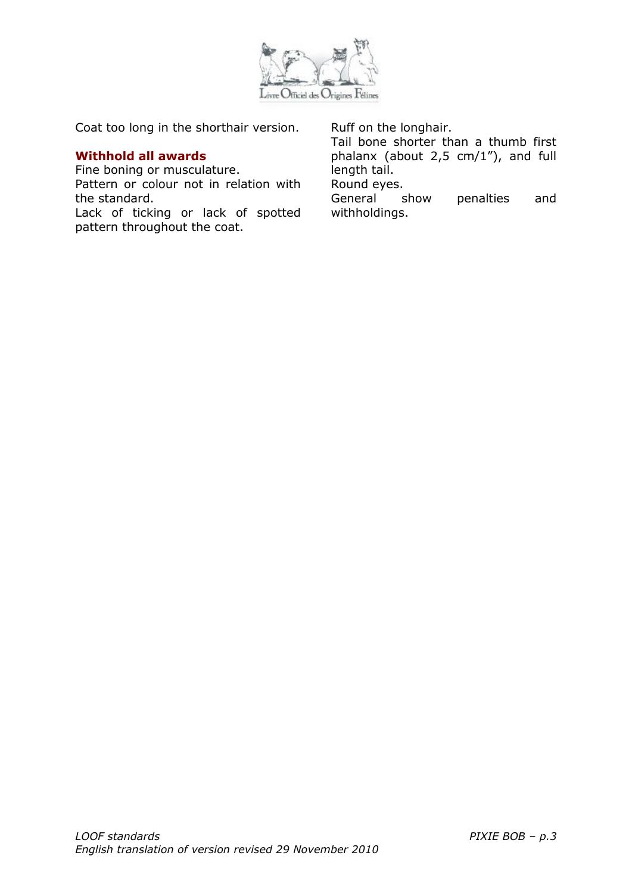Coat too long in the shorthair version.

### Withhold all awards

Fine boning or musculature.
Pattern or colour not in relation with the standard.
Lack of ticking or lack of spotted pattern throughout the coat.
Ruff on the longhair.
Tail bone shorter than a thumb first phalanx (about 2,5 cm/1”), and full length tail.
Round eyes.
General show penalties and withholdings.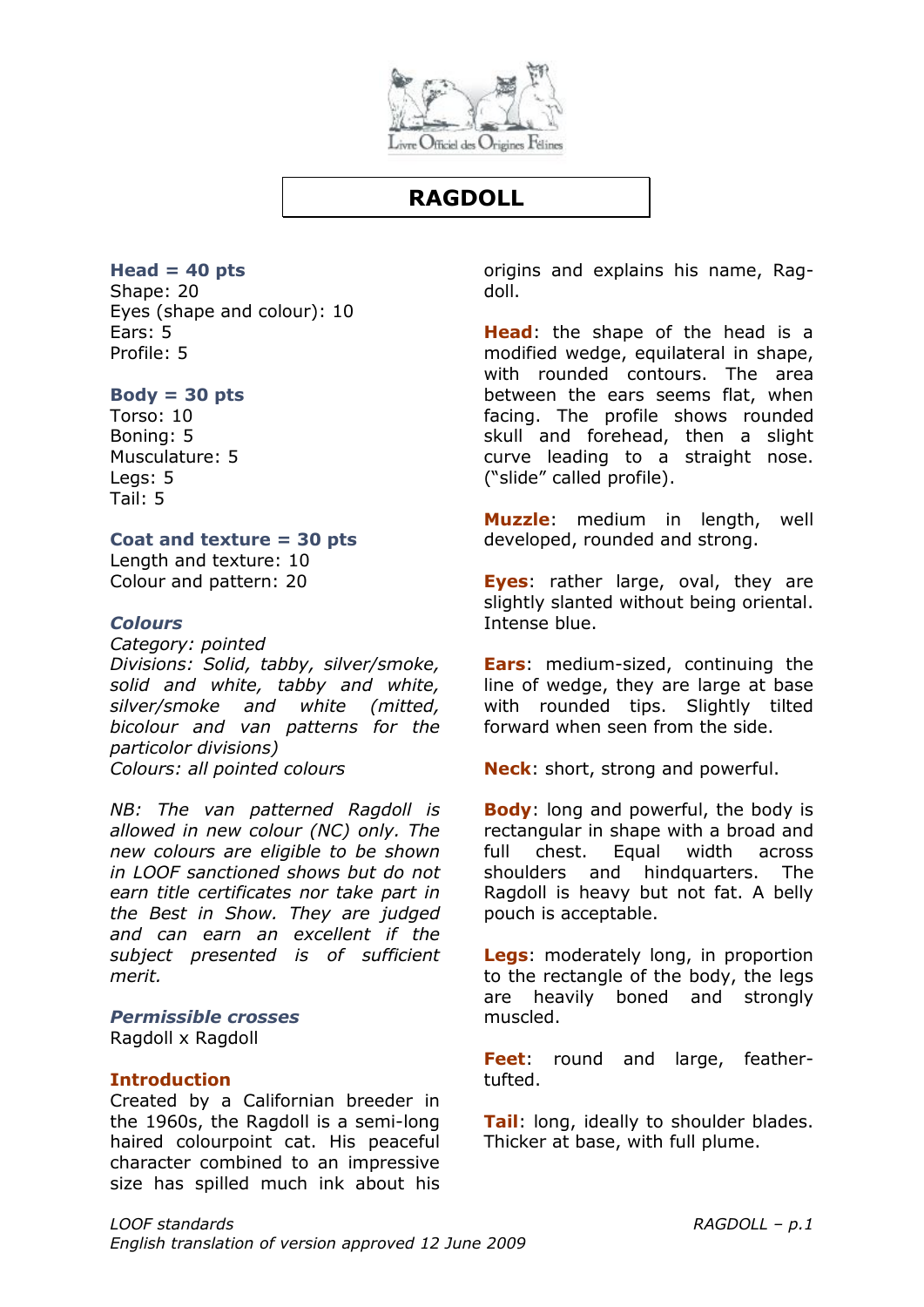# RAGDOLL

**Head = 40 pts**
Shape: 20
Eyes (shape and colour): 10
Ears: 5
Profile: 5

**Body = 30 pts**
Torso: 10
Boning: 5
Musculature: 5
Legs: 5
Tail: 5

**Coat and texture = 30 pts**
Length and texture: 10
Colour and pattern: 20

***Colours***
*Category: pointed*
*Divisions: Solid, tabby, silver/smoke, solid and white, tabby and white, silver/smoke and white (mitted, bicolour and van patterns for the particolor divisions)*
*Colours: all pointed colours*

*NB: The van patterned Ragdoll is allowed in new colour (NC) only. The new colours are eligible to be shown in LOOF sanctioned shows but do not earn title certificates nor take part in the Best in Show. They are judged and can earn an excellent if the subject presented is of sufficient merit.*

***Permissible crosses***
Ragdoll x Ragdoll

**Introduction**
Created by a Californian breeder in the 1960s, the Ragdoll is a semi-long haired colourpoint cat. His peaceful character combined to an impressive size has spilled much ink about his origins and explains his name, Rag-doll.

**Head**: the shape of the head is a modified wedge, equilateral in shape, with rounded contours. The area between the ears seems flat, when facing. The profile shows rounded skull and forehead, then a slight curve leading to a straight nose. ("slide" called profile).

**Muzzle**: medium in length, well developed, rounded and strong.

**Eyes**: rather large, oval, they are slightly slanted without being oriental. Intense blue.

**Ears**: medium-sized, continuing the line of wedge, they are large at base with rounded tips. Slightly tilted forward when seen from the side.

**Neck**: short, strong and powerful.

**Body**: long and powerful, the body is rectangular in shape with a broad and full chest. Equal width across shoulders and hindquarters. The Ragdoll is heavy but not fat. A belly pouch is acceptable.

**Legs**: moderately long, in proportion to the rectangle of the body, the legs are heavily boned and strongly muscled.

**Feet**: round and large, feather-tufted.

**Tail**: long, ideally to shoulder blades. Thicker at base, with full plume.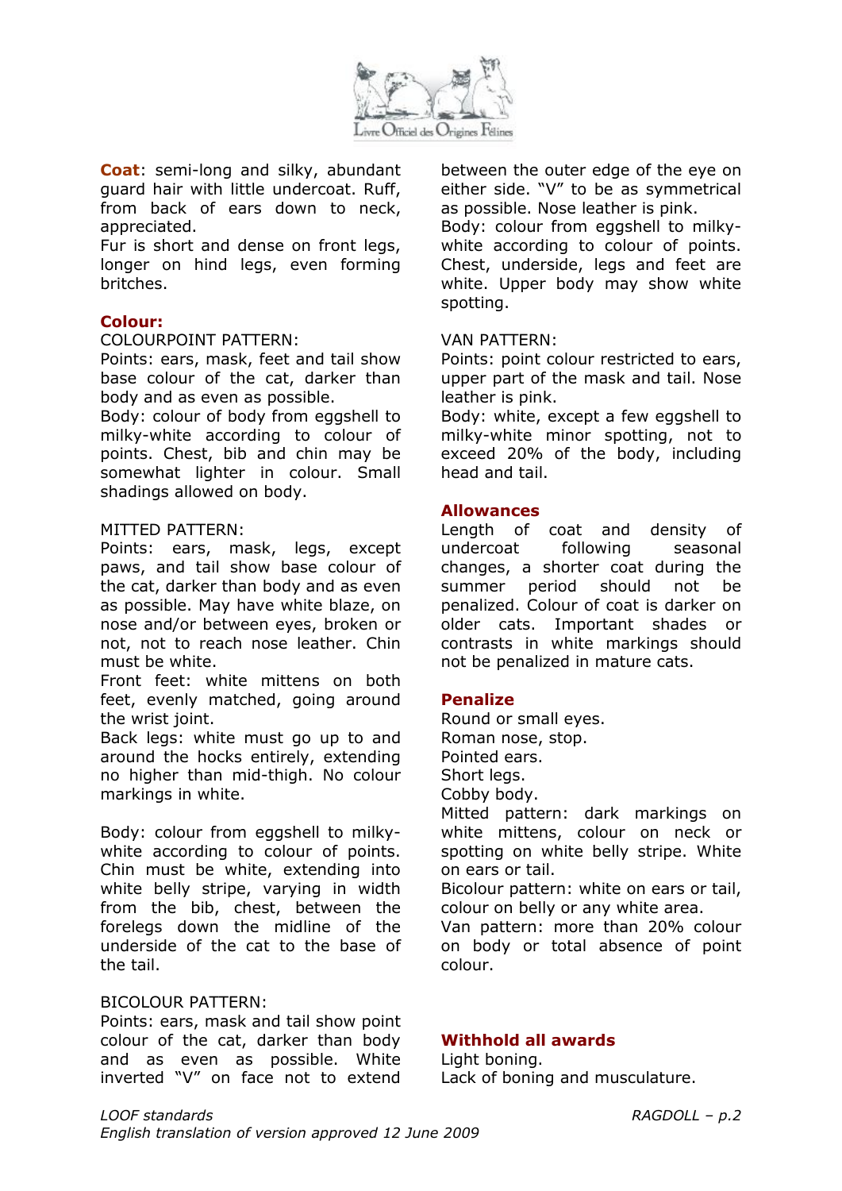**Coat**: semi-long and silky, abundant guard hair with little undercoat. Ruff, from back of ears down to neck, appreciated.
Fur is short and dense on front legs, longer on hind legs, even forming britches.

**Colour:**

COLOURPOINT PATTERN:
Points: ears, mask, feet and tail show base colour of the cat, darker than body and as even as possible.
Body: colour of body from eggshell to milky-white according to colour of points. Chest, bib and chin may be somewhat lighter in colour. Small shadings allowed on body.

MITTED PATTERN:
Points: ears, mask, legs, except paws, and tail show base colour of the cat, darker than body and as even as possible. May have white blaze, on nose and/or between eyes, broken or not, not to reach nose leather. Chin must be white.
Front feet: white mittens on both feet, evenly matched, going around the wrist joint.
Back legs: white must go up to and around the hocks entirely, extending no higher than mid-thigh. No colour markings in white.

Body: colour from eggshell to milky-white according to colour of points. Chin must be white, extending into white belly stripe, varying in width from the bib, chest, between the forelegs down the midline of the underside of the cat to the base of the tail.

BICOLOUR PATTERN:
Points: ears, mask and tail show point colour of the cat, darker than body and as even as possible. White inverted "V" on face not to extend between the outer edge of the eye on either side. "V" to be as symmetrical as possible. Nose leather is pink.
Body: colour from eggshell to milky-white according to colour of points. Chest, underside, legs and feet are white. Upper body may show white spotting.

VAN PATTERN:
Points: point colour restricted to ears, upper part of the mask and tail. Nose leather is pink.
Body: white, except a few eggshell to milky-white minor spotting, not to exceed 20% of the body, including head and tail.

**Allowances**

Length of coat and density of undercoat following seasonal changes, a shorter coat during the summer period should not be penalized. Colour of coat is darker on older cats. Important shades or contrasts in white markings should not be penalized in mature cats.

**Penalize**

Round or small eyes.
Roman nose, stop.
Pointed ears.
Short legs.
Cobby body.
Mitted pattern: dark markings on white mittens, colour on neck or spotting on white belly stripe. White on ears or tail.
Bicolour pattern: white on ears or tail, colour on belly or any white area.
Van pattern: more than 20% colour on body or total absence of point colour.

**Withhold all awards**

Light boning.
Lack of boning and musculature.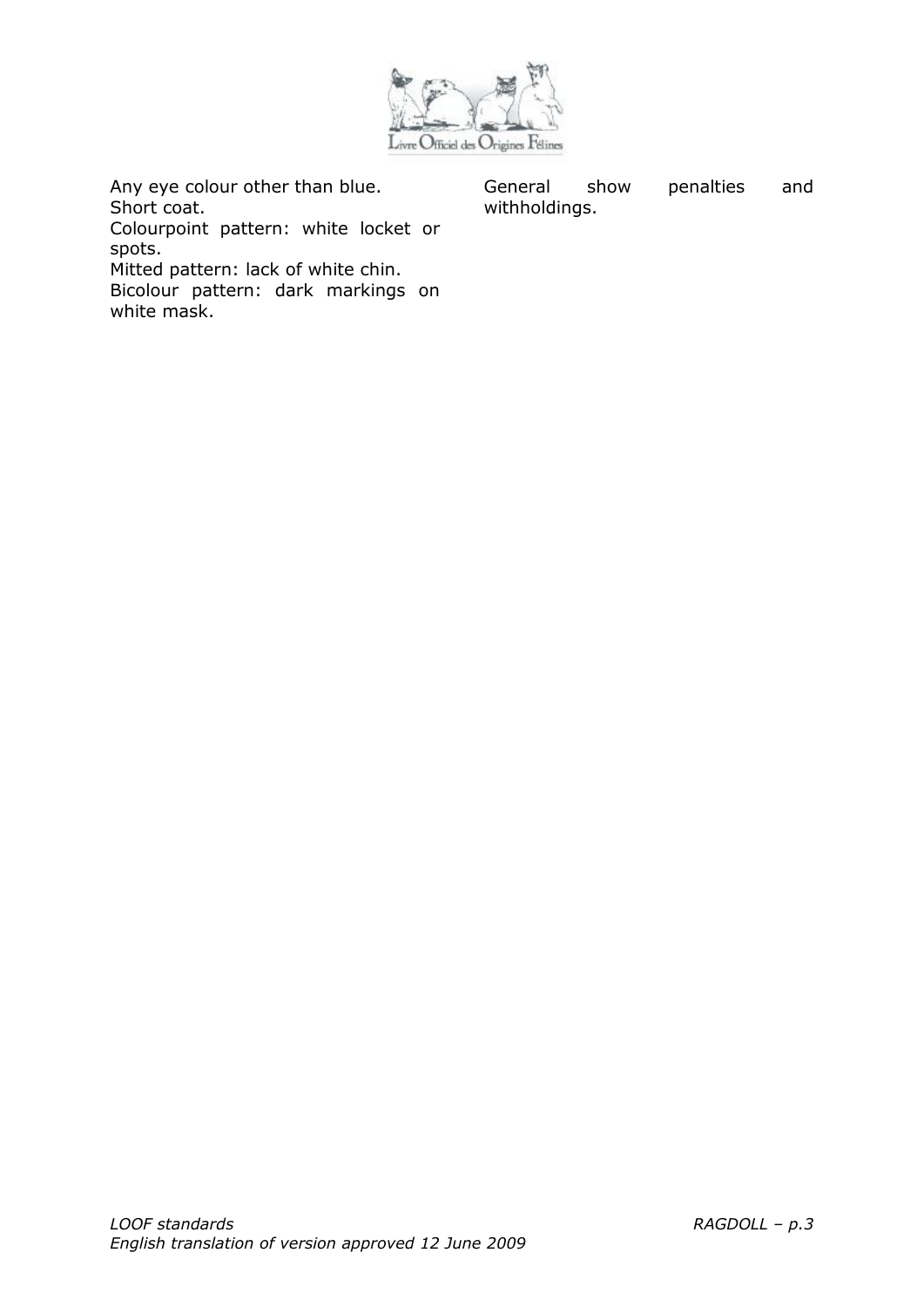| | |
|---|---|
| Any eye colour other than blue.<br>Short coat.<br>Colourpoint pattern: white locket or spots.<br>Mitted pattern: lack of white chin.<br>Bicolour pattern: dark markings on white mask. | General show penalties and withholdings. |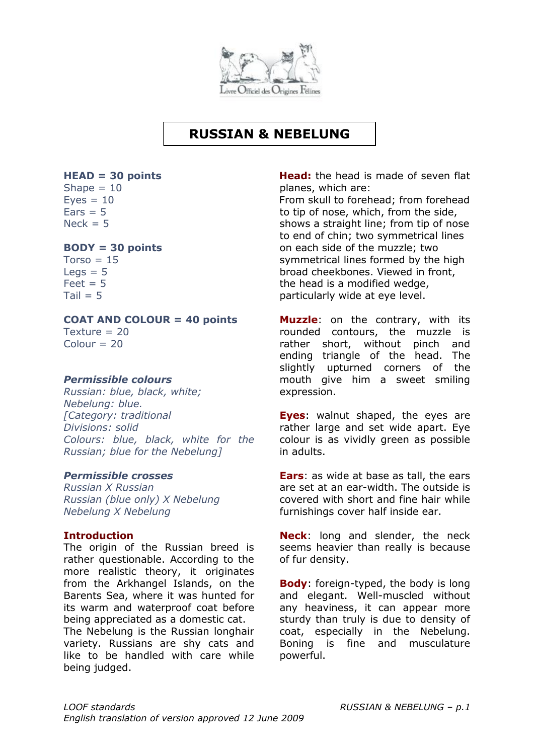# RUSSIAN & NEBELUNG

**HEAD = 30 points**
Shape = 10
Eyes = 10
Ears = 5
Neck = 5

**BODY = 30 points**
Torso = 15
Legs = 5
Feet = 5
Tail = 5

**COAT AND COLOUR = 40 points**
Texture = 20
Colour = 20

***Permissible colours***
*Russian: blue, black, white;*
*Nebelung: blue.*
*[Category: traditional*
*Divisions: solid*
*Colours: blue, black, white for the Russian; blue for the Nebelung]*

***Permissible crosses***
*Russian X Russian*
*Russian (blue only) X Nebelung*
*Nebelung X Nebelung*

**Introduction**
The origin of the Russian breed is rather questionable. According to the more realistic theory, it originates from the Arkhangel Islands, on the Barents Sea, where it was hunted for its warm and waterproof coat before being appreciated as a domestic cat.
The Nebelung is the Russian longhair variety. Russians are shy cats and like to be handled with care while being judged.

**Head:** the head is made of seven flat planes, which are:
From skull to forehead; from forehead to tip of nose, which, from the side, shows a straight line; from tip of nose to end of chin; two symmetrical lines on each side of the muzzle; two symmetrical lines formed by the high broad cheekbones. Viewed in front, the head is a modified wedge, particularly wide at eye level.

**Muzzle**: on the contrary, with its rounded contours, the muzzle is rather short, without pinch and ending triangle of the head. The slightly upturned corners of the mouth give him a sweet smiling expression.

**Eyes**: walnut shaped, the eyes are rather large and set wide apart. Eye colour is as vividly green as possible in adults.

**Ears**: as wide at base as tall, the ears are set at an ear-width. The outside is covered with short and fine hair while furnishings cover half inside ear.

**Neck**: long and slender, the neck seems heavier than really is because of fur density.

**Body**: foreign-typed, the body is long and elegant. Well-muscled without any heaviness, it can appear more sturdy than truly is due to density of coat, especially in the Nebelung. Boning is fine and musculature powerful.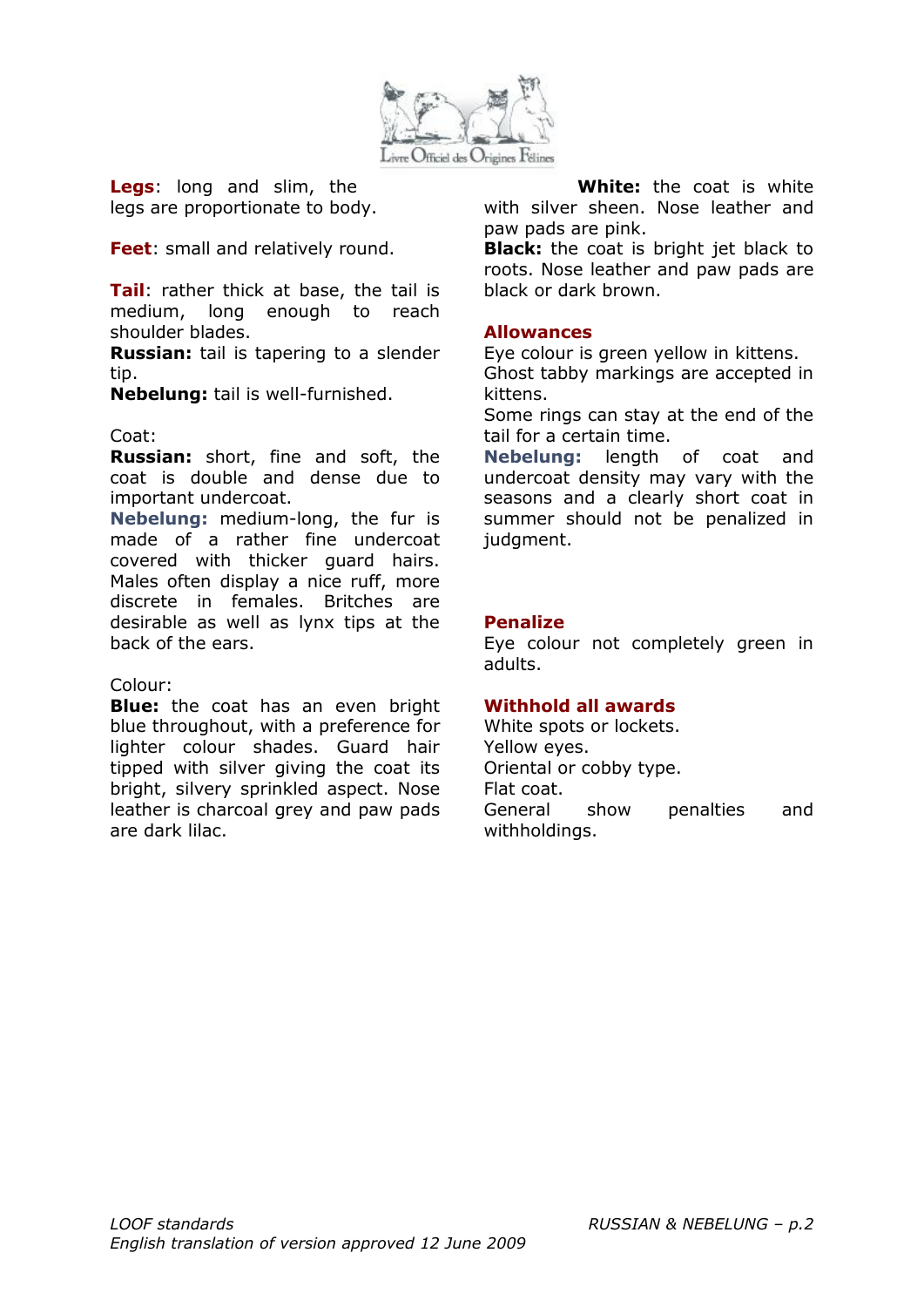**Legs**: long and slim, the legs are proportionate to body.

**Feet**: small and relatively round.

**Tail**: rather thick at base, the tail is medium, long enough to reach shoulder blades.
**Russian:** tail is tapering to a slender tip.
**Nebelung:** tail is well-furnished.

Coat:
**Russian:** short, fine and soft, the coat is double and dense due to important undercoat.
**Nebelung:** medium-long, the fur is made of a rather fine undercoat covered with thicker guard hairs. Males often display a nice ruff, more discrete in females. Britches are desirable as well as lynx tips at the back of the ears.

Colour:
**Blue:** the coat has an even bright blue throughout, with a preference for lighter colour shades. Guard hair tipped with silver giving the coat its bright, silvery sprinkled aspect. Nose leather is charcoal grey and paw pads are dark lilac.
**White:** the coat is white with silver sheen. Nose leather and paw pads are pink.
**Black:** the coat is bright jet black to roots. Nose leather and paw pads are black or dark brown.

## Allowances

Eye colour is green yellow in kittens.
Ghost tabby markings are accepted in kittens.
Some rings can stay at the end of the tail for a certain time.
**Nebelung:** length of coat and undercoat density may vary with the seasons and a clearly short coat in summer should not be penalized in judgment.

## Penalize

Eye colour not completely green in adults.

## Withhold all awards

White spots or lockets.
Yellow eyes.
Oriental or cobby type.
Flat coat.
General show penalties and withholdings.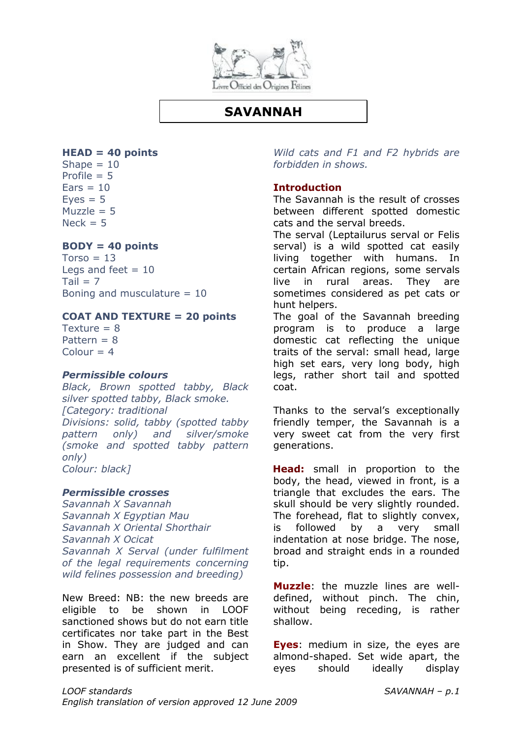# SAVANNAH

**HEAD = 40 points**
Shape = 10
Profile = 5
Ears = 10
Eyes = 5
Muzzle = 5
Neck = 5

**BODY = 40 points**
Torso = 13
Legs and feet = 10
Tail = 7
Boning and musculature = 10

**COAT AND TEXTURE = 20 points**
Texture = 8
Pattern = 8
Colour = 4

***Permissible colours***
*Black, Brown spotted tabby, Black silver spotted tabby, Black smoke.*
*[Category: traditional*
*Divisions: solid, tabby (spotted tabby pattern only) and silver/smoke (smoke and spotted tabby pattern only)*
*Colour: black]*

***Permissible crosses***
*Savannah X Savannah*
*Savannah X Egyptian Mau*
*Savannah X Oriental Shorthair*
*Savannah X Ocicat*
*Savannah X Serval (under fulfilment of the legal requirements concerning wild felines possession and breeding)*

New Breed: NB: the new breeds are eligible to be shown in LOOF sanctioned shows but do not earn title certificates nor take part in the Best in Show. They are judged and can earn an excellent if the subject presented is of sufficient merit.

*Wild cats and F1 and F2 hybrids are forbidden in shows.*

**Introduction**
The Savannah is the result of crosses between different spotted domestic cats and the serval breeds.
The serval (Leptailurus serval or Felis serval) is a wild spotted cat easily living together with humans. In certain African regions, some servals live in rural areas. They are sometimes considered as pet cats or hunt helpers.
The goal of the Savannah breeding program is to produce a large domestic cat reflecting the unique traits of the serval: small head, large high set ears, very long body, high legs, rather short tail and spotted coat.

Thanks to the serval's exceptionally friendly temper, the Savannah is a very sweet cat from the very first generations.

**Head:** small in proportion to the body, the head, viewed in front, is a triangle that excludes the ears. The skull should be very slightly rounded. The forehead, flat to slightly convex, is followed by a very small indentation at nose bridge. The nose, broad and straight ends in a rounded tip.

**Muzzle**: the muzzle lines are well-defined, without pinch. The chin, without being receding, is rather shallow.

**Eyes**: medium in size, the eyes are almond-shaped. Set wide apart, the eyes should ideally display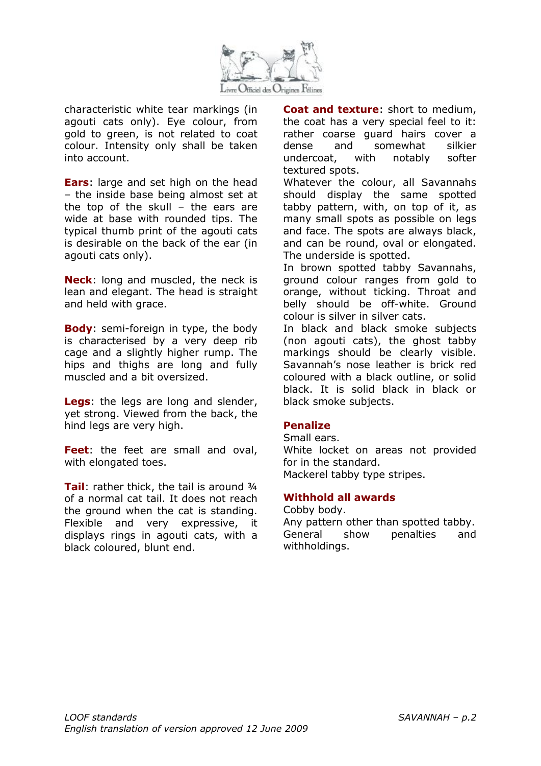characteristic white tear markings (in agouti cats only). Eye colour, from gold to green, is not related to coat colour. Intensity only shall be taken into account.

**Ears**: large and set high on the head – the inside base being almost set at the top of the skull – the ears are wide at base with rounded tips. The typical thumb print of the agouti cats is desirable on the back of the ear (in agouti cats only).

**Neck**: long and muscled, the neck is lean and elegant. The head is straight and held with grace.

**Body**: semi-foreign in type, the body is characterised by a very deep rib cage and a slightly higher rump. The hips and thighs are long and fully muscled and a bit oversized.

**Legs**: the legs are long and slender, yet strong. Viewed from the back, the hind legs are very high.

**Feet**: the feet are small and oval, with elongated toes.

**Tail**: rather thick, the tail is around ¾ of a normal cat tail. It does not reach the ground when the cat is standing. Flexible and very expressive, it displays rings in agouti cats, with a black coloured, blunt end.

**Coat and texture**: short to medium, the coat has a very special feel to it: rather coarse guard hairs cover a dense and somewhat silkier undercoat, with notably softer textured spots.

Whatever the colour, all Savannahs should display the same spotted tabby pattern, with, on top of it, as many small spots as possible on legs and face. The spots are always black, and can be round, oval or elongated. The underside is spotted.

In brown spotted tabby Savannahs, ground colour ranges from gold to orange, without ticking. Throat and belly should be off-white. Ground colour is silver in silver cats.

In black and black smoke subjects (non agouti cats), the ghost tabby markings should be clearly visible. Savannah's nose leather is brick red coloured with a black outline, or solid black. It is solid black in black or black smoke subjects.

## Penalize

Small ears.
White locket on areas not provided for in the standard.
Mackerel tabby type stripes.

## Withhold all awards

Cobby body.
Any pattern other than spotted tabby.
General show penalties and withholdings.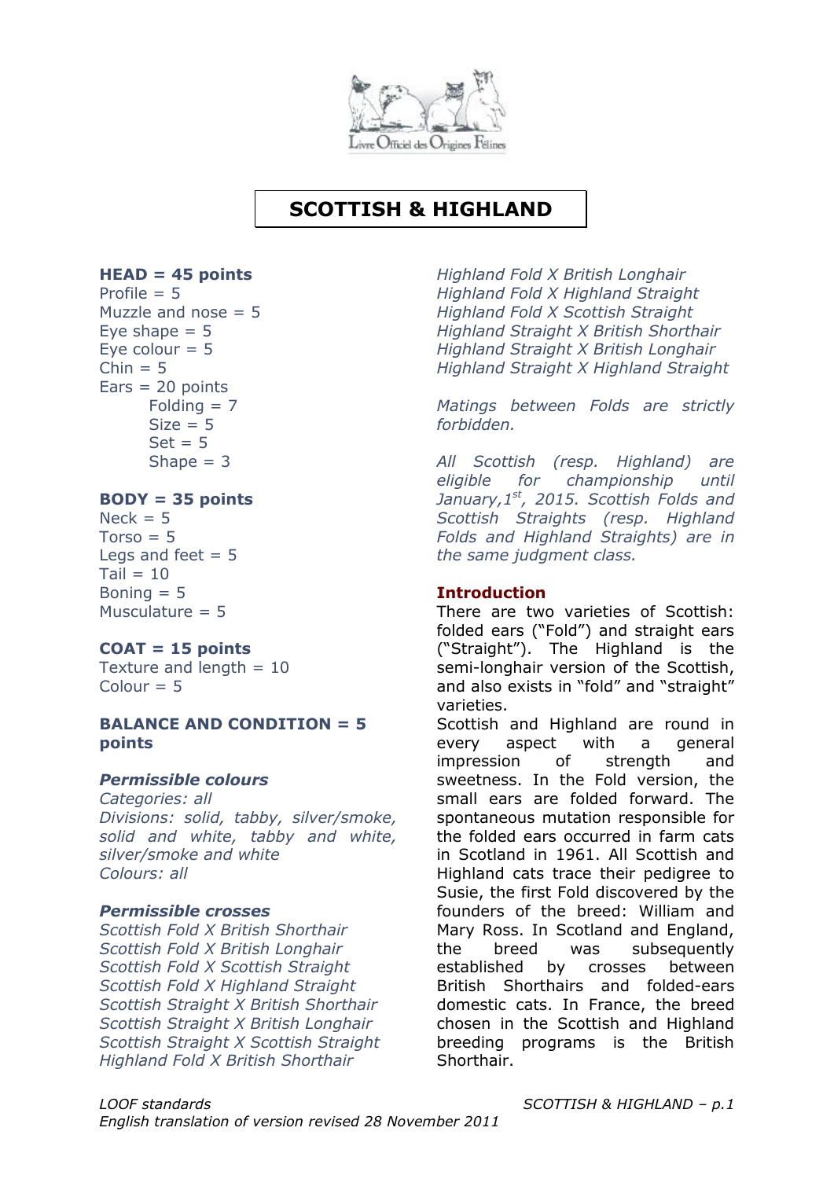# SCOTTISH & HIGHLAND

**HEAD = 45 points**
Profile = 5
Muzzle and nose = 5
Eye shape = 5
Eye colour = 5
Chin = 5
Ears = 20 points
- Folding = 7
- Size = 5
- Set = 5
- Shape = 3

**BODY = 35 points**
Neck = 5
Torso = 5
Legs and feet = 5
Tail = 10
Boning = 5
Musculature = 5

**COAT = 15 points**
Texture and length = 10
Colour = 5

**BALANCE AND CONDITION = 5 points**

***Permissible colours***
*Categories: all*
*Divisions: solid, tabby, silver/smoke, solid and white, tabby and white, silver/smoke and white*
*Colours: all*

***Permissible crosses***
*Scottish Fold X British Shorthair*
*Scottish Fold X British Longhair*
*Scottish Fold X Scottish Straight*
*Scottish Fold X Highland Straight*
*Scottish Straight X British Shorthair*
*Scottish Straight X British Longhair*
*Scottish Straight X Scottish Straight*
*Highland Fold X British Shorthair*
*Highland Fold X British Longhair*
*Highland Fold X Highland Straight*
*Highland Fold X Scottish Straight*
*Highland Straight X British Shorthair*
*Highland Straight X British Longhair*
*Highland Straight X Highland Straight*

*Matings between Folds are strictly forbidden.*

*All Scottish (resp. Highland) are eligible for championship until January,1st, 2015. Scottish Folds and Scottish Straights (resp. Highland Folds and Highland Straights) are in the same judgment class.*

## Introduction

There are two varieties of Scottish: folded ears ("Fold") and straight ears ("Straight"). The Highland is the semi-longhair version of the Scottish, and also exists in "fold" and "straight" varieties.

Scottish and Highland are round in every aspect with a general impression of strength and sweetness. In the Fold version, the small ears are folded forward. The spontaneous mutation responsible for the folded ears occurred in farm cats in Scotland in 1961. All Scottish and Highland cats trace their pedigree to Susie, the first Fold discovered by the founders of the breed: William and Mary Ross. In Scotland and England, the breed was subsequently established by crosses between British Shorthairs and folded-ears domestic cats. In France, the breed chosen in the Scottish and Highland breeding programs is the British Shorthair.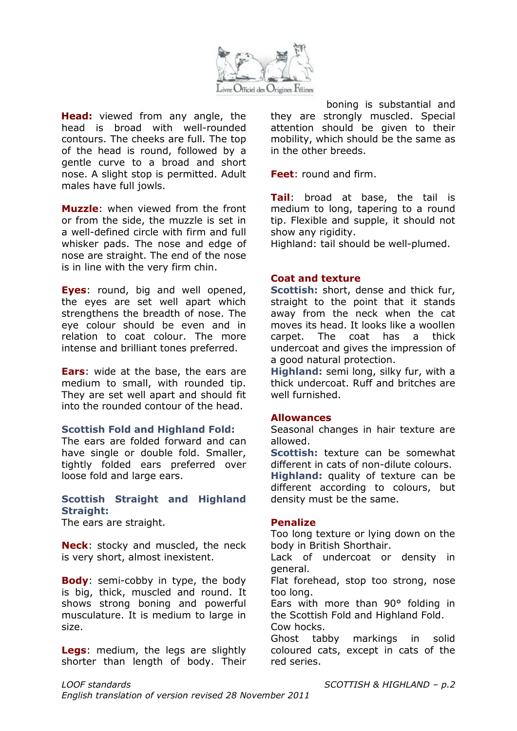**Head:** viewed from any angle, the head is broad with well-rounded contours. The cheeks are full. The top of the head is round, followed by a gentle curve to a broad and short nose. A slight stop is permitted. Adult males have full jowls.

**Muzzle**: when viewed from the front or from the side, the muzzle is set in a well-defined circle with firm and full whisker pads. The nose and edge of nose are straight. The end of the nose is in line with the very firm chin.

**Eyes**: round, big and well opened, the eyes are set well apart which strengthens the breadth of nose. The eye colour should be even and in relation to coat colour. The more intense and brilliant tones preferred.

**Ears**: wide at the base, the ears are medium to small, with rounded tip. They are set well apart and should fit into the rounded contour of the head.

**Scottish Fold and Highland Fold:**
The ears are folded forward and can have single or double fold. Smaller, tightly folded ears preferred over loose fold and large ears.

**Scottish Straight and Highland Straight:**
The ears are straight.

**Neck**: stocky and muscled, the neck is very short, almost inexistent.

**Body**: semi-cobby in type, the body is big, thick, muscled and round. It shows strong boning and powerful musculature. It is medium to large in size.

**Legs**: medium, the legs are slightly shorter than length of body. Their boning is substantial and they are strongly muscled. Special attention should be given to their mobility, which should be the same as in the other breeds.

**Feet**: round and firm.

**Tail**: broad at base, the tail is medium to long, tapering to a round tip. Flexible and supple, it should not show any rigidity.
Highland: tail should be well-plumed.

**Coat and texture**
**Scottish:** short, dense and thick fur, straight to the point that it stands away from the neck when the cat moves its head. It looks like a woollen carpet. The coat has a thick undercoat and gives the impression of a good natural protection.
**Highland:** semi long, silky fur, with a thick undercoat. Ruff and britches are well furnished.

**Allowances**
Seasonal changes in hair texture are allowed.
**Scottish:** texture can be somewhat different in cats of non-dilute colours.
**Highland:** quality of texture can be different according to colours, but density must be the same.

**Penalize**
Too long texture or lying down on the body in British Shorthair.
Lack of undercoat or density in general.
Flat forehead, stop too strong, nose too long.
Ears with more than 90° folding in the Scottish Fold and Highland Fold.
Cow hocks.
Ghost tabby markings in solid coloured cats, except in cats of the red series.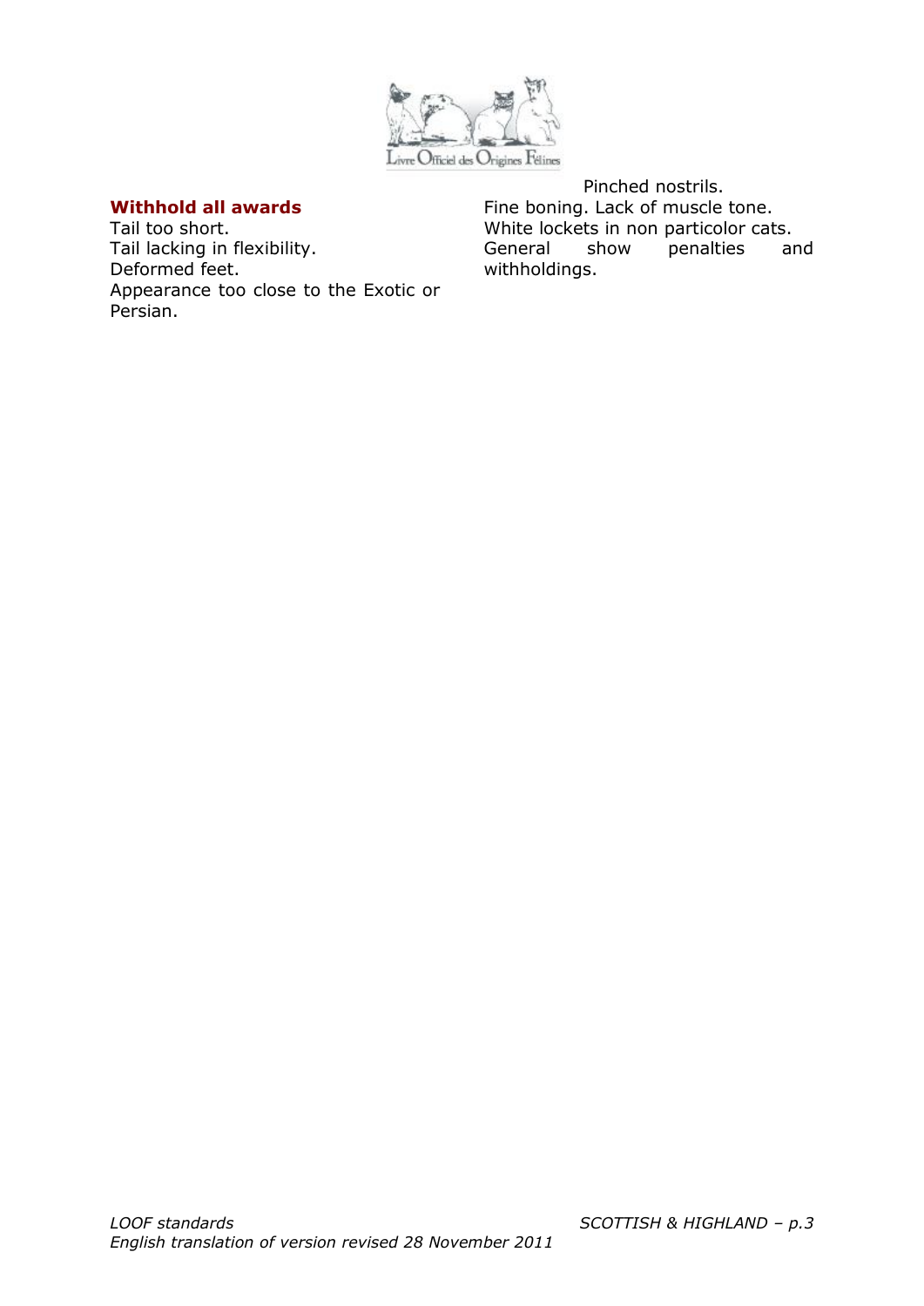**Withhold all awards**

Tail too short.
Tail lacking in flexibility.
Deformed feet.
Appearance too close to the Exotic or Persian.
Pinched nostrils.
Fine boning. Lack of muscle tone.
White lockets in non particolor cats.
General show penalties and withholdings.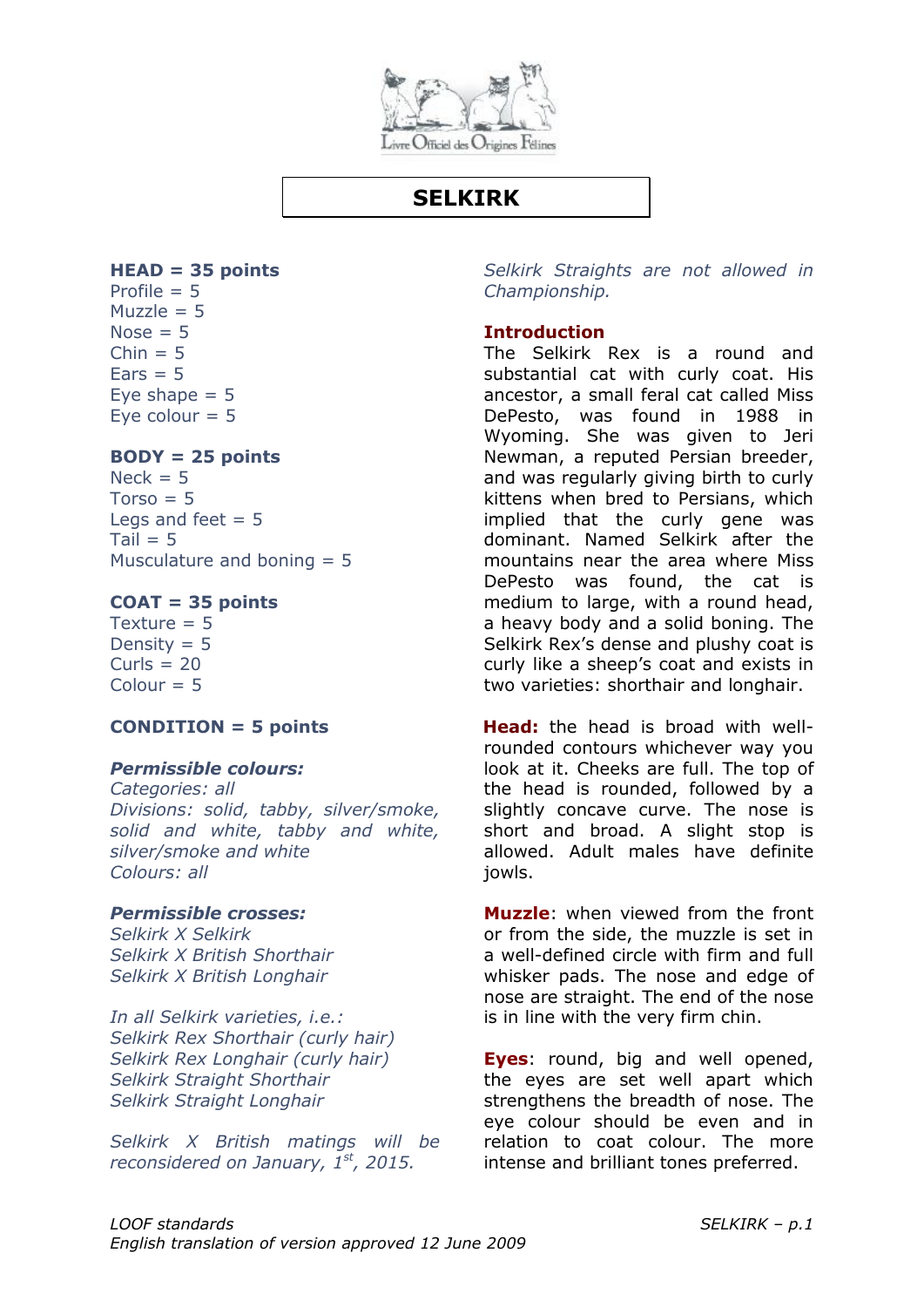# SELKIRK

**HEAD = 35 points**
Profile = 5
Muzzle = 5
Nose = 5
Chin = 5
Ears = 5
Eye shape = 5
Eye colour = 5

**BODY = 25 points**
Neck = 5
Torso = 5
Legs and feet = 5
Tail = 5
Musculature and boning = 5

**COAT = 35 points**
Texture = 5
Density = 5
Curls = 20
Colour = 5

**CONDITION = 5 points**

***Permissible colours:***
*Categories: all*
*Divisions: solid, tabby, silver/smoke, solid and white, tabby and white, silver/smoke and white*
*Colours: all*

***Permissible crosses:***
*Selkirk X Selkirk*
*Selkirk X British Shorthair*
*Selkirk X British Longhair*

*In all Selkirk varieties, i.e.:*
*Selkirk Rex Shorthair (curly hair)*
*Selkirk Rex Longhair (curly hair)*
*Selkirk Straight Shorthair*
*Selkirk Straight Longhair*

*Selkirk X British matings will be reconsidered on January, 1st, 2015.*

*Selkirk Straights are not allowed in Championship.*

**Introduction**

The Selkirk Rex is a round and substantial cat with curly coat. His ancestor, a small feral cat called Miss DePesto, was found in 1988 in Wyoming. She was given to Jeri Newman, a reputed Persian breeder, and was regularly giving birth to curly kittens when bred to Persians, which implied that the curly gene was dominant. Named Selkirk after the mountains near the area where Miss DePesto was found, the cat is medium to large, with a round head, a heavy body and a solid boning. The Selkirk Rex's dense and plushy coat is curly like a sheep's coat and exists in two varieties: shorthair and longhair.

**Head:** the head is broad with well-rounded contours whichever way you look at it. Cheeks are full. The top of the head is rounded, followed by a slightly concave curve. The nose is short and broad. A slight stop is allowed. Adult males have definite jowls.

**Muzzle**: when viewed from the front or from the side, the muzzle is set in a well-defined circle with firm and full whisker pads. The nose and edge of nose are straight. The end of the nose is in line with the very firm chin.

**Eyes**: round, big and well opened, the eyes are set well apart which strengthens the breadth of nose. The eye colour should be even and in relation to coat colour. The more intense and brilliant tones preferred.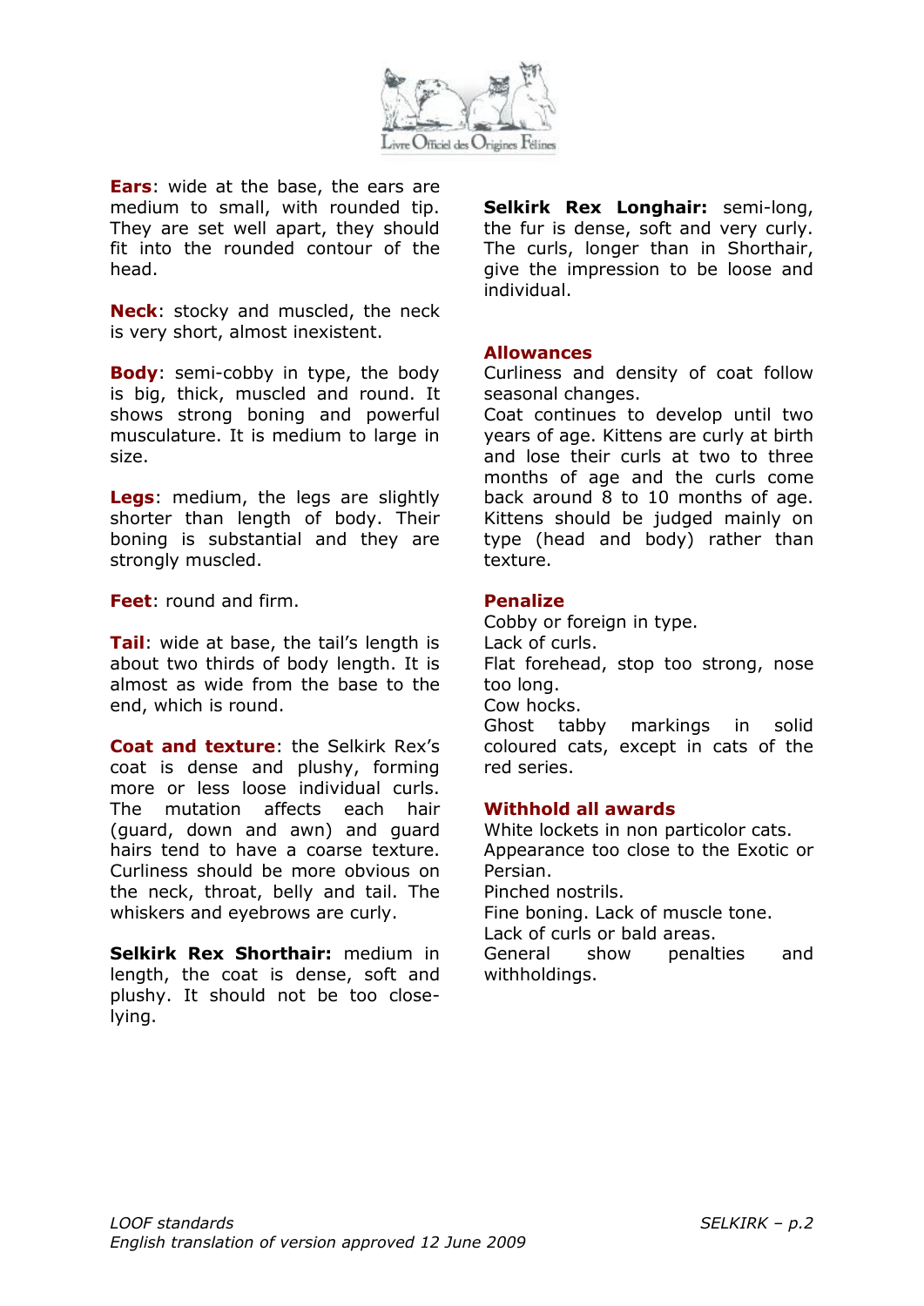**Ears**: wide at the base, the ears are medium to small, with rounded tip. They are set well apart, they should fit into the rounded contour of the head.

**Neck**: stocky and muscled, the neck is very short, almost inexistent.

**Body**: semi-cobby in type, the body is big, thick, muscled and round. It shows strong boning and powerful musculature. It is medium to large in size.

**Legs**: medium, the legs are slightly shorter than length of body. Their boning is substantial and they are strongly muscled.

**Feet**: round and firm.

**Tail**: wide at base, the tail's length is about two thirds of body length. It is almost as wide from the base to the end, which is round.

**Coat and texture**: the Selkirk Rex's coat is dense and plushy, forming more or less loose individual curls. The mutation affects each hair (guard, down and awn) and guard hairs tend to have a coarse texture. Curliness should be more obvious on the neck, throat, belly and tail. The whiskers and eyebrows are curly.

**Selkirk Rex Shorthair:** medium in length, the coat is dense, soft and plushy. It should not be too close-lying.

**Selkirk Rex Longhair:** semi-long, the fur is dense, soft and very curly. The curls, longer than in Shorthair, give the impression to be loose and individual.

## Allowances

Curliness and density of coat follow seasonal changes.
Coat continues to develop until two years of age. Kittens are curly at birth and lose their curls at two to three months of age and the curls come back around 8 to 10 months of age. Kittens should be judged mainly on type (head and body) rather than texture.

## Penalize

Cobby or foreign in type.
Lack of curls.
Flat forehead, stop too strong, nose too long.
Cow hocks.
Ghost tabby markings in solid coloured cats, except in cats of the red series.

## Withhold all awards

White lockets in non particolor cats.
Appearance too close to the Exotic or Persian.
Pinched nostrils.
Fine boning. Lack of muscle tone.
Lack of curls or bald areas.
General show penalties and withholdings.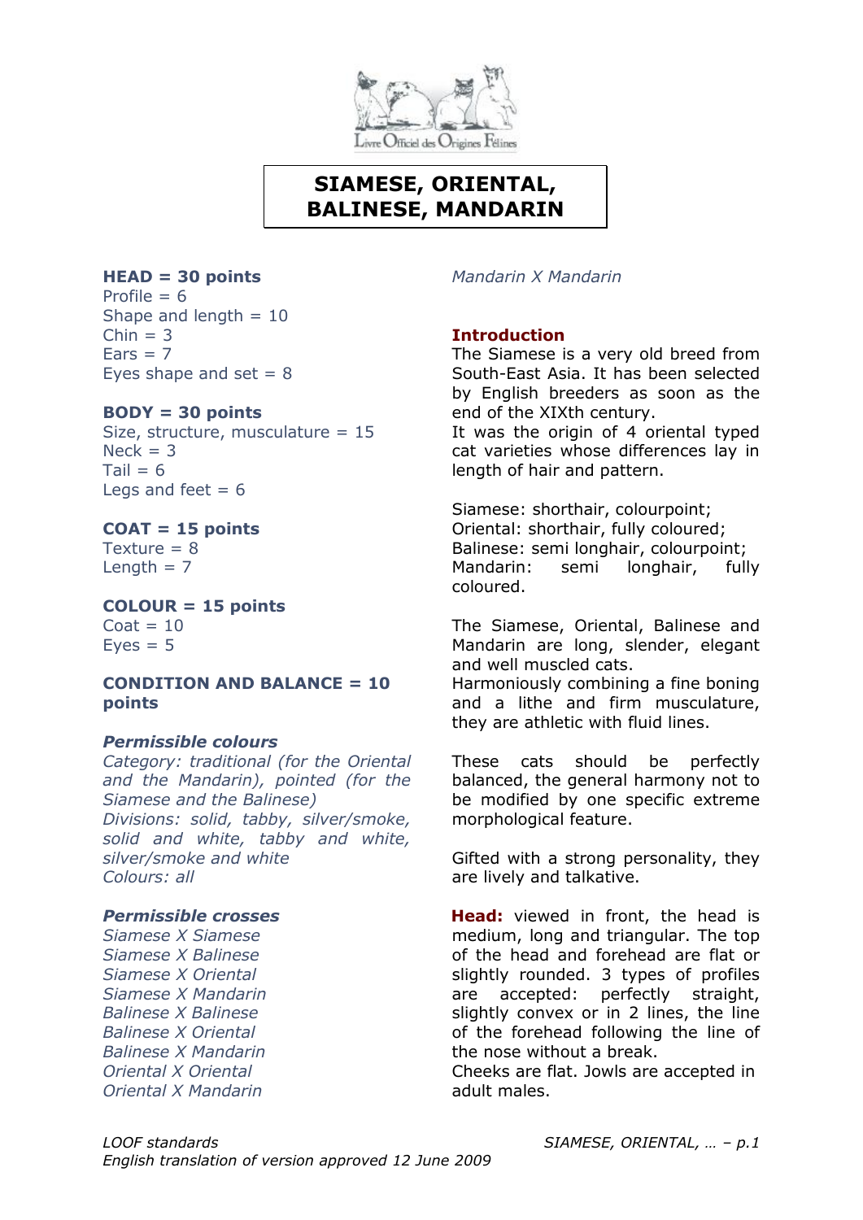# SIAMESE, ORIENTAL, BALINESE, MANDARIN

**HEAD = 30 points**
Profile = 6
Shape and length = 10
Chin = 3
Ears = 7
Eyes shape and set = 8

**BODY = 30 points**
Size, structure, musculature = 15
Neck = 3
Tail = 6
Legs and feet = 6

**COAT = 15 points**
Texture = 8
Length = 7

**COLOUR = 15 points**
Coat = 10
Eyes = 5

**CONDITION AND BALANCE = 10 points**

***Permissible colours***
*Category: traditional (for the Oriental and the Mandarin), pointed (for the Siamese and the Balinese)*
*Divisions: solid, tabby, silver/smoke, solid and white, tabby and white, silver/smoke and white*
*Colours: all*

***Permissible crosses***
*Siamese X Siamese*
*Siamese X Balinese*
*Siamese X Oriental*
*Siamese X Mandarin*
*Balinese X Balinese*
*Balinese X Oriental*
*Balinese X Mandarin*
*Oriental X Oriental*
*Oriental X Mandarin*
*Mandarin X Mandarin*

**Introduction**

The Siamese is a very old breed from South-East Asia. It has been selected by English breeders as soon as the end of the XIXth century.
It was the origin of 4 oriental typed cat varieties whose differences lay in length of hair and pattern.

Siamese: shorthair, colourpoint;
Oriental: shorthair, fully coloured;
Balinese: semi longhair, colourpoint;
Mandarin: semi longhair, fully coloured.

The Siamese, Oriental, Balinese and Mandarin are long, slender, elegant and well muscled cats.
Harmoniously combining a fine boning and a lithe and firm musculature, they are athletic with fluid lines.

These cats should be perfectly balanced, the general harmony not to be modified by one specific extreme morphological feature.

Gifted with a strong personality, they are lively and talkative.

**Head:** viewed in front, the head is medium, long and triangular. The top of the head and forehead are flat or slightly rounded. 3 types of profiles are accepted: perfectly straight, slightly convex or in 2 lines, the line of the forehead following the line of the nose without a break.
Cheeks are flat. Jowls are accepted in adult males.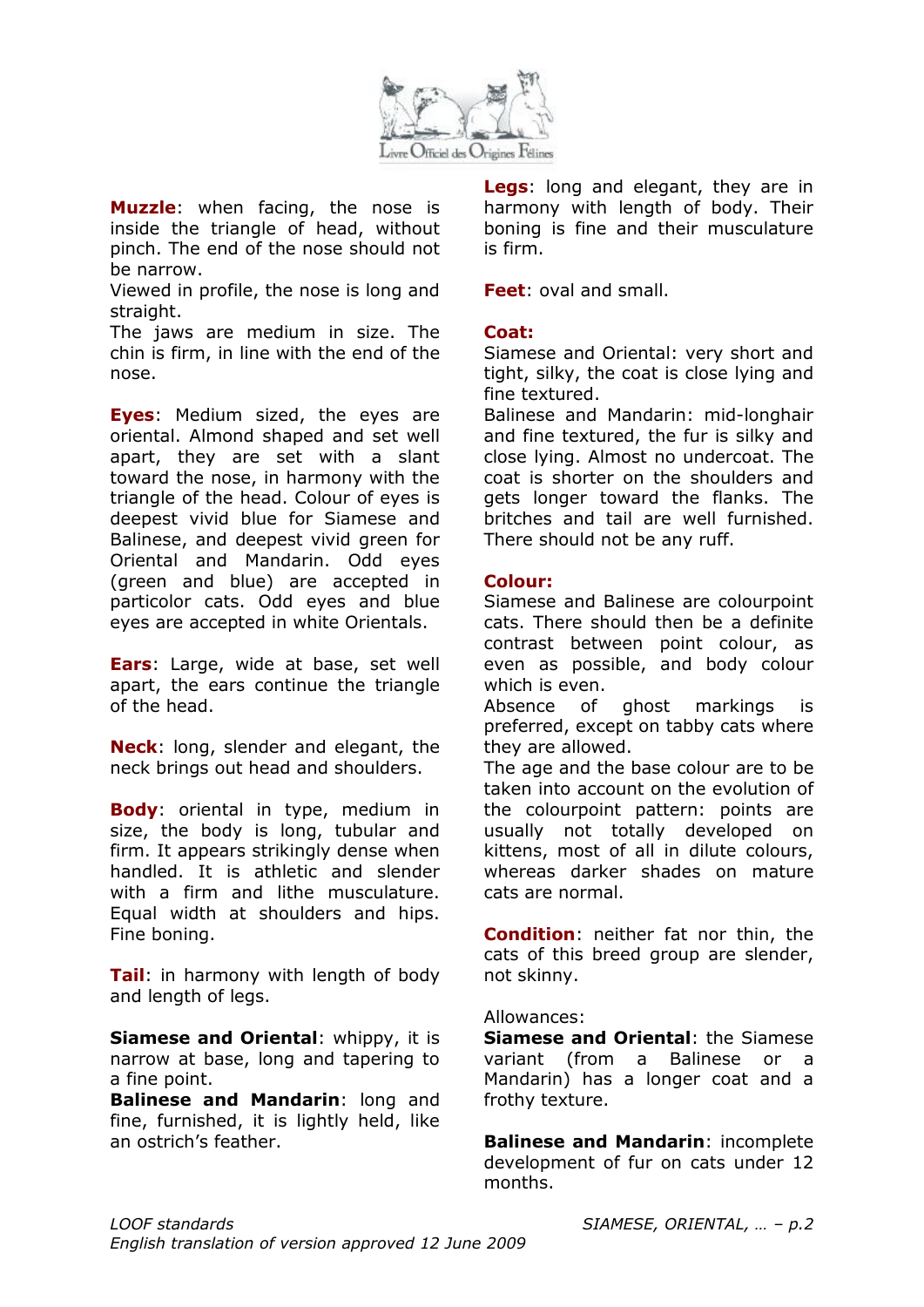**Muzzle**: when facing, the nose is inside the triangle of head, without pinch. The end of the nose should not be narrow.
Viewed in profile, the nose is long and straight.
The jaws are medium in size. The chin is firm, in line with the end of the nose.

**Eyes**: Medium sized, the eyes are oriental. Almond shaped and set well apart, they are set with a slant toward the nose, in harmony with the triangle of the head. Colour of eyes is deepest vivid blue for Siamese and Balinese, and deepest vivid green for Oriental and Mandarin. Odd eyes (green and blue) are accepted in particolor cats. Odd eyes and blue eyes are accepted in white Orientals.

**Ears**: Large, wide at base, set well apart, the ears continue the triangle of the head.

**Neck**: long, slender and elegant, the neck brings out head and shoulders.

**Body**: oriental in type, medium in size, the body is long, tubular and firm. It appears strikingly dense when handled. It is athletic and slender with a firm and lithe musculature. Equal width at shoulders and hips. Fine boning.

**Tail**: in harmony with length of body and length of legs.

**Siamese and Oriental**: whippy, it is narrow at base, long and tapering to a fine point.
**Balinese and Mandarin**: long and fine, furnished, it is lightly held, like an ostrich's feather.

**Legs**: long and elegant, they are in harmony with length of body. Their boning is fine and their musculature is firm.

**Feet**: oval and small.

**Coat:**
Siamese and Oriental: very short and tight, silky, the coat is close lying and fine textured.
Balinese and Mandarin: mid-longhair and fine textured, the fur is silky and close lying. Almost no undercoat. The coat is shorter on the shoulders and gets longer toward the flanks. The britches and tail are well furnished. There should not be any ruff.

**Colour:**
Siamese and Balinese are colourpoint cats. There should then be a definite contrast between point colour, as even as possible, and body colour which is even.
Absence of ghost markings is preferred, except on tabby cats where they are allowed.
The age and the base colour are to be taken into account on the evolution of the colourpoint pattern: points are usually not totally developed on kittens, most of all in dilute colours, whereas darker shades on mature cats are normal.

**Condition**: neither fat nor thin, the cats of this breed group are slender, not skinny.

Allowances:
**Siamese and Oriental**: the Siamese variant (from a Balinese or a Mandarin) has a longer coat and a frothy texture.

**Balinese and Mandarin**: incomplete development of fur on cats under 12 months.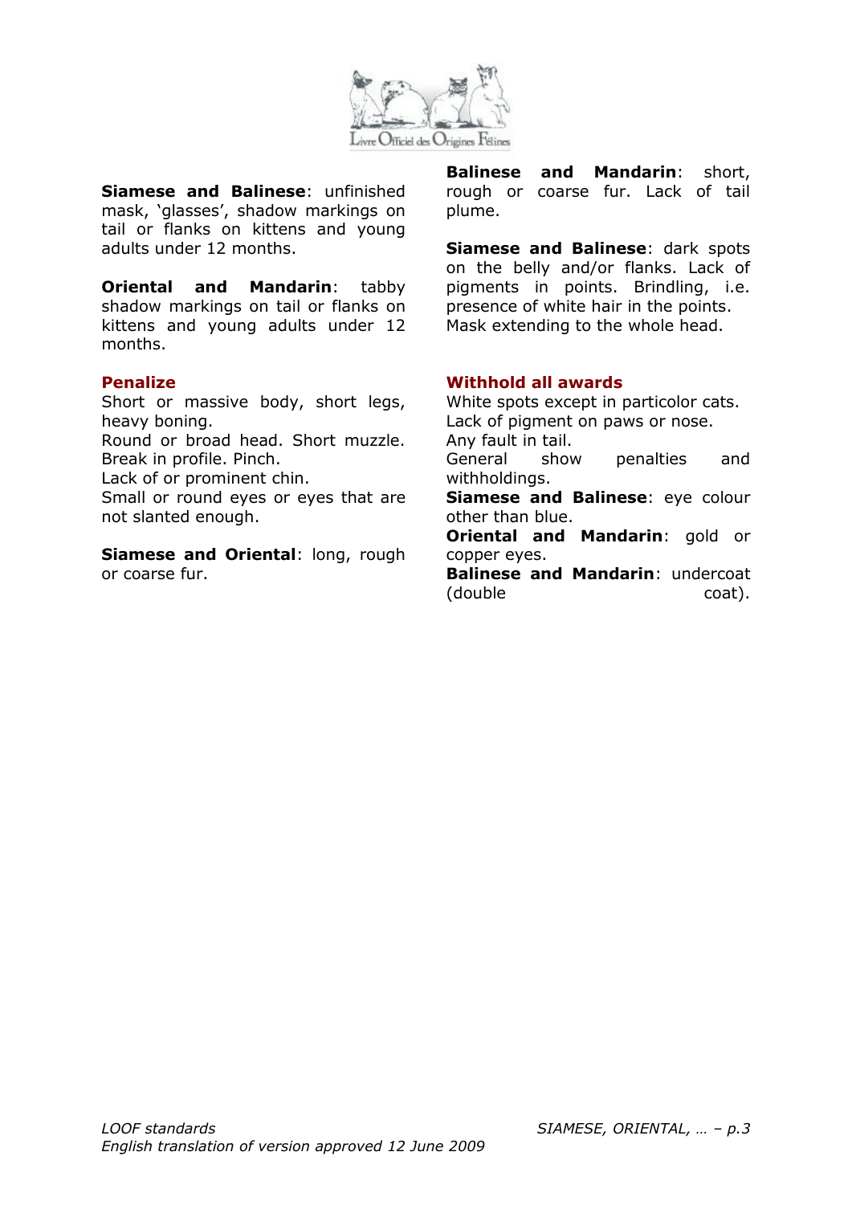**Siamese and Balinese**: unfinished mask, 'glasses', shadow markings on tail or flanks on kittens and young adults under 12 months.

**Oriental and Mandarin**: tabby shadow markings on tail or flanks on kittens and young adults under 12 months.

### Penalize

Short or massive body, short legs, heavy boning.
Round or broad head. Short muzzle. Break in profile. Pinch.
Lack of or prominent chin.
Small or round eyes or eyes that are not slanted enough.

**Siamese and Oriental**: long, rough or coarse fur.

**Balinese and Mandarin**: short, rough or coarse fur. Lack of tail plume.

**Siamese and Balinese**: dark spots on the belly and/or flanks. Lack of pigments in points. Brindling, i.e. presence of white hair in the points. Mask extending to the whole head.

### Withhold all awards

White spots except in particolor cats.
Lack of pigment on paws or nose.
Any fault in tail.
General show penalties and withholdings.
**Siamese and Balinese**: eye colour other than blue.
**Oriental and Mandarin**: gold or copper eyes.
**Balinese and Mandarin**: undercoat (double coat).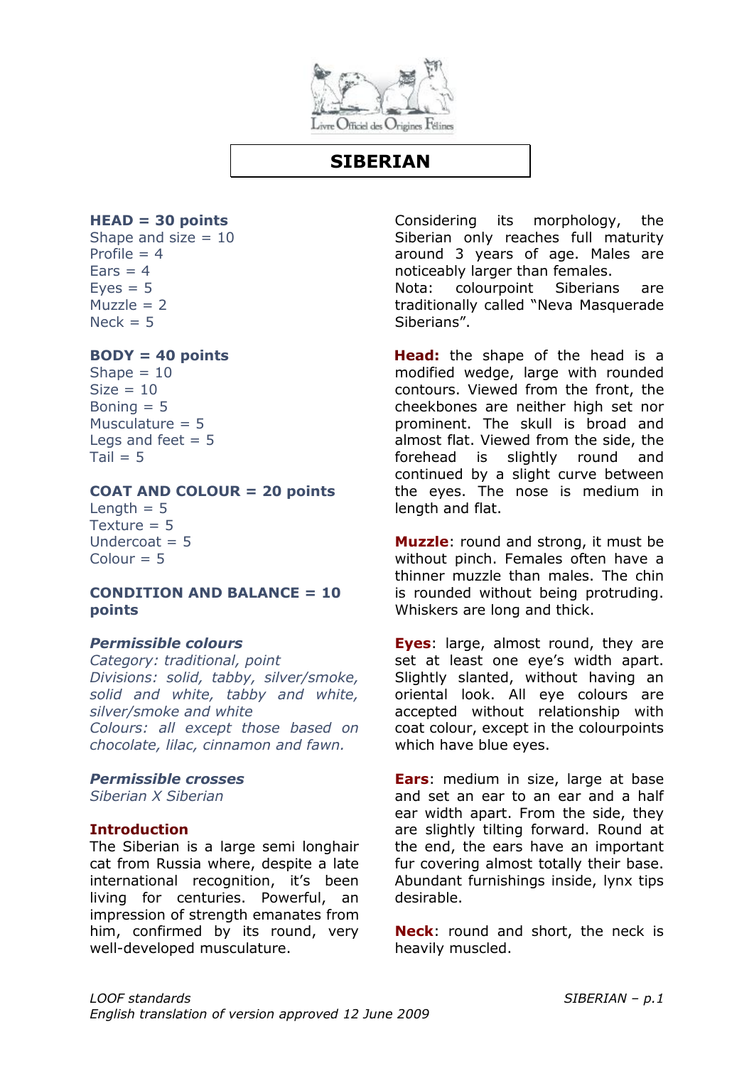# SIBERIAN

**HEAD = 30 points**
Shape and size = 10
Profile = 4
Ears = 4
Eyes = 5
Muzzle = 2
Neck = 5

**BODY = 40 points**
Shape = 10
Size = 10
Boning = 5
Musculature = 5
Legs and feet = 5
Tail = 5

**COAT AND COLOUR = 20 points**
Length = 5
Texture = 5
Undercoat = 5
Colour = 5

**CONDITION AND BALANCE = 10 points**

***Permissible colours***
*Category: traditional, point*
*Divisions: solid, tabby, silver/smoke, solid and white, tabby and white, silver/smoke and white*
*Colours: all except those based on chocolate, lilac, cinnamon and fawn.*

***Permissible crosses***
*Siberian X Siberian*

**Introduction**
The Siberian is a large semi longhair cat from Russia where, despite a late international recognition, it's been living for centuries. Powerful, an impression of strength emanates from him, confirmed by its round, very well-developed musculature.

Considering its morphology, the Siberian only reaches full maturity around 3 years of age. Males are noticeably larger than females.
Nota: colourpoint Siberians are traditionally called "Neva Masquerade Siberians".

**Head:** the shape of the head is a modified wedge, large with rounded contours. Viewed from the front, the cheekbones are neither high set nor prominent. The skull is broad and almost flat. Viewed from the side, the forehead is slightly round and continued by a slight curve between the eyes. The nose is medium in length and flat.

**Muzzle**: round and strong, it must be without pinch. Females often have a thinner muzzle than males. The chin is rounded without being protruding. Whiskers are long and thick.

**Eyes**: large, almost round, they are set at least one eye's width apart. Slightly slanted, without having an oriental look. All eye colours are accepted without relationship with coat colour, except in the colourpoints which have blue eyes.

**Ears**: medium in size, large at base and set an ear to an ear and a half ear width apart. From the side, they are slightly tilting forward. Round at the end, the ears have an important fur covering almost totally their base. Abundant furnishings inside, lynx tips desirable.

**Neck**: round and short, the neck is heavily muscled.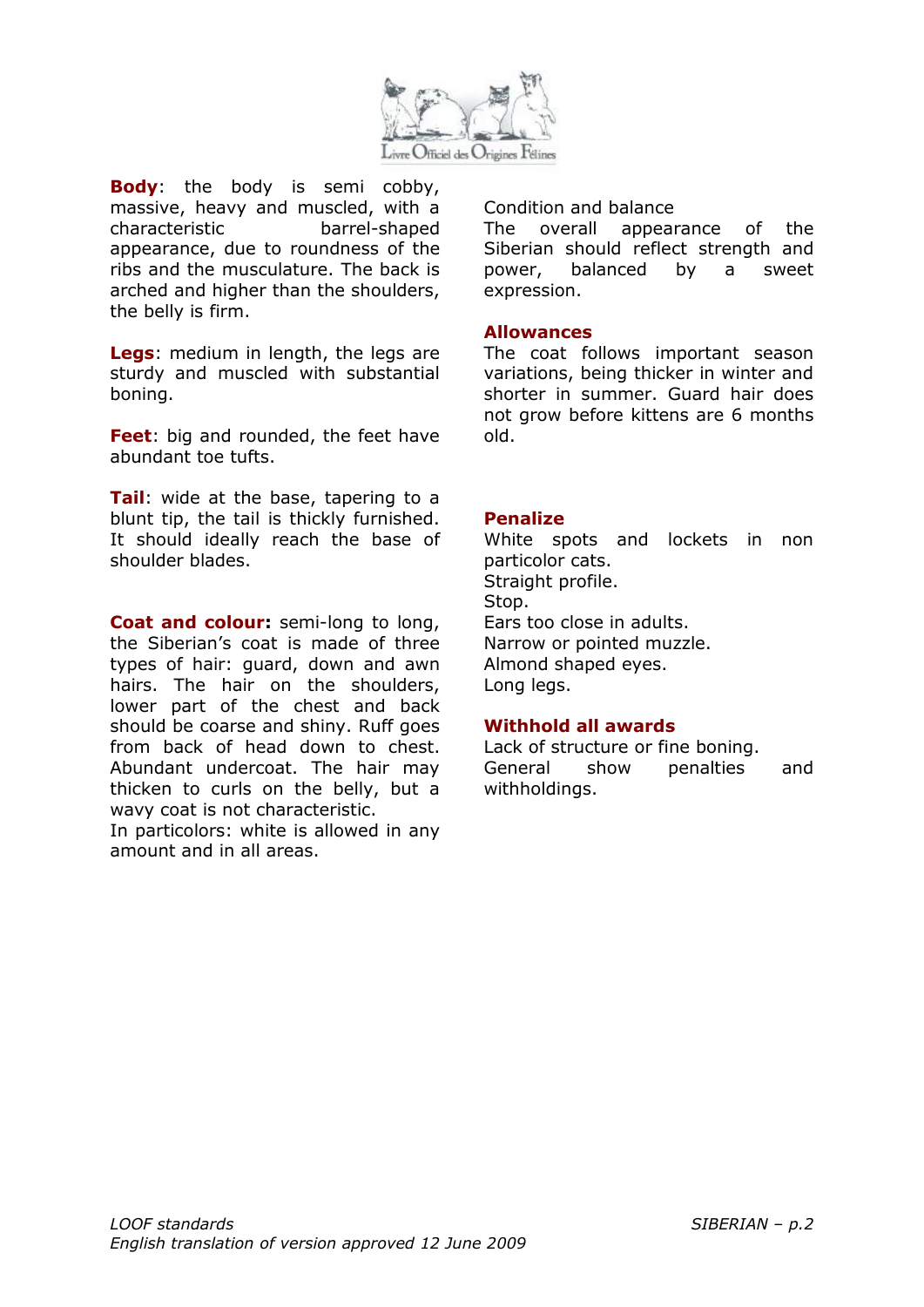**Body**: the body is semi cobby, massive, heavy and muscled, with a characteristic barrel-shaped appearance, due to roundness of the ribs and the musculature. The back is arched and higher than the shoulders, the belly is firm.

**Legs**: medium in length, the legs are sturdy and muscled with substantial boning.

**Feet**: big and rounded, the feet have abundant toe tufts.

**Tail**: wide at the base, tapering to a blunt tip, the tail is thickly furnished. It should ideally reach the base of shoulder blades.

**Coat and colour:** semi-long to long, the Siberian's coat is made of three types of hair: guard, down and awn hairs. The hair on the shoulders, lower part of the chest and back should be coarse and shiny. Ruff goes from back of head down to chest. Abundant undercoat. The hair may thicken to curls on the belly, but a wavy coat is not characteristic.
In particolors: white is allowed in any amount and in all areas.

Condition and balance
The overall appearance of the Siberian should reflect strength and power, balanced by a sweet expression.

**Allowances**
The coat follows important season variations, being thicker in winter and shorter in summer. Guard hair does not grow before kittens are 6 months old.

**Penalize**
White spots and lockets in non particolor cats.
Straight profile.
Stop.
Ears too close in adults.
Narrow or pointed muzzle.
Almond shaped eyes.
Long legs.

**Withhold all awards**
Lack of structure or fine boning.
General show penalties and withholdings.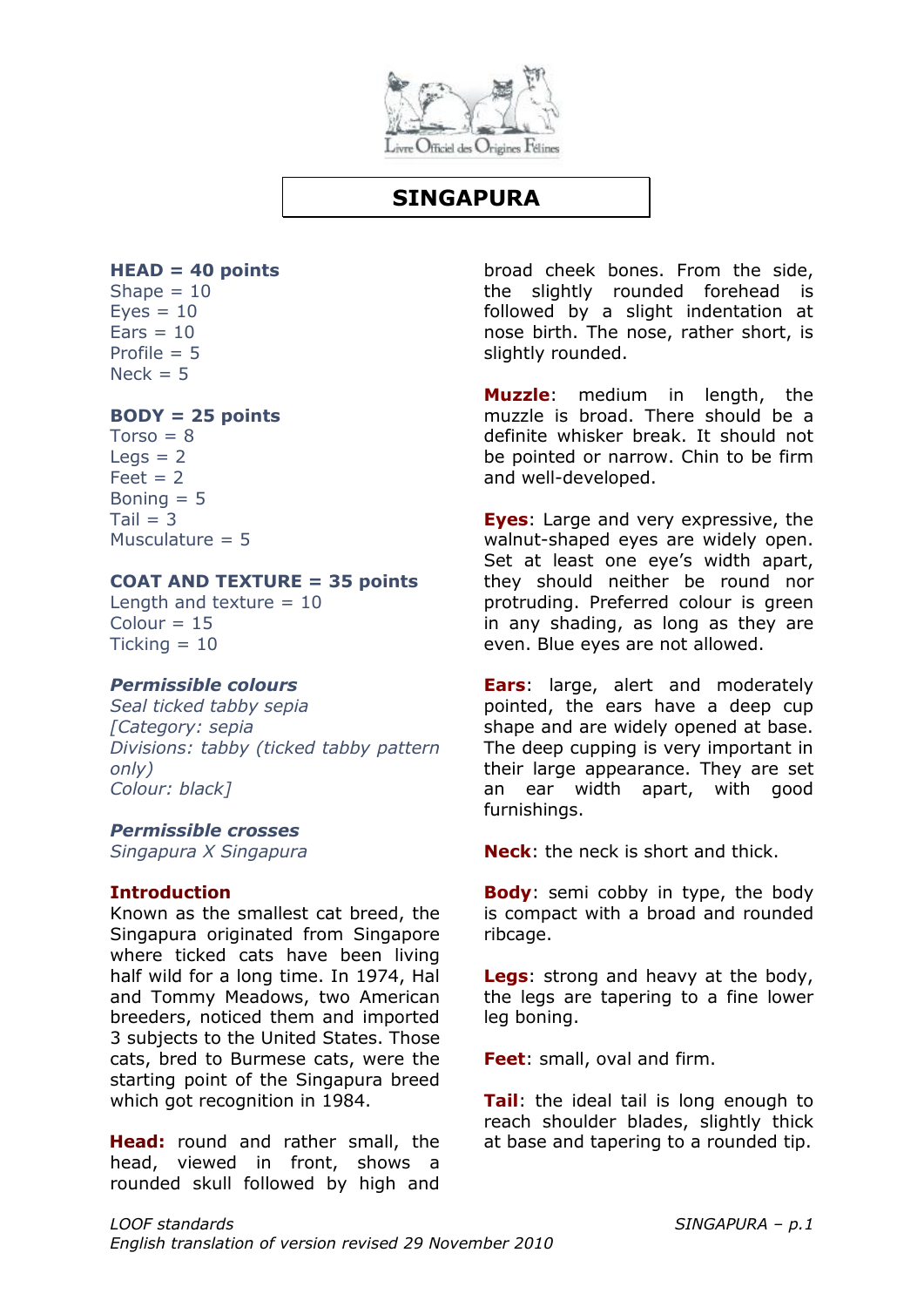# SINGAPURA

**HEAD = 40 points**
Shape = 10
Eyes = 10
Ears = 10
Profile = 5
Neck = 5

**BODY = 25 points**
Torso = 8
Legs = 2
Feet = 2
Boning = 5
Tail = 3
Musculature = 5

**COAT AND TEXTURE = 35 points**
Length and texture = 10
Colour = 15
Ticking = 10

***Permissible colours***
*Seal ticked tabby sepia*
*[Category: sepia*
*Divisions: tabby (ticked tabby pattern only)*
*Colour: black]*

***Permissible crosses***
*Singapura X Singapura*

**Introduction**
Known as the smallest cat breed, the Singapura originated from Singapore where ticked cats have been living half wild for a long time. In 1974, Hal and Tommy Meadows, two American breeders, noticed them and imported 3 subjects to the United States. Those cats, bred to Burmese cats, were the starting point of the Singapura breed which got recognition in 1984.

**Head:** round and rather small, the head, viewed in front, shows a rounded skull followed by high and broad cheek bones. From the side, the slightly rounded forehead is followed by a slight indentation at nose birth. The nose, rather short, is slightly rounded.

**Muzzle**: medium in length, the muzzle is broad. There should be a definite whisker break. It should not be pointed or narrow. Chin to be firm and well-developed.

**Eyes**: Large and very expressive, the walnut-shaped eyes are widely open. Set at least one eye's width apart, they should neither be round nor protruding. Preferred colour is green in any shading, as long as they are even. Blue eyes are not allowed.

**Ears**: large, alert and moderately pointed, the ears have a deep cup shape and are widely opened at base. The deep cupping is very important in their large appearance. They are set an ear width apart, with good furnishings.

**Neck**: the neck is short and thick.

**Body**: semi cobby in type, the body is compact with a broad and rounded ribcage.

**Legs**: strong and heavy at the body, the legs are tapering to a fine lower leg boning.

**Feet**: small, oval and firm.

**Tail**: the ideal tail is long enough to reach shoulder blades, slightly thick at base and tapering to a rounded tip.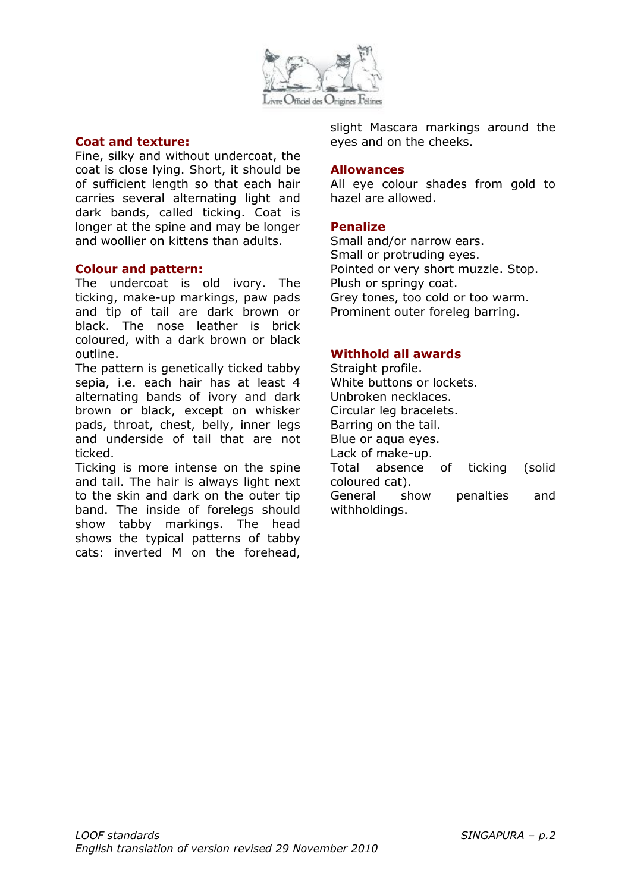### Coat and texture:

Fine, silky and without undercoat, the coat is close lying. Short, it should be of sufficient length so that each hair carries several alternating light and dark bands, called ticking. Coat is longer at the spine and may be longer and woollier on kittens than adults.

### Colour and pattern:

The undercoat is old ivory. The ticking, make-up markings, paw pads and tip of tail are dark brown or black. The nose leather is brick coloured, with a dark brown or black outline.

The pattern is genetically ticked tabby sepia, i.e. each hair has at least 4 alternating bands of ivory and dark brown or black, except on whisker pads, throat, chest, belly, inner legs and underside of tail that are not ticked.

Ticking is more intense on the spine and tail. The hair is always light next to the skin and dark on the outer tip band. The inside of forelegs should show tabby markings. The head shows the typical patterns of tabby cats: inverted M on the forehead, slight Mascara markings around the eyes and on the cheeks.

### Allowances

All eye colour shades from gold to hazel are allowed.

### Penalize

Small and/or narrow ears.
Small or protruding eyes.
Pointed or very short muzzle. Stop.
Plush or springy coat.
Grey tones, too cold or too warm.
Prominent outer foreleg barring.

### Withhold all awards

Straight profile.
White buttons or lockets.
Unbroken necklaces.
Circular leg bracelets.
Barring on the tail.
Blue or aqua eyes.
Lack of make-up.
Total absence of ticking (solid coloured cat).
General show penalties and withholdings.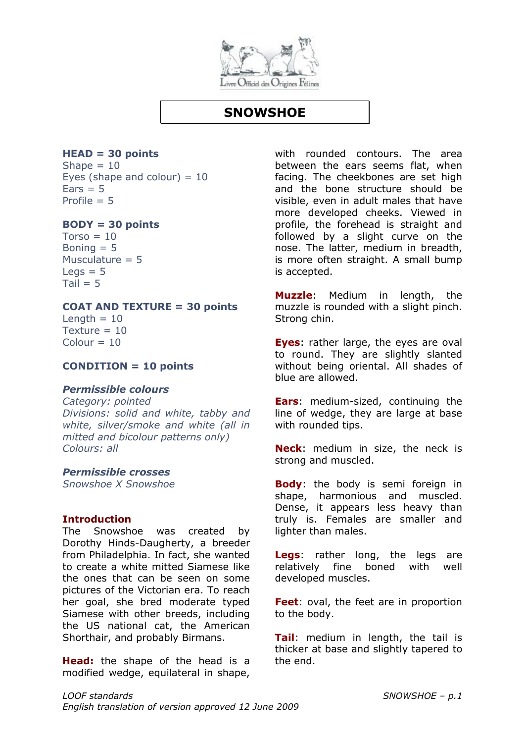# SNOWSHOE

**HEAD = 30 points**
Shape = 10
Eyes (shape and colour) = 10
Ears = 5
Profile = 5

**BODY = 30 points**
Torso = 10
Boning = 5
Musculature = 5
Legs = 5
Tail = 5

**COAT AND TEXTURE = 30 points**
Length = 10
Texture = 10
Colour = 10

**CONDITION = 10 points**

***Permissible colours***
*Category: pointed*
*Divisions: solid and white, tabby and white, silver/smoke and white (all in mitted and bicolour patterns only)*
*Colours: all*

***Permissible crosses***
*Snowshoe X Snowshoe*

**Introduction**
The Snowshoe was created by Dorothy Hinds-Daugherty, a breeder from Philadelphia. In fact, she wanted to create a white mitted Siamese like the ones that can be seen on some pictures of the Victorian era. To reach her goal, she bred moderate typed Siamese with other breeds, including the US national cat, the American Shorthair, and probably Birmans.

**Head:** the shape of the head is a modified wedge, equilateral in shape, with rounded contours. The area between the ears seems flat, when facing. The cheekbones are set high and the bone structure should be visible, even in adult males that have more developed cheeks. Viewed in profile, the forehead is straight and followed by a slight curve on the nose. The latter, medium in breadth, is more often straight. A small bump is accepted.

**Muzzle**: Medium in length, the muzzle is rounded with a slight pinch. Strong chin.

**Eyes**: rather large, the eyes are oval to round. They are slightly slanted without being oriental. All shades of blue are allowed.

**Ears**: medium-sized, continuing the line of wedge, they are large at base with rounded tips.

**Neck**: medium in size, the neck is strong and muscled.

**Body**: the body is semi foreign in shape, harmonious and muscled. Dense, it appears less heavy than truly is. Females are smaller and lighter than males.

**Legs**: rather long, the legs are relatively fine boned with well developed muscles.

**Feet**: oval, the feet are in proportion to the body.

**Tail**: medium in length, the tail is thicker at base and slightly tapered to the end.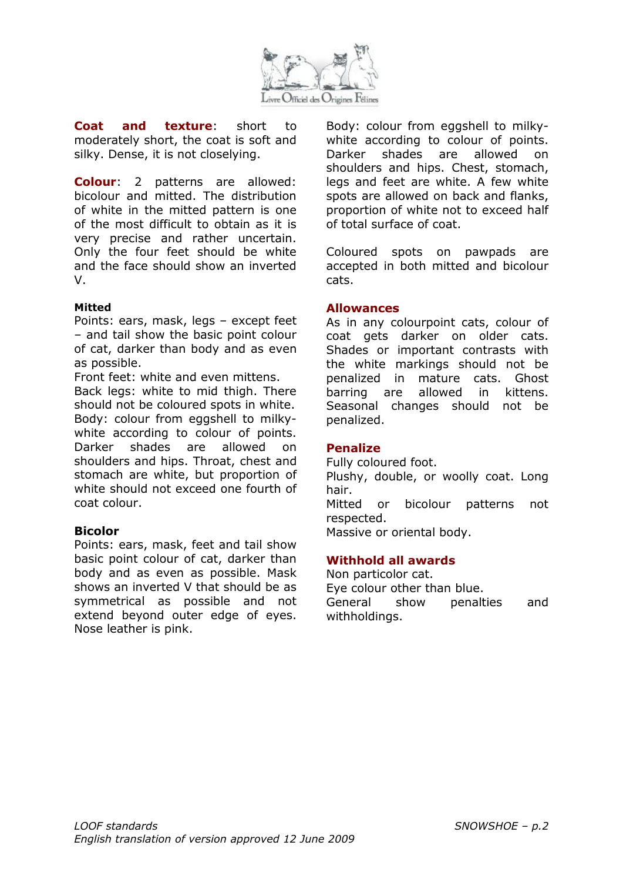**Coat and texture**: short to moderately short, the coat is soft and silky. Dense, it is not closelying.

**Colour**: 2 patterns are allowed: bicolour and mitted. The distribution of white in the mitted pattern is one of the most difficult to obtain as it is very precise and rather uncertain. Only the four feet should be white and the face should show an inverted V.

**Mitted**

Points: ears, mask, legs – except feet – and tail show the basic point colour of cat, darker than body and as even as possible.
Front feet: white and even mittens.
Back legs: white to mid thigh. There should not be coloured spots in white.
Body: colour from eggshell to milky-white according to colour of points. Darker shades are allowed on shoulders and hips. Throat, chest and stomach are white, but proportion of white should not exceed one fourth of coat colour.

**Bicolor**

Points: ears, mask, feet and tail show basic point colour of cat, darker than body and as even as possible. Mask shows an inverted V that should be as symmetrical as possible and not extend beyond outer edge of eyes. Nose leather is pink.
Body: colour from eggshell to milky-white according to colour of points. Darker shades are allowed on shoulders and hips. Chest, stomach, legs and feet are white. A few white spots are allowed on back and flanks, proportion of white not to exceed half of total surface of coat.

Coloured spots on pawpads are accepted in both mitted and bicolour cats.

**Allowances**

As in any colourpoint cats, colour of coat gets darker on older cats. Shades or important contrasts with the white markings should not be penalized in mature cats. Ghost barring are allowed in kittens. Seasonal changes should not be penalized.

**Penalize**

Fully coloured foot.
Plushy, double, or woolly coat. Long hair.
Mitted or bicolour patterns not respected.
Massive or oriental body.

**Withhold all awards**

Non particolor cat.
Eye colour other than blue.
General show penalties and withholdings.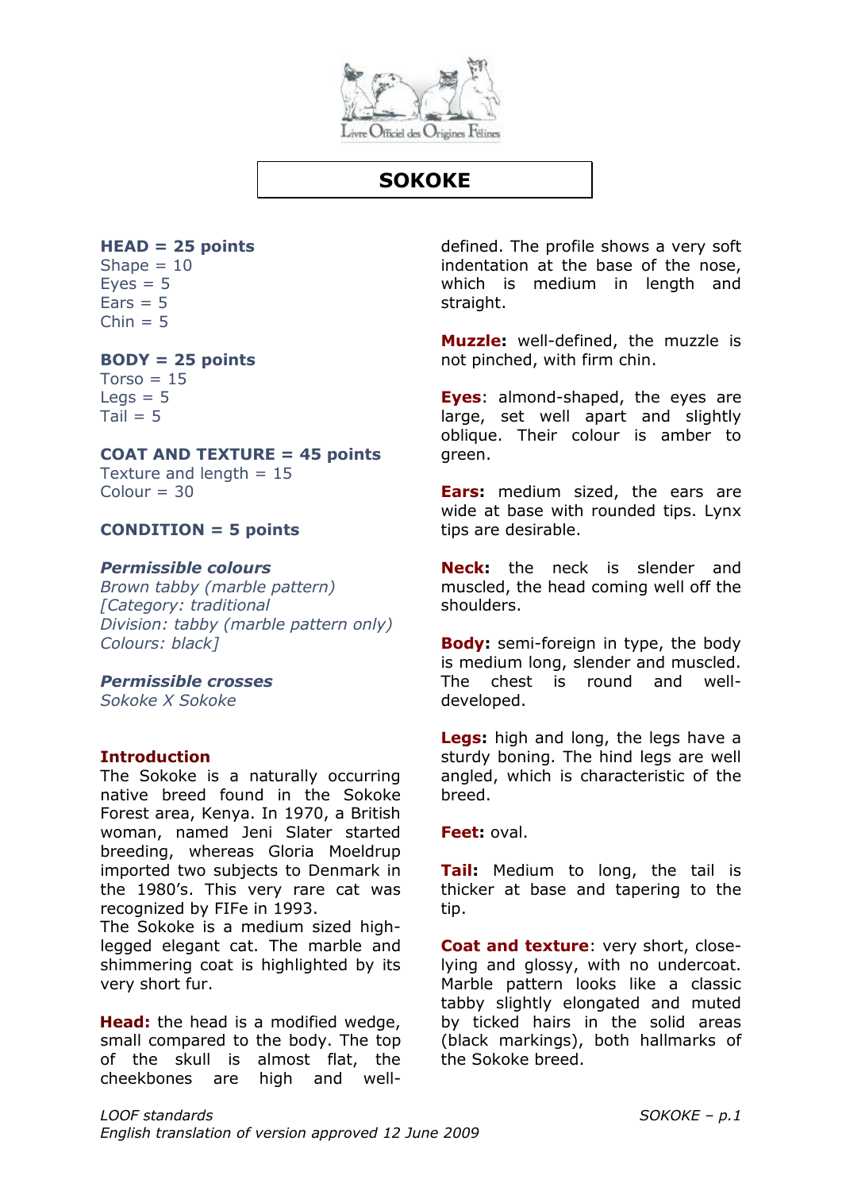# SOKOKE

**HEAD = 25 points**
Shape = 10
Eyes = 5
Ears = 5
Chin = 5

**BODY = 25 points**
Torso = 15
Legs = 5
Tail = 5

**COAT AND TEXTURE = 45 points**
Texture and length = 15
Colour = 30

**CONDITION = 5 points**

***Permissible colours***
*Brown tabby (marble pattern)*
*[Category: traditional*
*Division: tabby (marble pattern only)*
*Colours: black]*

***Permissible crosses***
*Sokoke X Sokoke*

**Introduction**
The Sokoke is a naturally occurring native breed found in the Sokoke Forest area, Kenya. In 1970, a British woman, named Jeni Slater started breeding, whereas Gloria Moeldrup imported two subjects to Denmark in the 1980's. This very rare cat was recognized by FIFe in 1993.
The Sokoke is a medium sized high-legged elegant cat. The marble and shimmering coat is highlighted by its very short fur.

**Head:** the head is a modified wedge, small compared to the body. The top of the skull is almost flat, the cheekbones are high and well-defined. The profile shows a very soft indentation at the base of the nose, which is medium in length and straight.

**Muzzle:** well-defined, the muzzle is not pinched, with firm chin.

**Eyes**: almond-shaped, the eyes are large, set well apart and slightly oblique. Their colour is amber to green.

**Ears:** medium sized, the ears are wide at base with rounded tips. Lynx tips are desirable.

**Neck:** the neck is slender and muscled, the head coming well off the shoulders.

**Body:** semi-foreign in type, the body is medium long, slender and muscled. The chest is round and well-developed.

**Legs:** high and long, the legs have a sturdy boning. The hind legs are well angled, which is characteristic of the breed.

**Feet:** oval.

**Tail:** Medium to long, the tail is thicker at base and tapering to the tip.

**Coat and texture**: very short, close-lying and glossy, with no undercoat. Marble pattern looks like a classic tabby slightly elongated and muted by ticked hairs in the solid areas (black markings), both hallmarks of the Sokoke breed.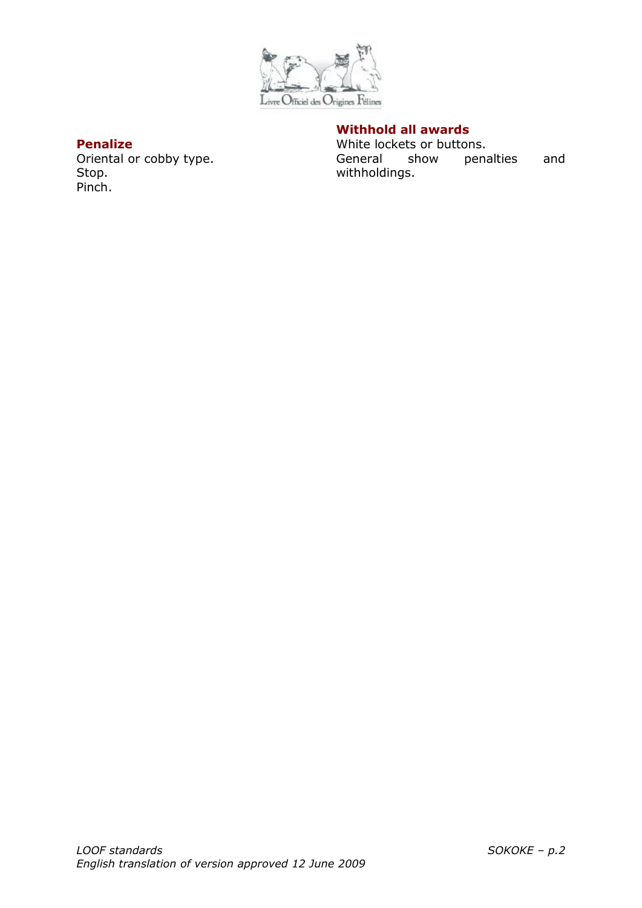**Penalize**

Oriental or cobby type.
Stop.
Pinch.

**Withhold all awards**

White lockets or buttons.
General show penalties and withholdings.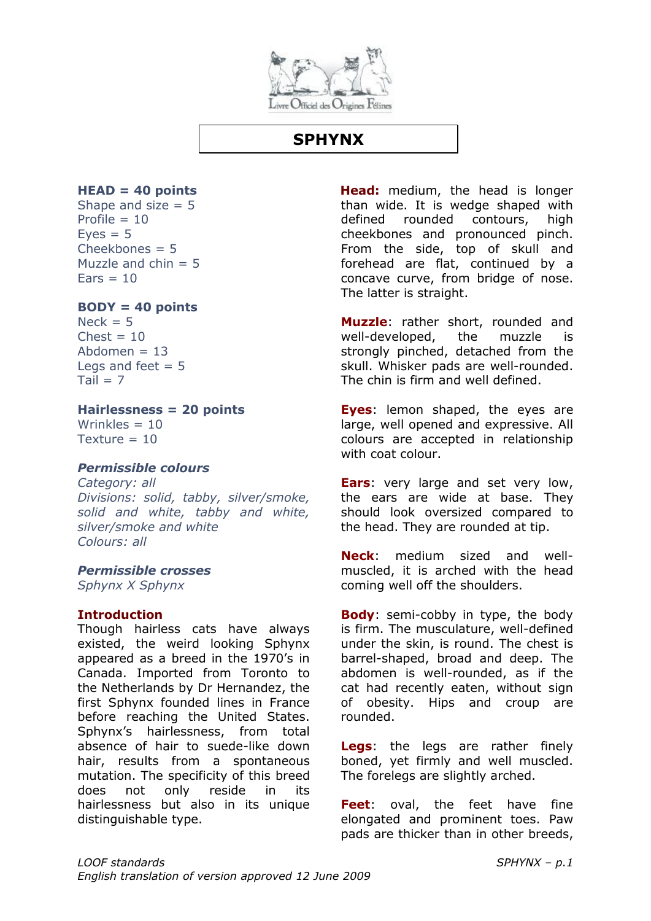# SPHYNX

**HEAD = 40 points**
Shape and size = 5
Profile = 10
Eyes = 5
Cheekbones = 5
Muzzle and chin = 5
Ears = 10

**BODY = 40 points**
Neck = 5
Chest = 10
Abdomen = 13
Legs and feet = 5
Tail = 7

**Hairlessness = 20 points**
Wrinkles = 10
Texture = 10

***Permissible colours***
*Category: all*
*Divisions: solid, tabby, silver/smoke, solid and white, tabby and white, silver/smoke and white*
*Colours: all*

***Permissible crosses***
*Sphynx X Sphynx*

**Introduction**
Though hairless cats have always existed, the weird looking Sphynx appeared as a breed in the 1970's in Canada. Imported from Toronto to the Netherlands by Dr Hernandez, the first Sphynx founded lines in France before reaching the United States. Sphynx's hairlessness, from total absence of hair to suede-like down hair, results from a spontaneous mutation. The specificity of this breed does not only reside in its hairlessness but also in its unique distinguishable type.

**Head:** medium, the head is longer than wide. It is wedge shaped with defined rounded contours, high cheekbones and pronounced pinch. From the side, top of skull and forehead are flat, continued by a concave curve, from bridge of nose. The latter is straight.

**Muzzle**: rather short, rounded and well-developed, the muzzle is strongly pinched, detached from the skull. Whisker pads are well-rounded. The chin is firm and well defined.

**Eyes**: lemon shaped, the eyes are large, well opened and expressive. All colours are accepted in relationship with coat colour.

**Ears**: very large and set very low, the ears are wide at base. They should look oversized compared to the head. They are rounded at tip.

**Neck**: medium sized and well-muscled, it is arched with the head coming well off the shoulders.

**Body**: semi-cobby in type, the body is firm. The musculature, well-defined under the skin, is round. The chest is barrel-shaped, broad and deep. The abdomen is well-rounded, as if the cat had recently eaten, without sign of obesity. Hips and croup are rounded.

**Legs**: the legs are rather finely boned, yet firmly and well muscled. The forelegs are slightly arched.

**Feet**: oval, the feet have fine elongated and prominent toes. Paw pads are thicker than in other breeds,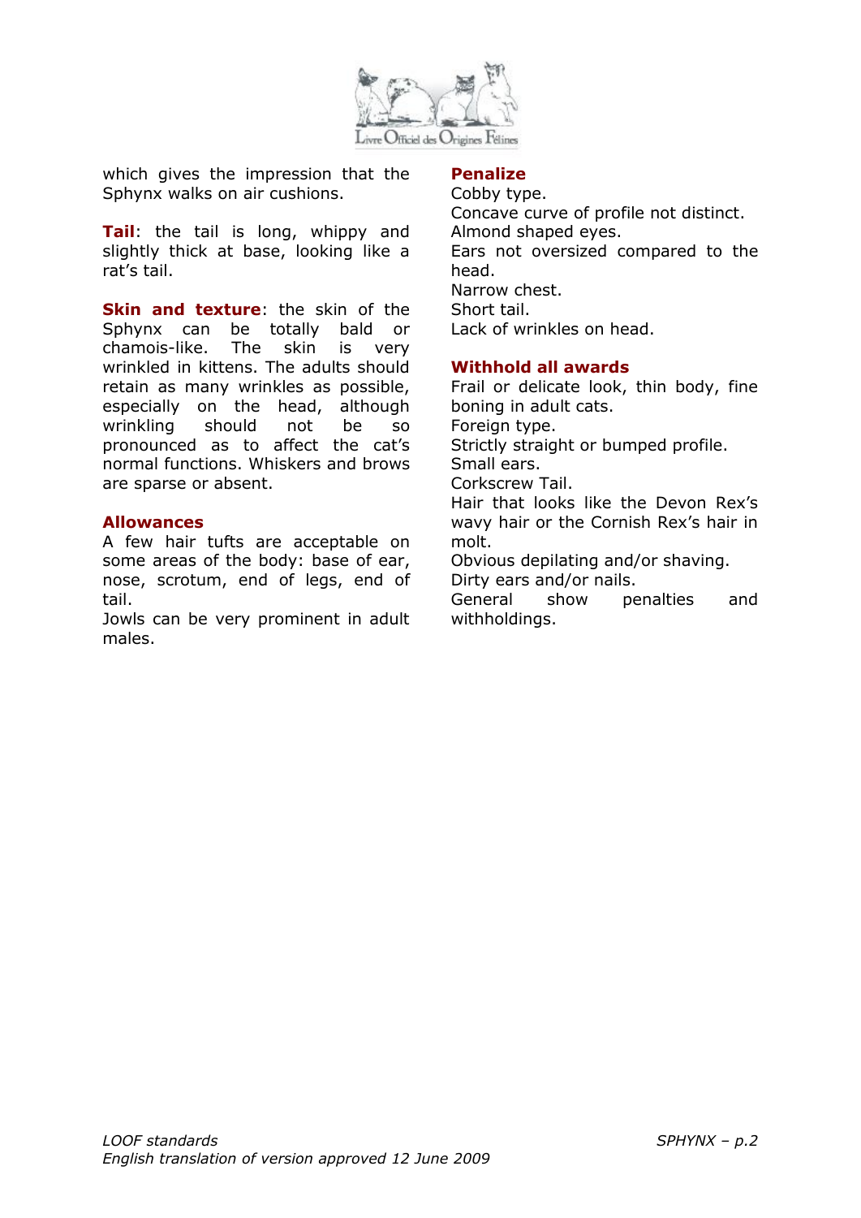which gives the impression that the Sphynx walks on air cushions.

**Tail**: the tail is long, whippy and slightly thick at base, looking like a rat's tail.

**Skin and texture**: the skin of the Sphynx can be totally bald or chamois-like. The skin is very wrinkled in kittens. The adults should retain as many wrinkles as possible, especially on the head, although wrinkling should not be so pronounced as to affect the cat's normal functions. Whiskers and brows are sparse or absent.

## Allowances

A few hair tufts are acceptable on some areas of the body: base of ear, nose, scrotum, end of legs, end of tail.

Jowls can be very prominent in adult males.

## Penalize

Cobby type.
Concave curve of profile not distinct.
Almond shaped eyes.
Ears not oversized compared to the head.
Narrow chest.
Short tail.
Lack of wrinkles on head.

## Withhold all awards

Frail or delicate look, thin body, fine boning in adult cats.
Foreign type.
Strictly straight or bumped profile.
Small ears.
Corkscrew Tail.
Hair that looks like the Devon Rex's wavy hair or the Cornish Rex's hair in molt.
Obvious depilating and/or shaving.
Dirty ears and/or nails.
General show penalties and withholdings.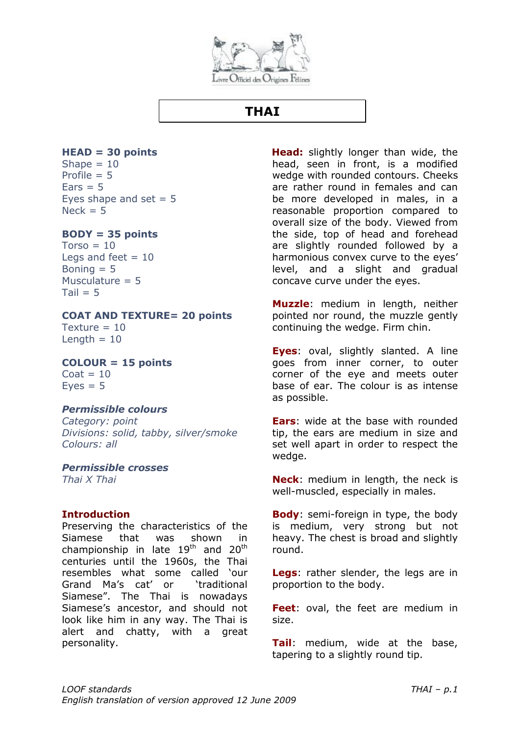# THAI

**HEAD = 30 points**
Shape = 10
Profile = 5
Ears = 5
Eyes shape and set = 5
Neck = 5

**BODY = 35 points**
Torso = 10
Legs and feet = 10
Boning = 5
Musculature = 5
Tail = 5

**COAT AND TEXTURE= 20 points**
Texture = 10
Length = 10

**COLOUR = 15 points**
Coat = 10
Eyes = 5

***Permissible colours***
*Category: point*
*Divisions: solid, tabby, silver/smoke*
*Colours: all*

***Permissible crosses***
*Thai X Thai*

**Introduction**
Preserving the characteristics of the Siamese that was shown in championship in late 19th and 20th centuries until the 1960s, the Thai resembles what some called 'our Grand Ma's cat' or 'traditional Siamese". The Thai is nowadays Siamese's ancestor, and should not look like him in any way. The Thai is alert and chatty, with a great personality.

**Head:** slightly longer than wide, the head, seen in front, is a modified wedge with rounded contours. Cheeks are rather round in females and can be more developed in males, in a reasonable proportion compared to overall size of the body. Viewed from the side, top of head and forehead are slightly rounded followed by a harmonious convex curve to the eyes' level, and a slight and gradual concave curve under the eyes.

**Muzzle**: medium in length, neither pointed nor round, the muzzle gently continuing the wedge. Firm chin.

**Eyes**: oval, slightly slanted. A line goes from inner corner, to outer corner of the eye and meets outer base of ear. The colour is as intense as possible.

**Ears**: wide at the base with rounded tip, the ears are medium in size and set well apart in order to respect the wedge.

**Neck**: medium in length, the neck is well-muscled, especially in males.

**Body**: semi-foreign in type, the body is medium, very strong but not heavy. The chest is broad and slightly round.

**Legs**: rather slender, the legs are in proportion to the body.

**Feet**: oval, the feet are medium in size.

**Tail**: medium, wide at the base, tapering to a slightly round tip.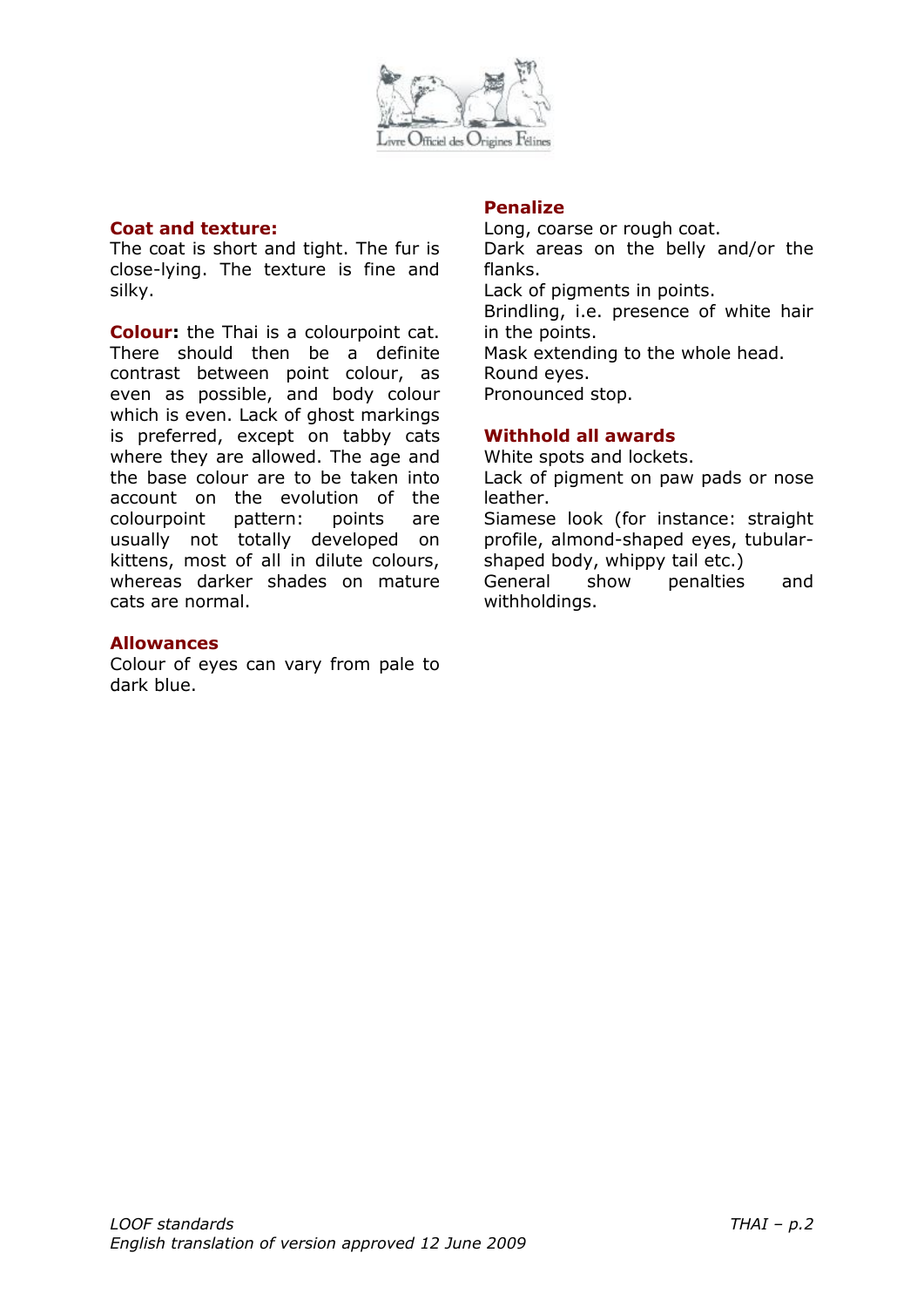**Coat and texture:** The coat is short and tight. The fur is close-lying. The texture is fine and silky.

**Colour:** the Thai is a colourpoint cat. There should then be a definite contrast between point colour, as even as possible, and body colour which is even. Lack of ghost markings is preferred, except on tabby cats where they are allowed. The age and the base colour are to be taken into account on the evolution of the colourpoint pattern: points are usually not totally developed on kittens, most of all in dilute colours, whereas darker shades on mature cats are normal.

**Allowances**

Colour of eyes can vary from pale to dark blue.

**Penalize**

Long, coarse or rough coat.
Dark areas on the belly and/or the flanks.
Lack of pigments in points.
Brindling, i.e. presence of white hair in the points.
Mask extending to the whole head.
Round eyes.
Pronounced stop.

**Withhold all awards**

White spots and lockets.
Lack of pigment on paw pads or nose leather.
Siamese look (for instance: straight profile, almond-shaped eyes, tubular-shaped body, whippy tail etc.)
General show penalties and withholdings.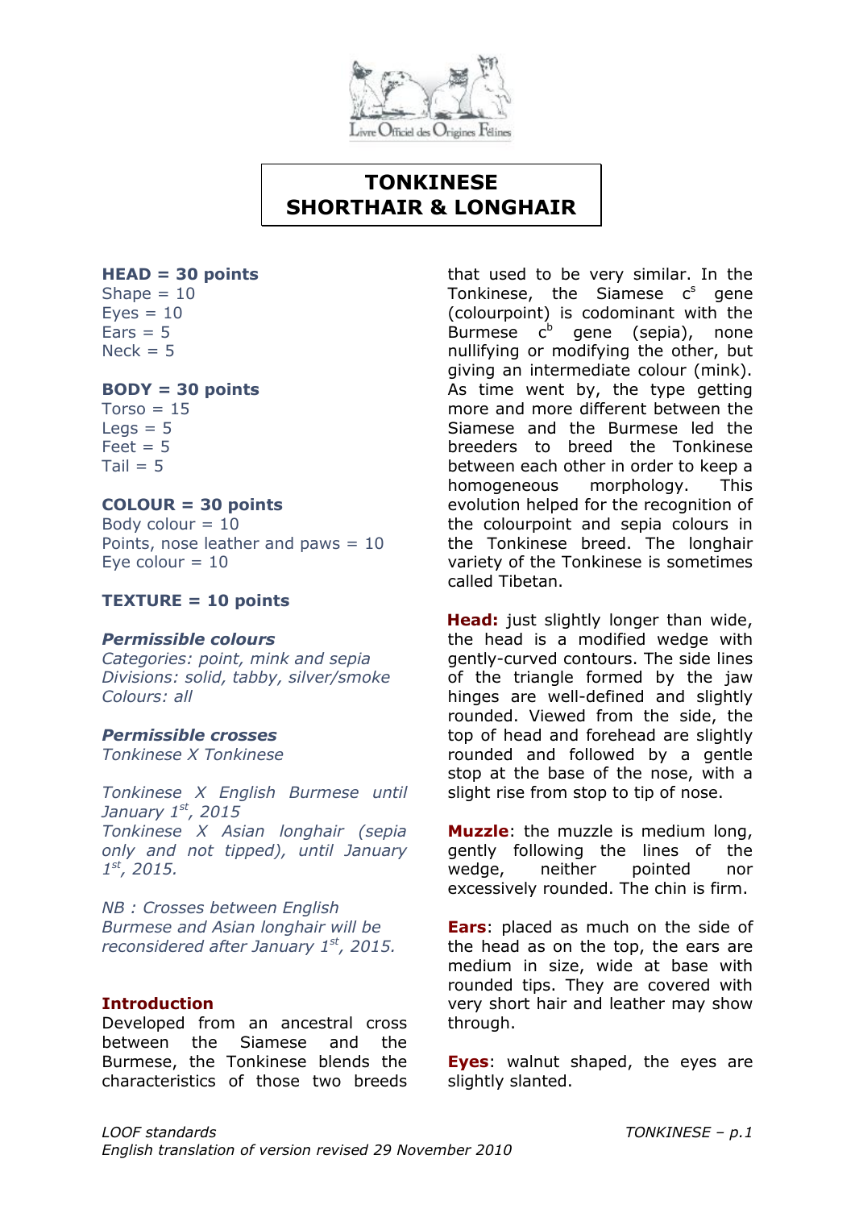# TONKINESE SHORTHAIR & LONGHAIR

**HEAD = 30 points**
Shape = 10
Eyes = 10
Ears = 5
Neck = 5

**BODY = 30 points**
Torso = 15
Legs = 5
Feet = 5
Tail = 5

**COLOUR = 30 points**
Body colour = 10
Points, nose leather and paws = 10
Eye colour = 10

**TEXTURE = 10 points**

***Permissible colours***
*Categories: point, mink and sepia*
*Divisions: solid, tabby, silver/smoke*
*Colours: all*

***Permissible crosses***
*Tonkinese X Tonkinese*

*Tonkinese X English Burmese until January 1st, 2015*
*Tonkinese X Asian longhair (sepia only and not tipped), until January 1st, 2015.*

*NB : Crosses between English Burmese and Asian longhair will be reconsidered after January 1st, 2015.*

## Introduction

Developed from an ancestral cross between the Siamese and the Burmese, the Tonkinese blends the characteristics of those two breeds that used to be very similar. In the Tonkinese, the Siamese $c^s$ gene (colourpoint) is codominant with the Burmese $c^b$ gene (sepia), none nullifying or modifying the other, but giving an intermediate colour (mink). As time went by, the type getting more and more different between the Siamese and the Burmese led the breeders to breed the Tonkinese between each other in order to keep a homogeneous morphology. This evolution helped for the recognition of the colourpoint and sepia colours in the Tonkinese breed. The longhair variety of the Tonkinese is sometimes called Tibetan.

**Head:** just slightly longer than wide, the head is a modified wedge with gently-curved contours. The side lines of the triangle formed by the jaw hinges are well-defined and slightly rounded. Viewed from the side, the top of head and forehead are slightly rounded and followed by a gentle stop at the base of the nose, with a slight rise from stop to tip of nose.

**Muzzle**: the muzzle is medium long, gently following the lines of the wedge, neither pointed nor excessively rounded. The chin is firm.

**Ears**: placed as much on the side of the head as on the top, the ears are medium in size, wide at base with rounded tips. They are covered with very short hair and leather may show through.

**Eyes**: walnut shaped, the eyes are slightly slanted.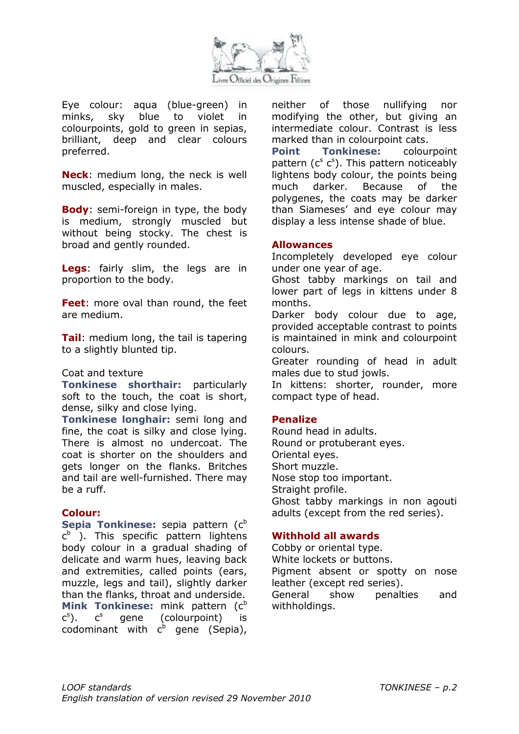Eye colour: aqua (blue-green) in minks, sky blue to violet in colourpoints, gold to green in sepias, brilliant, deep and clear colours preferred.

**Neck**: medium long, the neck is well muscled, especially in males.

**Body**: semi-foreign in type, the body is medium, strongly muscled but without being stocky. The chest is broad and gently rounded.

**Legs**: fairly slim, the legs are in proportion to the body.

**Feet**: more oval than round, the feet are medium.

**Tail**: medium long, the tail is tapering to a slightly blunted tip.

Coat and texture

**Tonkinese shorthair:** particularly soft to the touch, the coat is short, dense, silky and close lying.

**Tonkinese longhair:** semi long and fine, the coat is silky and close lying. There is almost no undercoat. The coat is shorter on the shoulders and gets longer on the flanks. Britches and tail are well-furnished. There may be a ruff.

**Colour:**

**Sepia Tonkinese:** sepia pattern ($c^b$ $c^b$ ). This specific pattern lightens body colour in a gradual shading of delicate and warm hues, leaving back and extremities, called points (ears, muzzle, legs and tail), slightly darker than the flanks, throat and underside.

**Mink Tonkinese:** mink pattern ($c^b$ $c^s$). $c^s$ gene (colourpoint) is codominant with $c^b$ gene (Sepia), neither of those nullifying nor modifying the other, but giving an intermediate colour. Contrast is less marked than in colourpoint cats.

**Point Tonkinese:** colourpoint pattern ($c^s$ $c^s$). This pattern noticeably lightens body colour, the points being much darker. Because of the polygenes, the coats may be darker than Siameses' and eye colour may display a less intense shade of blue.

**Allowances**

Incompletely developed eye colour under one year of age.
Ghost tabby markings on tail and lower part of legs in kittens under 8 months.
Darker body colour due to age, provided acceptable contrast to points is maintained in mink and colourpoint colours.
Greater rounding of head in adult males due to stud jowls.
In kittens: shorter, rounder, more compact type of head.

**Penalize**

Round head in adults.
Round or protuberant eyes.
Oriental eyes.
Short muzzle.
Nose stop too important.
Straight profile.
Ghost tabby markings in non agouti adults (except from the red series).

**Withhold all awards**

Cobby or oriental type.
White lockets or buttons.
Pigment absent or spotty on nose leather (except red series).
General show penalties and withholdings.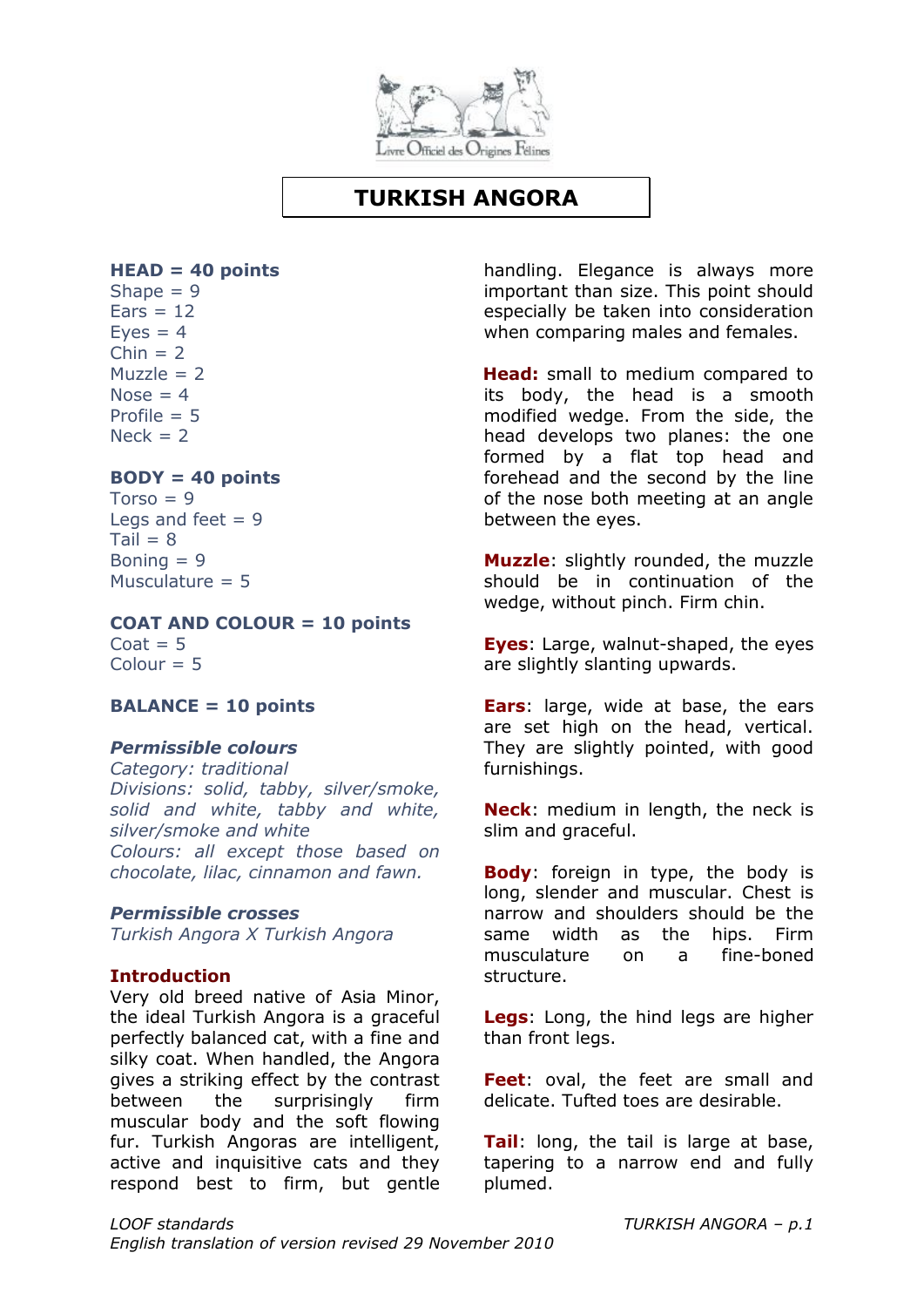# TURKISH ANGORA

**HEAD = 40 points**
Shape = 9
Ears = 12
Eyes = 4
Chin = 2
Muzzle = 2
Nose = 4
Profile = 5
Neck = 2

**BODY = 40 points**
Torso = 9
Legs and feet = 9
Tail = 8
Boning = 9
Musculature = 5

**COAT AND COLOUR = 10 points**
Coat = 5
Colour = 5

**BALANCE = 10 points**

***Permissible colours***
*Category: traditional*
*Divisions: solid, tabby, silver/smoke, solid and white, tabby and white, silver/smoke and white*
*Colours: all except those based on chocolate, lilac, cinnamon and fawn.*

***Permissible crosses***
*Turkish Angora X Turkish Angora*

**Introduction**
Very old breed native of Asia Minor, the ideal Turkish Angora is a graceful perfectly balanced cat, with a fine and silky coat. When handled, the Angora gives a striking effect by the contrast between the surprisingly firm muscular body and the soft flowing fur. Turkish Angoras are intelligent, active and inquisitive cats and they respond best to firm, but gentle handling. Elegance is always more important than size. This point should especially be taken into consideration when comparing males and females.

**Head:** small to medium compared to its body, the head is a smooth modified wedge. From the side, the head develops two planes: the one formed by a flat top head and forehead and the second by the line of the nose both meeting at an angle between the eyes.

**Muzzle**: slightly rounded, the muzzle should be in continuation of the wedge, without pinch. Firm chin.

**Eyes**: Large, walnut-shaped, the eyes are slightly slanting upwards.

**Ears**: large, wide at base, the ears are set high on the head, vertical. They are slightly pointed, with good furnishings.

**Neck**: medium in length, the neck is slim and graceful.

**Body**: foreign in type, the body is long, slender and muscular. Chest is narrow and shoulders should be the same width as the hips. Firm musculature on a fine-boned structure.

**Legs**: Long, the hind legs are higher than front legs.

**Feet**: oval, the feet are small and delicate. Tufted toes are desirable.

**Tail**: long, the tail is large at base, tapering to a narrow end and fully plumed.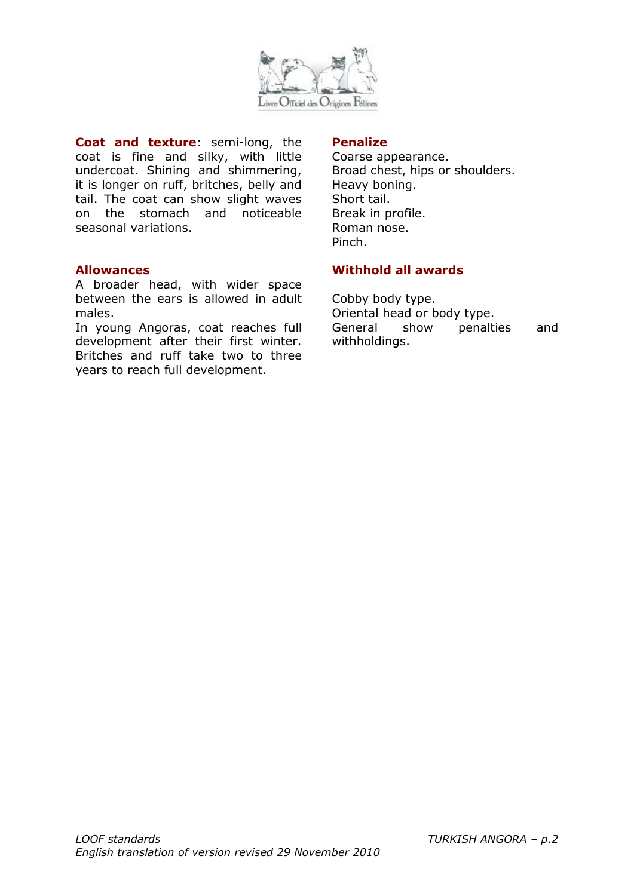**Coat and texture**: semi-long, the coat is fine and silky, with little undercoat. Shining and shimmering, it is longer on ruff, britches, belly and tail. The coat can show slight waves on the stomach and noticeable seasonal variations.

### Allowances

A broader head, with wider space between the ears is allowed in adult males.

In young Angoras, coat reaches full development after their first winter. Britches and ruff take two to three years to reach full development.

### Penalize

Coarse appearance.
Broad chest, hips or shoulders.
Heavy boning.
Short tail.
Break in profile.
Roman nose.
Pinch.

### Withhold all awards

Cobby body type.
Oriental head or body type.
General show penalties and withholdings.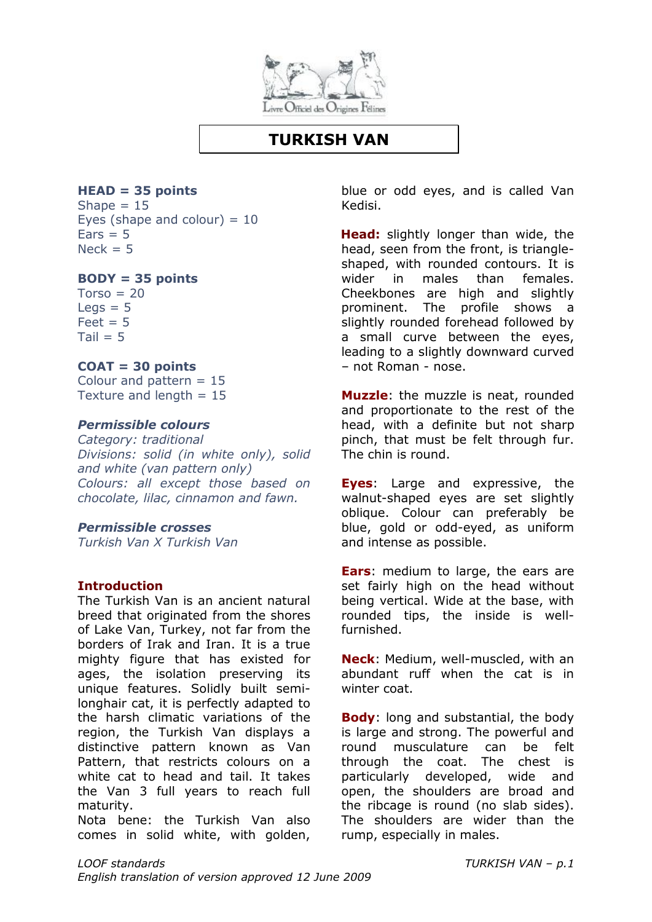# TURKISH VAN

**HEAD = 35 points**
Shape = 15
Eyes (shape and colour) = 10
Ears = 5
Neck = 5

**BODY = 35 points**
Torso = 20
Legs = 5
Feet = 5
Tail = 5

**COAT = 30 points**
Colour and pattern = 15
Texture and length = 15

***Permissible colours***
*Category: traditional*
*Divisions: solid (in white only), solid and white (van pattern only)*
*Colours: all except those based on chocolate, lilac, cinnamon and fawn.*

***Permissible crosses***
*Turkish Van X Turkish Van*

**Introduction**
The Turkish Van is an ancient natural breed that originated from the shores of Lake Van, Turkey, not far from the borders of Irak and Iran. It is a true mighty figure that has existed for ages, the isolation preserving its unique features. Solidly built semi-longhair cat, it is perfectly adapted to the harsh climatic variations of the region, the Turkish Van displays a distinctive pattern known as Van Pattern, that restricts colours on a white cat to head and tail. It takes the Van 3 full years to reach full maturity.
Nota bene: the Turkish Van also comes in solid white, with golden, blue or odd eyes, and is called Van Kedisi.

**Head:** slightly longer than wide, the head, seen from the front, is triangle-shaped, with rounded contours. It is wider in males than females. Cheekbones are high and slightly prominent. The profile shows a slightly rounded forehead followed by a small curve between the eyes, leading to a slightly downward curved – not Roman - nose.

**Muzzle**: the muzzle is neat, rounded and proportionate to the rest of the head, with a definite but not sharp pinch, that must be felt through fur. The chin is round.

**Eyes**: Large and expressive, the walnut-shaped eyes are set slightly oblique. Colour can preferably be blue, gold or odd-eyed, as uniform and intense as possible.

**Ears**: medium to large, the ears are set fairly high on the head without being vertical. Wide at the base, with rounded tips, the inside is well-furnished.

**Neck**: Medium, well-muscled, with an abundant ruff when the cat is in winter coat.

**Body**: long and substantial, the body is large and strong. The powerful and round musculature can be felt through the coat. The chest is particularly developed, wide and open, the shoulders are broad and the ribcage is round (no slab sides). The shoulders are wider than the rump, especially in males.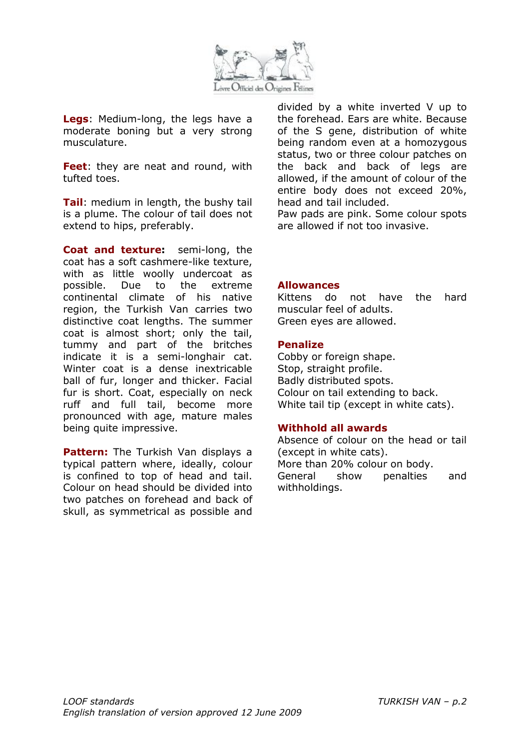**Legs**: Medium-long, the legs have a moderate boning but a very strong musculature.

**Feet**: they are neat and round, with tufted toes.

**Tail**: medium in length, the bushy tail is a plume. The colour of tail does not extend to hips, preferably.

**Coat and texture:** semi-long, the coat has a soft cashmere-like texture, with as little woolly undercoat as possible. Due to the extreme continental climate of his native region, the Turkish Van carries two distinctive coat lengths. The summer coat is almost short; only the tail, tummy and part of the britches indicate it is a semi-longhair cat. Winter coat is a dense inextricable ball of fur, longer and thicker. Facial fur is short. Coat, especially on neck ruff and full tail, become more pronounced with age, mature males being quite impressive.

**Pattern:** The Turkish Van displays a typical pattern where, ideally, colour is confined to top of head and tail. Colour on head should be divided into two patches on forehead and back of skull, as symmetrical as possible and divided by a white inverted V up to the forehead. Ears are white. Because of the S gene, distribution of white being random even at a homozygous status, two or three colour patches on the back and back of legs are allowed, if the amount of colour of the entire body does not exceed 20%, head and tail included.
Paw pads are pink. Some colour spots are allowed if not too invasive.

## Allowances

Kittens do not have the hard muscular feel of adults.
Green eyes are allowed.

## Penalize

Cobby or foreign shape.
Stop, straight profile.
Badly distributed spots.
Colour on tail extending to back.
White tail tip (except in white cats).

## Withhold all awards

Absence of colour on the head or tail (except in white cats).
More than 20% colour on body.
General show penalties and withholdings.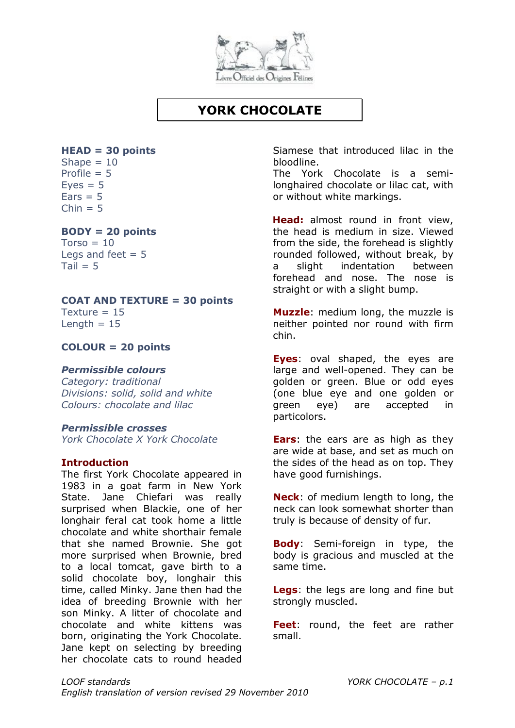# YORK CHOCOLATE

**HEAD = 30 points**
Shape = 10
Profile = 5
Eyes = 5
Ears = 5
Chin = 5

**BODY = 20 points**
Torso = 10
Legs and feet = 5
Tail = 5

**COAT AND TEXTURE = 30 points**
Texture = 15
Length = 15

**COLOUR = 20 points**

***Permissible colours***
*Category: traditional*
*Divisions: solid, solid and white*
*Colours: chocolate and lilac*

***Permissible crosses***
*York Chocolate X York Chocolate*

**Introduction**
The first York Chocolate appeared in 1983 in a goat farm in New York State. Jane Chiefari was really surprised when Blackie, one of her longhair feral cat took home a little chocolate and white shorthair female that she named Brownie. She got more surprised when Brownie, bred to a local tomcat, gave birth to a solid chocolate boy, longhair this time, called Minky. Jane then had the idea of breeding Brownie with her son Minky. A litter of chocolate and chocolate and white kittens was born, originating the York Chocolate. Jane kept on selecting by breeding her chocolate cats to round headed Siamese that introduced lilac in the bloodline.
The York Chocolate is a semi-longhaired chocolate or lilac cat, with or without white markings.

**Head:** almost round in front view, the head is medium in size. Viewed from the side, the forehead is slightly rounded followed, without break, by a slight indentation between forehead and nose. The nose is straight or with a slight bump.

**Muzzle**: medium long, the muzzle is neither pointed nor round with firm chin.

**Eyes**: oval shaped, the eyes are large and well-opened. They can be golden or green. Blue or odd eyes (one blue eye and one golden or green eye) are accepted in particolors.

**Ears**: the ears are as high as they are wide at base, and set as much on the sides of the head as on top. They have good furnishings.

**Neck**: of medium length to long, the neck can look somewhat shorter than truly is because of density of fur.

**Body**: Semi-foreign in type, the body is gracious and muscled at the same time.

**Legs**: the legs are long and fine but strongly muscled.

**Feet**: round, the feet are rather small.

*LOOF standards*
*English translation of version revised 29 November 2010*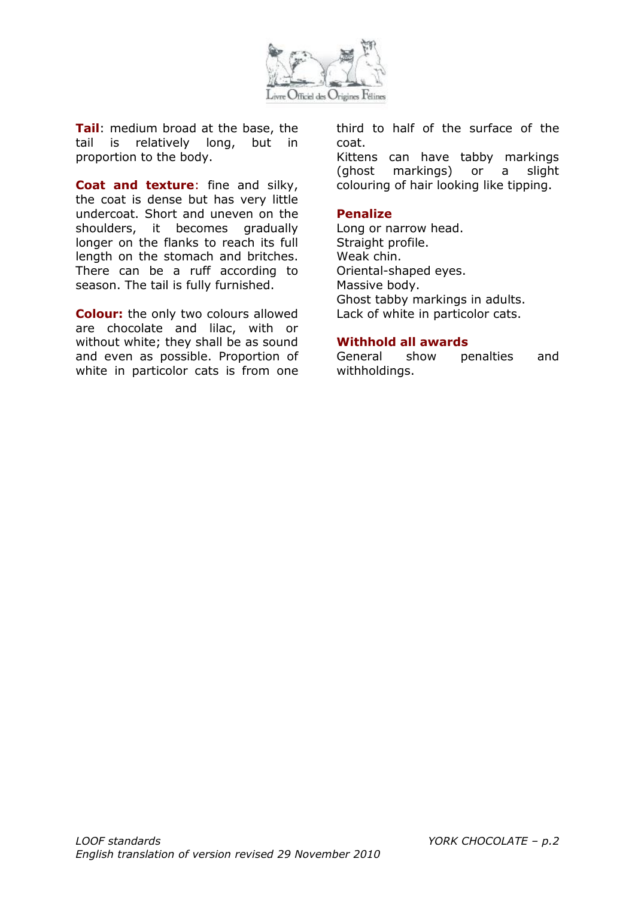**Tail**: medium broad at the base, the tail is relatively long, but in proportion to the body.

**Coat and texture**: fine and silky, the coat is dense but has very little undercoat. Short and uneven on the shoulders, it becomes gradually longer on the flanks to reach its full length on the stomach and britches. There can be a ruff according to season. The tail is fully furnished.

**Colour:** the only two colours allowed are chocolate and lilac, with or without white; they shall be as sound and even as possible. Proportion of white in particolor cats is from one third to half of the surface of the coat.
Kittens can have tabby markings (ghost markings) or a slight colouring of hair looking like tipping.

**Penalize**

Long or narrow head.
Straight profile.
Weak chin.
Oriental-shaped eyes.
Massive body.
Ghost tabby markings in adults.
Lack of white in particolor cats.

**Withhold all awards**

General show penalties and withholdings.